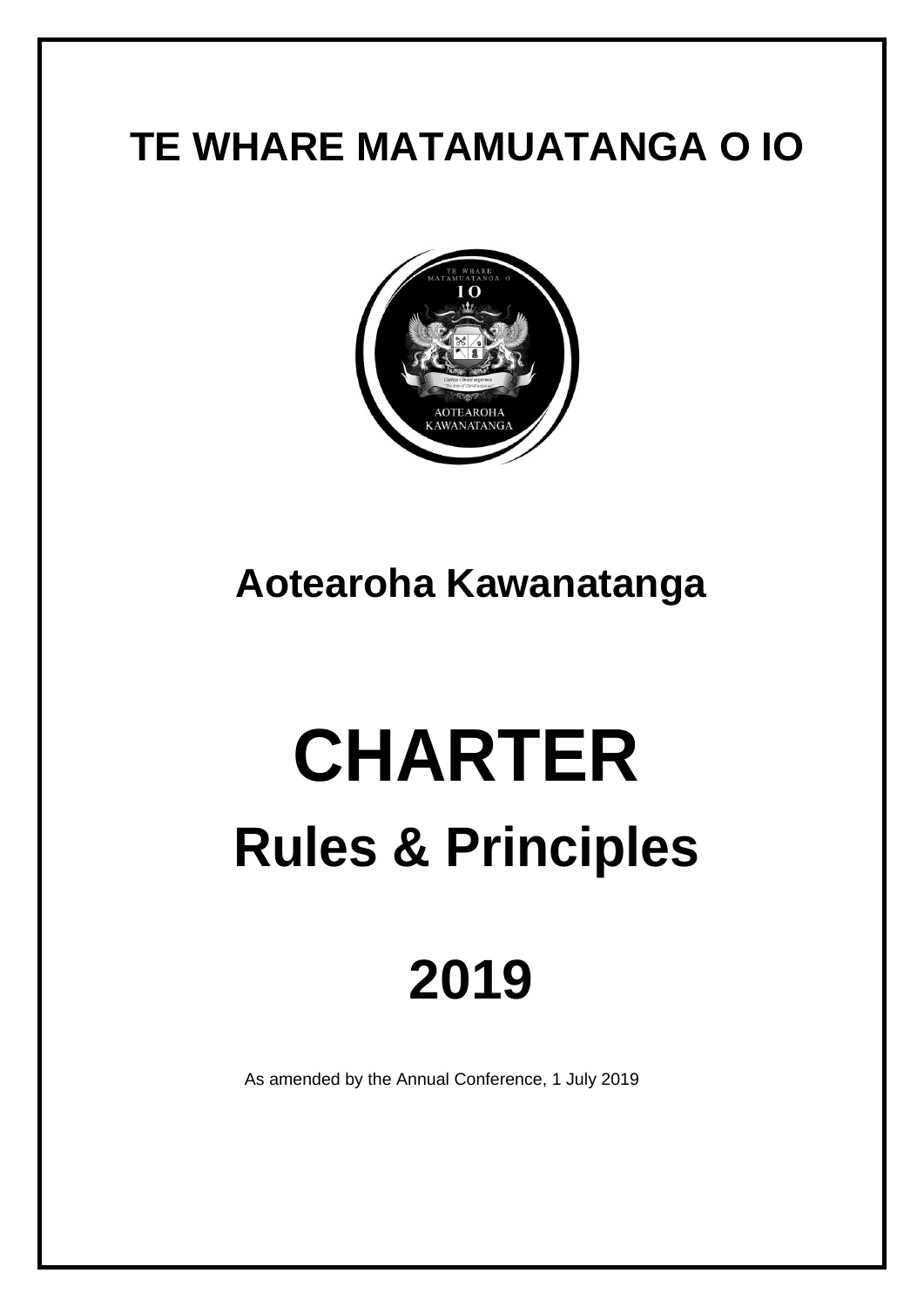# TE WHARE MATAMUATANGA O IO

## Aotearoha Kawanatanga

# CHARTER

## Rules & Principles

## 2019

As amended by the Annual Conference, 1 July 2019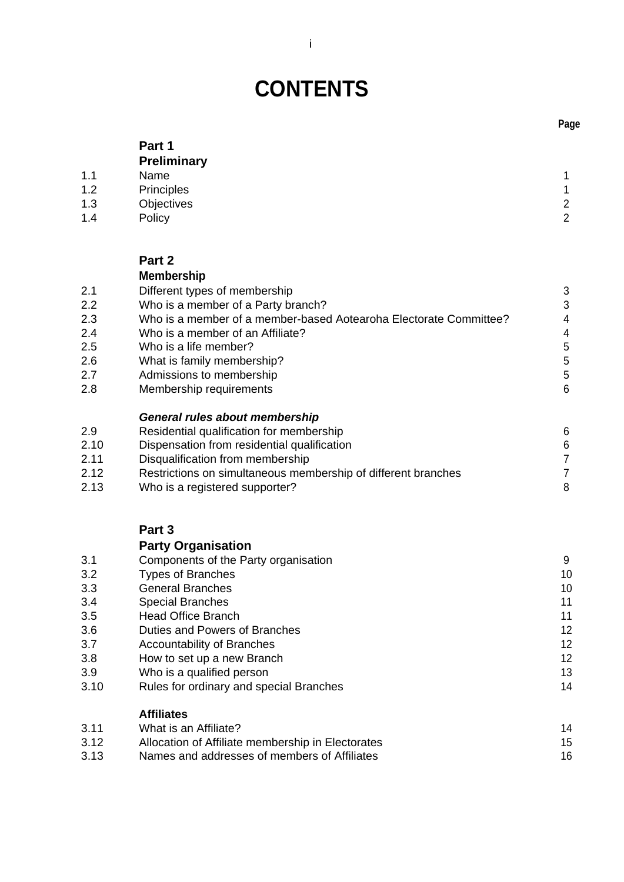# CONTENTS

| | | Page |
|---|---|---|
| | **Part 1** | |
| | **Preliminary** | |
| 1.1 | Name | 1 |
| 1.2 | Principles | 1 |
| 1.3 | Objectives | 2 |
| 1.4 | Policy | 2 |
| | **Part 2** | |
| | **Membership** | |
| 2.1 | Different types of membership | 3 |
| 2.2 | Who is a member of a Party branch? | 3 |
| 2.3 | Who is a member of a member-based Aotearoha Electorate Committee? | 4 |
| 2.4 | Who is a member of an Affiliate? | 4 |
| 2.5 | Who is a life member? | 5 |
| 2.6 | What is family membership? | 5 |
| 2.7 | Admissions to membership | 5 |
| 2.8 | Membership requirements | 6 |
| | ***General rules about membership*** | |
| 2.9 | Residential qualification for membership | 6 |
| 2.10 | Dispensation from residential qualification | 6 |
| 2.11 | Disqualification from membership | 7 |
| 2.12 | Restrictions on simultaneous membership of different branches | 7 |
| 2.13 | Who is a registered supporter? | 8 |
| | **Part 3** | |
| | **Party Organisation** | |
| 3.1 | Components of the Party organisation | 9 |
| 3.2 | Types of Branches | 10 |
| 3.3 | General Branches | 10 |
| 3.4 | Special Branches | 11 |
| 3.5 | Head Office Branch | 11 |
| 3.6 | Duties and Powers of Branches | 12 |
| 3.7 | Accountability of Branches | 12 |
| 3.8 | How to set up a new Branch | 12 |
| 3.9 | Who is a qualified person | 13 |
| 3.10 | Rules for ordinary and special Branches | 14 |
| | **Affiliates** | |
| 3.11 | What is an Affiliate? | 14 |
| 3.12 | Allocation of Affiliate membership in Electorates | 15 |
| 3.13 | Names and addresses of members of Affiliates | 16 |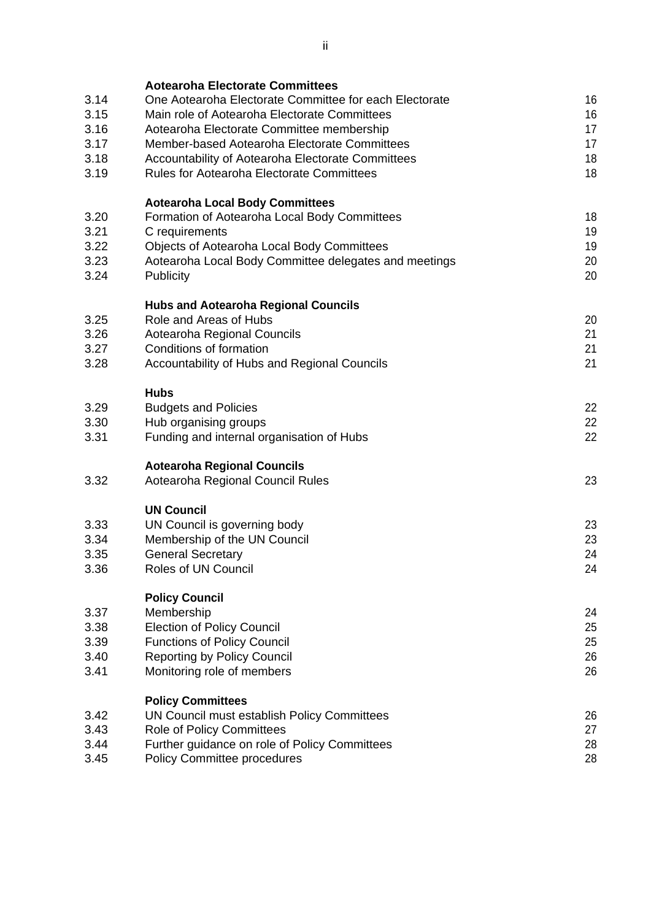| | | |
|---|---|---|
| | **Aotearoha Electorate Committees** | |
| 3.14 | One Aotearoha Electorate Committee for each Electorate | 16 |
| 3.15 | Main role of Aotearoha Electorate Committees | 16 |
| 3.16 | Aotearoha Electorate Committee membership | 17 |
| 3.17 | Member-based Aotearoha Electorate Committees | 17 |
| 3.18 | Accountability of Aotearoha Electorate Committees | 18 |
| 3.19 | Rules for Aotearoha Electorate Committees | 18 |
| | **Aotearoha Local Body Committees** | |
| 3.20 | Formation of Aotearoha Local Body Committees | 18 |
| 3.21 | C requirements | 19 |
| 3.22 | Objects of Aotearoha Local Body Committees | 19 |
| 3.23 | Aotearoha Local Body Committee delegates and meetings | 20 |
| 3.24 | Publicity | 20 |
| | **Hubs and Aotearoha Regional Councils** | |
| 3.25 | Role and Areas of Hubs | 20 |
| 3.26 | Aotearoha Regional Councils | 21 |
| 3.27 | Conditions of formation | 21 |
| 3.28 | Accountability of Hubs and Regional Councils | 21 |
| | **Hubs** | |
| 3.29 | Budgets and Policies | 22 |
| 3.30 | Hub organising groups | 22 |
| 3.31 | Funding and internal organisation of Hubs | 22 |
| | **Aotearoha Regional Councils** | |
| 3.32 | Aotearoha Regional Council Rules | 23 |
| | **UN Council** | |
| 3.33 | UN Council is governing body | 23 |
| 3.34 | Membership of the UN Council | 23 |
| 3.35 | General Secretary | 24 |
| 3.36 | Roles of UN Council | 24 |
| | **Policy Council** | |
| 3.37 | Membership | 24 |
| 3.38 | Election of Policy Council | 25 |
| 3.39 | Functions of Policy Council | 25 |
| 3.40 | Reporting by Policy Council | 26 |
| 3.41 | Monitoring role of members | 26 |
| | **Policy Committees** | |
| 3.42 | UN Council must establish Policy Committees | 26 |
| 3.43 | Role of Policy Committees | 27 |
| 3.44 | Further guidance on role of Policy Committees | 28 |
| 3.45 | Policy Committee procedures | 28 |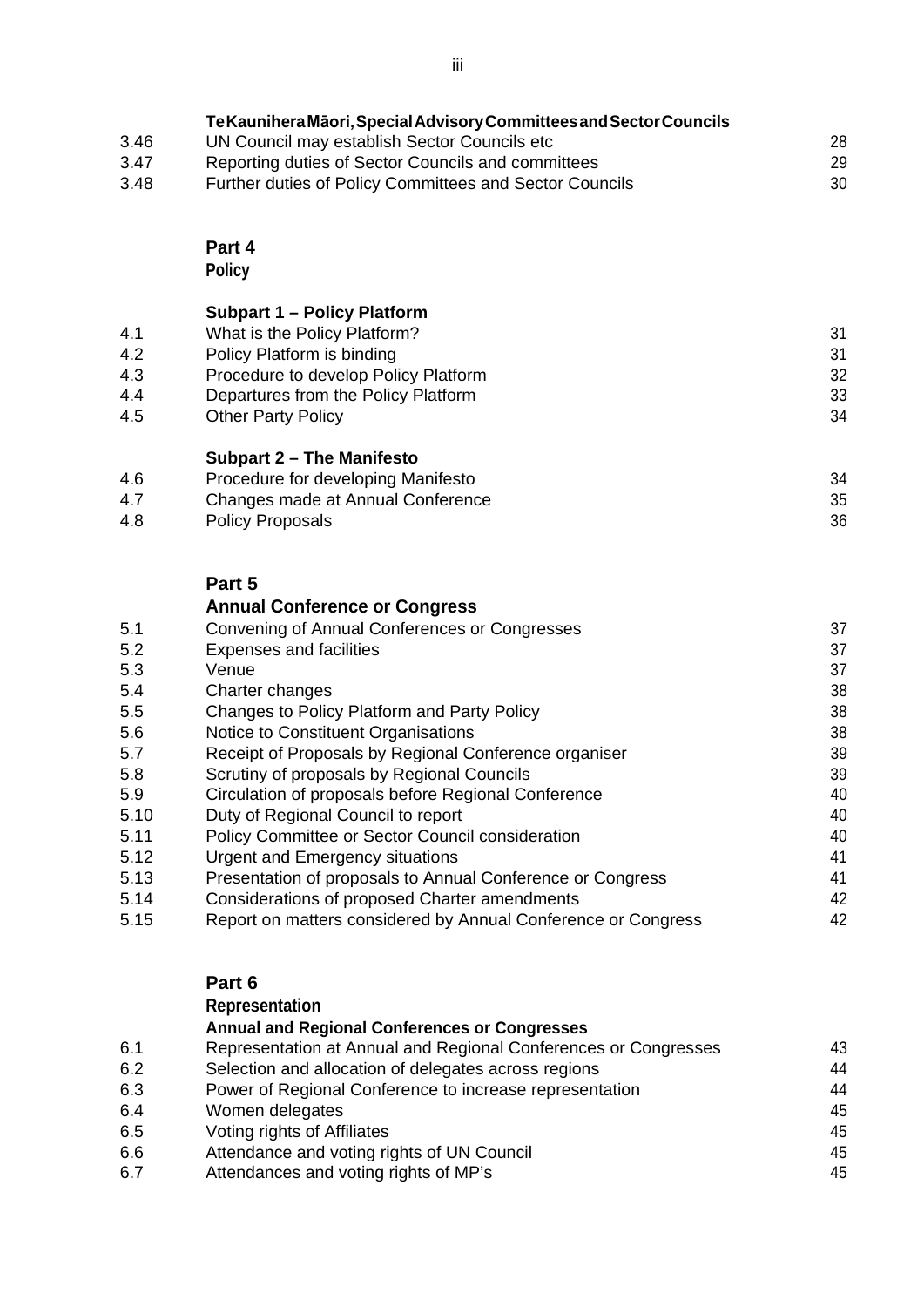**Te Kaunihera Māori, Special Advisory Committees and Sector Councils**

| | | |
|---|---|---|
| 3.46 | UN Council may establish Sector Councils etc | 28 |
| 3.47 | Reporting duties of Sector Councils and committees | 29 |
| 3.48 | Further duties of Policy Committees and Sector Councils | 30 |

## Part 4
**Policy**

**Subpart 1 – Policy Platform**

| | | |
|---|---|---|
| 4.1 | What is the Policy Platform? | 31 |
| 4.2 | Policy Platform is binding | 31 |
| 4.3 | Procedure to develop Policy Platform | 32 |
| 4.4 | Departures from the Policy Platform | 33 |
| 4.5 | Other Party Policy | 34 |

**Subpart 2 – The Manifesto**

| | | |
|---|---|---|
| 4.6 | Procedure for developing Manifesto | 34 |
| 4.7 | Changes made at Annual Conference | 35 |
| 4.8 | Policy Proposals | 36 |

## Part 5
**Annual Conference or Congress**

| | | |
|---|---|---|
| 5.1 | Convening of Annual Conferences or Congresses | 37 |
| 5.2 | Expenses and facilities | 37 |
| 5.3 | Venue | 37 |
| 5.4 | Charter changes | 38 |
| 5.5 | Changes to Policy Platform and Party Policy | 38 |
| 5.6 | Notice to Constituent Organisations | 38 |
| 5.7 | Receipt of Proposals by Regional Conference organiser | 39 |
| 5.8 | Scrutiny of proposals by Regional Councils | 39 |
| 5.9 | Circulation of proposals before Regional Conference | 40 |
| 5.10 | Duty of Regional Council to report | 40 |
| 5.11 | Policy Committee or Sector Council consideration | 40 |
| 5.12 | Urgent and Emergency situations | 41 |
| 5.13 | Presentation of proposals to Annual Conference or Congress | 41 |
| 5.14 | Considerations of proposed Charter amendments | 42 |
| 5.15 | Report on matters considered by Annual Conference or Congress | 42 |

## Part 6
**Representation**

**Annual and Regional Conferences or Congresses**

| | | |
|---|---|---|
| 6.1 | Representation at Annual and Regional Conferences or Congresses | 43 |
| 6.2 | Selection and allocation of delegates across regions | 44 |
| 6.3 | Power of Regional Conference to increase representation | 44 |
| 6.4 | Women delegates | 45 |
| 6.5 | Voting rights of Affiliates | 45 |
| 6.6 | Attendance and voting rights of UN Council | 45 |
| 6.7 | Attendances and voting rights of MP's | 45 |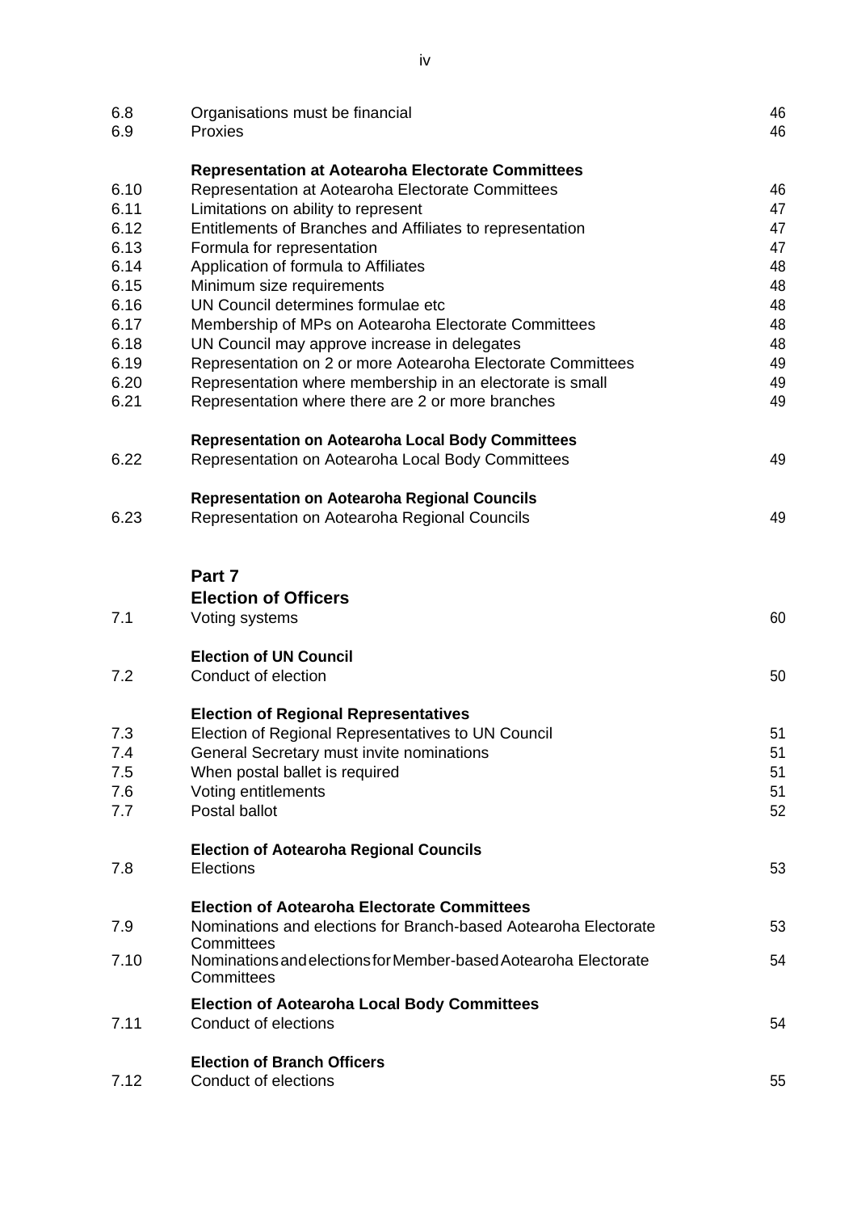| | | |
|---|---|---|
| 6.8 | Organisations must be financial | 46 |
| 6.9 | Proxies | 46 |
| | **Representation at Aotearoha Electorate Committees** | |
| 6.10 | Representation at Aotearoha Electorate Committees | 46 |
| 6.11 | Limitations on ability to represent | 47 |
| 6.12 | Entitlements of Branches and Affiliates to representation | 47 |
| 6.13 | Formula for representation | 47 |
| 6.14 | Application of formula to Affiliates | 48 |
| 6.15 | Minimum size requirements | 48 |
| 6.16 | UN Council determines formulae etc | 48 |
| 6.17 | Membership of MPs on Aotearoha Electorate Committees | 48 |
| 6.18 | UN Council may approve increase in delegates | 48 |
| 6.19 | Representation on 2 or more Aotearoha Electorate Committees | 49 |
| 6.20 | Representation where membership in an electorate is small | 49 |
| 6.21 | Representation where there are 2 or more branches | 49 |
| | **Representation on Aotearoha Local Body Committees** | |
| 6.22 | Representation on Aotearoha Local Body Committees | 49 |
| | **Representation on Aotearoha Regional Councils** | |
| 6.23 | Representation on Aotearoha Regional Councils | 49 |
| | **Part 7** | |
| | **Election of Officers** | |
| 7.1 | Voting systems | 60 |
| | **Election of UN Council** | |
| 7.2 | Conduct of election | 50 |
| | **Election of Regional Representatives** | |
| 7.3 | Election of Regional Representatives to UN Council | 51 |
| 7.4 | General Secretary must invite nominations | 51 |
| 7.5 | When postal ballot is required | 51 |
| 7.6 | Voting entitlements | 51 |
| 7.7 | Postal ballot | 52 |
| | **Election of Aotearoha Regional Councils** | |
| 7.8 | Elections | 53 |
| | **Election of Aotearoha Electorate Committees** | |
| 7.9 | Nominations and elections for Branch-based Aotearoha Electorate Committees | 53 |
| 7.10 | Nominations and elections for Member-based Aotearoha Electorate Committees | 54 |
| | **Election of Aotearoha Local Body Committees** | |
| 7.11 | Conduct of elections | 54 |
| | **Election of Branch Officers** | |
| 7.12 | Conduct of elections | 55 |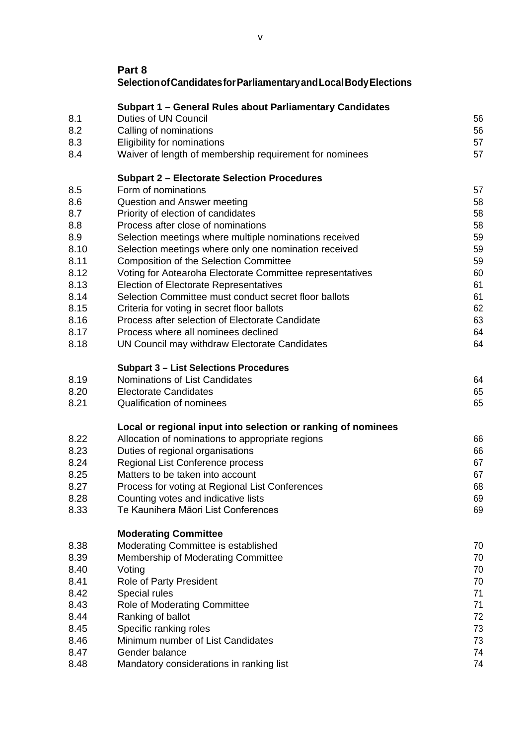## Part 8
## Selection of Candidates for Parliamentary and Local Body Elections

### Subpart 1 – General Rules about Parliamentary Candidates

| | | |
|---|---|---|
| 8.1 | Duties of UN Council | 56 |
| 8.2 | Calling of nominations | 56 |
| 8.3 | Eligibility for nominations | 57 |
| 8.4 | Waiver of length of membership requirement for nominees | 57 |

### Subpart 2 – Electorate Selection Procedures

| | | |
|---|---|---|
| 8.5 | Form of nominations | 57 |
| 8.6 | Question and Answer meeting | 58 |
| 8.7 | Priority of election of candidates | 58 |
| 8.8 | Process after close of nominations | 58 |
| 8.9 | Selection meetings where multiple nominations received | 59 |
| 8.10 | Selection meetings where only one nomination received | 59 |
| 8.11 | Composition of the Selection Committee | 59 |
| 8.12 | Voting for Aotearoha Electorate Committee representatives | 60 |
| 8.13 | Election of Electorate Representatives | 61 |
| 8.14 | Selection Committee must conduct secret floor ballots | 61 |
| 8.15 | Criteria for voting in secret floor ballots | 62 |
| 8.16 | Process after selection of Electorate Candidate | 63 |
| 8.17 | Process where all nominees declined | 64 |
| 8.18 | UN Council may withdraw Electorate Candidates | 64 |

### Subpart 3 – List Selections Procedures

| | | |
|---|---|---|
| 8.19 | Nominations of List Candidates | 64 |
| 8.20 | Electorate Candidates | 65 |
| 8.21 | Qualification of nominees | 65 |

### Local or regional input into selection or ranking of nominees

| | | |
|---|---|---|
| 8.22 | Allocation of nominations to appropriate regions | 66 |
| 8.23 | Duties of regional organisations | 66 |
| 8.24 | Regional List Conference process | 67 |
| 8.25 | Matters to be taken into account | 67 |
| 8.27 | Process for voting at Regional List Conferences | 68 |
| 8.28 | Counting votes and indicative lists | 69 |
| 8.33 | Te Kaunihera Māori List Conferences | 69 |

### Moderating Committee

| | | |
|---|---|---|
| 8.38 | Moderating Committee is established | 70 |
| 8.39 | Membership of Moderating Committee | 70 |
| 8.40 | Voting | 70 |
| 8.41 | Role of Party President | 70 |
| 8.42 | Special rules | 71 |
| 8.43 | Role of Moderating Committee | 71 |
| 8.44 | Ranking of ballot | 72 |
| 8.45 | Specific ranking roles | 73 |
| 8.46 | Minimum number of List Candidates | 73 |
| 8.47 | Gender balance | 74 |
| 8.48 | Mandatory considerations in ranking list | 74 |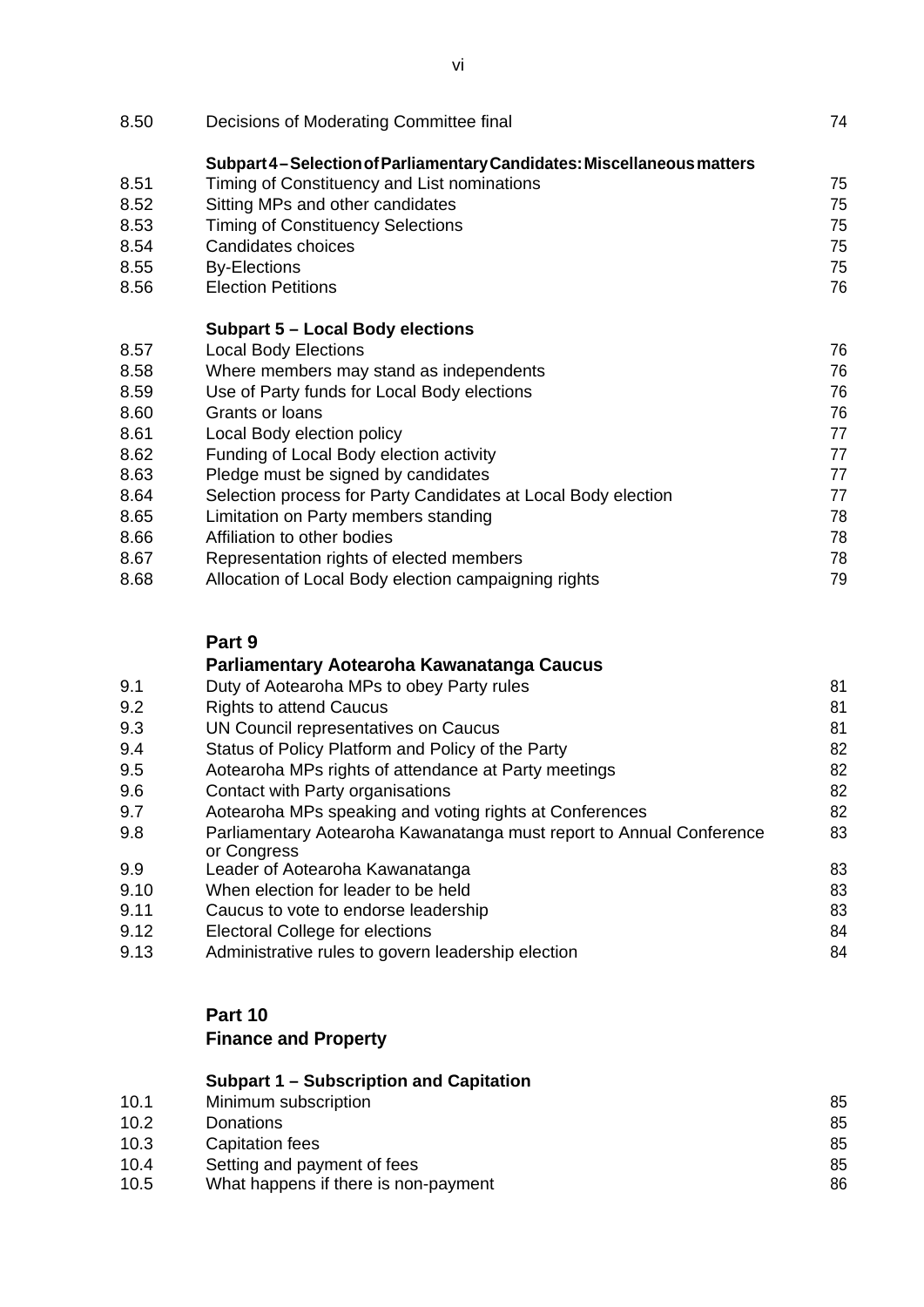| | | |
|---|---|---|
| 8.50 | Decisions of Moderating Committee final | 74 |
| | **Subpart 4 – Selection of Parliamentary Candidates: Miscellaneous matters** | |
| 8.51 | Timing of Constituency and List nominations | 75 |
| 8.52 | Sitting MPs and other candidates | 75 |
| 8.53 | Timing of Constituency Selections | 75 |
| 8.54 | Candidates choices | 75 |
| 8.55 | By-Elections | 75 |
| 8.56 | Election Petitions | 76 |
| | **Subpart 5 – Local Body elections** | |
| 8.57 | Local Body Elections | 76 |
| 8.58 | Where members may stand as independents | 76 |
| 8.59 | Use of Party funds for Local Body elections | 76 |
| 8.60 | Grants or loans | 76 |
| 8.61 | Local Body election policy | 77 |
| 8.62 | Funding of Local Body election activity | 77 |
| 8.63 | Pledge must be signed by candidates | 77 |
| 8.64 | Selection process for Party Candidates at Local Body election | 77 |
| 8.65 | Limitation on Party members standing | 78 |
| 8.66 | Affiliation to other bodies | 78 |
| 8.67 | Representation rights of elected members | 78 |
| 8.68 | Allocation of Local Body election campaigning rights | 79 |

## Part 9

## Parliamentary Aotearoha Kawanatanga Caucus

| | | |
|---|---|---|
| 9.1 | Duty of Aotearoha MPs to obey Party rules | 81 |
| 9.2 | Rights to attend Caucus | 81 |
| 9.3 | UN Council representatives on Caucus | 81 |
| 9.4 | Status of Policy Platform and Policy of the Party | 82 |
| 9.5 | Aotearoha MPs rights of attendance at Party meetings | 82 |
| 9.6 | Contact with Party organisations | 82 |
| 9.7 | Aotearoha MPs speaking and voting rights at Conferences | 82 |
| 9.8 | Parliamentary Aotearoha Kawanatanga must report to Annual Conference or Congress | 83 |
| 9.9 | Leader of Aotearoha Kawanatanga | 83 |
| 9.10 | When election for leader to be held | 83 |
| 9.11 | Caucus to vote to endorse leadership | 83 |
| 9.12 | Electoral College for elections | 84 |
| 9.13 | Administrative rules to govern leadership election | 84 |

## Part 10

## Finance and Property

### Subpart 1 – Subscription and Capitation

| | | |
|---|---|---|
| 10.1 | Minimum subscription | 85 |
| 10.2 | Donations | 85 |
| 10.3 | Capitation fees | 85 |
| 10.4 | Setting and payment of fees | 85 |
| 10.5 | What happens if there is non-payment | 86 |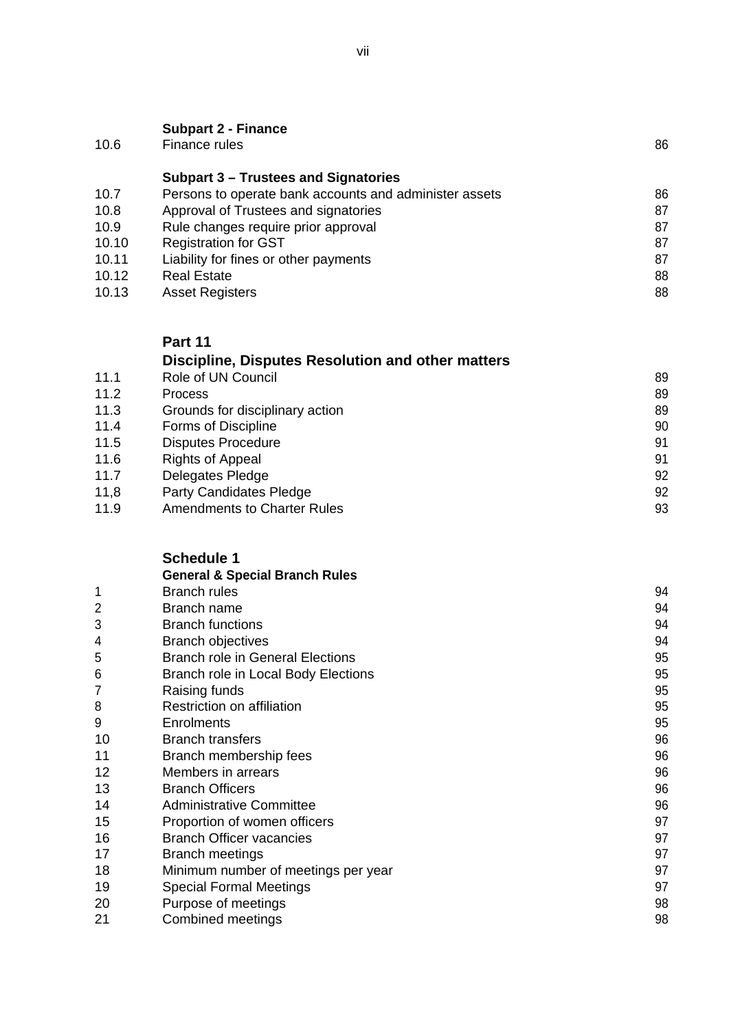**Subpart 2 - Finance**

| | | |
|---|---|---|
| 10.6 | Finance rules | 86 |

**Subpart 3 – Trustees and Signatories**

| | | |
|---|---|---|
| 10.7 | Persons to operate bank accounts and administer assets | 86 |
| 10.8 | Approval of Trustees and signatories | 87 |
| 10.9 | Rule changes require prior approval | 87 |
| 10.10 | Registration for GST | 87 |
| 10.11 | Liability for fines or other payments | 87 |
| 10.12 | Real Estate | 88 |
| 10.13 | Asset Registers | 88 |

## Part 11

## Discipline, Disputes Resolution and other matters

| | | |
|---|---|---|
| 11.1 | Role of UN Council | 89 |
| 11.2 | Process | 89 |
| 11.3 | Grounds for disciplinary action | 89 |
| 11.4 | Forms of Discipline | 90 |
| 11.5 | Disputes Procedure | 91 |
| 11.6 | Rights of Appeal | 91 |
| 11.7 | Delegates Pledge | 92 |
| 11,8 | Party Candidates Pledge | 92 |
| 11.9 | Amendments to Charter Rules | 93 |

## Schedule 1

**General & Special Branch Rules**

| | | |
|---|---|---|
| 1 | Branch rules | 94 |
| 2 | Branch name | 94 |
| 3 | Branch functions | 94 |
| 4 | Branch objectives | 94 |
| 5 | Branch role in General Elections | 95 |
| 6 | Branch role in Local Body Elections | 95 |
| 7 | Raising funds | 95 |
| 8 | Restriction on affiliation | 95 |
| 9 | Enrolments | 95 |
| 10 | Branch transfers | 96 |
| 11 | Branch membership fees | 96 |
| 12 | Members in arrears | 96 |
| 13 | Branch Officers | 96 |
| 14 | Administrative Committee | 96 |
| 15 | Proportion of women officers | 97 |
| 16 | Branch Officer vacancies | 97 |
| 17 | Branch meetings | 97 |
| 18 | Minimum number of meetings per year | 97 |
| 19 | Special Formal Meetings | 97 |
| 20 | Purpose of meetings | 98 |
| 21 | Combined meetings | 98 |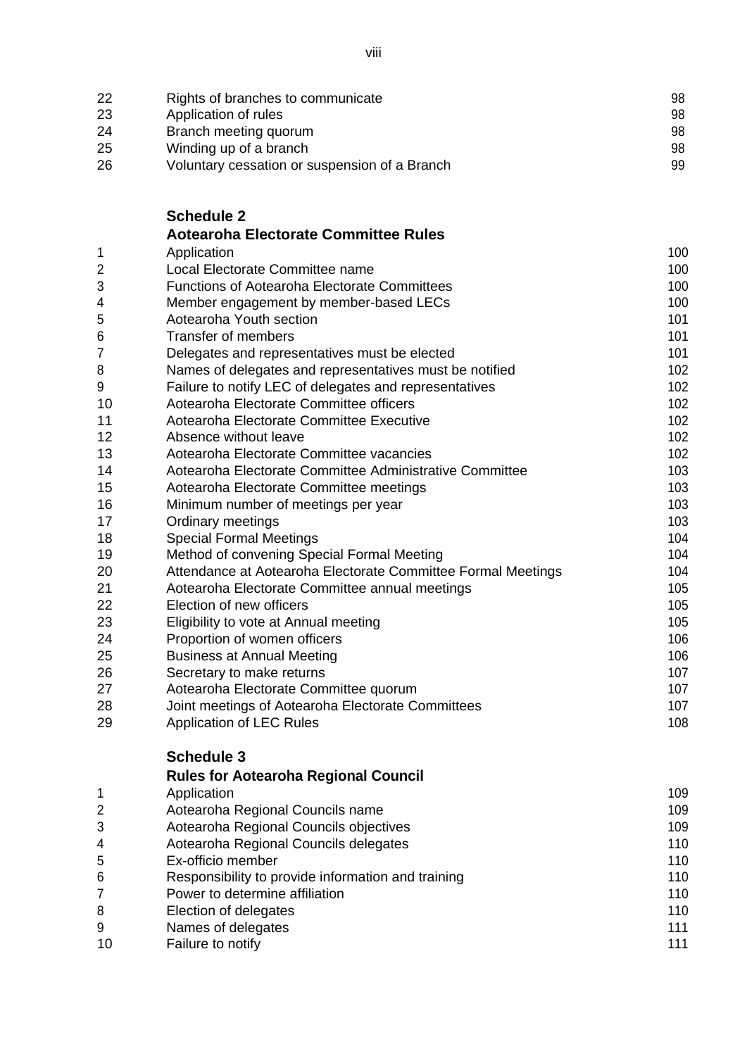| | | |
|---|---|---|
| 22 | Rights of branches to communicate | 98 |
| 23 | Application of rules | 98 |
| 24 | Branch meeting quorum | 98 |
| 25 | Winding up of a branch | 98 |
| 26 | Voluntary cessation or suspension of a Branch | 99 |

## Schedule 2
## Aotearoha Electorate Committee Rules

| | | |
|---|---|---|
| 1 | Application | 100 |
| 2 | Local Electorate Committee name | 100 |
| 3 | Functions of Aotearoha Electorate Committees | 100 |
| 4 | Member engagement by member-based LECs | 100 |
| 5 | Aotearoha Youth section | 101 |
| 6 | Transfer of members | 101 |
| 7 | Delegates and representatives must be elected | 101 |
| 8 | Names of delegates and representatives must be notified | 102 |
| 9 | Failure to notify LEC of delegates and representatives | 102 |
| 10 | Aotearoha Electorate Committee officers | 102 |
| 11 | Aotearoha Electorate Committee Executive | 102 |
| 12 | Absence without leave | 102 |
| 13 | Aotearoha Electorate Committee vacancies | 102 |
| 14 | Aotearoha Electorate Committee Administrative Committee | 103 |
| 15 | Aotearoha Electorate Committee meetings | 103 |
| 16 | Minimum number of meetings per year | 103 |
| 17 | Ordinary meetings | 103 |
| 18 | Special Formal Meetings | 104 |
| 19 | Method of convening Special Formal Meeting | 104 |
| 20 | Attendance at Aotearoha Electorate Committee Formal Meetings | 104 |
| 21 | Aotearoha Electorate Committee annual meetings | 105 |
| 22 | Election of new officers | 105 |
| 23 | Eligibility to vote at Annual meeting | 105 |
| 24 | Proportion of women officers | 106 |
| 25 | Business at Annual Meeting | 106 |
| 26 | Secretary to make returns | 107 |
| 27 | Aotearoha Electorate Committee quorum | 107 |
| 28 | Joint meetings of Aotearoha Electorate Committees | 107 |
| 29 | Application of LEC Rules | 108 |

## Schedule 3
## Rules for Aotearoha Regional Council

| | | |
|---|---|---|
| 1 | Application | 109 |
| 2 | Aotearoha Regional Councils name | 109 |
| 3 | Aotearoha Regional Councils objectives | 109 |
| 4 | Aotearoha Regional Councils delegates | 110 |
| 5 | Ex-officio member | 110 |
| 6 | Responsibility to provide information and training | 110 |
| 7 | Power to determine affiliation | 110 |
| 8 | Election of delegates | 110 |
| 9 | Names of delegates | 111 |
| 10 | Failure to notify | 111 |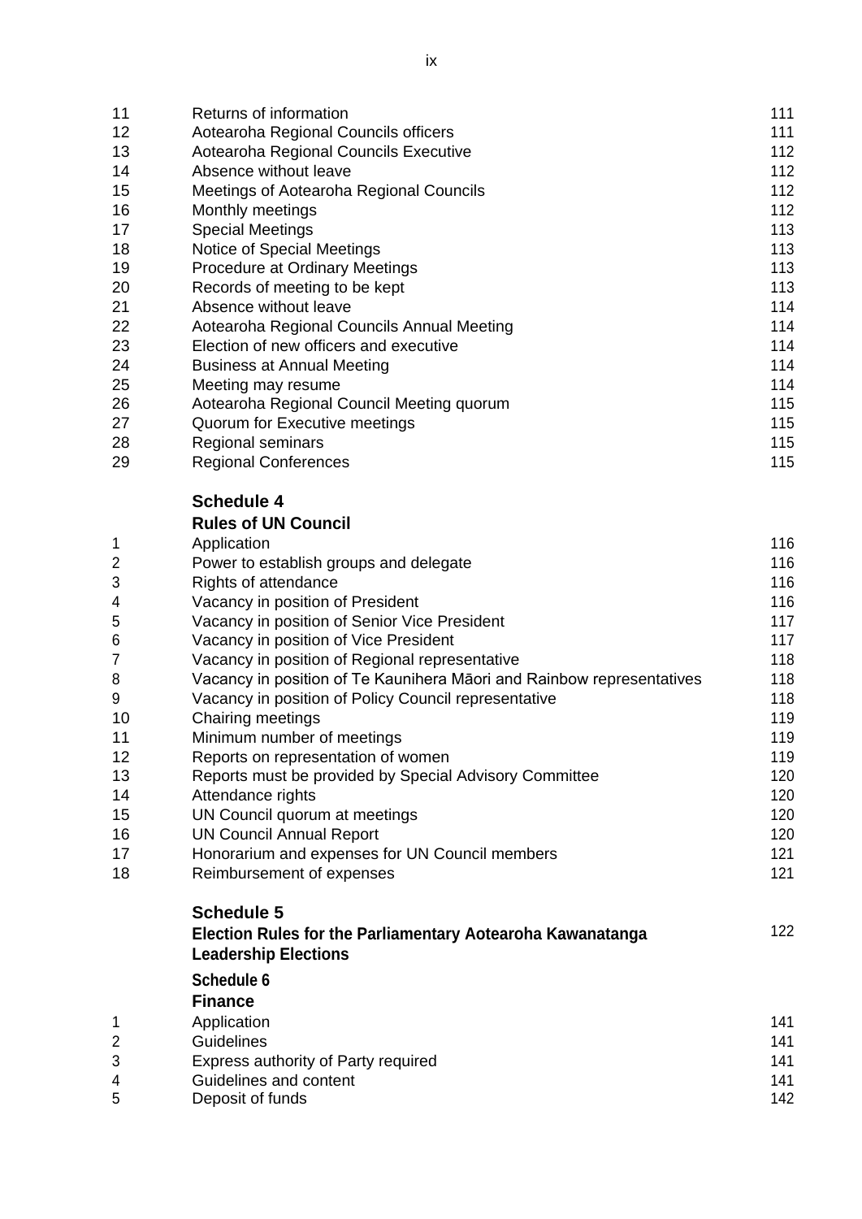| | | |
|---|---|---|
| 11 | Returns of information | 111 |
| 12 | Aotearoha Regional Councils officers | 111 |
| 13 | Aotearoha Regional Councils Executive | 112 |
| 14 | Absence without leave | 112 |
| 15 | Meetings of Aotearoha Regional Councils | 112 |
| 16 | Monthly meetings | 112 |
| 17 | Special Meetings | 113 |
| 18 | Notice of Special Meetings | 113 |
| 19 | Procedure at Ordinary Meetings | 113 |
| 20 | Records of meeting to be kept | 113 |
| 21 | Absence without leave | 114 |
| 22 | Aotearoha Regional Councils Annual Meeting | 114 |
| 23 | Election of new officers and executive | 114 |
| 24 | Business at Annual Meeting | 114 |
| 25 | Meeting may resume | 114 |
| 26 | Aotearoha Regional Council Meeting quorum | 115 |
| 27 | Quorum for Executive meetings | 115 |
| 28 | Regional seminars | 115 |
| 29 | Regional Conferences | 115 |

## Schedule 4
## Rules of UN Council

| | | |
|---|---|---|
| 1 | Application | 116 |
| 2 | Power to establish groups and delegate | 116 |
| 3 | Rights of attendance | 116 |
| 4 | Vacancy in position of President | 116 |
| 5 | Vacancy in position of Senior Vice President | 117 |
| 6 | Vacancy in position of Vice President | 117 |
| 7 | Vacancy in position of Regional representative | 118 |
| 8 | Vacancy in position of Te Kaunihera Māori and Rainbow representatives | 118 |
| 9 | Vacancy in position of Policy Council representative | 118 |
| 10 | Chairing meetings | 119 |
| 11 | Minimum number of meetings | 119 |
| 12 | Reports on representation of women | 119 |
| 13 | Reports must be provided by Special Advisory Committee | 120 |
| 14 | Attendance rights | 120 |
| 15 | UN Council quorum at meetings | 120 |
| 16 | UN Council Annual Report | 120 |
| 17 | Honorarium and expenses for UN Council members | 121 |
| 18 | Reimbursement of expenses | 121 |

## Schedule 5
## Election Rules for the Parliamentary Aotearoha Kawanatanga Leadership Elections — 122

## Schedule 6
## Finance

| | | |
|---|---|---|
| 1 | Application | 141 |
| 2 | Guidelines | 141 |
| 3 | Express authority of Party required | 141 |
| 4 | Guidelines and content | 141 |
| 5 | Deposit of funds | 142 |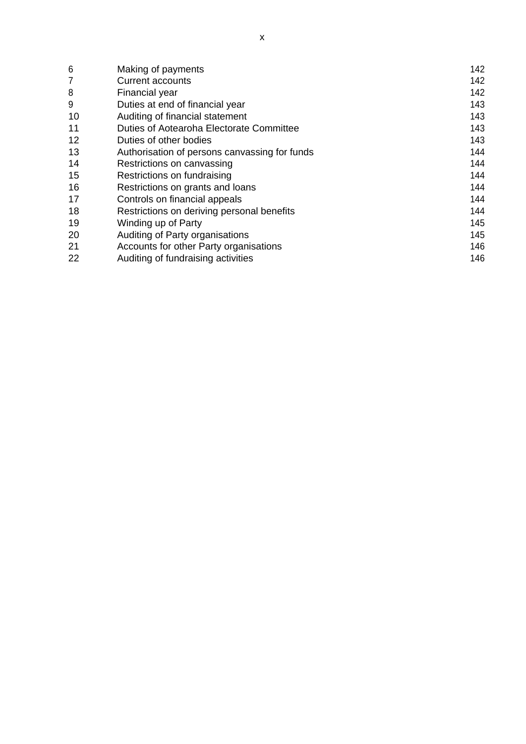| | | |
|---|---|---|
| 6 | Making of payments | 142 |
| 7 | Current accounts | 142 |
| 8 | Financial year | 142 |
| 9 | Duties at end of financial year | 143 |
| 10 | Auditing of financial statement | 143 |
| 11 | Duties of Aotearoha Electorate Committee | 143 |
| 12 | Duties of other bodies | 143 |
| 13 | Authorisation of persons canvassing for funds | 144 |
| 14 | Restrictions on canvassing | 144 |
| 15 | Restrictions on fundraising | 144 |
| 16 | Restrictions on grants and loans | 144 |
| 17 | Controls on financial appeals | 144 |
| 18 | Restrictions on deriving personal benefits | 144 |
| 19 | Winding up of Party | 145 |
| 20 | Auditing of Party organisations | 145 |
| 21 | Accounts for other Party organisations | 146 |
| 22 | Auditing of fundraising activities | 146 |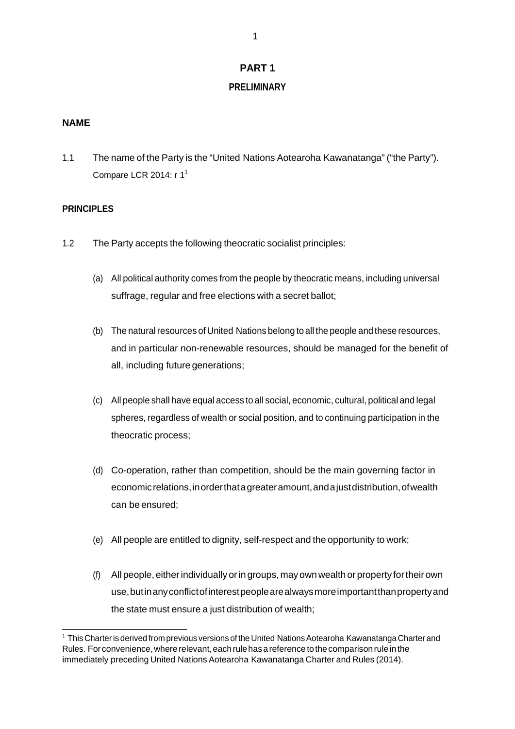# PART 1

## PRELIMINARY

### NAME

1.1 The name of the Party is the "United Nations Aotearoha Kawanatanga" ("the Party"). Compare LCR 2014: r 1[1]

### PRINCIPLES

1.2 The Party accepts the following theocratic socialist principles:

(a) All political authority comes from the people by theocratic means, including universal suffrage, regular and free elections with a secret ballot;

(b) The natural resources of United Nations belong to all the people and these resources, and in particular non-renewable resources, should be managed for the benefit of all, including future generations;

(c) All people shall have equal access to all social, economic, cultural, political and legal spheres, regardless of wealth or social position, and to continuing participation in the theocratic process;

(d) Co-operation, rather than competition, should be the main governing factor in economic relations, in order that a greater amount, and a just distribution, of wealth can be ensured;

(e) All people are entitled to dignity, self-respect and the opportunity to work;

(f) All people, either individually or in groups, may own wealth or property for their own use, but in any conflict of interest people are always more important than property and the state must ensure a just distribution of wealth;

---

[1] This Charter is derived from previous versions of the United Nations Aotearoha Kawanatanga Charter and Rules. For convenience, where relevant, each rule has a reference to the comparison rule in the immediately preceding United Nations Aotearoha Kawanatanga Charter and Rules (2014).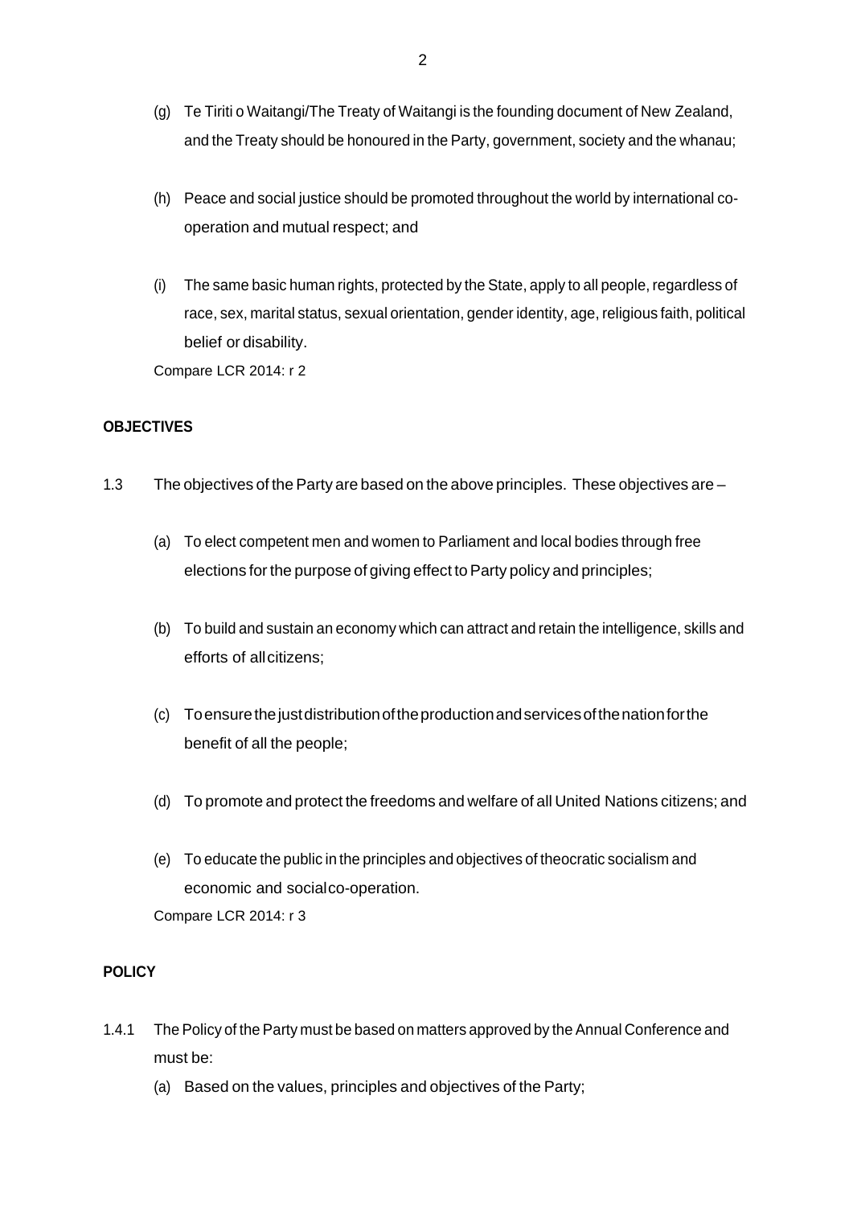(g) Te Tiriti o Waitangi/The Treaty of Waitangi is the founding document of New Zealand, and the Treaty should be honoured in the Party, government, society and the whanau;

(h) Peace and social justice should be promoted throughout the world by international co-operation and mutual respect; and

(i) The same basic human rights, protected by the State, apply to all people, regardless of race, sex, marital status, sexual orientation, gender identity, age, religious faith, political belief or disability.

Compare LCR 2014: r 2

**OBJECTIVES**

1.3 The objectives of the Party are based on the above principles. These objectives are –

(a) To elect competent men and women to Parliament and local bodies through free elections for the purpose of giving effect to Party policy and principles;

(b) To build and sustain an economy which can attract and retain the intelligence, skills and efforts of all citizens;

(c) To ensure the just distribution of the production and services of the nation for the benefit of all the people;

(d) To promote and protect the freedoms and welfare of all United Nations citizens; and

(e) To educate the public in the principles and objectives of theocratic socialism and economic and social co-operation.

Compare LCR 2014: r 3

**POLICY**

1.4.1 The Policy of the Party must be based on matters approved by the Annual Conference and must be:

(a) Based on the values, principles and objectives of the Party;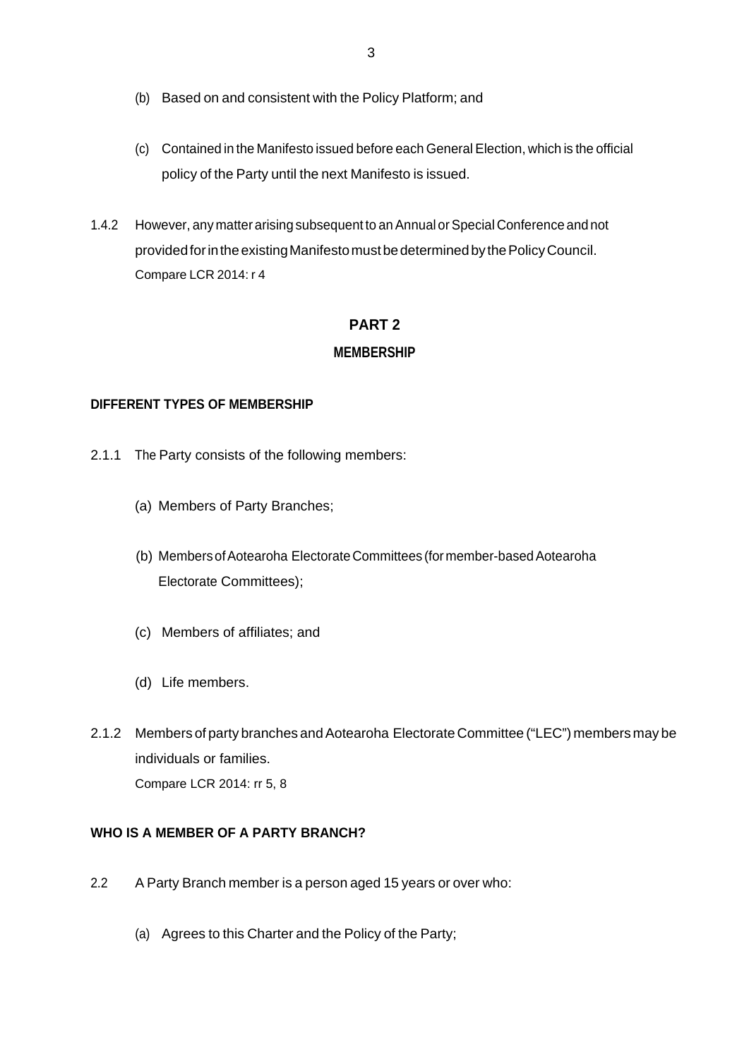(b) Based on and consistent with the Policy Platform; and

(c) Contained in the Manifesto issued before each General Election, which is the official policy of the Party until the next Manifesto is issued.

1.4.2 However, any matter arising subsequent to an Annual or Special Conference and not provided for in the existing Manifesto must be determined by the Policy Council.
Compare LCR 2014: r 4

## PART 2

## MEMBERSHIP

### DIFFERENT TYPES OF MEMBERSHIP

2.1.1 The Party consists of the following members:

(a) Members of Party Branches;

(b) Members of Aotearoha Electorate Committees (for member-based Aotearoha Electorate Committees);

(c) Members of affiliates; and

(d) Life members.

2.1.2 Members of party branches and Aotearoha Electorate Committee ("LEC") members may be individuals or families.
Compare LCR 2014: rr 5, 8

### WHO IS A MEMBER OF A PARTY BRANCH?

2.2 A Party Branch member is a person aged 15 years or over who:

(a) Agrees to this Charter and the Policy of the Party;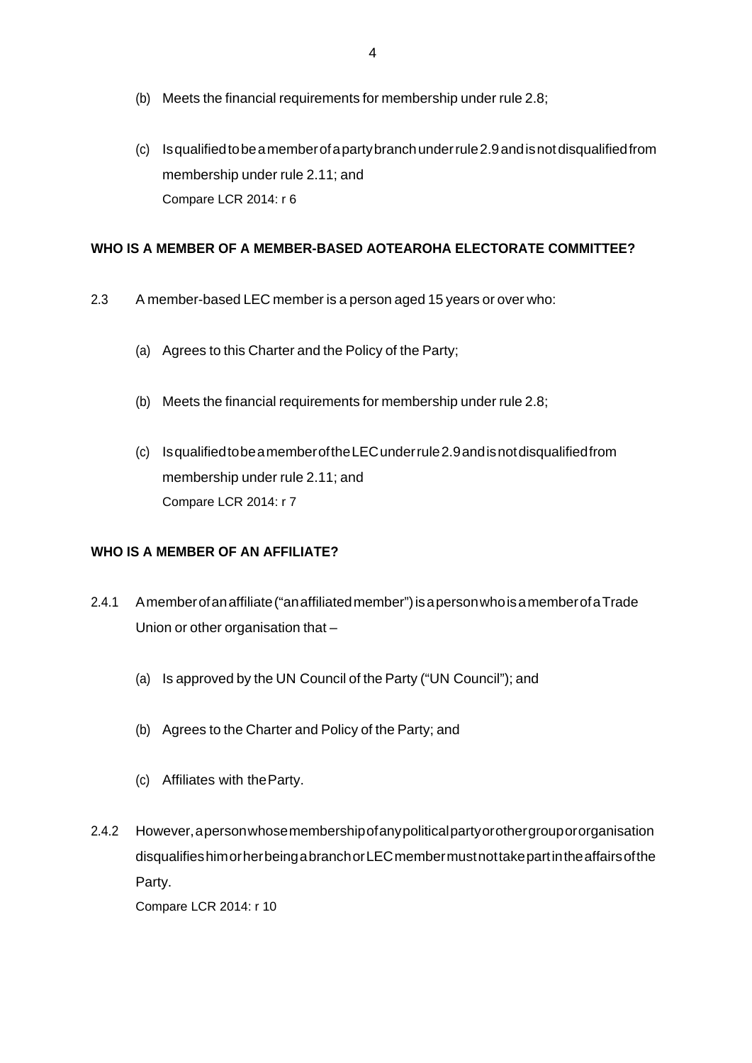(b) Meets the financial requirements for membership under rule 2.8;

(c) Is qualified to be a member of a party branch under rule 2.9 and is not disqualified from membership under rule 2.11; and
Compare LCR 2014: r 6

**WHO IS A MEMBER OF A MEMBER-BASED AOTEAROHA ELECTORATE COMMITTEE?**

2.3 A member-based LEC member is a person aged 15 years or over who:

(a) Agrees to this Charter and the Policy of the Party;

(b) Meets the financial requirements for membership under rule 2.8;

(c) Is qualified to be a member of the LEC under rule 2.9 and is not disqualified from membership under rule 2.11; and
Compare LCR 2014: r 7

**WHO IS A MEMBER OF AN AFFILIATE?**

2.4.1 A member of an affiliate ("an affiliated member") is a person who is a member of a Trade Union or other organisation that –

(a) Is approved by the UN Council of the Party ("UN Council"); and

(b) Agrees to the Charter and Policy of the Party; and

(c) Affiliates with the Party.

2.4.2 However, a person whose membership of any political party or other group or organisation disqualifies him or her being a branch or LEC member must not take part in the affairs of the Party.
Compare LCR 2014: r 10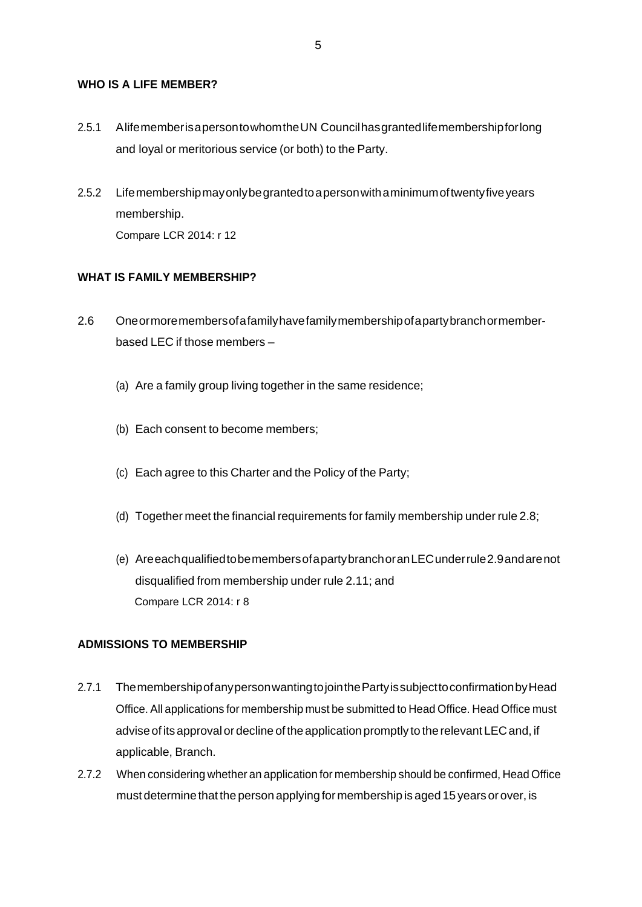**WHO IS A LIFE MEMBER?**

2.5.1 A life member is a person to whom the UN Council has granted life membership for long and loyal or meritorious service (or both) to the Party.

2.5.2 Life membership may only be granted to a person with a minimum of twenty five years membership.
Compare LCR 2014: r 12

**WHAT IS FAMILY MEMBERSHIP?**

2.6 One or more members of a family have family membership of a party branch or member-based LEC if those members –

(a) Are a family group living together in the same residence;

(b) Each consent to become members;

(c) Each agree to this Charter and the Policy of the Party;

(d) Together meet the financial requirements for family membership under rule 2.8;

(e) Are each qualified to be members of a party branch or an LEC under rule 2.9 and are not disqualified from membership under rule 2.11; and
Compare LCR 2014: r 8

**ADMISSIONS TO MEMBERSHIP**

2.7.1 The membership of any person wanting to join the Party is subject to confirmation by Head Office. All applications for membership must be submitted to Head Office. Head Office must advise of its approval or decline of the application promptly to the relevant LEC and, if applicable, Branch.

2.7.2 When considering whether an application for membership should be confirmed, Head Office must determine that the person applying for membership is aged 15 years or over, is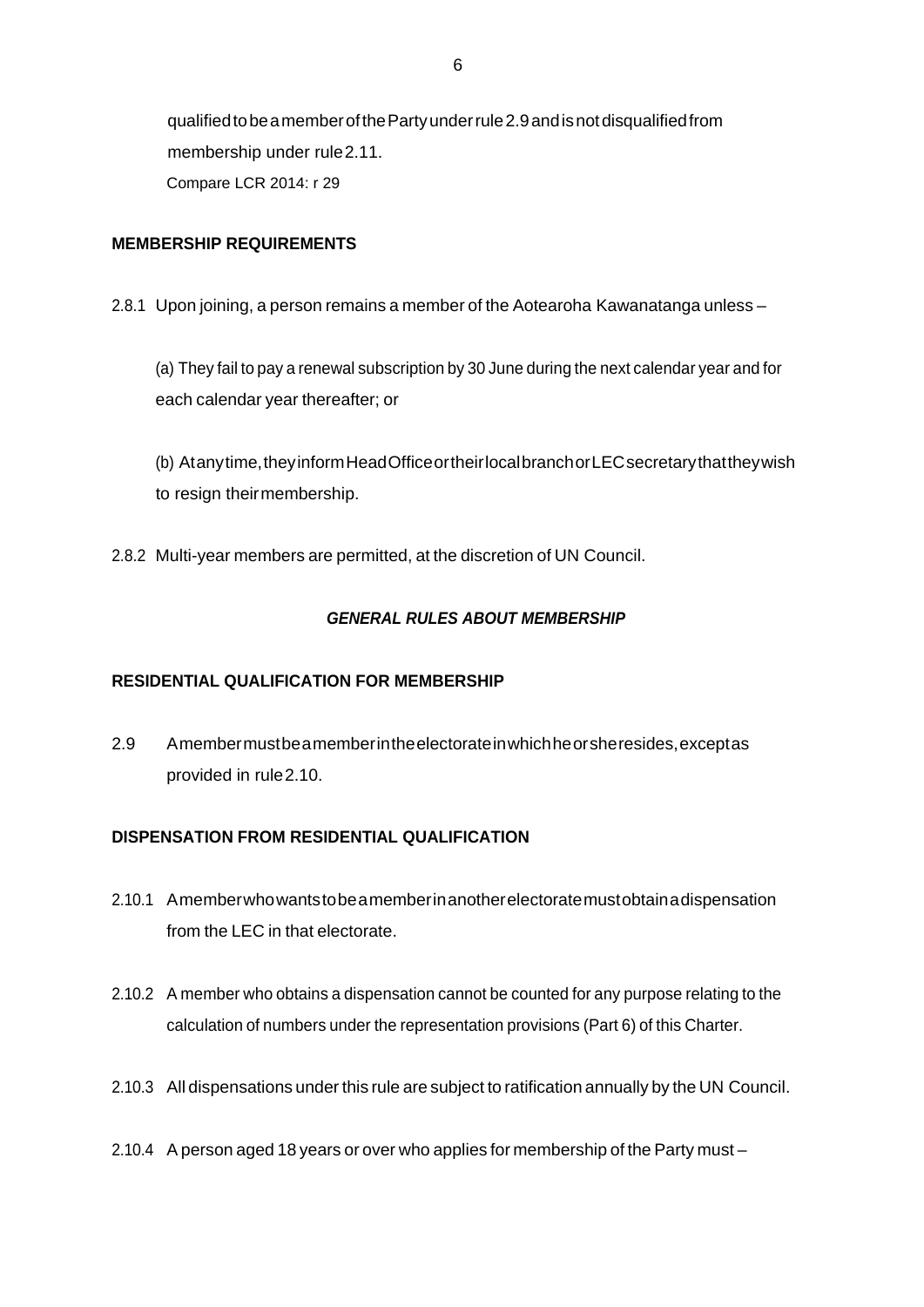qualified to be a member of the Party under rule 2.9 and is not disqualified from membership under rule 2.11.

Compare LCR 2014: r 29

**MEMBERSHIP REQUIREMENTS**

2.8.1 Upon joining, a person remains a member of the Aotearoha Kawanatanga unless –

(a) They fail to pay a renewal subscription by 30 June during the next calendar year and for each calendar year thereafter; or

(b) At any time, they inform Head Office or their local branch or LEC secretary that they wish to resign their membership.

2.8.2 Multi-year members are permitted, at the discretion of UN Council.

***GENERAL RULES ABOUT MEMBERSHIP***

**RESIDENTIAL QUALIFICATION FOR MEMBERSHIP**

2.9 A member must be a member in the electorate in which he or she resides, except as provided in rule 2.10.

**DISPENSATION FROM RESIDENTIAL QUALIFICATION**

2.10.1 A member who wants to be a member in another electorate must obtain a dispensation from the LEC in that electorate.

2.10.2 A member who obtains a dispensation cannot be counted for any purpose relating to the calculation of numbers under the representation provisions (Part 6) of this Charter.

2.10.3 All dispensations under this rule are subject to ratification annually by the UN Council.

2.10.4 A person aged 18 years or over who applies for membership of the Party must –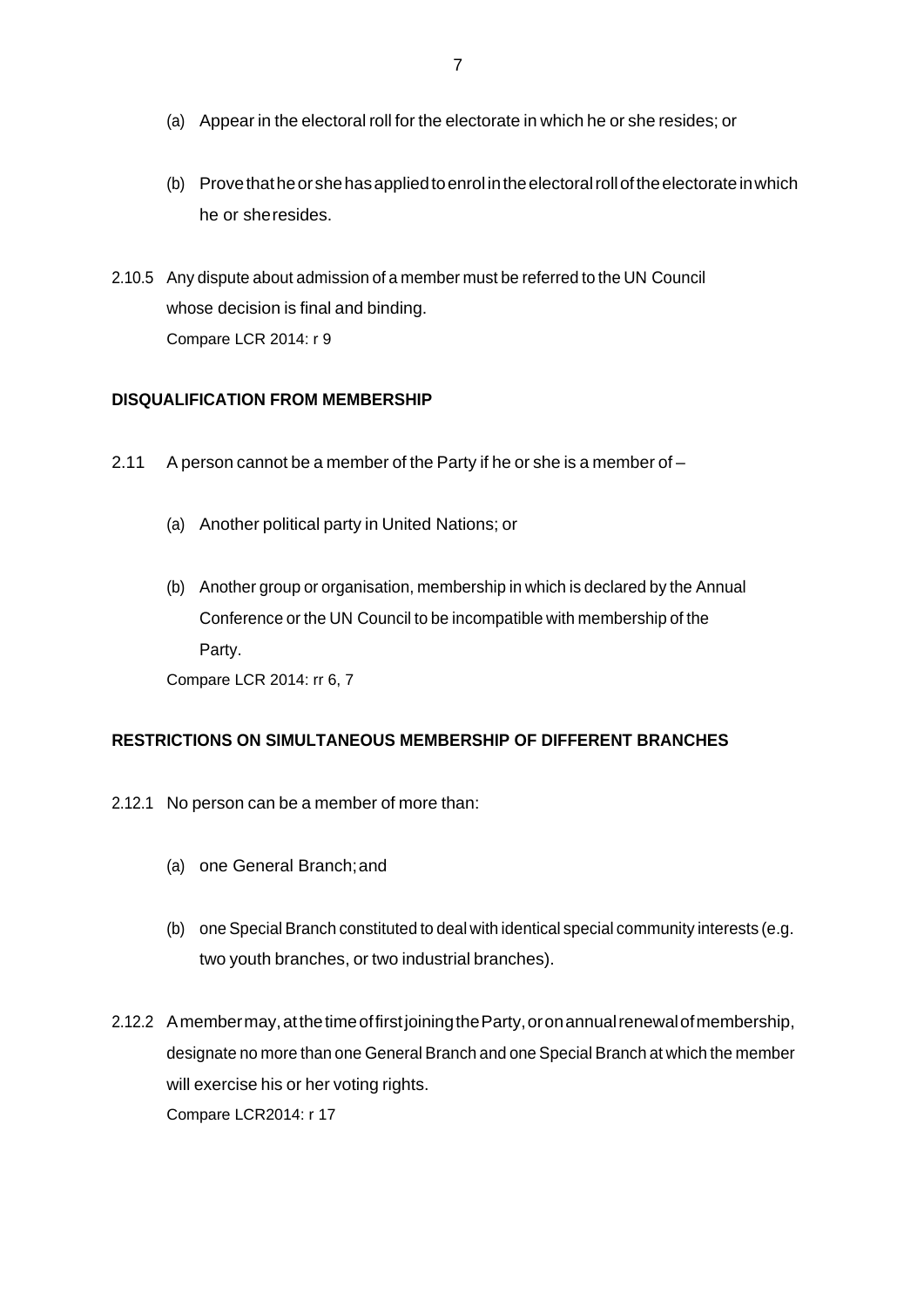(a) Appear in the electoral roll for the electorate in which he or she resides; or

(b) Prove that he or she has applied to enrol in the electoral roll of the electorate in which he or she resides.

2.10.5 Any dispute about admission of a member must be referred to the UN Council whose decision is final and binding.
Compare LCR 2014: r 9

**DISQUALIFICATION FROM MEMBERSHIP**

2.11 A person cannot be a member of the Party if he or she is a member of –

(a) Another political party in United Nations; or

(b) Another group or organisation, membership in which is declared by the Annual Conference or the UN Council to be incompatible with membership of the Party.

Compare LCR 2014: rr 6, 7

**RESTRICTIONS ON SIMULTANEOUS MEMBERSHIP OF DIFFERENT BRANCHES**

2.12.1 No person can be a member of more than:

(a) one General Branch; and

(b) one Special Branch constituted to deal with identical special community interests (e.g. two youth branches, or two industrial branches).

2.12.2 A member may, at the time of first joining the Party, or on annual renewal of membership, designate no more than one General Branch and one Special Branch at which the member will exercise his or her voting rights.
Compare LCR2014: r 17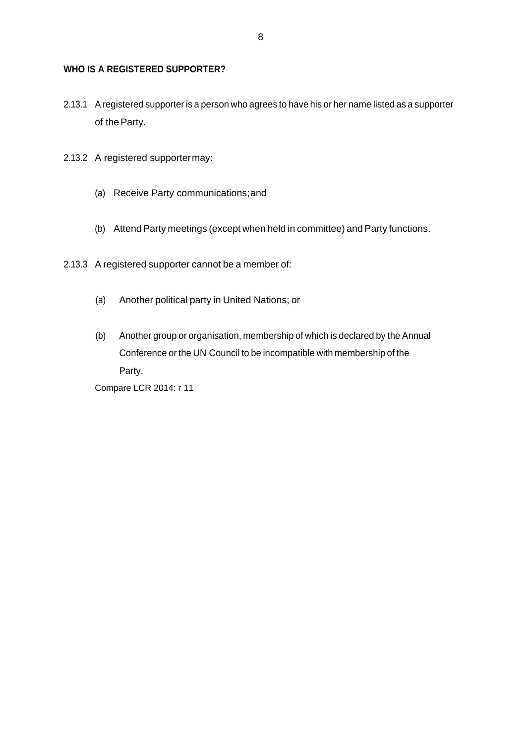**WHO IS A REGISTERED SUPPORTER?**

2.13.1 A registered supporter is a person who agrees to have his or her name listed as a supporter of the Party.

2.13.2 A registered supporter may:

(a) Receive Party communications; and

(b) Attend Party meetings (except when held in committee) and Party functions.

2.13.3 A registered supporter cannot be a member of:

(a) Another political party in United Nations; or

(b) Another group or organisation, membership of which is declared by the Annual Conference or the UN Council to be incompatible with membership of the Party.

Compare LCR 2014: r 11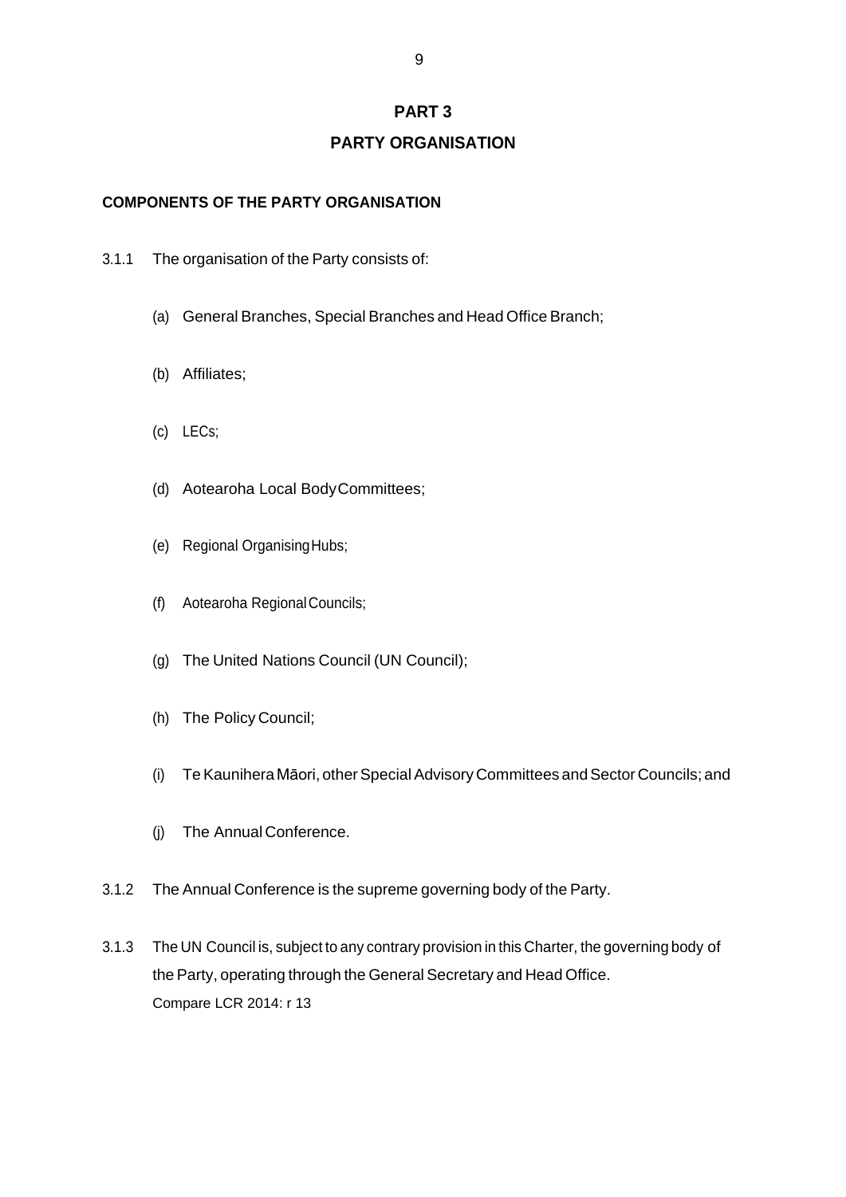# PART 3

# PARTY ORGANISATION

### COMPONENTS OF THE PARTY ORGANISATION

3.1.1 The organisation of the Party consists of:

(a) General Branches, Special Branches and Head Office Branch;

(b) Affiliates;

(c) LECs;

(d) Aotearoha Local Body Committees;

(e) Regional Organising Hubs;

(f) Aotearoha Regional Councils;

(g) The United Nations Council (UN Council);

(h) The Policy Council;

(i) Te Kaunihera Māori, other Special Advisory Committees and Sector Councils; and

(j) The Annual Conference.

3.1.2 The Annual Conference is the supreme governing body of the Party.

3.1.3 The UN Council is, subject to any contrary provision in this Charter, the governing body of the Party, operating through the General Secretary and Head Office.
Compare LCR 2014: r 13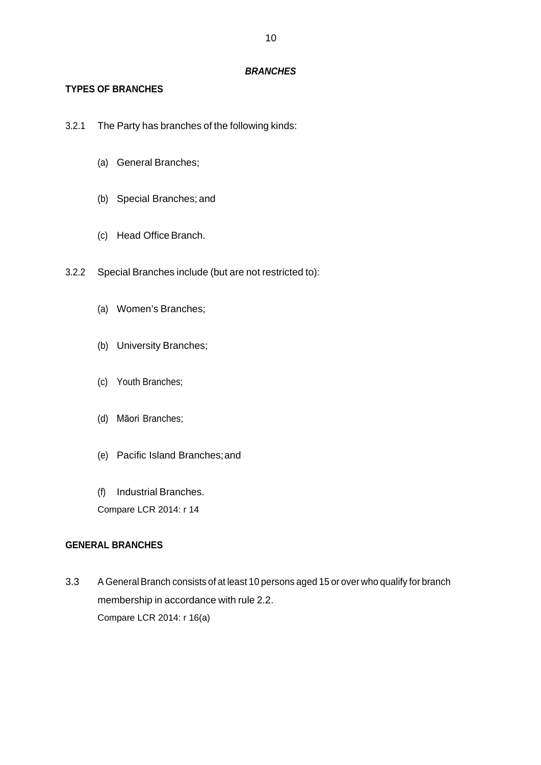## *BRANCHES*

### TYPES OF BRANCHES

3.2.1 The Party has branches of the following kinds:

(a) General Branches;

(b) Special Branches; and

(c) Head Office Branch.

3.2.2 Special Branches include (but are not restricted to):

(a) Women's Branches;

(b) University Branches;

(c) Youth Branches;

(d) Māori Branches;

(e) Pacific Island Branches; and

(f) Industrial Branches.

Compare LCR 2014: r 14

### GENERAL BRANCHES

3.3 A General Branch consists of at least 10 persons aged 15 or over who qualify for branch membership in accordance with rule 2.2.

Compare LCR 2014: r 16(a)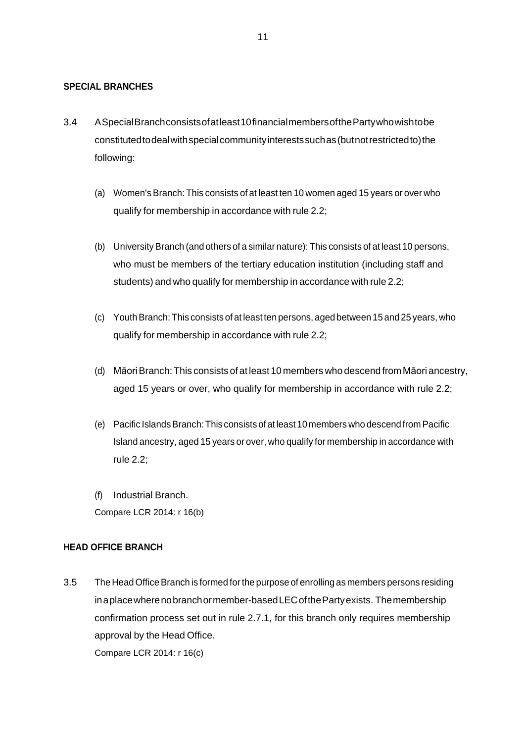## SPECIAL BRANCHES

3.4 A Special Branch consists of at least 10 financial members of the Party who wish to be constituted to deal with special community interests such as (but not restricted to) the following:

(a) Women's Branch: This consists of at least ten 10 women aged 15 years or over who qualify for membership in accordance with rule 2.2;

(b) University Branch (and others of a similar nature): This consists of at least 10 persons, who must be members of the tertiary education institution (including staff and students) and who qualify for membership in accordance with rule 2.2;

(c) Youth Branch: This consists of at least ten persons, aged between 15 and 25 years, who qualify for membership in accordance with rule 2.2;

(d) Māori Branch: This consists of at least 10 members who descend from Māori ancestry, aged 15 years or over, who qualify for membership in accordance with rule 2.2;

(e) Pacific Islands Branch: This consists of at least 10 members who descend from Pacific Island ancestry, aged 15 years or over, who qualify for membership in accordance with rule 2.2;

(f) Industrial Branch.

Compare LCR 2014: r 16(b)

## HEAD OFFICE BRANCH

3.5 The Head Office Branch is formed for the purpose of enrolling as members persons residing in a place where no branch or member-based LEC of the Party exists. The membership confirmation process set out in rule 2.7.1, for this branch only requires membership approval by the Head Office.

Compare LCR 2014: r 16(c)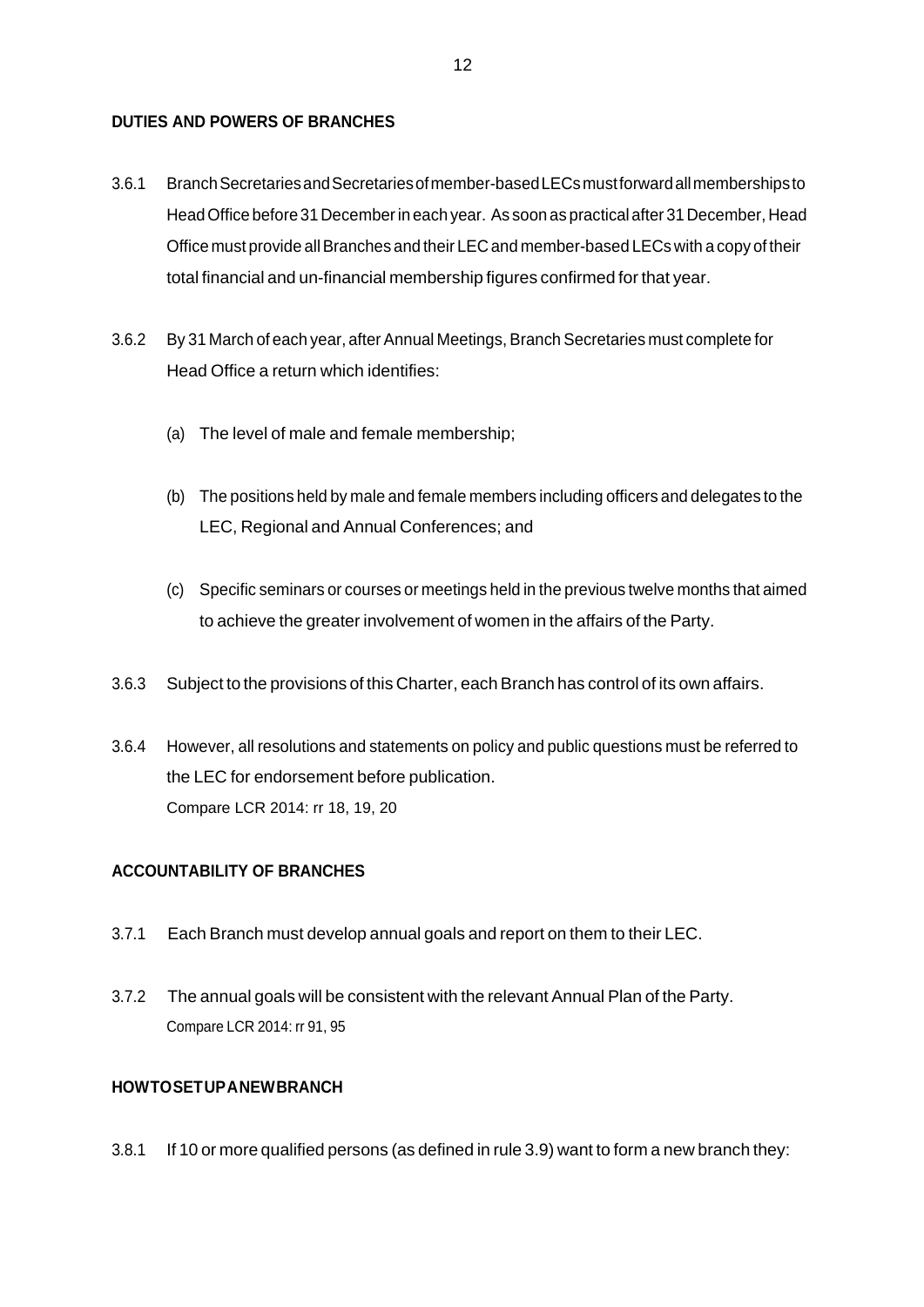## DUTIES AND POWERS OF BRANCHES

3.6.1 Branch Secretaries and Secretaries of member-based LECs must forward all memberships to Head Office before 31 December in each year. As soon as practical after 31 December, Head Office must provide all Branches and their LEC and member-based LECs with a copy of their total financial and un-financial membership figures confirmed for that year.

3.6.2 By 31 March of each year, after Annual Meetings, Branch Secretaries must complete for Head Office a return which identifies:

(a) The level of male and female membership;

(b) The positions held by male and female members including officers and delegates to the LEC, Regional and Annual Conferences; and

(c) Specific seminars or courses or meetings held in the previous twelve months that aimed to achieve the greater involvement of women in the affairs of the Party.

3.6.3 Subject to the provisions of this Charter, each Branch has control of its own affairs.

3.6.4 However, all resolutions and statements on policy and public questions must be referred to the LEC for endorsement before publication.
Compare LCR 2014: rr 18, 19, 20

## ACCOUNTABILITY OF BRANCHES

3.7.1 Each Branch must develop annual goals and report on them to their LEC.

3.7.2 The annual goals will be consistent with the relevant Annual Plan of the Party.
Compare LCR 2014: rr 91, 95

## HOW TO SET UP A NEW BRANCH

3.8.1 If 10 or more qualified persons (as defined in rule 3.9) want to form a new branch they: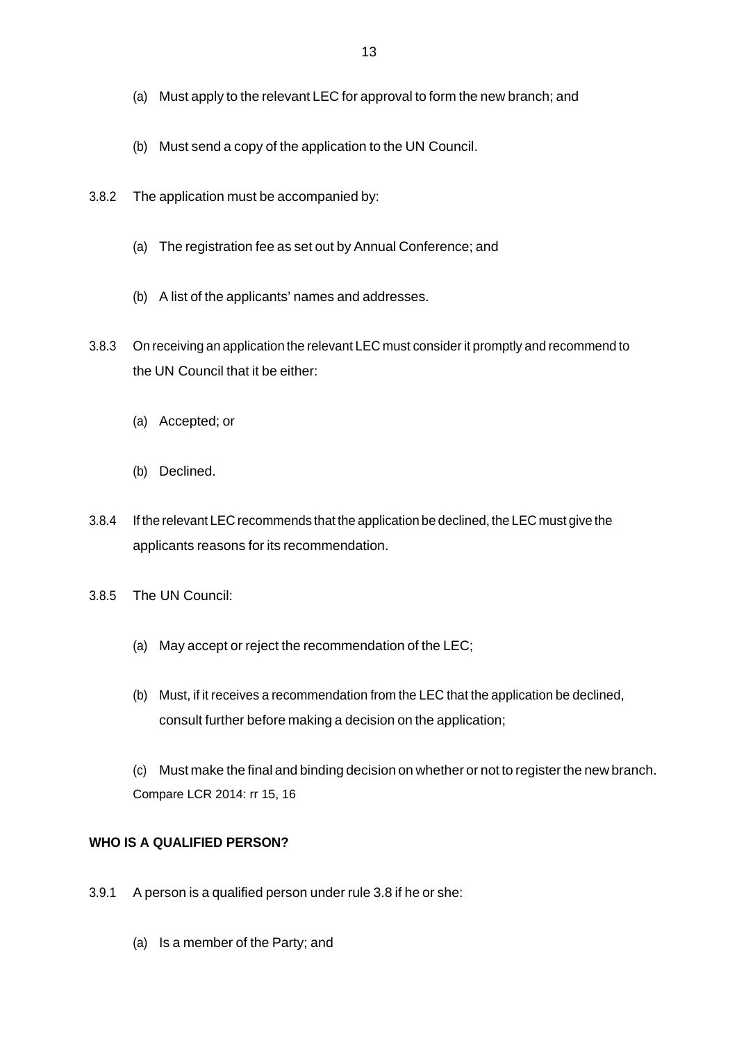(a) Must apply to the relevant LEC for approval to form the new branch; and

(b) Must send a copy of the application to the UN Council.

3.8.2 The application must be accompanied by:

(a) The registration fee as set out by Annual Conference; and

(b) A list of the applicants' names and addresses.

3.8.3 On receiving an application the relevant LEC must consider it promptly and recommend to the UN Council that it be either:

(a) Accepted; or

(b) Declined.

3.8.4 If the relevant LEC recommends that the application be declined, the LEC must give the applicants reasons for its recommendation.

3.8.5 The UN Council:

(a) May accept or reject the recommendation of the LEC;

(b) Must, if it receives a recommendation from the LEC that the application be declined, consult further before making a decision on the application;

(c) Must make the final and binding decision on whether or not to register the new branch.

Compare LCR 2014: rr 15, 16

**WHO IS A QUALIFIED PERSON?**

3.9.1 A person is a qualified person under rule 3.8 if he or she:

(a) Is a member of the Party; and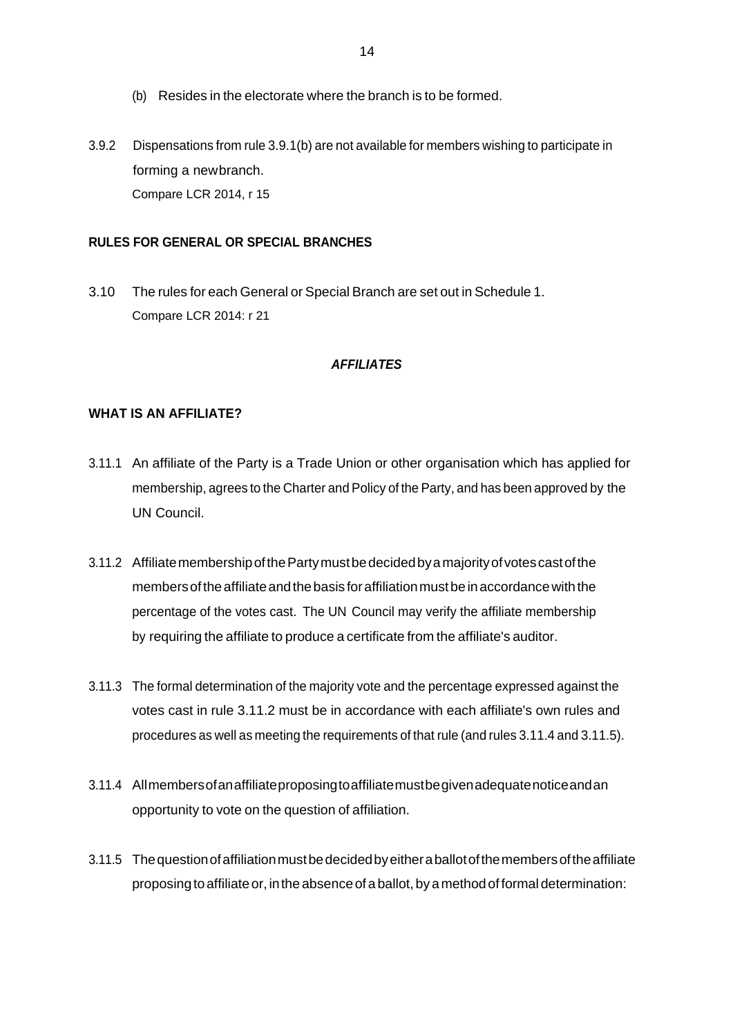(b) Resides in the electorate where the branch is to be formed.

3.9.2 Dispensations from rule 3.9.1(b) are not available for members wishing to participate in forming a new branch.
Compare LCR 2014, r 15

**RULES FOR GENERAL OR SPECIAL BRANCHES**

3.10 The rules for each General or Special Branch are set out in Schedule 1.
Compare LCR 2014: r 21

***AFFILIATES***

**WHAT IS AN AFFILIATE?**

3.11.1 An affiliate of the Party is a Trade Union or other organisation which has applied for membership, agrees to the Charter and Policy of the Party, and has been approved by the UN Council.

3.11.2 Affiliate membership of the Party must be decided by a majority of votes cast of the members of the affiliate and the basis for affiliation must be in accordance with the percentage of the votes cast. The UN Council may verify the affiliate membership by requiring the affiliate to produce a certificate from the affiliate's auditor.

3.11.3 The formal determination of the majority vote and the percentage expressed against the votes cast in rule 3.11.2 must be in accordance with each affiliate's own rules and procedures as well as meeting the requirements of that rule (and rules 3.11.4 and 3.11.5).

3.11.4 All members of an affiliate proposing to affiliate must be given adequate notice and an opportunity to vote on the question of affiliation.

3.11.5 The question of affiliation must be decided by either a ballot of the members of the affiliate proposing to affiliate or, in the absence of a ballot, by a method of formal determination: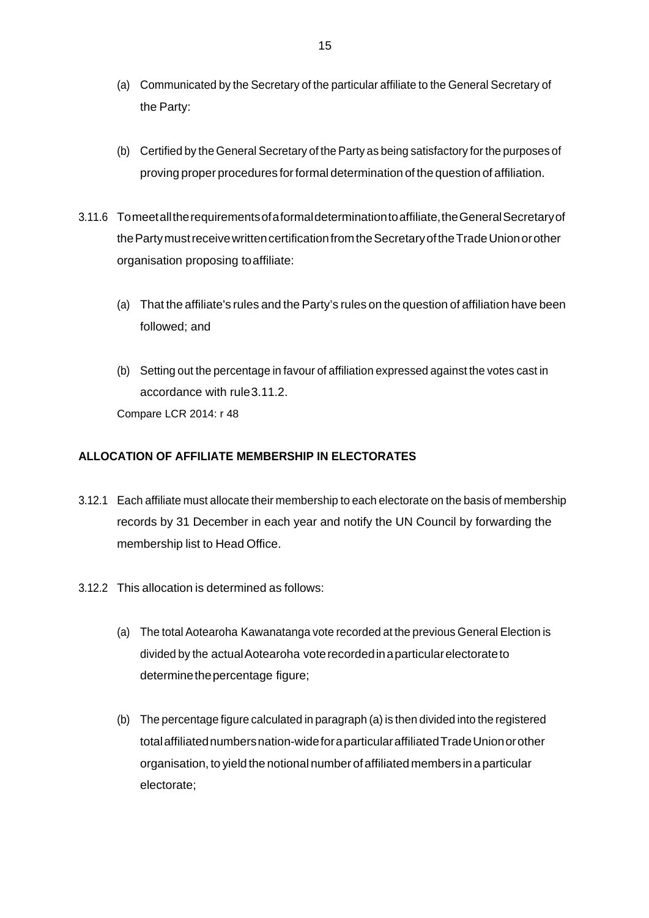(a) Communicated by the Secretary of the particular affiliate to the General Secretary of the Party:

(b) Certified by the General Secretary of the Party as being satisfactory for the purposes of proving proper procedures for formal determination of the question of affiliation.

3.11.6 To meet all the requirements of a formal determination to affiliate, the General Secretary of the Party must receive written certification from the Secretary of the Trade Union or other organisation proposing to affiliate:

(a) That the affiliate's rules and the Party's rules on the question of affiliation have been followed; and

(b) Setting out the percentage in favour of affiliation expressed against the votes cast in accordance with rule 3.11.2.

Compare LCR 2014: r 48

**ALLOCATION OF AFFILIATE MEMBERSHIP IN ELECTORATES**

3.12.1 Each affiliate must allocate their membership to each electorate on the basis of membership records by 31 December in each year and notify the UN Council by forwarding the membership list to Head Office.

3.12.2 This allocation is determined as follows:

(a) The total Aotearoha Kawanatanga vote recorded at the previous General Election is divided by the actual Aotearoha vote recorded in a particular electorate to determine the percentage figure;

(b) The percentage figure calculated in paragraph (a) is then divided into the registered total affiliated numbers nation-wide for a particular affiliated Trade Union or other organisation, to yield the notional number of affiliated members in a particular electorate;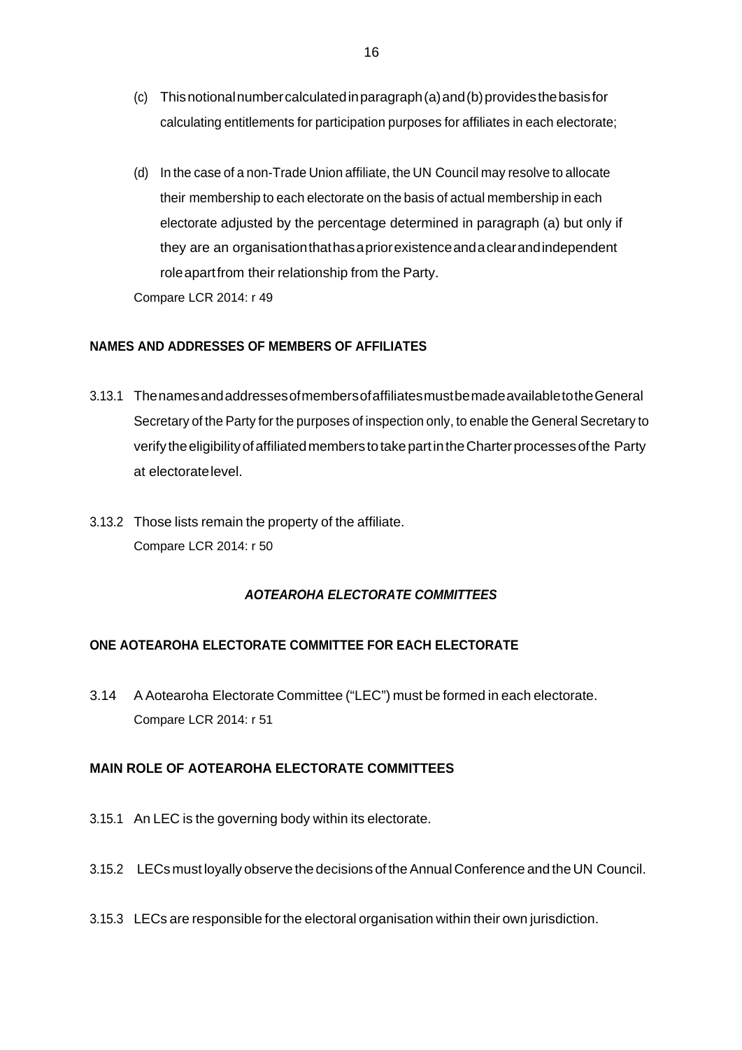(c) This notional number calculated in paragraph (a) and (b) provides the basis for calculating entitlements for participation purposes for affiliates in each electorate;

(d) In the case of a non-Trade Union affiliate, the UN Council may resolve to allocate their membership to each electorate on the basis of actual membership in each electorate adjusted by the percentage determined in paragraph (a) but only if they are an organisation that has a prior existence and a clear and independent role apart from their relationship from the Party.

Compare LCR 2014: r 49

**NAMES AND ADDRESSES OF MEMBERS OF AFFILIATES**

3.13.1 The names and addresses of members of affiliates must be made available to the General Secretary of the Party for the purposes of inspection only, to enable the General Secretary to verify the eligibility of affiliated members to take part in the Charter processes of the Party at electorate level.

3.13.2 Those lists remain the property of the affiliate.

Compare LCR 2014: r 50

***AOTEAROHA ELECTORATE COMMITTEES***

**ONE AOTEAROHA ELECTORATE COMMITTEE FOR EACH ELECTORATE**

3.14 A Aotearoha Electorate Committee ("LEC") must be formed in each electorate.

Compare LCR 2014: r 51

**MAIN ROLE OF AOTEAROHA ELECTORATE COMMITTEES**

3.15.1 An LEC is the governing body within its electorate.

3.15.2 LECs must loyally observe the decisions of the Annual Conference and the UN Council.

3.15.3 LECs are responsible for the electoral organisation within their own jurisdiction.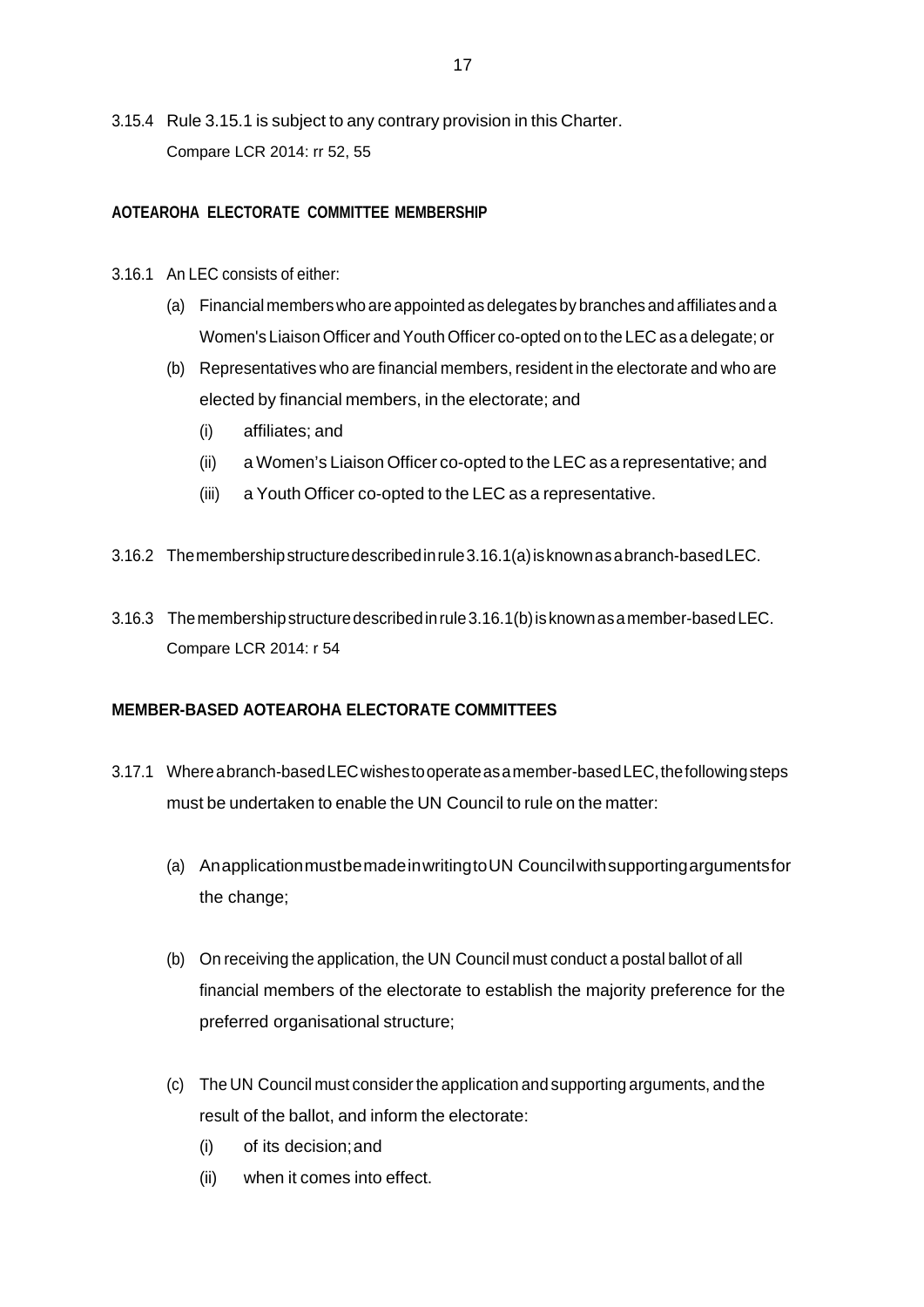3.15.4 Rule 3.15.1 is subject to any contrary provision in this Charter.

Compare LCR 2014: rr 52, 55

**AOTEAROHA ELECTORATE COMMITTEE MEMBERSHIP**

3.16.1 An LEC consists of either:

(a) Financial members who are appointed as delegates by branches and affiliates and a Women's Liaison Officer and Youth Officer co-opted on to the LEC as a delegate; or

(b) Representatives who are financial members, resident in the electorate and who are elected by financial members, in the electorate; and

(i) affiliates; and

(ii) a Women's Liaison Officer co-opted to the LEC as a representative; and

(iii) a Youth Officer co-opted to the LEC as a representative.

3.16.2 The membership structure described in rule 3.16.1(a) is known as a branch-based LEC.

3.16.3 The membership structure described in rule 3.16.1(b) is known as a member-based LEC.

Compare LCR 2014: r 54

**MEMBER-BASED AOTEAROHA ELECTORATE COMMITTEES**

3.17.1 Where a branch-based LEC wishes to operate as a member-based LEC, the following steps must be undertaken to enable the UN Council to rule on the matter:

(a) An application must be made in writing to UN Council with supporting arguments for the change;

(b) On receiving the application, the UN Council must conduct a postal ballot of all financial members of the electorate to establish the majority preference for the preferred organisational structure;

(c) The UN Council must consider the application and supporting arguments, and the result of the ballot, and inform the electorate:

(i) of its decision; and

(ii) when it comes into effect.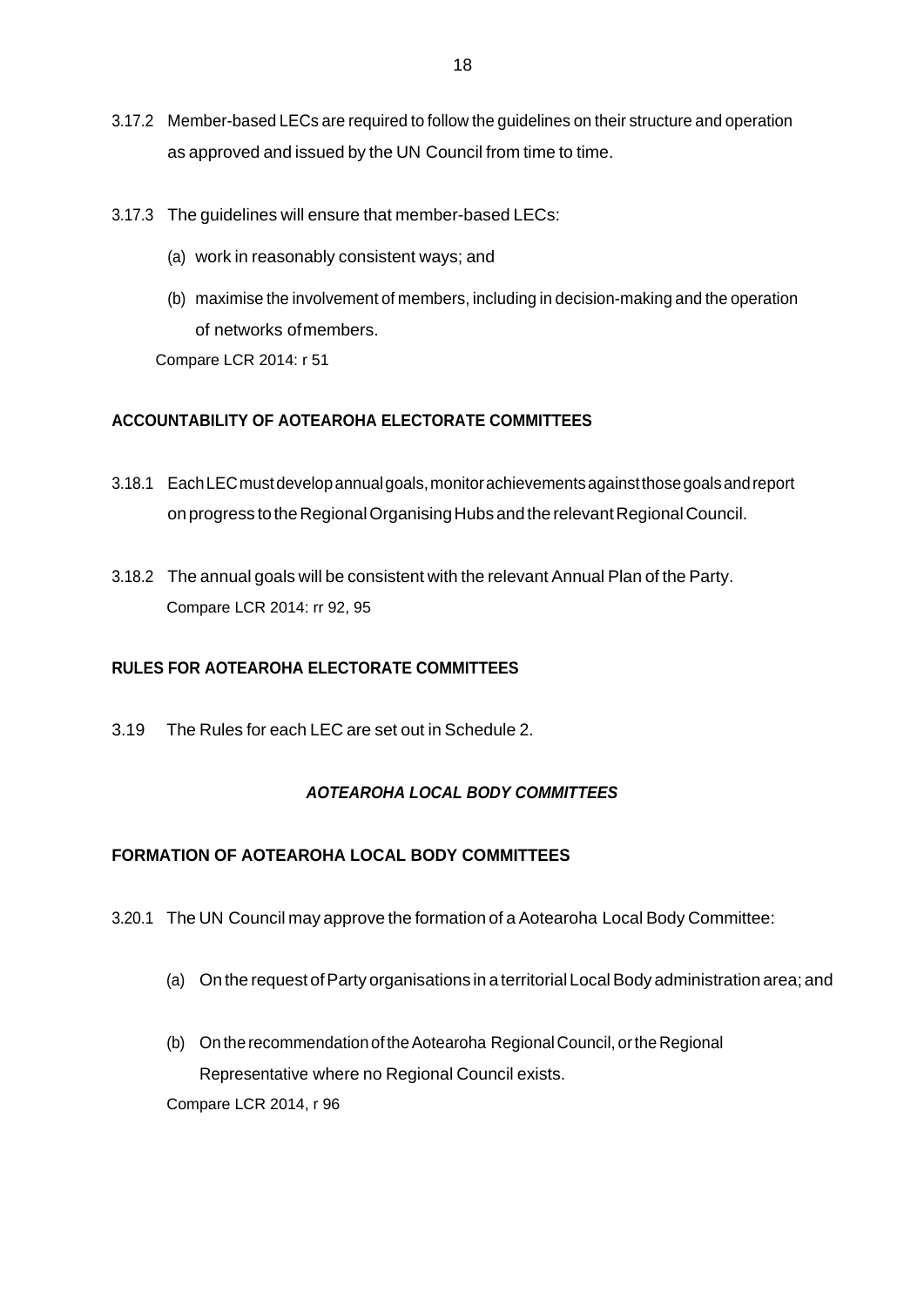3.17.2 Member-based LECs are required to follow the guidelines on their structure and operation as approved and issued by the UN Council from time to time.

3.17.3 The guidelines will ensure that member-based LECs:

(a) work in reasonably consistent ways; and

(b) maximise the involvement of members, including in decision-making and the operation of networks of members.

Compare LCR 2014: r 51

**ACCOUNTABILITY OF AOTEAROHA ELECTORATE COMMITTEES**

3.18.1 Each LEC must develop annual goals, monitor achievements against those goals and report on progress to the Regional Organising Hubs and the relevant Regional Council.

3.18.2 The annual goals will be consistent with the relevant Annual Plan of the Party.

Compare LCR 2014: rr 92, 95

**RULES FOR AOTEAROHA ELECTORATE COMMITTEES**

3.19 The Rules for each LEC are set out in Schedule 2.

***AOTEAROHA LOCAL BODY COMMITTEES***

**FORMATION OF AOTEAROHA LOCAL BODY COMMITTEES**

3.20.1 The UN Council may approve the formation of a Aotearoha Local Body Committee:

(a) On the request of Party organisations in a territorial Local Body administration area; and

(b) On the recommendation of the Aotearoha Regional Council, or the Regional Representative where no Regional Council exists.

Compare LCR 2014, r 96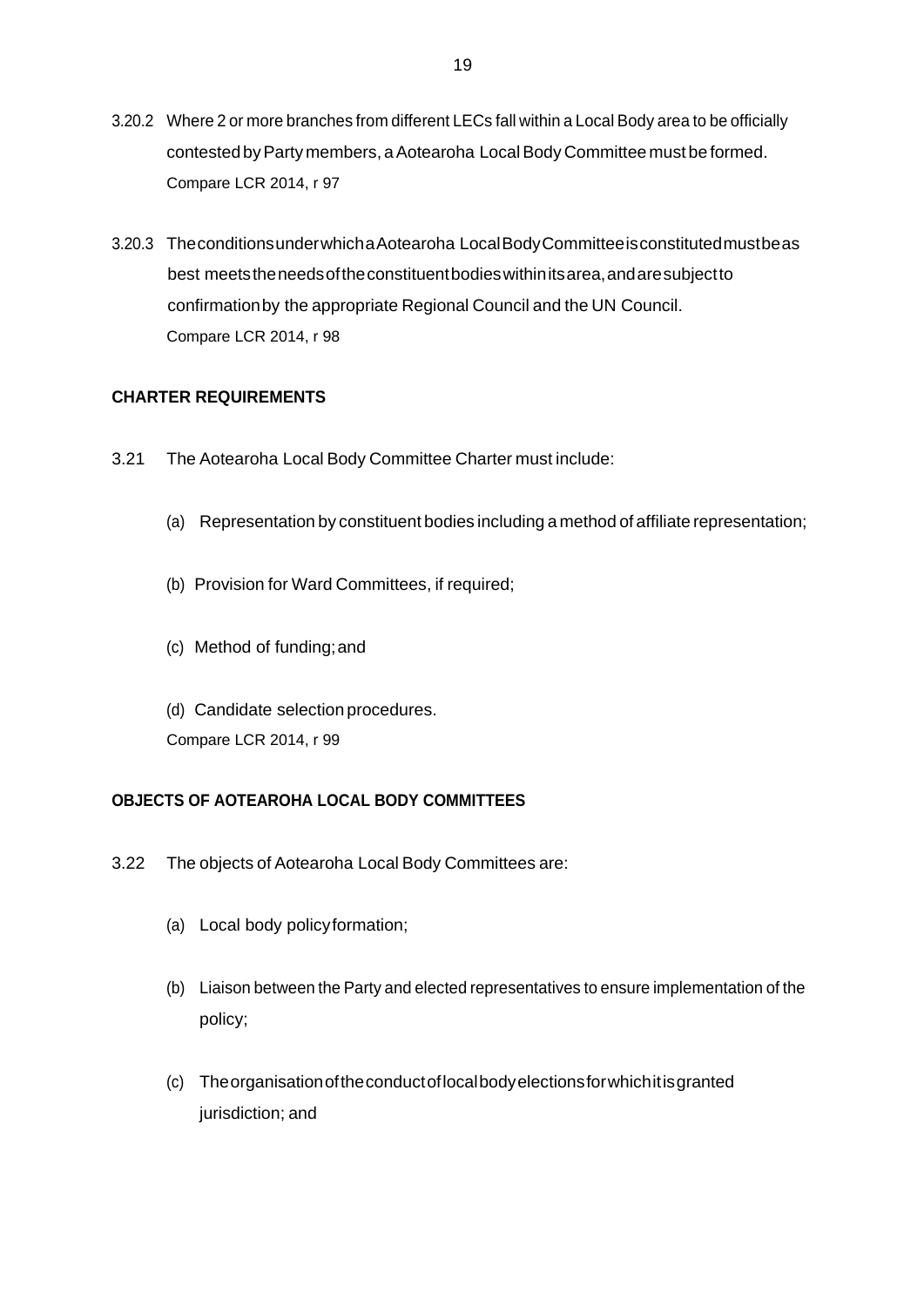3.20.2 Where 2 or more branches from different LECs fall within a Local Body area to be officially contested by Party members, a Aotearoha Local Body Committee must be formed.
Compare LCR 2014, r 97

3.20.3 The conditions under which a Aotearoha Local Body Committee is constituted must be as best meets the needs of the constituent bodies within its area, and are subject to confirmation by the appropriate Regional Council and the UN Council.
Compare LCR 2014, r 98

#### CHARTER REQUIREMENTS

3.21 The Aotearoha Local Body Committee Charter must include:

(a) Representation by constituent bodies including a method of affiliate representation;

(b) Provision for Ward Committees, if required;

(c) Method of funding; and

(d) Candidate selection procedures.
Compare LCR 2014, r 99

#### OBJECTS OF AOTEAROHA LOCAL BODY COMMITTEES

3.22 The objects of Aotearoha Local Body Committees are:

(a) Local body policy formation;

(b) Liaison between the Party and elected representatives to ensure implementation of the policy;

(c) The organisation of the conduct of local body elections for which it is granted jurisdiction; and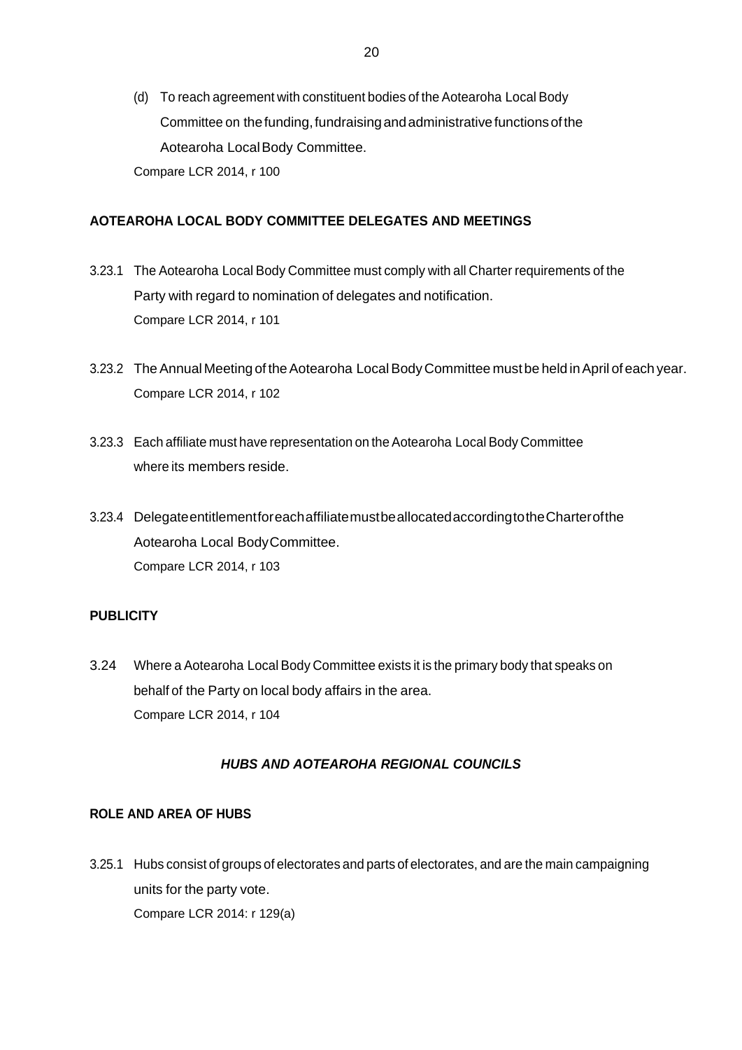(d) To reach agreement with constituent bodies of the Aotearoha Local Body Committee on the funding, fundraising and administrative functions of the Aotearoha Local Body Committee.

Compare LCR 2014, r 100

## AOTEAROHA LOCAL BODY COMMITTEE DELEGATES AND MEETINGS

3.23.1 The Aotearoha Local Body Committee must comply with all Charter requirements of the Party with regard to nomination of delegates and notification.
Compare LCR 2014, r 101

3.23.2 The Annual Meeting of the Aotearoha Local Body Committee must be held in April of each year.
Compare LCR 2014, r 102

3.23.3 Each affiliate must have representation on the Aotearoha Local Body Committee where its members reside.

3.23.4 Delegate entitlement for each affiliate must be allocated according to the Charter of the Aotearoha Local Body Committee.
Compare LCR 2014, r 103

## PUBLICITY

3.24 Where a Aotearoha Local Body Committee exists it is the primary body that speaks on behalf of the Party on local body affairs in the area.
Compare LCR 2014, r 104

## *HUBS AND AOTEAROHA REGIONAL COUNCILS*

## ROLE AND AREA OF HUBS

3.25.1 Hubs consist of groups of electorates and parts of electorates, and are the main campaigning units for the party vote.
Compare LCR 2014: r 129(a)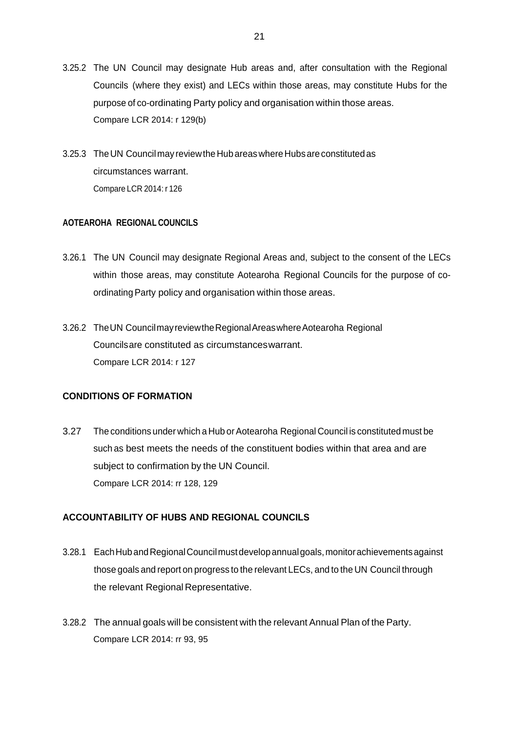3.25.2 The UN Council may designate Hub areas and, after consultation with the Regional Councils (where they exist) and LECs within those areas, may constitute Hubs for the purpose of co-ordinating Party policy and organisation within those areas.
Compare LCR 2014: r 129(b)

3.25.3 The UN Council may review the Hub areas where Hubs are constituted as circumstances warrant.
Compare LCR 2014: r 126

**AOTEAROHA REGIONAL COUNCILS**

3.26.1 The UN Council may designate Regional Areas and, subject to the consent of the LECs within those areas, may constitute Aotearoha Regional Councils for the purpose of co-ordinating Party policy and organisation within those areas.

3.26.2 The UN Council may review the Regional Areas where Aotearoha Regional Councils are constituted as circumstances warrant.
Compare LCR 2014: r 127

**CONDITIONS OF FORMATION**

3.27 The conditions under which a Hub or Aotearoha Regional Council is constituted must be such as best meets the needs of the constituent bodies within that area and are subject to confirmation by the UN Council.
Compare LCR 2014: rr 128, 129

**ACCOUNTABILITY OF HUBS AND REGIONAL COUNCILS**

3.28.1 Each Hub and Regional Council must develop annual goals, monitor achievements against those goals and report on progress to the relevant LECs, and to the UN Council through the relevant Regional Representative.

3.28.2 The annual goals will be consistent with the relevant Annual Plan of the Party.
Compare LCR 2014: rr 93, 95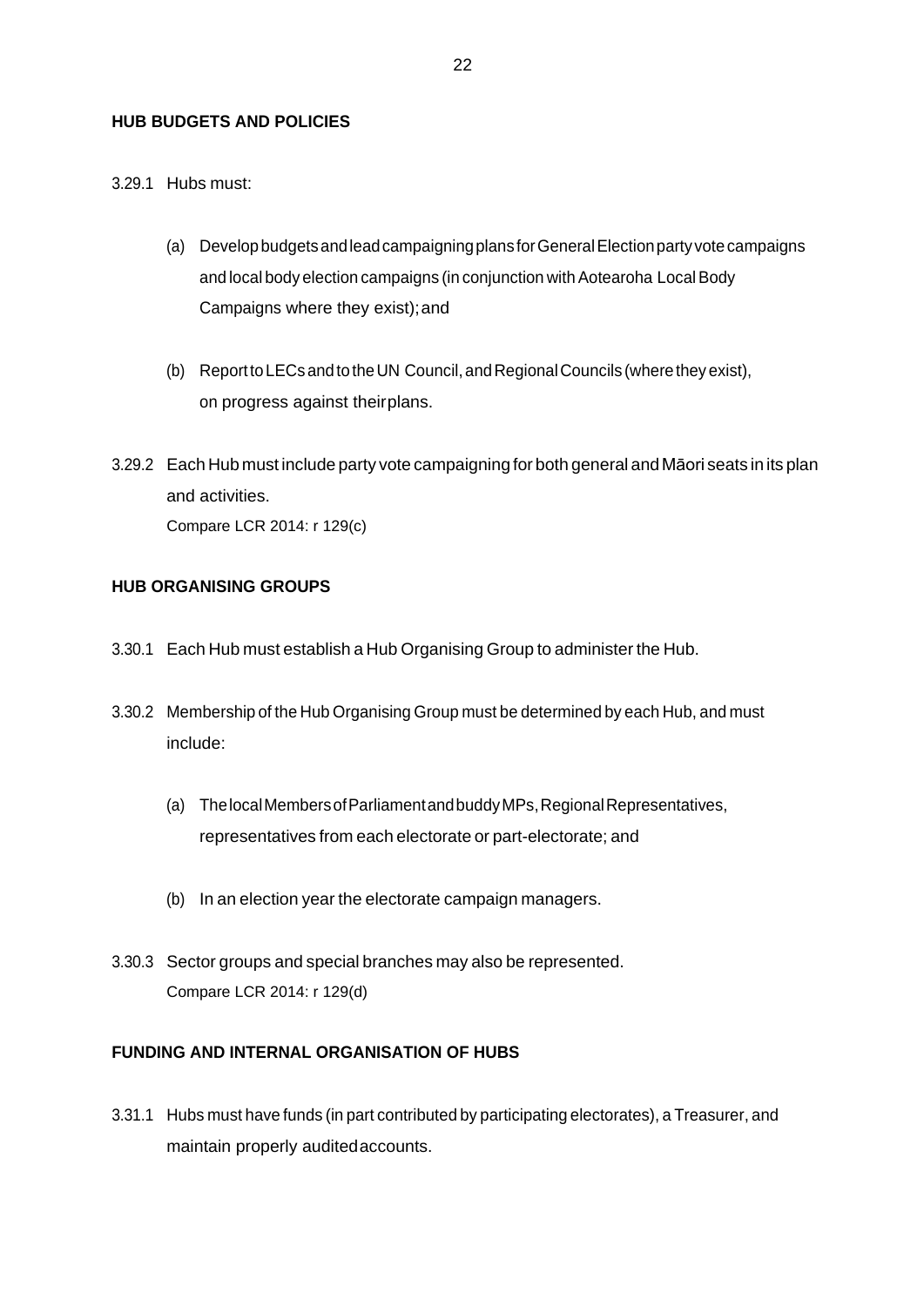**HUB BUDGETS AND POLICIES**

3.29.1 Hubs must:

(a) Develop budgets and lead campaigning plans for General Election party vote campaigns and local body election campaigns (in conjunction with Aotearoha Local Body Campaigns where they exist); and

(b) Report to LECs and to the UN Council, and Regional Councils (where they exist), on progress against their plans.

3.29.2 Each Hub must include party vote campaigning for both general and Māori seats in its plan and activities.
Compare LCR 2014: r 129(c)

**HUB ORGANISING GROUPS**

3.30.1 Each Hub must establish a Hub Organising Group to administer the Hub.

3.30.2 Membership of the Hub Organising Group must be determined by each Hub, and must include:

(a) The local Members of Parliament and buddy MPs, Regional Representatives, representatives from each electorate or part-electorate; and

(b) In an election year the electorate campaign managers.

3.30.3 Sector groups and special branches may also be represented.
Compare LCR 2014: r 129(d)

**FUNDING AND INTERNAL ORGANISATION OF HUBS**

3.31.1 Hubs must have funds (in part contributed by participating electorates), a Treasurer, and maintain properly audited accounts.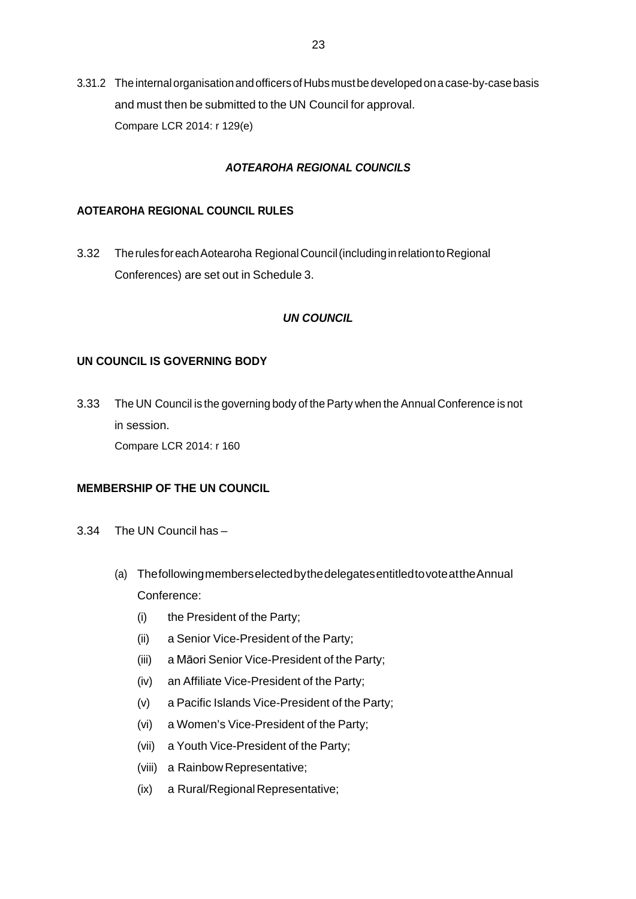3.31.2 The internal organisation and officers of Hubs must be developed on a case-by-case basis and must then be submitted to the UN Council for approval.

Compare LCR 2014: r 129(e)

### *AOTEAROHA REGIONAL COUNCILS*

#### AOTEAROHA REGIONAL COUNCIL RULES

3.32 The rules for each Aotearoha Regional Council (including in relation to Regional Conferences) are set out in Schedule 3.

### *UN COUNCIL*

#### UN COUNCIL IS GOVERNING BODY

3.33 The UN Council is the governing body of the Party when the Annual Conference is not in session.

Compare LCR 2014: r 160

#### MEMBERSHIP OF THE UN COUNCIL

3.34 The UN Council has –

(a) The following members elected by the delegates entitled to vote at the Annual Conference:

(i) the President of the Party;

(ii) a Senior Vice-President of the Party;

(iii) a Māori Senior Vice-President of the Party;

(iv) an Affiliate Vice-President of the Party;

(v) a Pacific Islands Vice-President of the Party;

(vi) a Women's Vice-President of the Party;

(vii) a Youth Vice-President of the Party;

(viii) a Rainbow Representative;

(ix) a Rural/Regional Representative;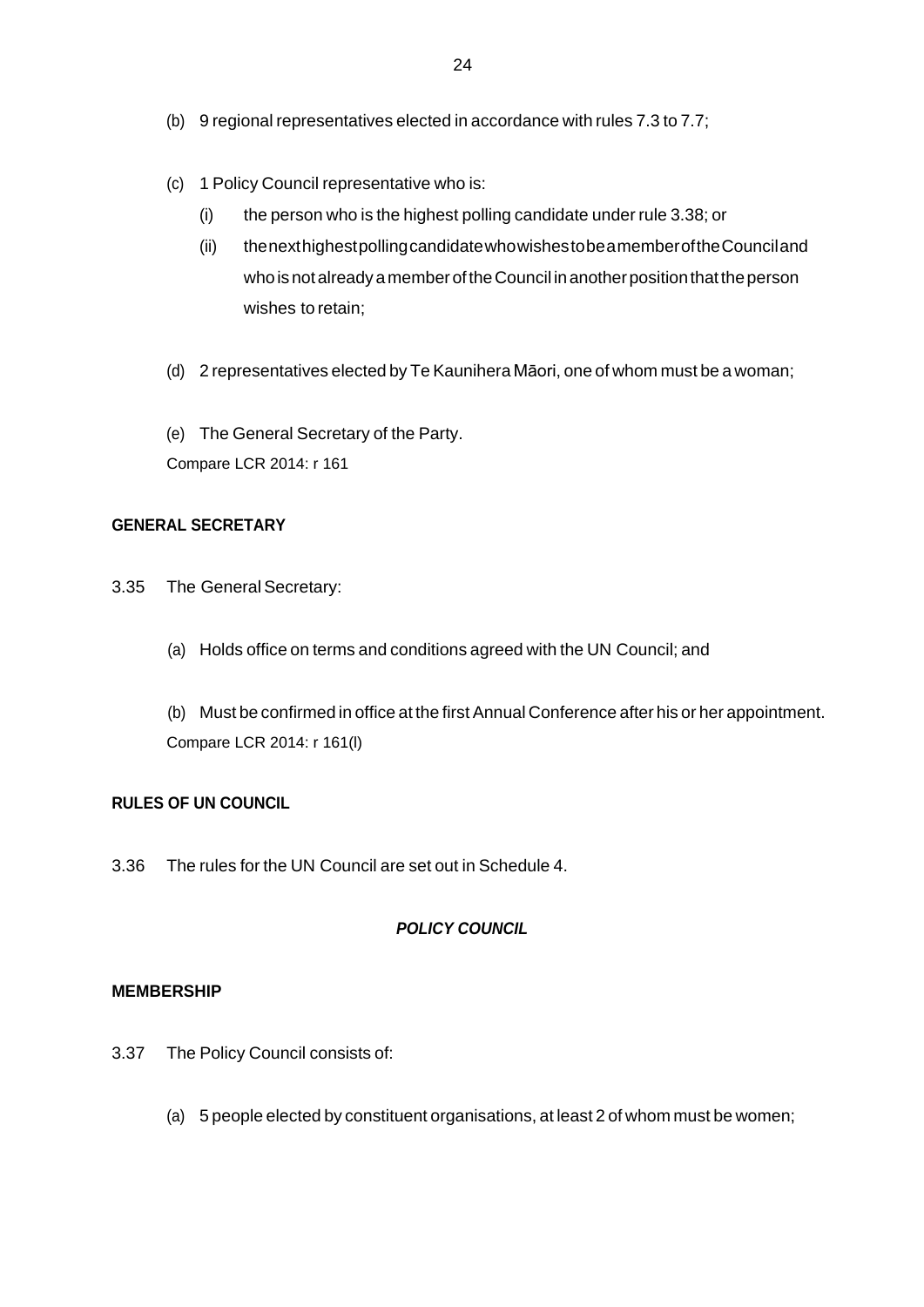(b) 9 regional representatives elected in accordance with rules 7.3 to 7.7;

(c) 1 Policy Council representative who is:

   (i) the person who is the highest polling candidate under rule 3.38; or

   (ii) the next highest polling candidate who wishes to be a member of the Council and who is not already a member of the Council in another position that the person wishes to retain;

(d) 2 representatives elected by Te Kaunihera Māori, one of whom must be a woman;

(e) The General Secretary of the Party.

Compare LCR 2014: r 161

**GENERAL SECRETARY**

3.35 The General Secretary:

(a) Holds office on terms and conditions agreed with the UN Council; and

(b) Must be confirmed in office at the first Annual Conference after his or her appointment.

Compare LCR 2014: r 161(l)

**RULES OF UN COUNCIL**

3.36 The rules for the UN Council are set out in Schedule 4.

***POLICY COUNCIL***

**MEMBERSHIP**

3.37 The Policy Council consists of:

(a) 5 people elected by constituent organisations, at least 2 of whom must be women;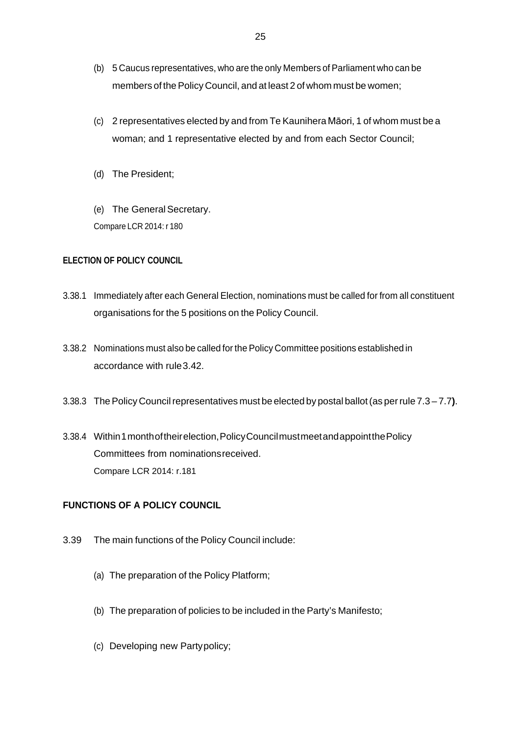(b) 5 Caucus representatives, who are the only Members of Parliament who can be members of the Policy Council, and at least 2 of whom must be women;

(c) 2 representatives elected by and from Te Kaunihera Māori, 1 of whom must be a woman; and 1 representative elected by and from each Sector Council;

(d) The President;

(e) The General Secretary.

Compare LCR 2014: r 180

#### ELECTION OF POLICY COUNCIL

3.38.1 Immediately after each General Election, nominations must be called for from all constituent organisations for the 5 positions on the Policy Council.

3.38.2 Nominations must also be called for the Policy Committee positions established in accordance with rule 3.42.

3.38.3 The Policy Council representatives must be elected by postal ballot (as per rule 7.3 – 7.7**)**.

3.38.4 Within 1 month of their election, Policy Council must meet and appoint the Policy Committees from nominations received.

Compare LCR 2014: r.181

#### FUNCTIONS OF A POLICY COUNCIL

3.39 The main functions of the Policy Council include:

(a) The preparation of the Policy Platform;

(b) The preparation of policies to be included in the Party's Manifesto;

(c) Developing new Party policy;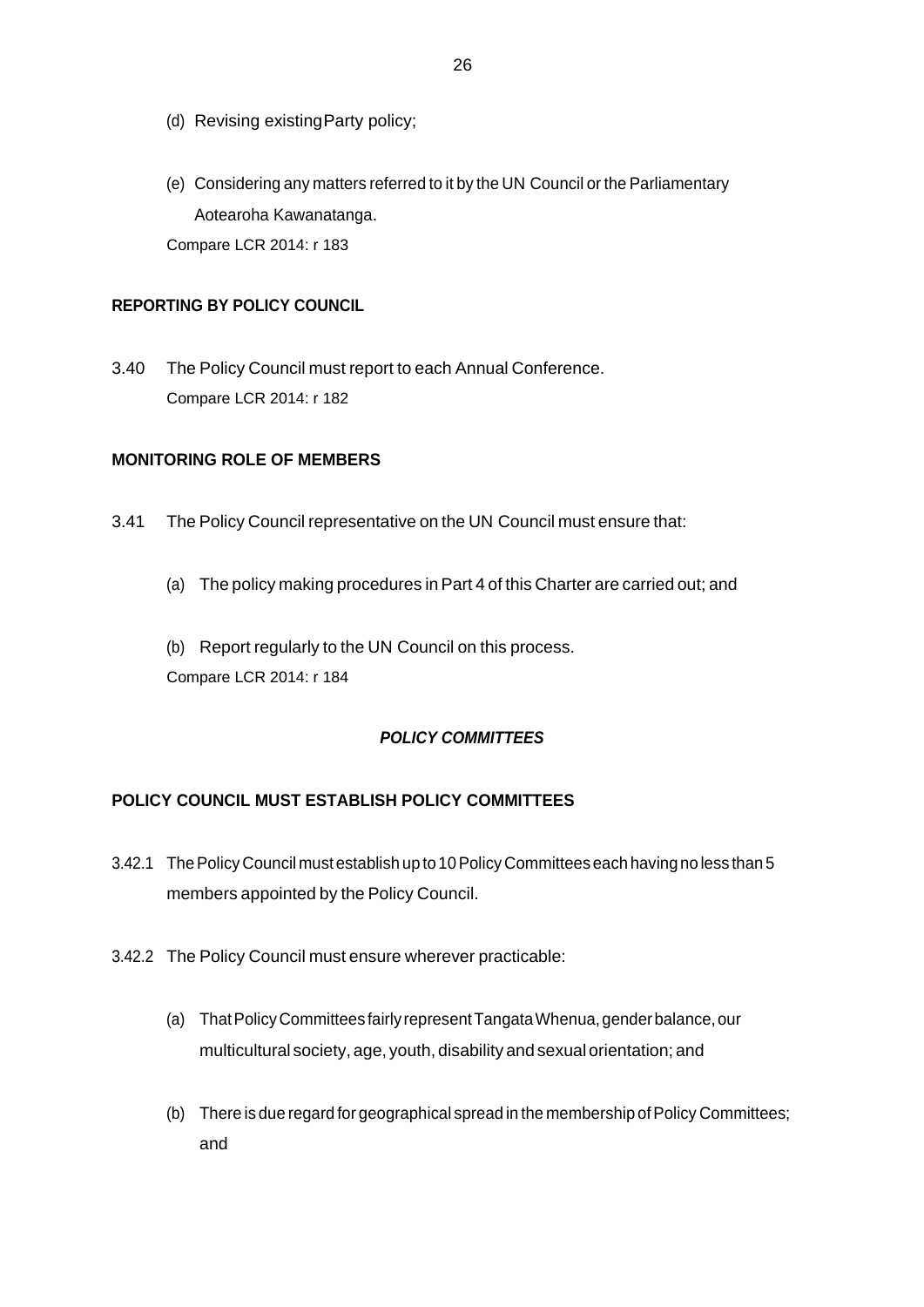(d) Revising existing Party policy;

(e) Considering any matters referred to it by the UN Council or the Parliamentary Aotearoha Kawanatanga.

Compare LCR 2014: r 183

**REPORTING BY POLICY COUNCIL**

3.40 The Policy Council must report to each Annual Conference.

Compare LCR 2014: r 182

**MONITORING ROLE OF MEMBERS**

3.41 The Policy Council representative on the UN Council must ensure that:

(a) The policy making procedures in Part 4 of this Charter are carried out; and

(b) Report regularly to the UN Council on this process.

Compare LCR 2014: r 184

***POLICY COMMITTEES***

**POLICY COUNCIL MUST ESTABLISH POLICY COMMITTEES**

3.42.1 The Policy Council must establish up to 10 Policy Committees each having no less than 5 members appointed by the Policy Council.

3.42.2 The Policy Council must ensure wherever practicable:

(a) That Policy Committees fairly represent Tangata Whenua, gender balance, our multicultural society, age, youth, disability and sexual orientation; and

(b) There is due regard for geographical spread in the membership of Policy Committees; and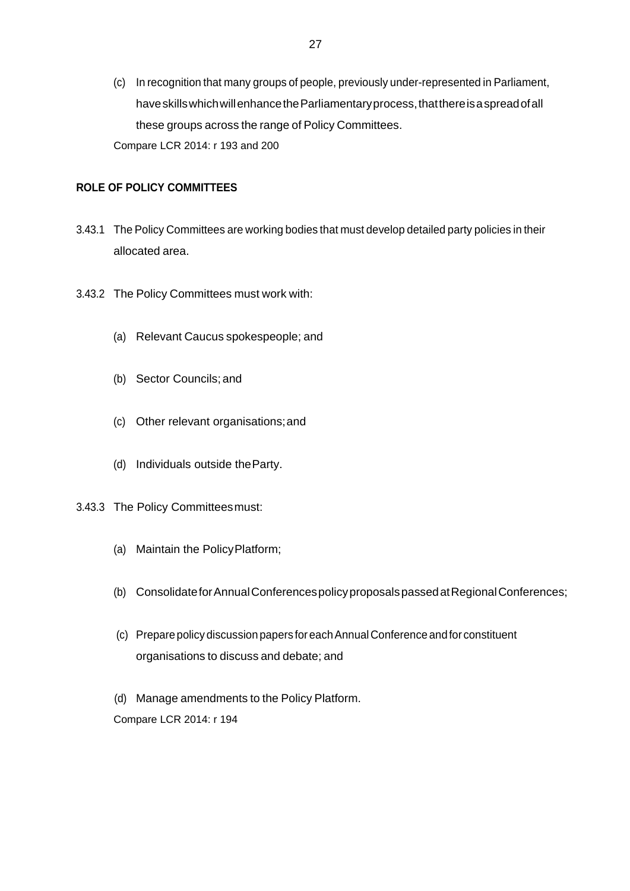(c) In recognition that many groups of people, previously under-represented in Parliament, have skills which will enhance the Parliamentary process, that there is a spread of all these groups across the range of Policy Committees.

Compare LCR 2014: r 193 and 200

**ROLE OF POLICY COMMITTEES**

3.43.1 The Policy Committees are working bodies that must develop detailed party policies in their allocated area.

3.43.2 The Policy Committees must work with:

(a) Relevant Caucus spokespeople; and

(b) Sector Councils; and

(c) Other relevant organisations; and

(d) Individuals outside the Party.

3.43.3 The Policy Committees must:

(a) Maintain the Policy Platform;

(b) Consolidate for Annual Conferences policy proposals passed at Regional Conferences;

(c) Prepare policy discussion papers for each Annual Conference and for constituent organisations to discuss and debate; and

(d) Manage amendments to the Policy Platform.

Compare LCR 2014: r 194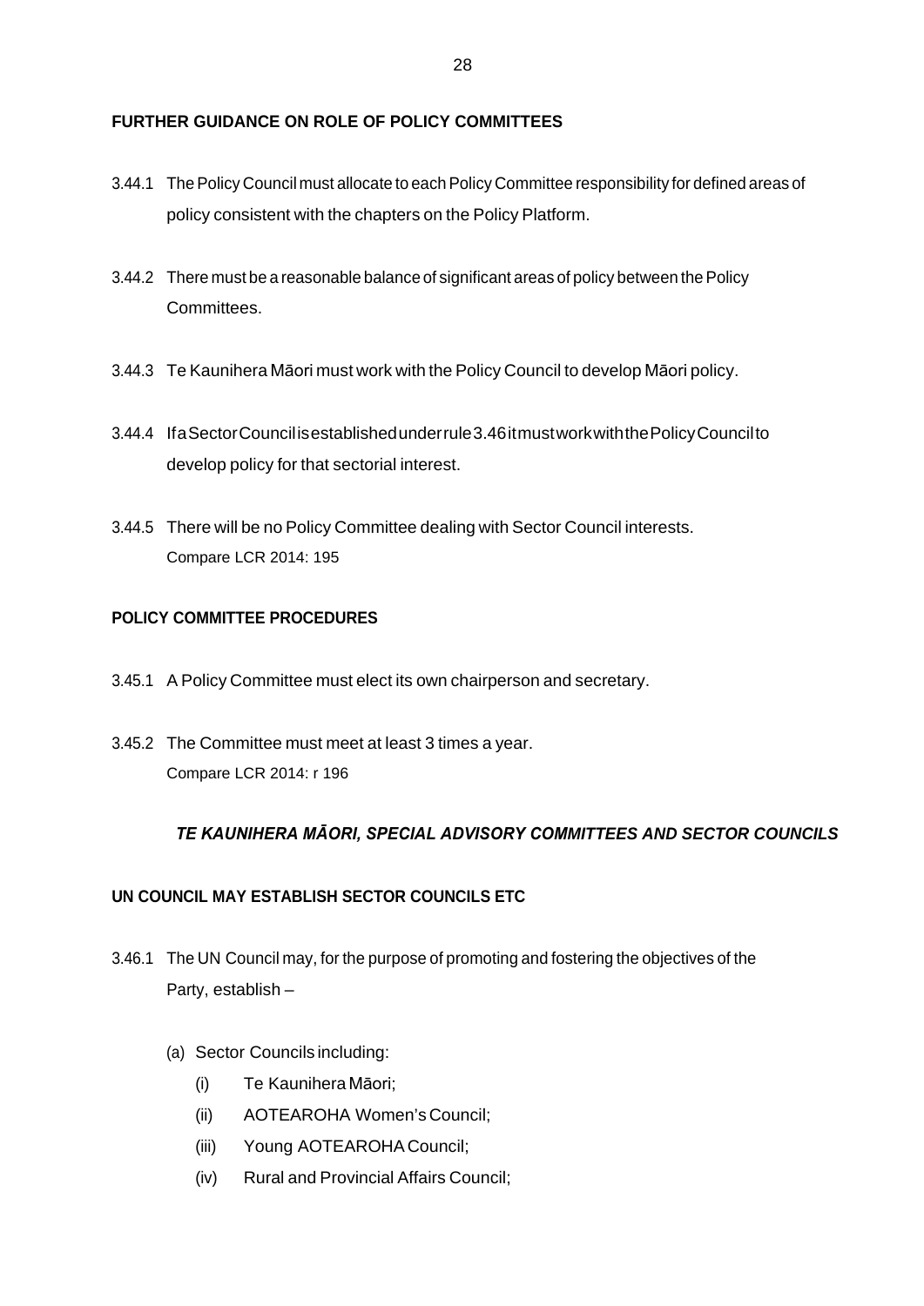**FURTHER GUIDANCE ON ROLE OF POLICY COMMITTEES**

3.44.1 The Policy Council must allocate to each Policy Committee responsibility for defined areas of policy consistent with the chapters on the Policy Platform.

3.44.2 There must be a reasonable balance of significant areas of policy between the Policy Committees.

3.44.3 Te Kaunihera Māori must work with the Policy Council to develop Māori policy.

3.44.4 If a Sector Council is established under rule 3.46 it must work with the Policy Council to develop policy for that sectorial interest.

3.44.5 There will be no Policy Committee dealing with Sector Council interests.
Compare LCR 2014: 195

**POLICY COMMITTEE PROCEDURES**

3.45.1 A Policy Committee must elect its own chairperson and secretary.

3.45.2 The Committee must meet at least 3 times a year.
Compare LCR 2014: r 196

***TE KAUNIHERA MĀORI, SPECIAL ADVISORY COMMITTEES AND SECTOR COUNCILS***

**UN COUNCIL MAY ESTABLISH SECTOR COUNCILS ETC**

3.46.1 The UN Council may, for the purpose of promoting and fostering the objectives of the Party, establish –

(a) Sector Councils including:
  (i) Te Kaunihera Māori;
  (ii) AOTEAROHA Women's Council;
  (iii) Young AOTEAROHA Council;
  (iv) Rural and Provincial Affairs Council;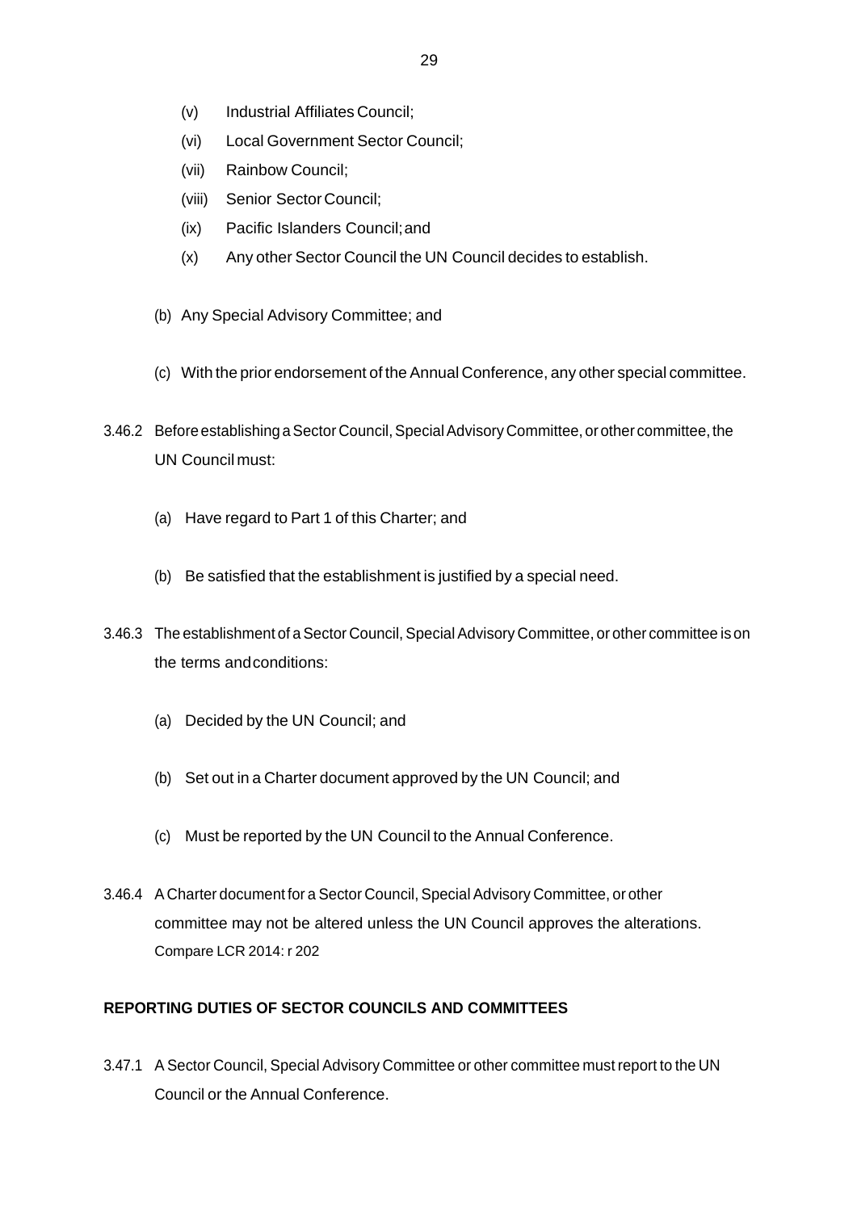(v) Industrial Affiliates Council;

(vi) Local Government Sector Council;

(vii) Rainbow Council;

(viii) Senior Sector Council;

(ix) Pacific Islanders Council; and

(x) Any other Sector Council the UN Council decides to establish.

(b) Any Special Advisory Committee; and

(c) With the prior endorsement of the Annual Conference, any other special committee.

3.46.2 Before establishing a Sector Council, Special Advisory Committee, or other committee, the UN Council must:

(a) Have regard to Part 1 of this Charter; and

(b) Be satisfied that the establishment is justified by a special need.

3.46.3 The establishment of a Sector Council, Special Advisory Committee, or other committee is on the terms and conditions:

(a) Decided by the UN Council; and

(b) Set out in a Charter document approved by the UN Council; and

(c) Must be reported by the UN Council to the Annual Conference.

3.46.4 A Charter document for a Sector Council, Special Advisory Committee, or other committee may not be altered unless the UN Council approves the alterations.
Compare LCR 2014: r 202

**REPORTING DUTIES OF SECTOR COUNCILS AND COMMITTEES**

3.47.1 A Sector Council, Special Advisory Committee or other committee must report to the UN Council or the Annual Conference.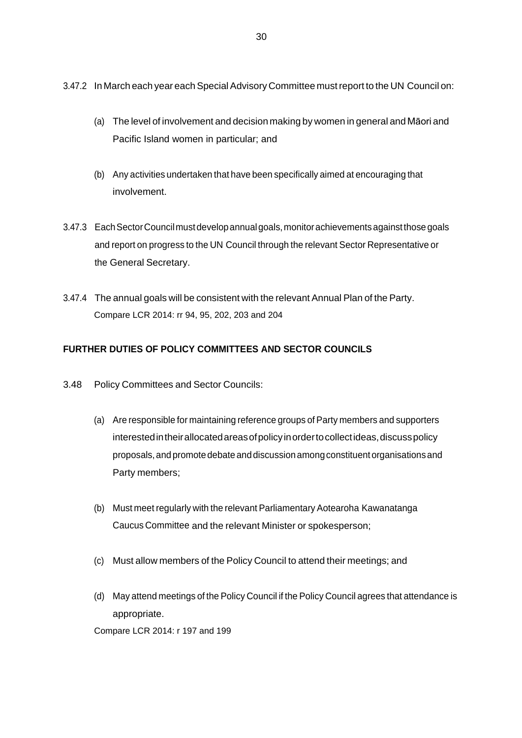3.47.2 In March each year each Special Advisory Committee must report to the UN Council on:

(a) The level of involvement and decision making by women in general and Māori and Pacific Island women in particular; and

(b) Any activities undertaken that have been specifically aimed at encouraging that involvement.

3.47.3 Each Sector Council must develop annual goals, monitor achievements against those goals and report on progress to the UN Council through the relevant Sector Representative or the General Secretary.

3.47.4 The annual goals will be consistent with the relevant Annual Plan of the Party.

Compare LCR 2014: rr 94, 95, 202, 203 and 204

**FURTHER DUTIES OF POLICY COMMITTEES AND SECTOR COUNCILS**

3.48 Policy Committees and Sector Councils:

(a) Are responsible for maintaining reference groups of Party members and supporters interested in their allocated areas of policy in order to collect ideas, discuss policy proposals, and promote debate and discussion among constituent organisations and Party members;

(b) Must meet regularly with the relevant Parliamentary Aotearoha Kawanatanga Caucus Committee and the relevant Minister or spokesperson;

(c) Must allow members of the Policy Council to attend their meetings; and

(d) May attend meetings of the Policy Council if the Policy Council agrees that attendance is appropriate.

Compare LCR 2014: r 197 and 199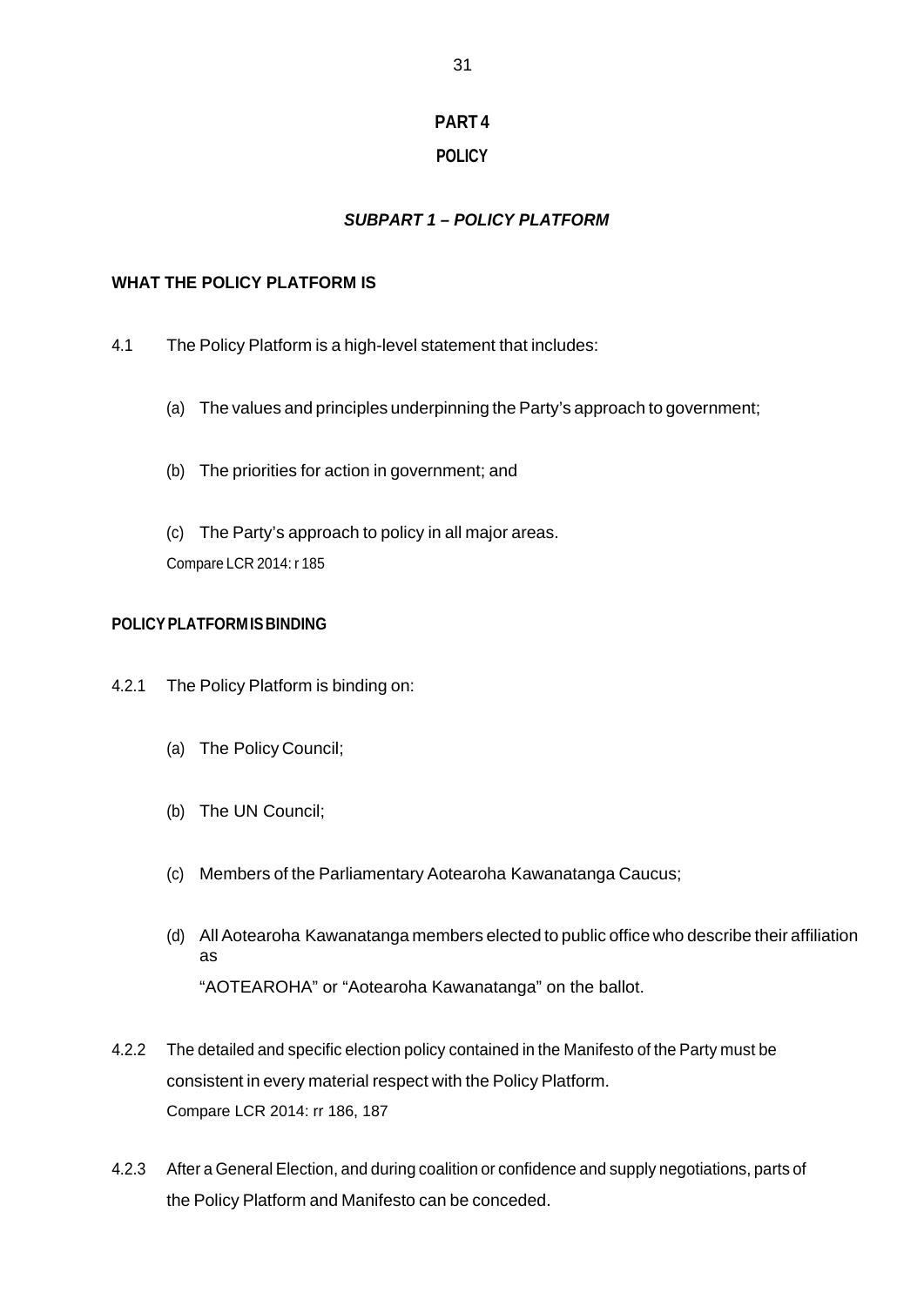# PART 4

# POLICY

### *SUBPART 1 – POLICY PLATFORM*

#### WHAT THE POLICY PLATFORM IS

4.1 The Policy Platform is a high-level statement that includes:

(a) The values and principles underpinning the Party's approach to government;

(b) The priorities for action in government; and

(c) The Party's approach to policy in all major areas.

Compare LCR 2014: r 185

#### POLICY PLATFORM IS BINDING

4.2.1 The Policy Platform is binding on:

(a) The Policy Council;

(b) The UN Council;

(c) Members of the Parliamentary Aotearoha Kawanatanga Caucus;

(d) All Aotearoha Kawanatanga members elected to public office who describe their affiliation as "AOTEAROHA" or "Aotearoha Kawanatanga" on the ballot.

4.2.2 The detailed and specific election policy contained in the Manifesto of the Party must be consistent in every material respect with the Policy Platform.

Compare LCR 2014: rr 186, 187

4.2.3 After a General Election, and during coalition or confidence and supply negotiations, parts of the Policy Platform and Manifesto can be conceded.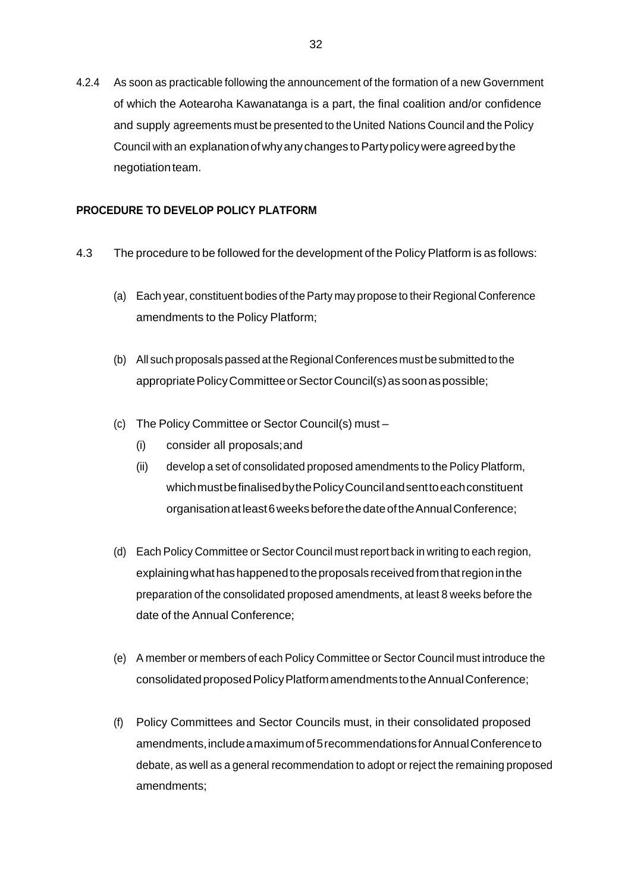4.2.4 As soon as practicable following the announcement of the formation of a new Government of which the Aotearoha Kawanatanga is a part, the final coalition and/or confidence and supply agreements must be presented to the United Nations Council and the Policy Council with an explanation of why any changes to Party policy were agreed by the negotiation team.

**PROCEDURE TO DEVELOP POLICY PLATFORM**

4.3 The procedure to be followed for the development of the Policy Platform is as follows:

(a) Each year, constituent bodies of the Party may propose to their Regional Conference amendments to the Policy Platform;

(b) All such proposals passed at the Regional Conferences must be submitted to the appropriate Policy Committee or Sector Council(s) as soon as possible;

(c) The Policy Committee or Sector Council(s) must –

   (i) consider all proposals; and

   (ii) develop a set of consolidated proposed amendments to the Policy Platform, which must be finalised by the Policy Council and sent to each constituent organisation at least 6 weeks before the date of the Annual Conference;

(d) Each Policy Committee or Sector Council must report back in writing to each region, explaining what has happened to the proposals received from that region in the preparation of the consolidated proposed amendments, at least 8 weeks before the date of the Annual Conference;

(e) A member or members of each Policy Committee or Sector Council must introduce the consolidated proposed Policy Platform amendments to the Annual Conference;

(f) Policy Committees and Sector Councils must, in their consolidated proposed amendments, include a maximum of 5 recommendations for Annual Conference to debate, as well as a general recommendation to adopt or reject the remaining proposed amendments;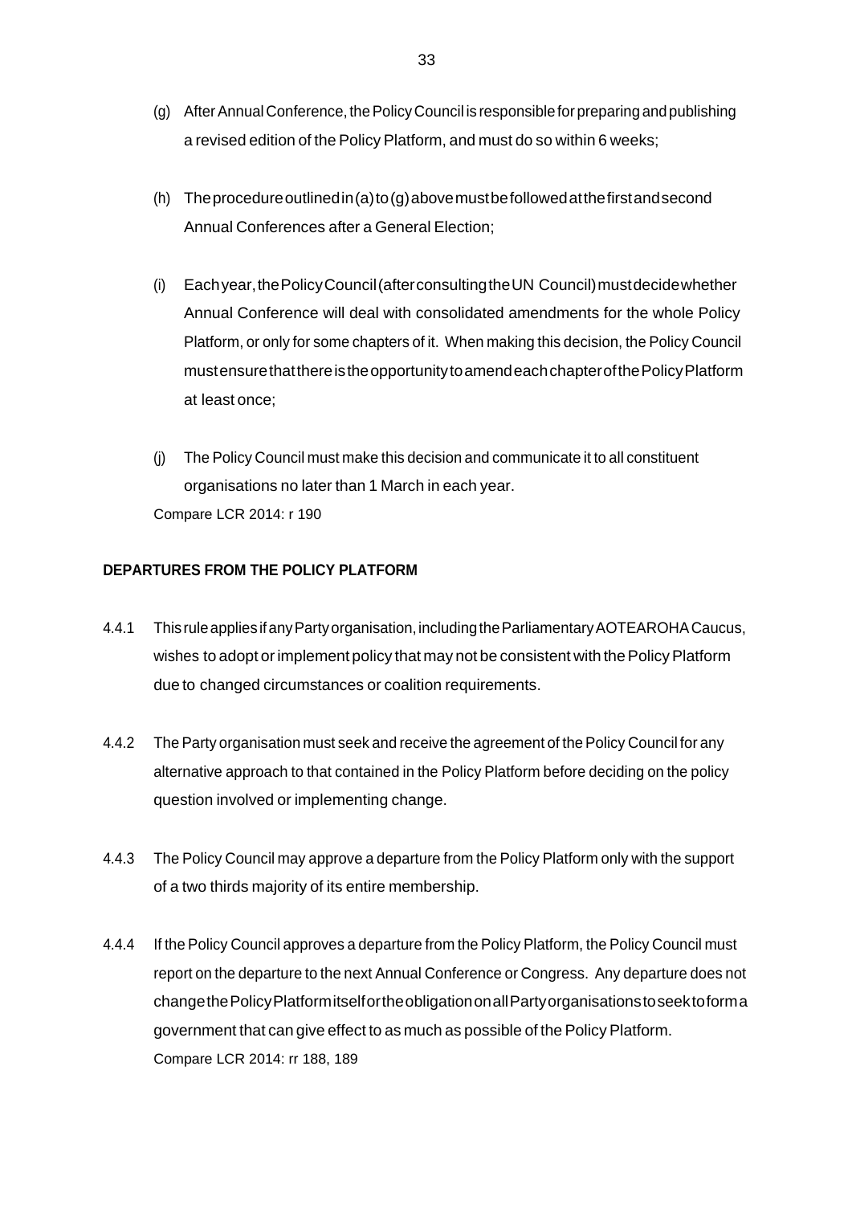(g) After Annual Conference, the Policy Council is responsible for preparing and publishing a revised edition of the Policy Platform, and must do so within 6 weeks;

(h) The procedure outlined in (a) to (g) above must be followed at the first and second Annual Conferences after a General Election;

(i) Each year, the Policy Council (after consulting the UN Council) must decide whether Annual Conference will deal with consolidated amendments for the whole Policy Platform, or only for some chapters of it. When making this decision, the Policy Council must ensure that there is the opportunity to amend each chapter of the Policy Platform at least once;

(j) The Policy Council must make this decision and communicate it to all constituent organisations no later than 1 March in each year.

Compare LCR 2014: r 190

**DEPARTURES FROM THE POLICY PLATFORM**

4.4.1 This rule applies if any Party organisation, including the Parliamentary AOTEAROHA Caucus, wishes to adopt or implement policy that may not be consistent with the Policy Platform due to changed circumstances or coalition requirements.

4.4.2 The Party organisation must seek and receive the agreement of the Policy Council for any alternative approach to that contained in the Policy Platform before deciding on the policy question involved or implementing change.

4.4.3 The Policy Council may approve a departure from the Policy Platform only with the support of a two thirds majority of its entire membership.

4.4.4 If the Policy Council approves a departure from the Policy Platform, the Policy Council must report on the departure to the next Annual Conference or Congress. Any departure does not change the Policy Platform itself or the obligation on all Party organisations to seek to form a government that can give effect to as much as possible of the Policy Platform.

Compare LCR 2014: rr 188, 189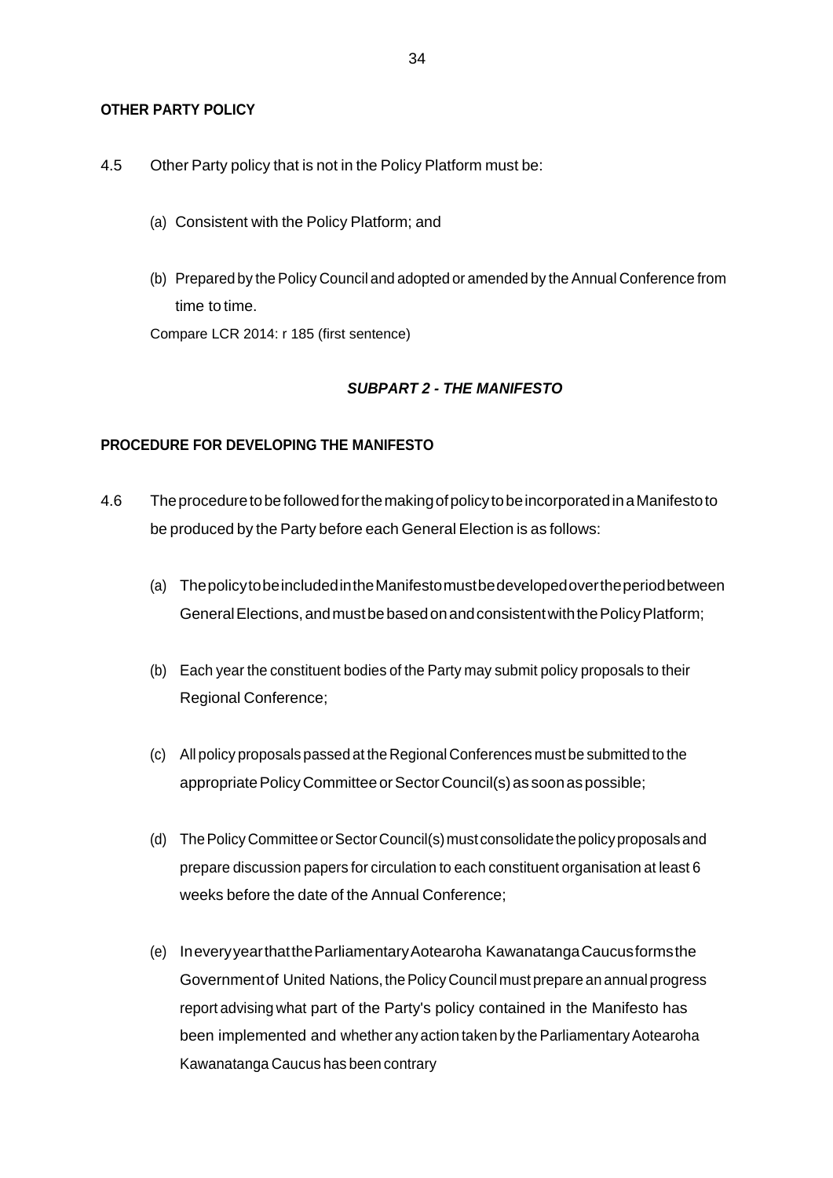**OTHER PARTY POLICY**

4.5 Other Party policy that is not in the Policy Platform must be:

(a) Consistent with the Policy Platform; and

(b) Prepared by the Policy Council and adopted or amended by the Annual Conference from time to time.

Compare LCR 2014: r 185 (first sentence)

***SUBPART 2 - THE MANIFESTO***

**PROCEDURE FOR DEVELOPING THE MANIFESTO**

4.6 The procedure to be followed for the making of policy to be incorporated in a Manifesto to be produced by the Party before each General Election is as follows:

(a) The policy to be included in the Manifesto must be developed over the period between General Elections, and must be based on and consistent with the Policy Platform;

(b) Each year the constituent bodies of the Party may submit policy proposals to their Regional Conference;

(c) All policy proposals passed at the Regional Conferences must be submitted to the appropriate Policy Committee or Sector Council(s) as soon as possible;

(d) The Policy Committee or Sector Council(s) must consolidate the policy proposals and prepare discussion papers for circulation to each constituent organisation at least 6 weeks before the date of the Annual Conference;

(e) In every year that the Parliamentary Aotearoha Kawanatanga Caucus forms the Government of United Nations, the Policy Council must prepare an annual progress report advising what part of the Party's policy contained in the Manifesto has been implemented and whether any action taken by the Parliamentary Aotearoha Kawanatanga Caucus has been contrary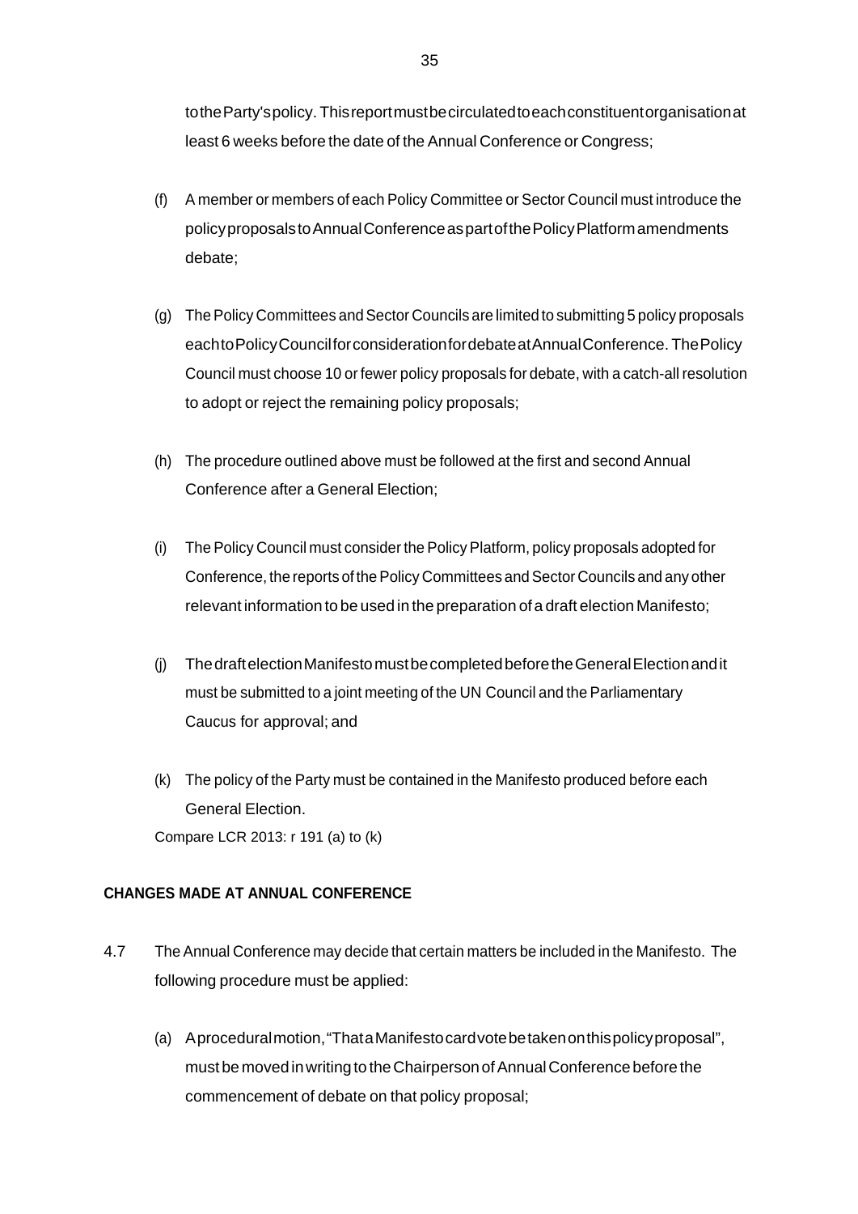to the Party's policy. This report must be circulated to each constituent organisation at least 6 weeks before the date of the Annual Conference or Congress;

(f) A member or members of each Policy Committee or Sector Council must introduce the policy proposals to Annual Conference as part of the Policy Platform amendments debate;

(g) The Policy Committees and Sector Councils are limited to submitting 5 policy proposals each to Policy Council for consideration for debate at Annual Conference. The Policy Council must choose 10 or fewer policy proposals for debate, with a catch-all resolution to adopt or reject the remaining policy proposals;

(h) The procedure outlined above must be followed at the first and second Annual Conference after a General Election;

(i) The Policy Council must consider the Policy Platform, policy proposals adopted for Conference, the reports of the Policy Committees and Sector Councils and any other relevant information to be used in the preparation of a draft election Manifesto;

(j) The draft election Manifesto must be completed before the General Election and it must be submitted to a joint meeting of the UN Council and the Parliamentary Caucus for approval; and

(k) The policy of the Party must be contained in the Manifesto produced before each General Election.

Compare LCR 2013: r 191 (a) to (k)

**CHANGES MADE AT ANNUAL CONFERENCE**

4.7 The Annual Conference may decide that certain matters be included in the Manifesto. The following procedure must be applied:

(a) A procedural motion, "That a Manifesto card vote be taken on this policy proposal", must be moved in writing to the Chairperson of Annual Conference before the commencement of debate on that policy proposal;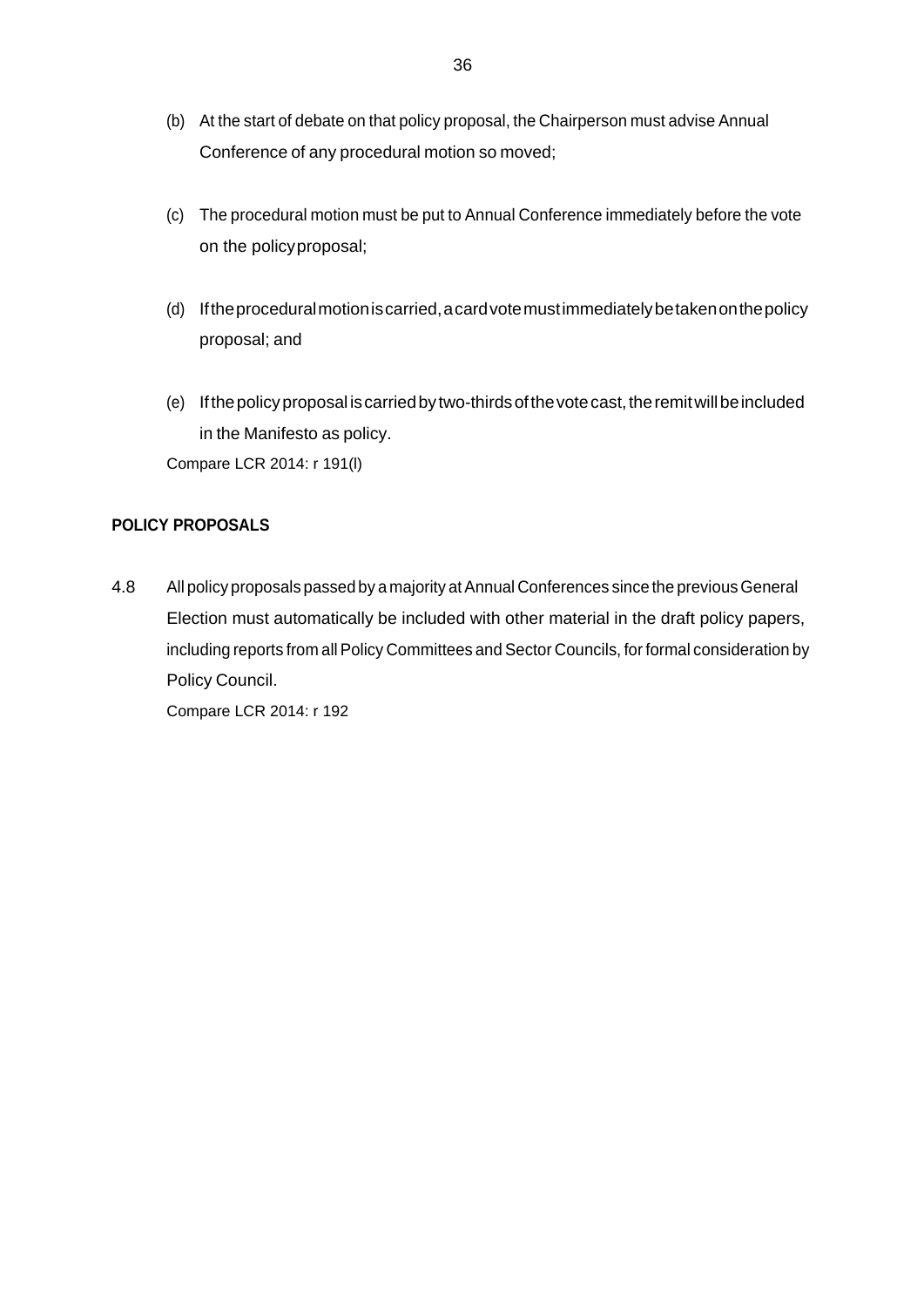(b) At the start of debate on that policy proposal, the Chairperson must advise Annual Conference of any procedural motion so moved;

(c) The procedural motion must be put to Annual Conference immediately before the vote on the policy proposal;

(d) If the procedural motion is carried, a card vote must immediately be taken on the policy proposal; and

(e) If the policy proposal is carried by two-thirds of the vote cast, the remit will be included in the Manifesto as policy.

Compare LCR 2014: r 191(l)

**POLICY PROPOSALS**

4.8 All policy proposals passed by a majority at Annual Conferences since the previous General Election must automatically be included with other material in the draft policy papers, including reports from all Policy Committees and Sector Councils, for formal consideration by Policy Council.

Compare LCR 2014: r 192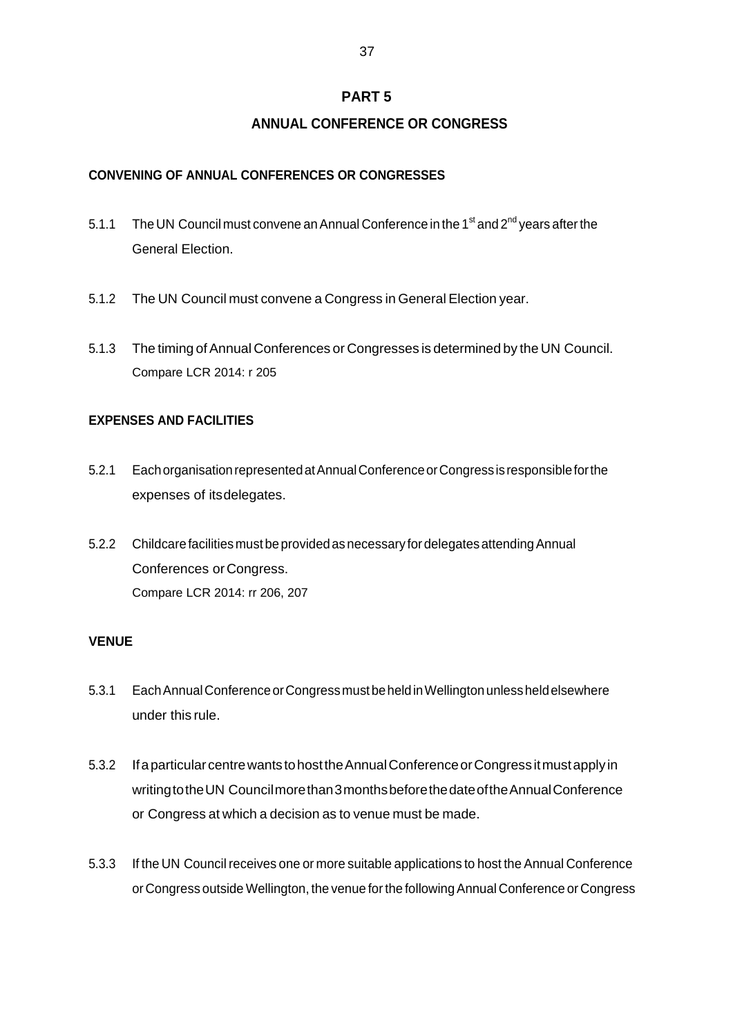# PART 5

## ANNUAL CONFERENCE OR CONGRESS

### CONVENING OF ANNUAL CONFERENCES OR CONGRESSES

5.1.1 The UN Council must convene an Annual Conference in the 1st and 2nd years after the General Election.

5.1.2 The UN Council must convene a Congress in General Election year.

5.1.3 The timing of Annual Conferences or Congresses is determined by the UN Council.
Compare LCR 2014: r 205

### EXPENSES AND FACILITIES

5.2.1 Each organisation represented at Annual Conference or Congress is responsible for the expenses of its delegates.

5.2.2 Childcare facilities must be provided as necessary for delegates attending Annual Conferences or Congress.
Compare LCR 2014: rr 206, 207

### VENUE

5.3.1 Each Annual Conference or Congress must be held in Wellington unless held elsewhere under this rule.

5.3.2 If a particular centre wants to host the Annual Conference or Congress it must apply in writing to the UN Council more than 3 months before the date of the Annual Conference or Congress at which a decision as to venue must be made.

5.3.3 If the UN Council receives one or more suitable applications to host the Annual Conference or Congress outside Wellington, the venue for the following Annual Conference or Congress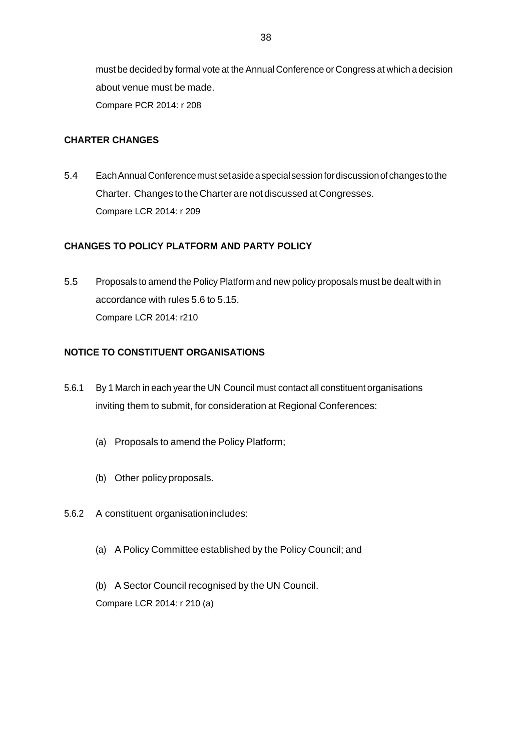must be decided by formal vote at the Annual Conference or Congress at which a decision about venue must be made.
Compare PCR 2014: r 208

**CHARTER CHANGES**

5.4 Each Annual Conference must set aside a special session for discussion of changes to the Charter. Changes to the Charter are not discussed at Congresses.
Compare LCR 2014: r 209

**CHANGES TO POLICY PLATFORM AND PARTY POLICY**

5.5 Proposals to amend the Policy Platform and new policy proposals must be dealt with in accordance with rules 5.6 to 5.15.
Compare LCR 2014: r210

**NOTICE TO CONSTITUENT ORGANISATIONS**

5.6.1 By 1 March in each year the UN Council must contact all constituent organisations inviting them to submit, for consideration at Regional Conferences:

(a) Proposals to amend the Policy Platform;

(b) Other policy proposals.

5.6.2 A constituent organisation includes:

(a) A Policy Committee established by the Policy Council; and

(b) A Sector Council recognised by the UN Council.
Compare LCR 2014: r 210 (a)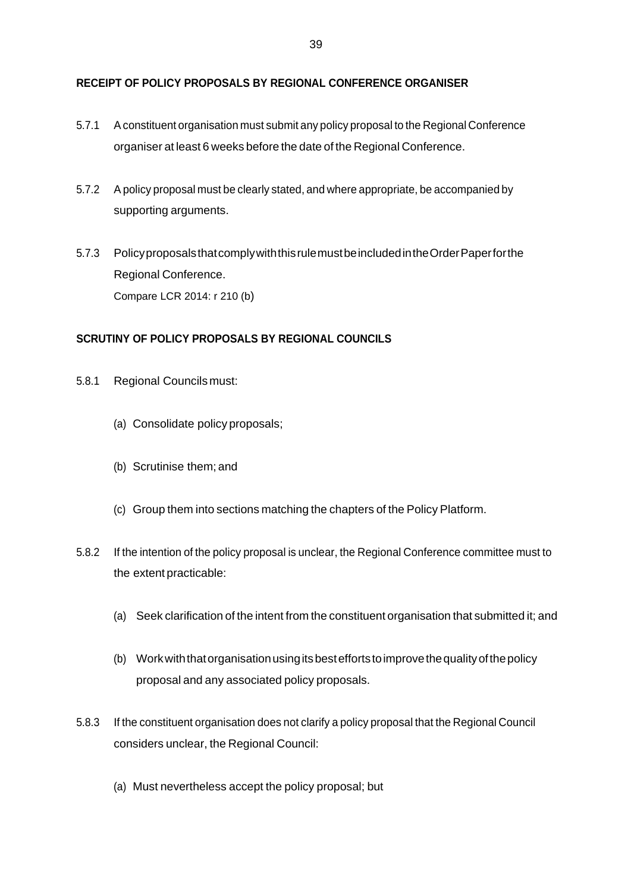### RECEIPT OF POLICY PROPOSALS BY REGIONAL CONFERENCE ORGANISER

5.7.1 A constituent organisation must submit any policy proposal to the Regional Conference organiser at least 6 weeks before the date of the Regional Conference.

5.7.2 A policy proposal must be clearly stated, and where appropriate, be accompanied by supporting arguments.

5.7.3 Policy proposals that comply with this rule must be included in the Order Paper for the Regional Conference.

Compare LCR 2014: r 210 (b)

### SCRUTINY OF POLICY PROPOSALS BY REGIONAL COUNCILS

5.8.1 Regional Councils must:

(a) Consolidate policy proposals;

(b) Scrutinise them; and

(c) Group them into sections matching the chapters of the Policy Platform.

5.8.2 If the intention of the policy proposal is unclear, the Regional Conference committee must to the extent practicable:

(a) Seek clarification of the intent from the constituent organisation that submitted it; and

(b) Work with that organisation using its best efforts to improve the quality of the policy proposal and any associated policy proposals.

5.8.3 If the constituent organisation does not clarify a policy proposal that the Regional Council considers unclear, the Regional Council:

(a) Must nevertheless accept the policy proposal; but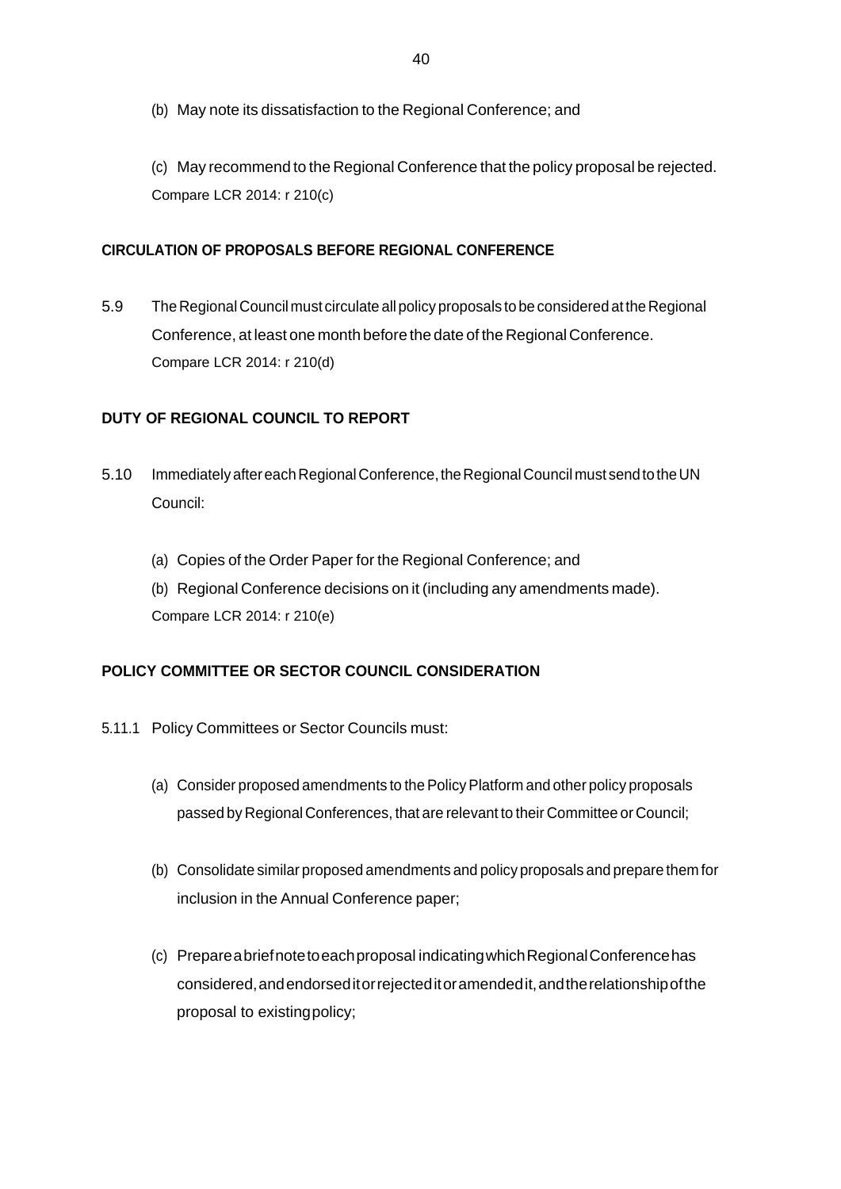(b) May note its dissatisfaction to the Regional Conference; and

(c) May recommend to the Regional Conference that the policy proposal be rejected.
Compare LCR 2014: r 210(c)

**CIRCULATION OF PROPOSALS BEFORE REGIONAL CONFERENCE**

5.9 The Regional Council must circulate all policy proposals to be considered at the Regional Conference, at least one month before the date of the Regional Conference.
Compare LCR 2014: r 210(d)

**DUTY OF REGIONAL COUNCIL TO REPORT**

5.10 Immediately after each Regional Conference, the Regional Council must send to the UN Council:

(a) Copies of the Order Paper for the Regional Conference; and

(b) Regional Conference decisions on it (including any amendments made).
Compare LCR 2014: r 210(e)

**POLICY COMMITTEE OR SECTOR COUNCIL CONSIDERATION**

5.11.1 Policy Committees or Sector Councils must:

(a) Consider proposed amendments to the Policy Platform and other policy proposals passed by Regional Conferences, that are relevant to their Committee or Council;

(b) Consolidate similar proposed amendments and policy proposals and prepare them for inclusion in the Annual Conference paper;

(c) Prepare a brief note to each proposal indicating which Regional Conference has considered, and endorsed it or rejected it or amended it, and the relationship of the proposal to existing policy;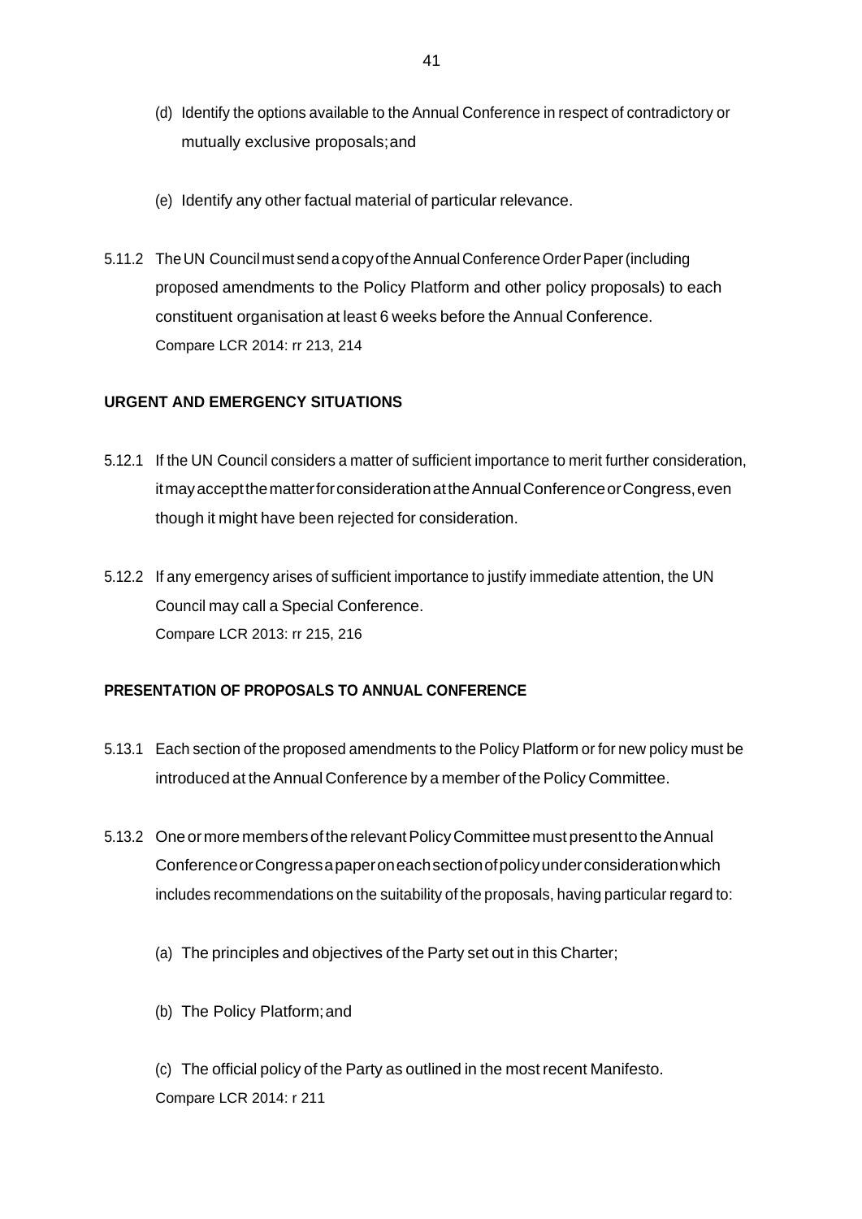(d) Identify the options available to the Annual Conference in respect of contradictory or mutually exclusive proposals; and

(e) Identify any other factual material of particular relevance.

5.11.2 The UN Council must send a copy of the Annual Conference Order Paper (including proposed amendments to the Policy Platform and other policy proposals) to each constituent organisation at least 6 weeks before the Annual Conference.
Compare LCR 2014: rr 213, 214

**URGENT AND EMERGENCY SITUATIONS**

5.12.1 If the UN Council considers a matter of sufficient importance to merit further consideration, it may accept the matter for consideration at the Annual Conference or Congress, even though it might have been rejected for consideration.

5.12.2 If any emergency arises of sufficient importance to justify immediate attention, the UN Council may call a Special Conference.
Compare LCR 2013: rr 215, 216

**PRESENTATION OF PROPOSALS TO ANNUAL CONFERENCE**

5.13.1 Each section of the proposed amendments to the Policy Platform or for new policy must be introduced at the Annual Conference by a member of the Policy Committee.

5.13.2 One or more members of the relevant Policy Committee must present to the Annual Conference or Congress a paper on each section of policy under consideration which includes recommendations on the suitability of the proposals, having particular regard to:

(a) The principles and objectives of the Party set out in this Charter;

(b) The Policy Platform; and

(c) The official policy of the Party as outlined in the most recent Manifesto.
Compare LCR 2014: r 211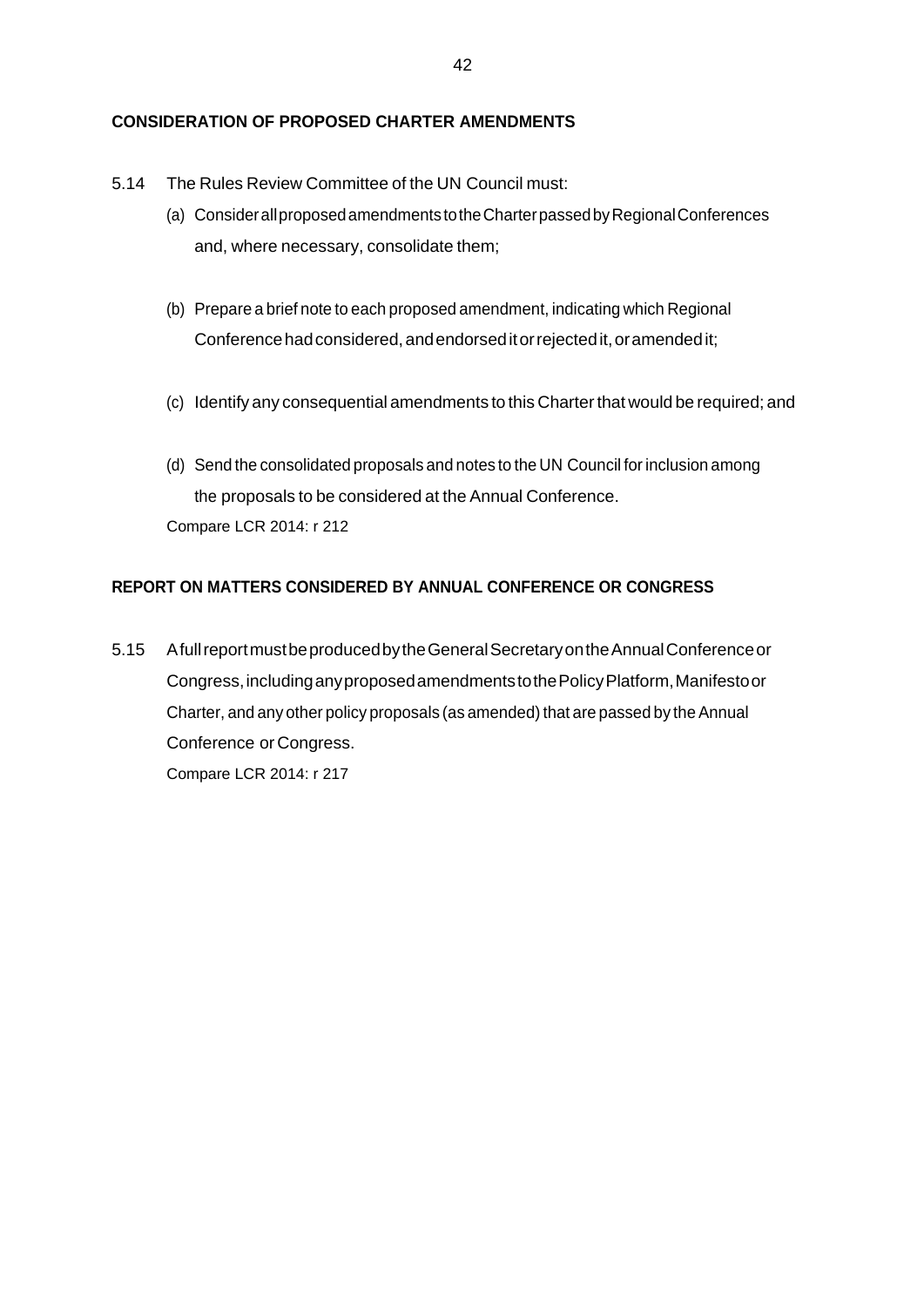**CONSIDERATION OF PROPOSED CHARTER AMENDMENTS**

5.14 The Rules Review Committee of the UN Council must:

(a) Consider all proposed amendments to the Charter passed by Regional Conferences and, where necessary, consolidate them;

(b) Prepare a brief note to each proposed amendment, indicating which Regional Conference had considered, and endorsed it or rejected it, or amended it;

(c) Identify any consequential amendments to this Charter that would be required; and

(d) Send the consolidated proposals and notes to the UN Council for inclusion among the proposals to be considered at the Annual Conference.

Compare LCR 2014: r 212

**REPORT ON MATTERS CONSIDERED BY ANNUAL CONFERENCE OR CONGRESS**

5.15 A full report must be produced by the General Secretary on the Annual Conference or Congress, including any proposed amendments to the Policy Platform, Manifesto or Charter, and any other policy proposals (as amended) that are passed by the Annual Conference or Congress.

Compare LCR 2014: r 217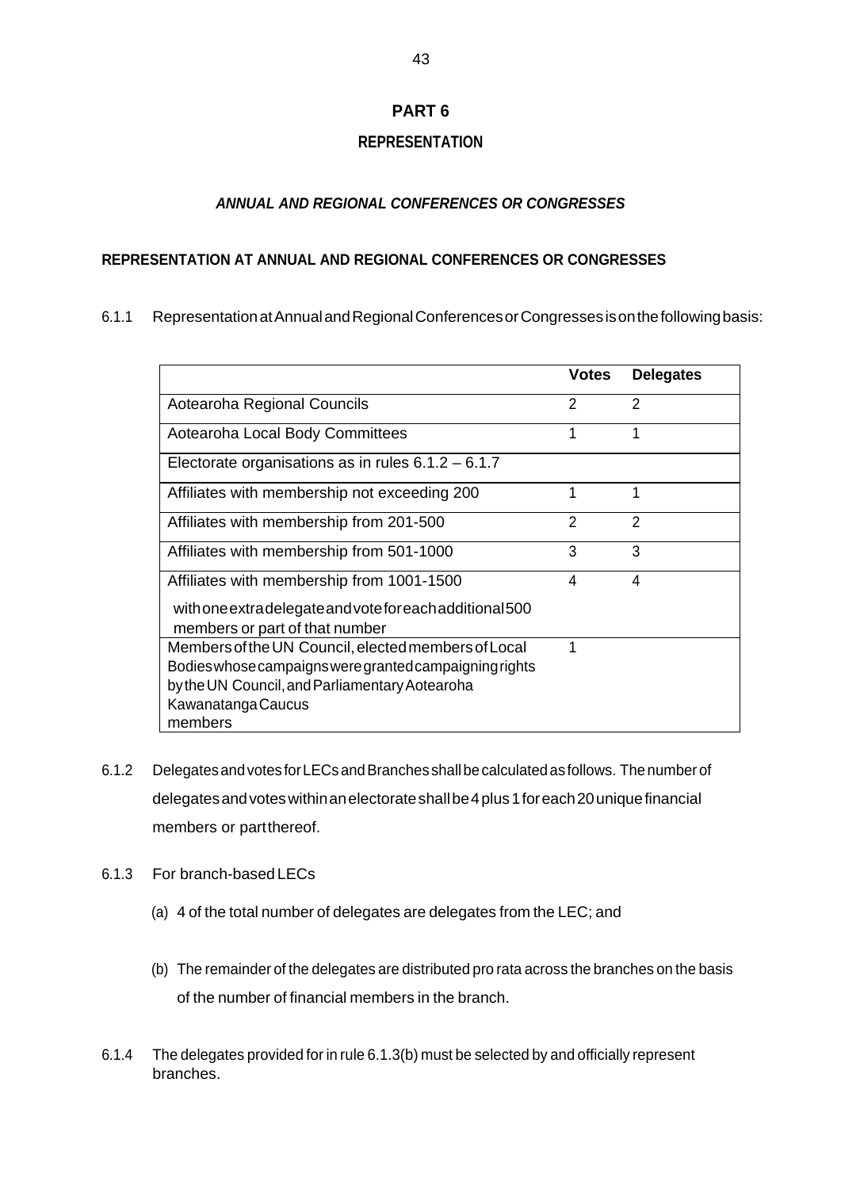# PART 6

## REPRESENTATION

### *ANNUAL AND REGIONAL CONFERENCES OR CONGRESSES*

#### REPRESENTATION AT ANNUAL AND REGIONAL CONFERENCES OR CONGRESSES

6.1.1 Representation at Annual and Regional Conferences or Congresses is on the following basis:

| | **Votes** | **Delegates** |
|---|---|---|
| Aotearoha Regional Councils | 2 | 2 |
| Aotearoha Local Body Committees | 1 | 1 |
| Electorate organisations as in rules 6.1.2 – 6.1.7 | | |
| Affiliates with membership not exceeding 200 | 1 | 1 |
| Affiliates with membership from 201-500 | 2 | 2 |
| Affiliates with membership from 501-1000 | 3 | 3 |
| Affiliates with membership from 1001-1500 with one extra delegate and vote for each additional 500 members or part of that number | 4 | 4 |
| Members of the UN Council, elected members of Local Bodies whose campaigns were granted campaigning rights by the UN Council, and Parliamentary Aotearoha Kawanatanga Caucus members | 1 | |

6.1.2 Delegates and votes for LECs and Branches shall be calculated as follows. The number of delegates and votes within an electorate shall be 4 plus 1 for each 20 unique financial members or part thereof.

6.1.3 For branch-based LECs

(a) 4 of the total number of delegates are delegates from the LEC; and

(b) The remainder of the delegates are distributed pro rata across the branches on the basis of the number of financial members in the branch.

6.1.4 The delegates provided for in rule 6.1.3(b) must be selected by and officially represent branches.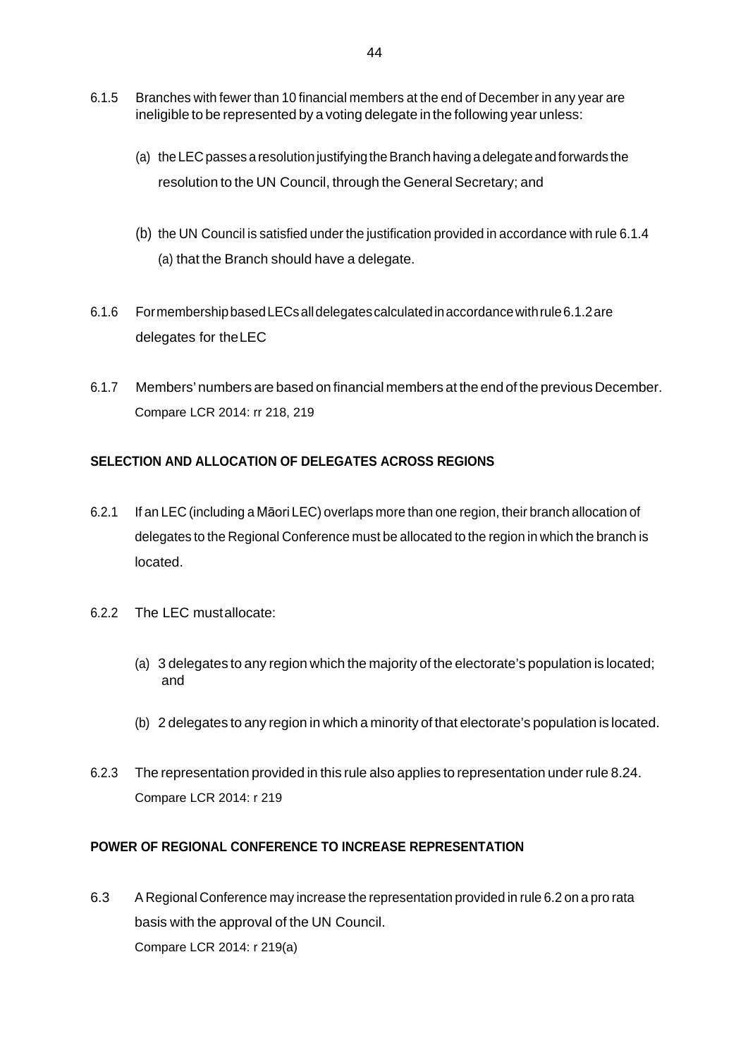6.1.5 Branches with fewer than 10 financial members at the end of December in any year are ineligible to be represented by a voting delegate in the following year unless:

(a) the LEC passes a resolution justifying the Branch having a delegate and forwards the resolution to the UN Council, through the General Secretary; and

(b) the UN Council is satisfied under the justification provided in accordance with rule 6.1.4 (a) that the Branch should have a delegate.

6.1.6 For membership based LECs all delegates calculated in accordance with rule 6.1.2 are delegates for the LEC

6.1.7 Members' numbers are based on financial members at the end of the previous December.
Compare LCR 2014: rr 218, 219

**SELECTION AND ALLOCATION OF DELEGATES ACROSS REGIONS**

6.2.1 If an LEC (including a Māori LEC) overlaps more than one region, their branch allocation of delegates to the Regional Conference must be allocated to the region in which the branch is located.

6.2.2 The LEC must allocate:

(a) 3 delegates to any region which the majority of the electorate's population is located; and

(b) 2 delegates to any region in which a minority of that electorate's population is located.

6.2.3 The representation provided in this rule also applies to representation under rule 8.24.
Compare LCR 2014: r 219

**POWER OF REGIONAL CONFERENCE TO INCREASE REPRESENTATION**

6.3 A Regional Conference may increase the representation provided in rule 6.2 on a pro rata basis with the approval of the UN Council.
Compare LCR 2014: r 219(a)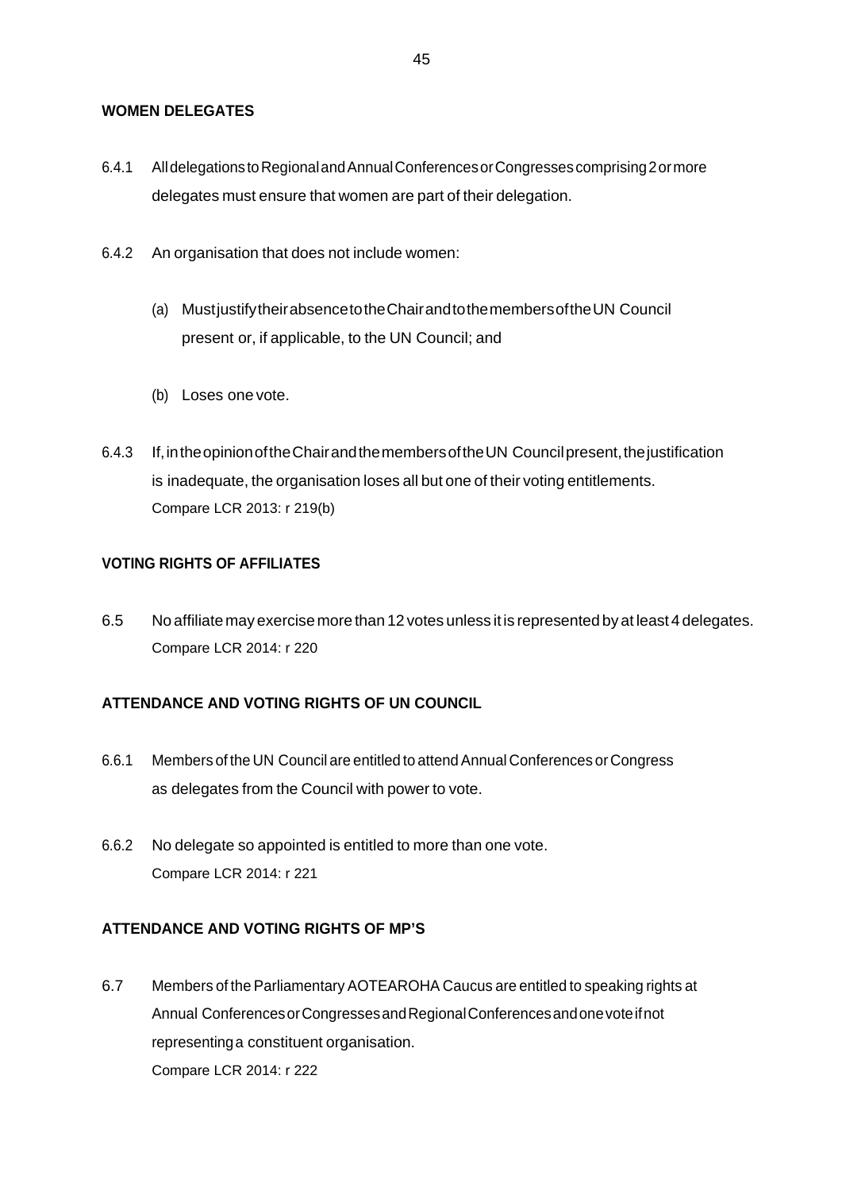**WOMEN DELEGATES**

6.4.1 All delegations to Regional and Annual Conferences or Congresses comprising 2 or more delegates must ensure that women are part of their delegation.

6.4.2 An organisation that does not include women:

(a) Must justify their absence to the Chair and to the members of the UN Council present or, if applicable, to the UN Council; and

(b) Loses one vote.

6.4.3 If, in the opinion of the Chair and the members of the UN Council present, the justification is inadequate, the organisation loses all but one of their voting entitlements.
Compare LCR 2013: r 219(b)

**VOTING RIGHTS OF AFFILIATES**

6.5 No affiliate may exercise more than 12 votes unless it is represented by at least 4 delegates.
Compare LCR 2014: r 220

**ATTENDANCE AND VOTING RIGHTS OF UN COUNCIL**

6.6.1 Members of the UN Council are entitled to attend Annual Conferences or Congress as delegates from the Council with power to vote.

6.6.2 No delegate so appointed is entitled to more than one vote.
Compare LCR 2014: r 221

**ATTENDANCE AND VOTING RIGHTS OF MP'S**

6.7 Members of the Parliamentary AOTEAROHA Caucus are entitled to speaking rights at Annual Conferences or Congresses and Regional Conferences and one vote if not representing a constituent organisation.
Compare LCR 2014: r 222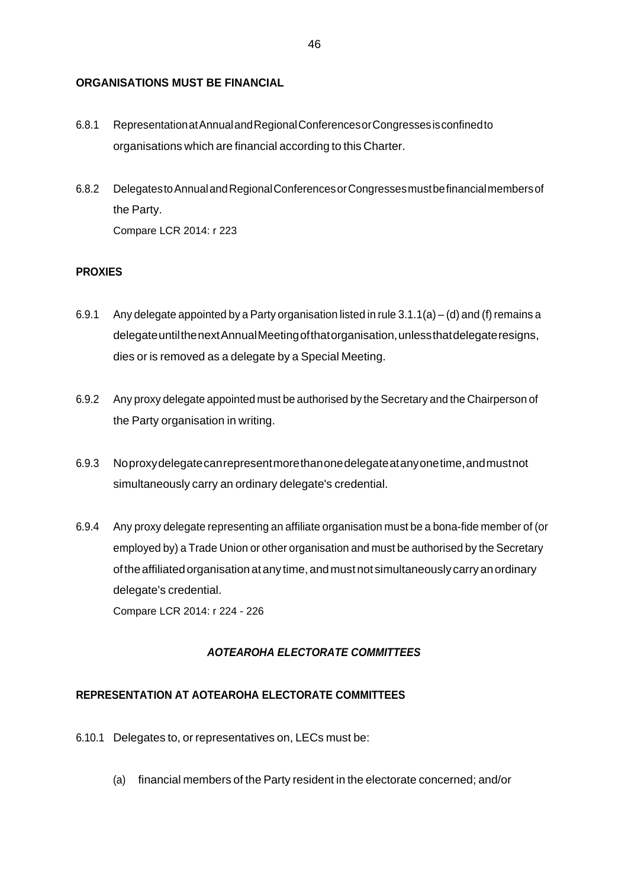**ORGANISATIONS MUST BE FINANCIAL**

6.8.1 Representation at Annual and Regional Conferences or Congresses is confined to organisations which are financial according to this Charter.

6.8.2 Delegates to Annual and Regional Conferences or Congresses must be financial members of the Party.

Compare LCR 2014: r 223

**PROXIES**

6.9.1 Any delegate appointed by a Party organisation listed in rule 3.1.1(a) – (d) and (f) remains a delegate until the next Annual Meeting of that organisation, unless that delegate resigns, dies or is removed as a delegate by a Special Meeting.

6.9.2 Any proxy delegate appointed must be authorised by the Secretary and the Chairperson of the Party organisation in writing.

6.9.3 No proxy delegate can represent more than one delegate at any one time, and must not simultaneously carry an ordinary delegate's credential.

6.9.4 Any proxy delegate representing an affiliate organisation must be a bona-fide member of (or employed by) a Trade Union or other organisation and must be authorised by the Secretary of the affiliated organisation at any time, and must not simultaneously carry an ordinary delegate's credential.

Compare LCR 2014: r 224 - 226

***AOTEAROHA ELECTORATE COMMITTEES***

**REPRESENTATION AT AOTEAROHA ELECTORATE COMMITTEES**

6.10.1 Delegates to, or representatives on, LECs must be:

(a) financial members of the Party resident in the electorate concerned; and/or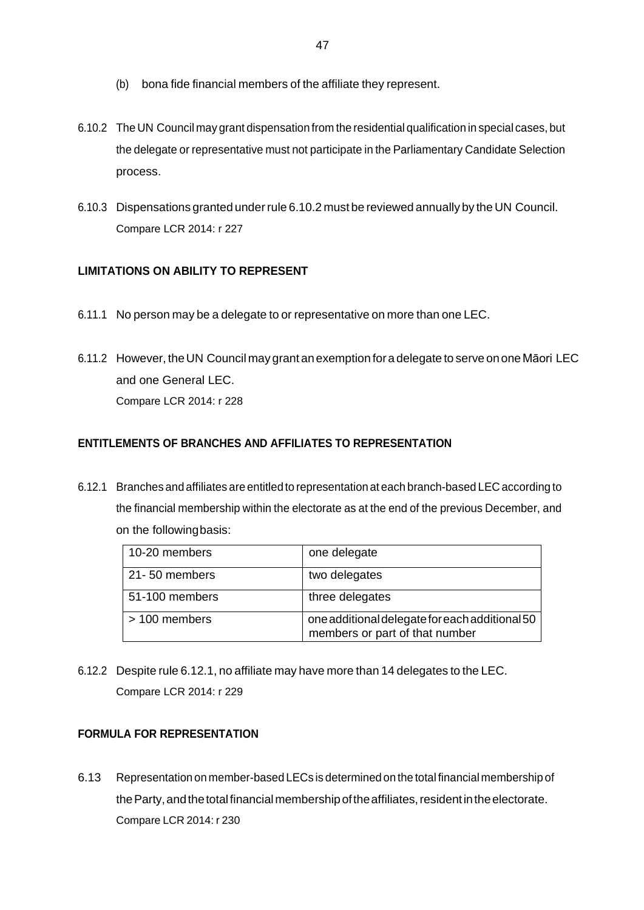(b) bona fide financial members of the affiliate they represent.

6.10.2 The UN Council may grant dispensation from the residential qualification in special cases, but the delegate or representative must not participate in the Parliamentary Candidate Selection process.

6.10.3 Dispensations granted under rule 6.10.2 must be reviewed annually by the UN Council.
Compare LCR 2014: r 227

**LIMITATIONS ON ABILITY TO REPRESENT**

6.11.1 No person may be a delegate to or representative on more than one LEC.

6.11.2 However, the UN Council may grant an exemption for a delegate to serve on one Māori LEC and one General LEC.
Compare LCR 2014: r 228

**ENTITLEMENTS OF BRANCHES AND AFFILIATES TO REPRESENTATION**

6.12.1 Branches and affiliates are entitled to representation at each branch-based LEC according to the financial membership within the electorate as at the end of the previous December, and on the following basis:

| | |
|---|---|
| 10-20 members | one delegate |
| 21- 50 members | two delegates |
| 51-100 members | three delegates |
| > 100 members | one additional delegate for each additional 50 members or part of that number |

6.12.2 Despite rule 6.12.1, no affiliate may have more than 14 delegates to the LEC.
Compare LCR 2014: r 229

**FORMULA FOR REPRESENTATION**

6.13 Representation on member-based LECs is determined on the total financial membership of the Party, and the total financial membership of the affiliates, resident in the electorate.
Compare LCR 2014: r 230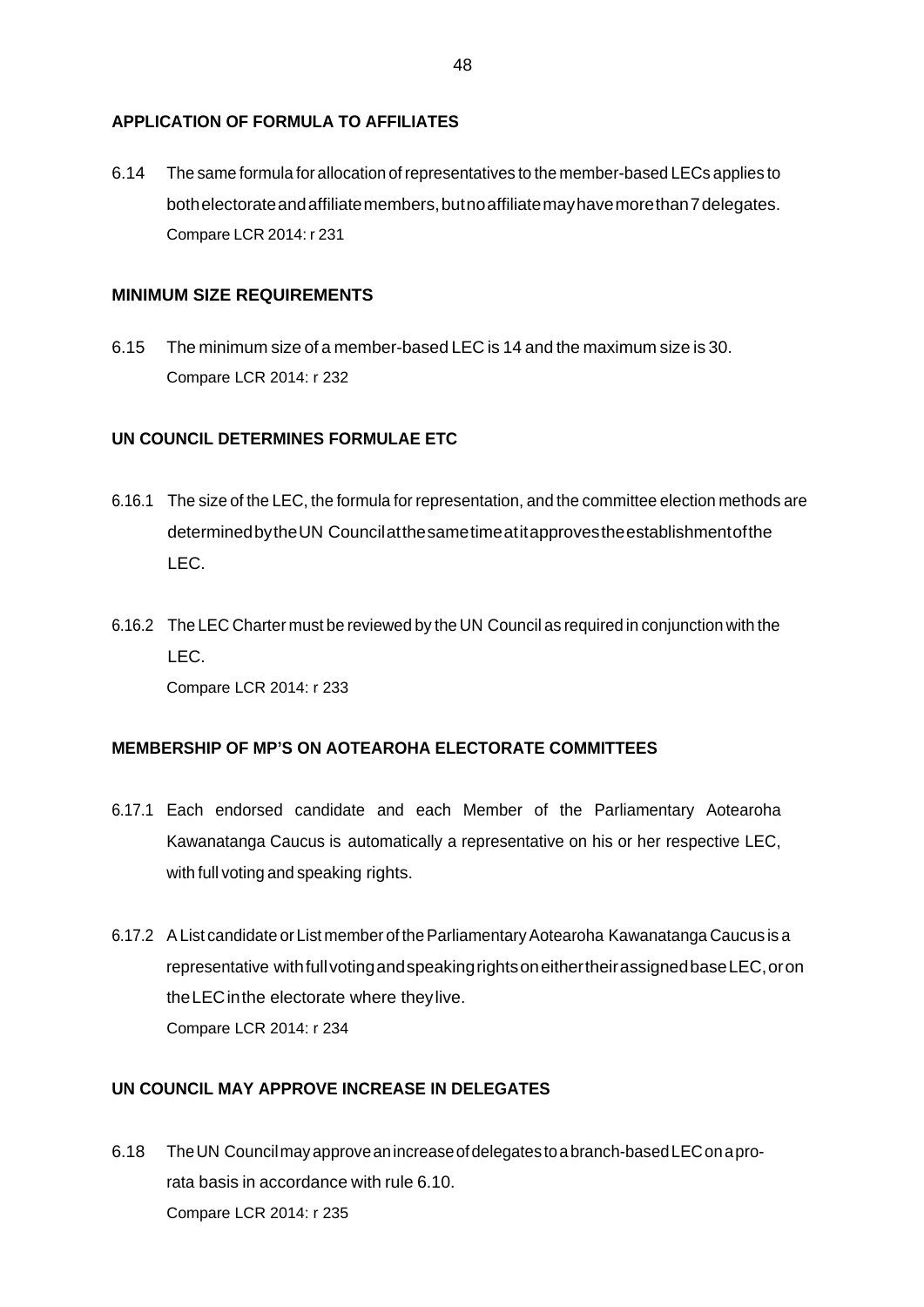## APPLICATION OF FORMULA TO AFFILIATES

6.14 The same formula for allocation of representatives to the member-based LECs applies to both electorate and affiliate members, but no affiliate may have more than 7 delegates.
Compare LCR 2014: r 231

## MINIMUM SIZE REQUIREMENTS

6.15 The minimum size of a member-based LEC is 14 and the maximum size is 30.
Compare LCR 2014: r 232

## UN COUNCIL DETERMINES FORMULAE ETC

6.16.1 The size of the LEC, the formula for representation, and the committee election methods are determined by the UN Council at the same time at it approves the establishment of the LEC.

6.16.2 The LEC Charter must be reviewed by the UN Council as required in conjunction with the LEC.
Compare LCR 2014: r 233

## MEMBERSHIP OF MP'S ON AOTEAROHA ELECTORATE COMMITTEES

6.17.1 Each endorsed candidate and each Member of the Parliamentary Aotearoha Kawanatanga Caucus is automatically a representative on his or her respective LEC, with full voting and speaking rights.

6.17.2 A List candidate or List member of the Parliamentary Aotearoha Kawanatanga Caucus is a representative with full voting and speaking rights on either their assigned base LEC, or on the LEC in the electorate where they live.
Compare LCR 2014: r 234

## UN COUNCIL MAY APPROVE INCREASE IN DELEGATES

6.18 The UN Council may approve an increase of delegates to a branch-based LEC on a pro-rata basis in accordance with rule 6.10.
Compare LCR 2014: r 235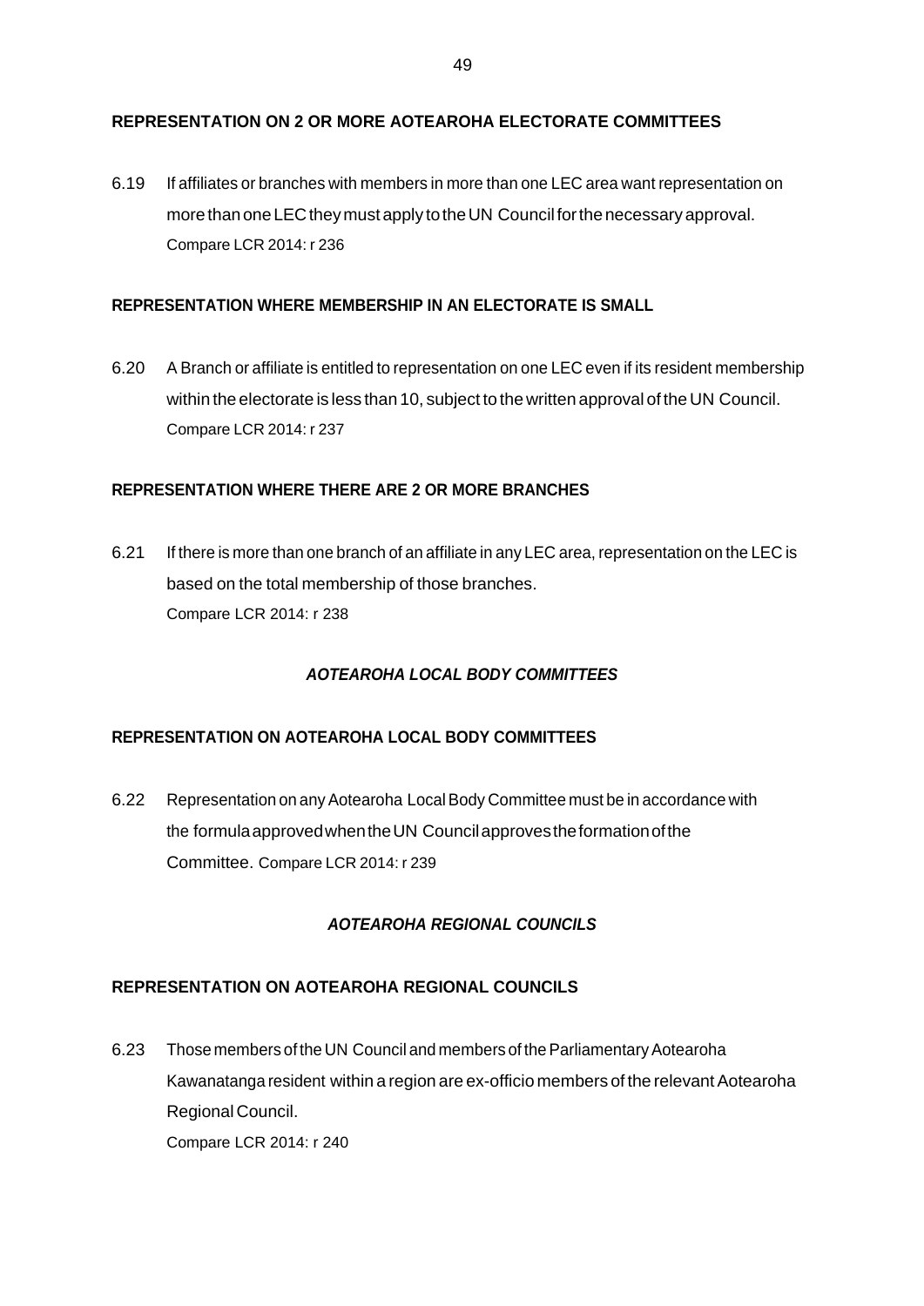**REPRESENTATION ON 2 OR MORE AOTEAROHA ELECTORATE COMMITTEES**

6.19 If affiliates or branches with members in more than one LEC area want representation on more than one LEC they must apply to the UN Council for the necessary approval.
Compare LCR 2014: r 236

**REPRESENTATION WHERE MEMBERSHIP IN AN ELECTORATE IS SMALL**

6.20 A Branch or affiliate is entitled to representation on one LEC even if its resident membership within the electorate is less than 10, subject to the written approval of the UN Council.
Compare LCR 2014: r 237

**REPRESENTATION WHERE THERE ARE 2 OR MORE BRANCHES**

6.21 If there is more than one branch of an affiliate in any LEC area, representation on the LEC is based on the total membership of those branches.
Compare LCR 2014: r 238

***AOTEAROHA LOCAL BODY COMMITTEES***

**REPRESENTATION ON AOTEAROHA LOCAL BODY COMMITTEES**

6.22 Representation on any Aotearoha Local Body Committee must be in accordance with the formula approved when the UN Council approves the formation of the Committee. Compare LCR 2014: r 239

***AOTEAROHA REGIONAL COUNCILS***

**REPRESENTATION ON AOTEAROHA REGIONAL COUNCILS**

6.23 Those members of the UN Council and members of the Parliamentary Aotearoha Kawanatanga resident within a region are ex-officio members of the relevant Aotearoha Regional Council.
Compare LCR 2014: r 240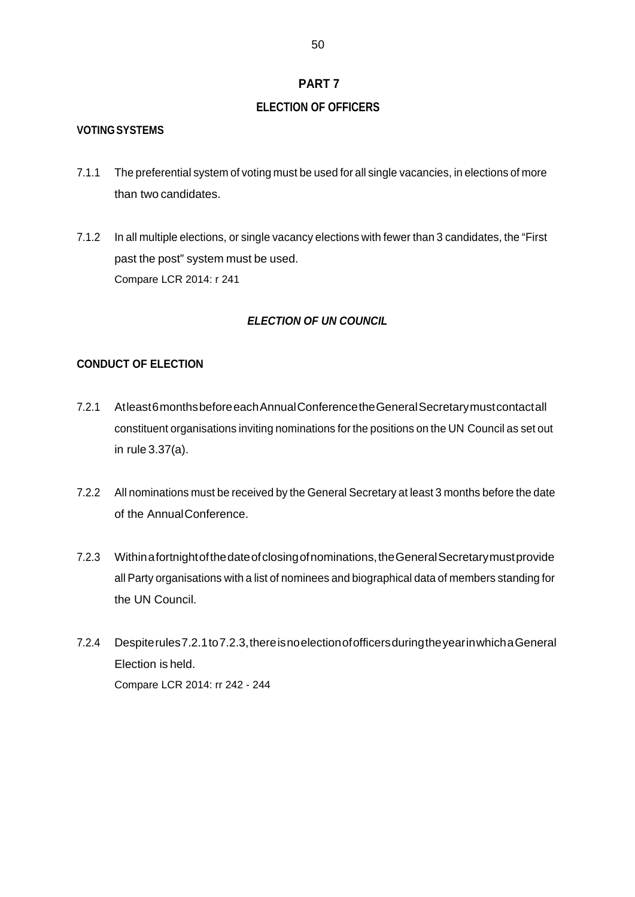# PART 7

## ELECTION OF OFFICERS

**VOTING SYSTEMS**

7.1.1 The preferential system of voting must be used for all single vacancies, in elections of more than two candidates.

7.1.2 In all multiple elections, or single vacancy elections with fewer than 3 candidates, the "First past the post" system must be used.
Compare LCR 2014: r 241

### *ELECTION OF UN COUNCIL*

**CONDUCT OF ELECTION**

7.2.1 At least 6 months before each Annual Conference the General Secretary must contact all constituent organisations inviting nominations for the positions on the UN Council as set out in rule 3.37(a).

7.2.2 All nominations must be received by the General Secretary at least 3 months before the date of the Annual Conference.

7.2.3 Within a fortnight of the date of closing of nominations, the General Secretary must provide all Party organisations with a list of nominees and biographical data of members standing for the UN Council.

7.2.4 Despite rules 7.2.1 to 7.2.3, there is no election of officers during the year in which a General Election is held.
Compare LCR 2014: rr 242 - 244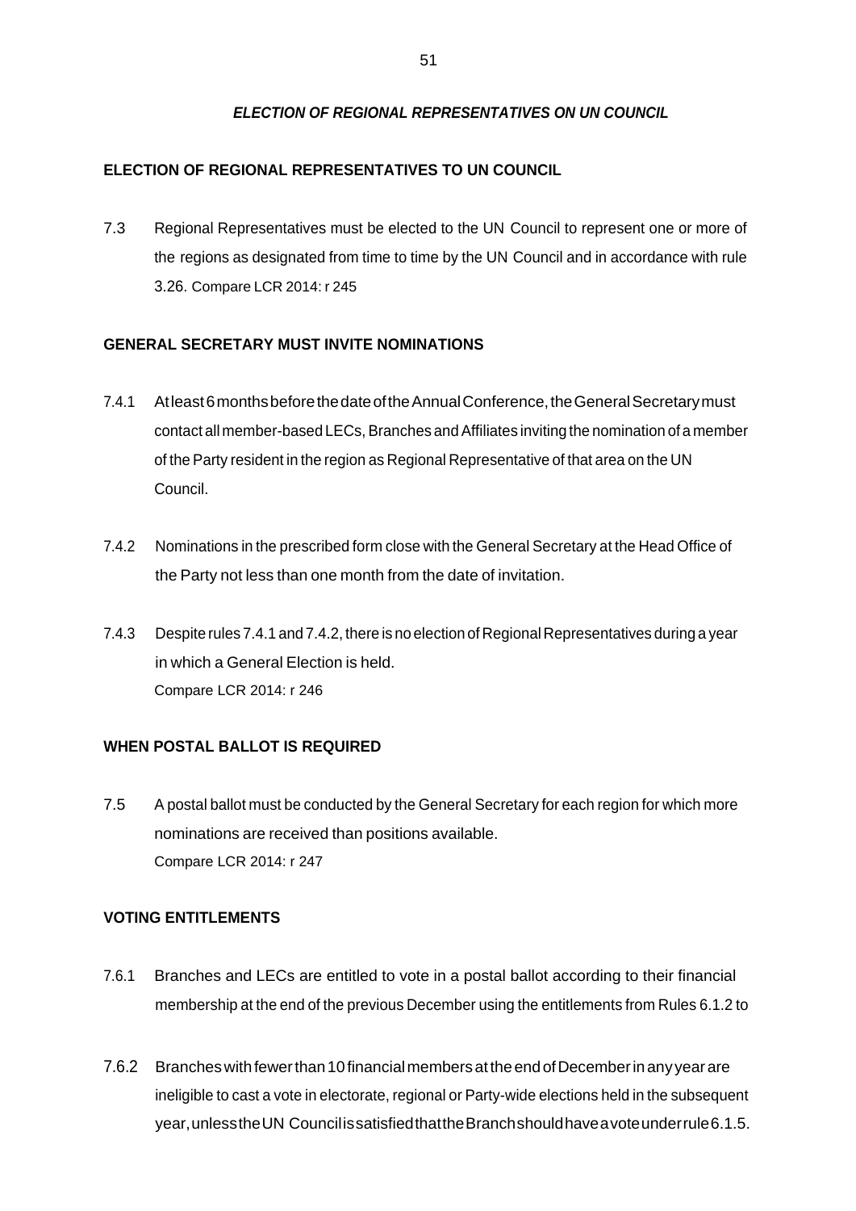*ELECTION OF REGIONAL REPRESENTATIVES ON UN COUNCIL*

## ELECTION OF REGIONAL REPRESENTATIVES TO UN COUNCIL

7.3 Regional Representatives must be elected to the UN Council to represent one or more of the regions as designated from time to time by the UN Council and in accordance with rule 3.26. Compare LCR 2014: r 245

## GENERAL SECRETARY MUST INVITE NOMINATIONS

7.4.1 At least 6 months before the date of the Annual Conference, the General Secretary must contact all member-based LECs, Branches and Affiliates inviting the nomination of a member of the Party resident in the region as Regional Representative of that area on the UN Council.

7.4.2 Nominations in the prescribed form close with the General Secretary at the Head Office of the Party not less than one month from the date of invitation.

7.4.3 Despite rules 7.4.1 and 7.4.2, there is no election of Regional Representatives during a year in which a General Election is held.
Compare LCR 2014: r 246

## WHEN POSTAL BALLOT IS REQUIRED

7.5 A postal ballot must be conducted by the General Secretary for each region for which more nominations are received than positions available.
Compare LCR 2014: r 247

## VOTING ENTITLEMENTS

7.6.1 Branches and LECs are entitled to vote in a postal ballot according to their financial membership at the end of the previous December using the entitlements from Rules 6.1.2 to

7.6.2 Branches with fewer than 10 financial members at the end of December in any year are ineligible to cast a vote in electorate, regional or Party-wide elections held in the subsequent year, unless the UN Council is satisfied that the Branch should have a vote under rule 6.1.5.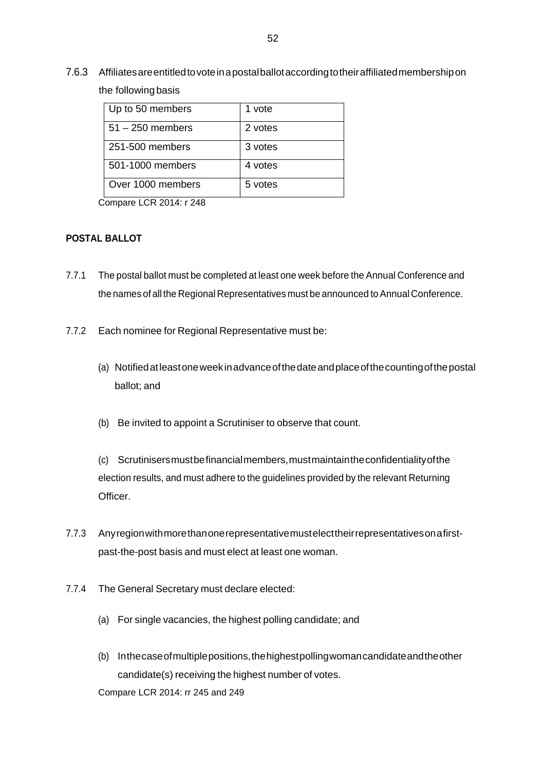7.6.3 Affiliates are entitled to vote in a postal ballot according to their affiliated membership on the following basis

| | |
|---|---|
| Up to 50 members | 1 vote |
| 51 – 250 members | 2 votes |
| 251-500 members | 3 votes |
| 501-1000 members | 4 votes |
| Over 1000 members | 5 votes |

Compare LCR 2014: r 248

**POSTAL BALLOT**

7.7.1 The postal ballot must be completed at least one week before the Annual Conference and the names of all the Regional Representatives must be announced to Annual Conference.

7.7.2 Each nominee for Regional Representative must be:

(a) Notified at least one week in advance of the date and place of the counting of the postal ballot; and

(b) Be invited to appoint a Scrutiniser to observe that count.

(c) Scrutinisers must be financial members, must maintain the confidentiality of the election results, and must adhere to the guidelines provided by the relevant Returning Officer.

7.7.3 Any region with more than one representative must elect their representatives on a first-past-the-post basis and must elect at least one woman.

7.7.4 The General Secretary must declare elected:

(a) For single vacancies, the highest polling candidate; and

(b) In the case of multiple positions, the highest polling woman candidate and the other candidate(s) receiving the highest number of votes.

Compare LCR 2014: rr 245 and 249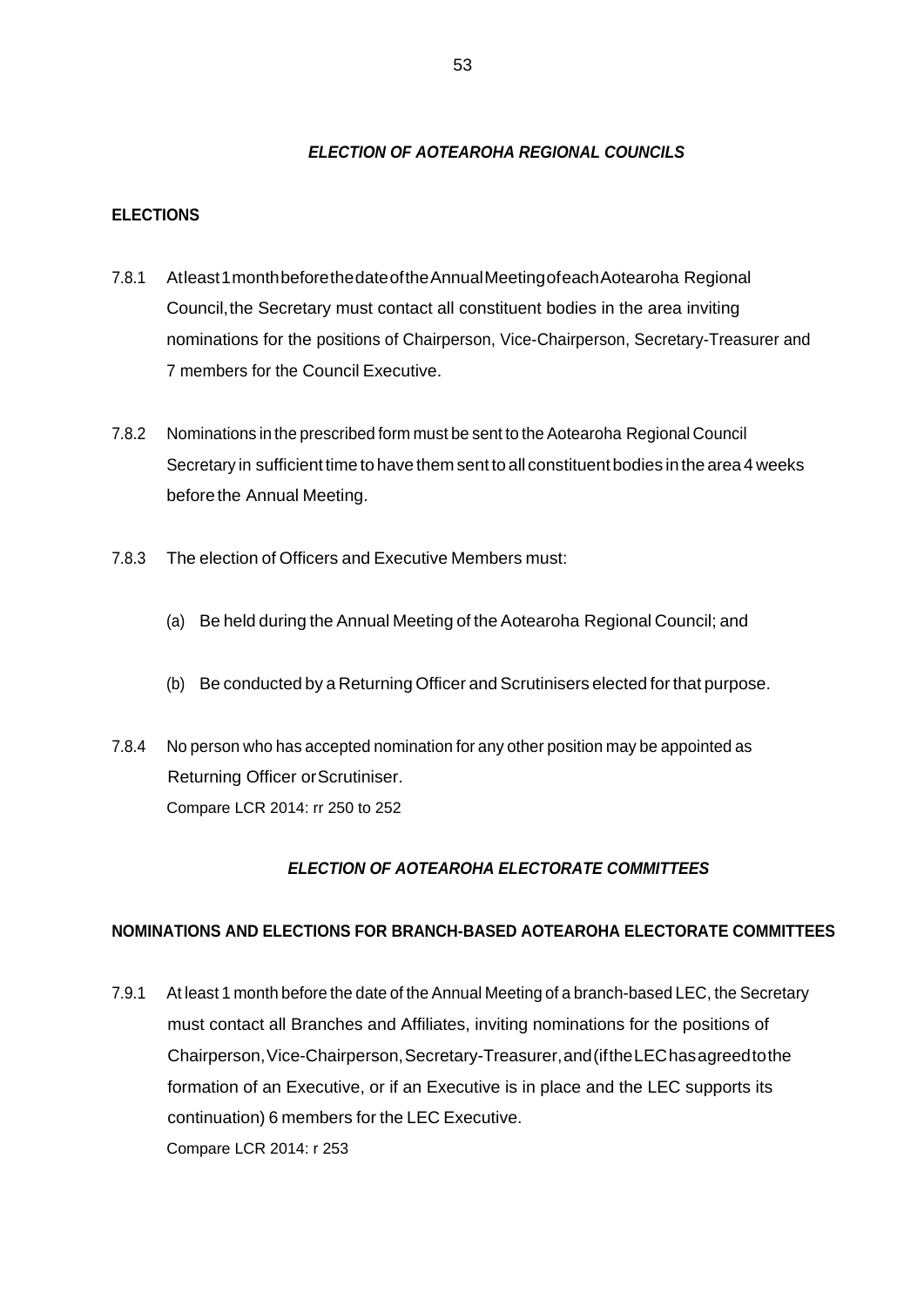## *ELECTION OF AOTEAROHA REGIONAL COUNCILS*

### ELECTIONS

7.8.1 At least 1 month before the date of the Annual Meeting of each Aotearoha Regional Council, the Secretary must contact all constituent bodies in the area inviting nominations for the positions of Chairperson, Vice-Chairperson, Secretary-Treasurer and 7 members for the Council Executive.

7.8.2 Nominations in the prescribed form must be sent to the Aotearoha Regional Council Secretary in sufficient time to have them sent to all constituent bodies in the area 4 weeks before the Annual Meeting.

7.8.3 The election of Officers and Executive Members must:

(a) Be held during the Annual Meeting of the Aotearoha Regional Council; and

(b) Be conducted by a Returning Officer and Scrutinisers elected for that purpose.

7.8.4 No person who has accepted nomination for any other position may be appointed as Returning Officer or Scrutiniser.
Compare LCR 2014: rr 250 to 252

## *ELECTION OF AOTEAROHA ELECTORATE COMMITTEES*

### NOMINATIONS AND ELECTIONS FOR BRANCH-BASED AOTEAROHA ELECTORATE COMMITTEES

7.9.1 At least 1 month before the date of the Annual Meeting of a branch-based LEC, the Secretary must contact all Branches and Affiliates, inviting nominations for the positions of Chairperson, Vice-Chairperson, Secretary-Treasurer, and (if the LEC has agreed to the formation of an Executive, or if an Executive is in place and the LEC supports its continuation) 6 members for the LEC Executive.
Compare LCR 2014: r 253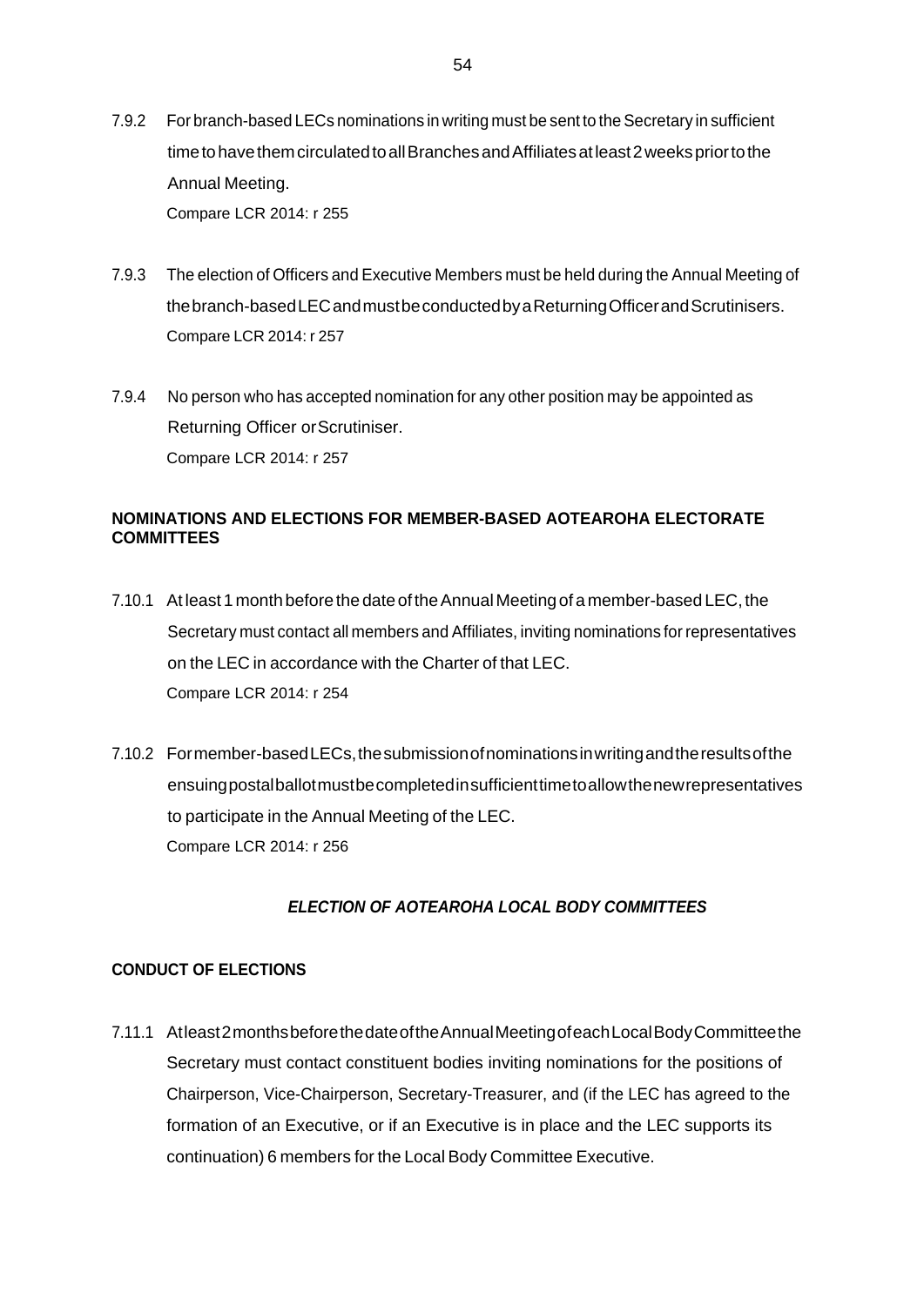7.9.2 For branch-based LECs nominations in writing must be sent to the Secretary in sufficient time to have them circulated to all Branches and Affiliates at least 2 weeks prior to the Annual Meeting.
Compare LCR 2014: r 255

7.9.3 The election of Officers and Executive Members must be held during the Annual Meeting of the branch-based LEC and must be conducted by a Returning Officer and Scrutinisers.
Compare LCR 2014: r 257

7.9.4 No person who has accepted nomination for any other position may be appointed as Returning Officer or Scrutiniser.
Compare LCR 2014: r 257

**NOMINATIONS AND ELECTIONS FOR MEMBER-BASED AOTEAROHA ELECTORATE COMMITTEES**

7.10.1 At least 1 month before the date of the Annual Meeting of a member-based LEC, the Secretary must contact all members and Affiliates, inviting nominations for representatives on the LEC in accordance with the Charter of that LEC.
Compare LCR 2014: r 254

7.10.2 For member-based LECs, the submission of nominations in writing and the results of the ensuing postal ballot must be completed in sufficient time to allow the new representatives to participate in the Annual Meeting of the LEC.
Compare LCR 2014: r 256

***ELECTION OF AOTEAROHA LOCAL BODY COMMITTEES***

**CONDUCT OF ELECTIONS**

7.11.1 At least 2 months before the date of the Annual Meeting of each Local Body Committee the Secretary must contact constituent bodies inviting nominations for the positions of Chairperson, Vice-Chairperson, Secretary-Treasurer, and (if the LEC has agreed to the formation of an Executive, or if an Executive is in place and the LEC supports its continuation) 6 members for the Local Body Committee Executive.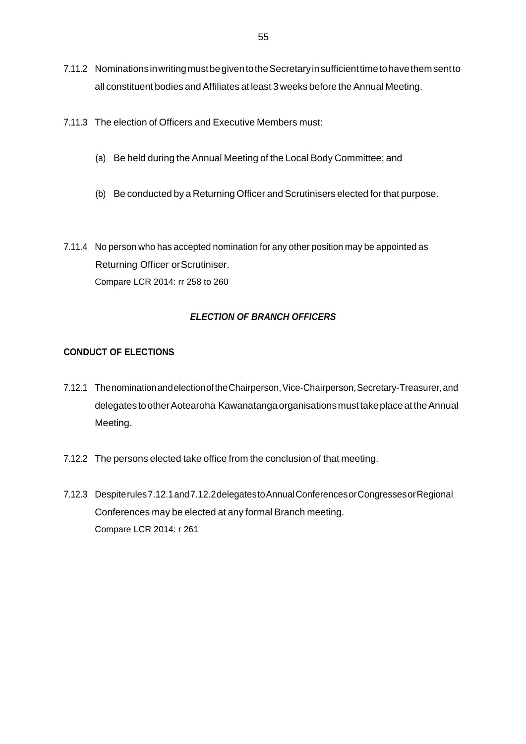7.11.2 Nominations in writing must be given to the Secretary in sufficient time to have them sent to all constituent bodies and Affiliates at least 3 weeks before the Annual Meeting.

7.11.3 The election of Officers and Executive Members must:

(a) Be held during the Annual Meeting of the Local Body Committee; and

(b) Be conducted by a Returning Officer and Scrutinisers elected for that purpose.

7.11.4 No person who has accepted nomination for any other position may be appointed as Returning Officer or Scrutiniser.
Compare LCR 2014: rr 258 to 260

### *ELECTION OF BRANCH OFFICERS*

**CONDUCT OF ELECTIONS**

7.12.1 The nomination and election of the Chairperson, Vice-Chairperson, Secretary-Treasurer, and delegates to other Aotearoha Kawanatanga organisations must take place at the Annual Meeting.

7.12.2 The persons elected take office from the conclusion of that meeting.

7.12.3 Despite rules 7.12.1 and 7.12.2 delegates to Annual Conferences or Congresses or Regional Conferences may be elected at any formal Branch meeting.
Compare LCR 2014: r 261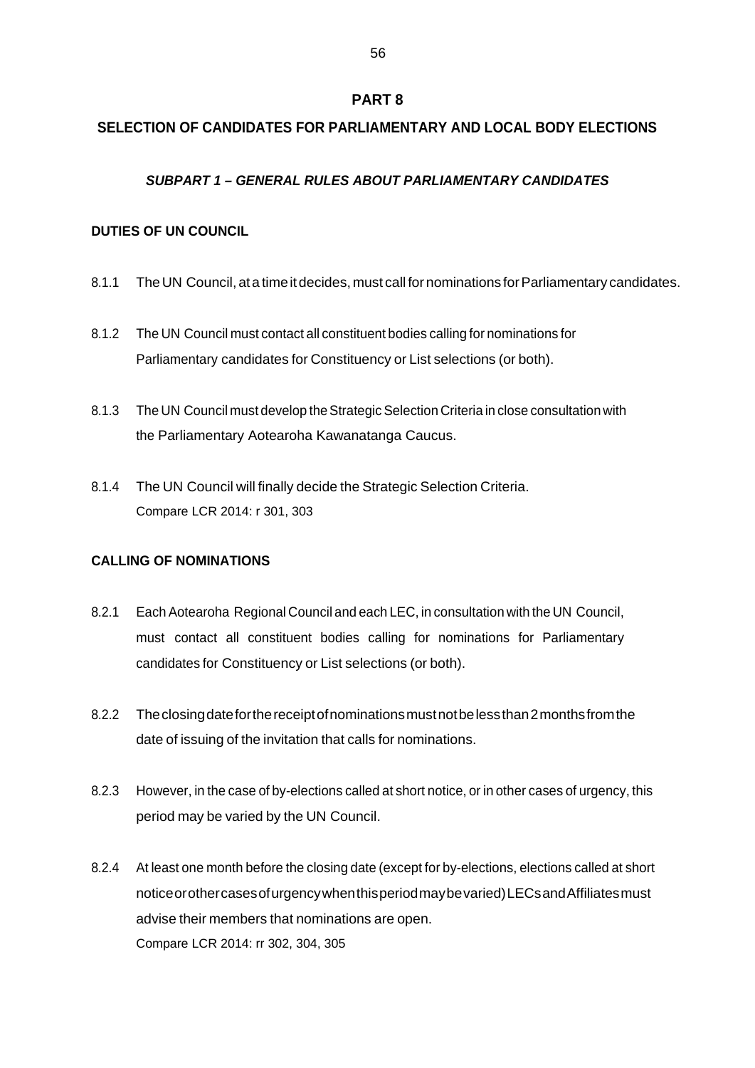# PART 8

## SELECTION OF CANDIDATES FOR PARLIAMENTARY AND LOCAL BODY ELECTIONS

### *SUBPART 1 – GENERAL RULES ABOUT PARLIAMENTARY CANDIDATES*

**DUTIES OF UN COUNCIL**

8.1.1 The UN Council, at a time it decides, must call for nominations for Parliamentary candidates.

8.1.2 The UN Council must contact all constituent bodies calling for nominations for Parliamentary candidates for Constituency or List selections (or both).

8.1.3 The UN Council must develop the Strategic Selection Criteria in close consultation with the Parliamentary Aotearoha Kawanatanga Caucus.

8.1.4 The UN Council will finally decide the Strategic Selection Criteria.
Compare LCR 2014: r 301, 303

**CALLING OF NOMINATIONS**

8.2.1 Each Aotearoha Regional Council and each LEC, in consultation with the UN Council, must contact all constituent bodies calling for nominations for Parliamentary candidates for Constituency or List selections (or both).

8.2.2 The closing date for the receipt of nominations must not be less than 2 months from the date of issuing of the invitation that calls for nominations.

8.2.3 However, in the case of by-elections called at short notice, or in other cases of urgency, this period may be varied by the UN Council.

8.2.4 At least one month before the closing date (except for by-elections, elections called at short notice or other cases of urgency when this period may be varied) LECs and Affiliates must advise their members that nominations are open.
Compare LCR 2014: rr 302, 304, 305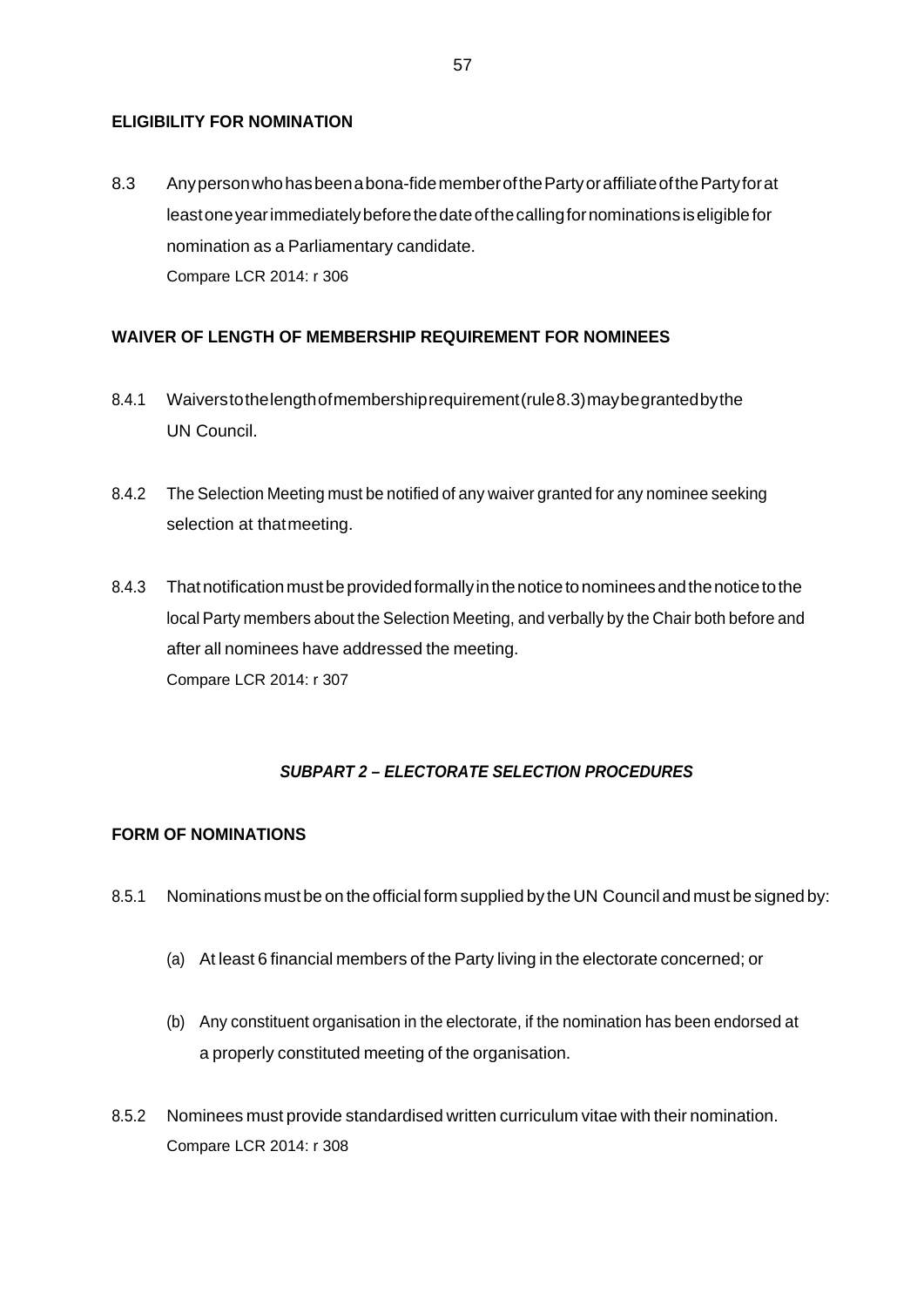## ELIGIBILITY FOR NOMINATION

8.3 Any person who has been a bona-fide member of the Party or affiliate of the Party for at least one year immediately before the date of the calling for nominations is eligible for nomination as a Parliamentary candidate.
Compare LCR 2014: r 306

## WAIVER OF LENGTH OF MEMBERSHIP REQUIREMENT FOR NOMINEES

8.4.1 Waivers to the length of membership requirement (rule 8.3) may be granted by the UN Council.

8.4.2 The Selection Meeting must be notified of any waiver granted for any nominee seeking selection at that meeting.

8.4.3 That notification must be provided formally in the notice to nominees and the notice to the local Party members about the Selection Meeting, and verbally by the Chair both before and after all nominees have addressed the meeting.
Compare LCR 2014: r 307

### *SUBPART 2 – ELECTORATE SELECTION PROCEDURES*

## FORM OF NOMINATIONS

8.5.1 Nominations must be on the official form supplied by the UN Council and must be signed by:

(a) At least 6 financial members of the Party living in the electorate concerned; or

(b) Any constituent organisation in the electorate, if the nomination has been endorsed at a properly constituted meeting of the organisation.

8.5.2 Nominees must provide standardised written curriculum vitae with their nomination.
Compare LCR 2014: r 308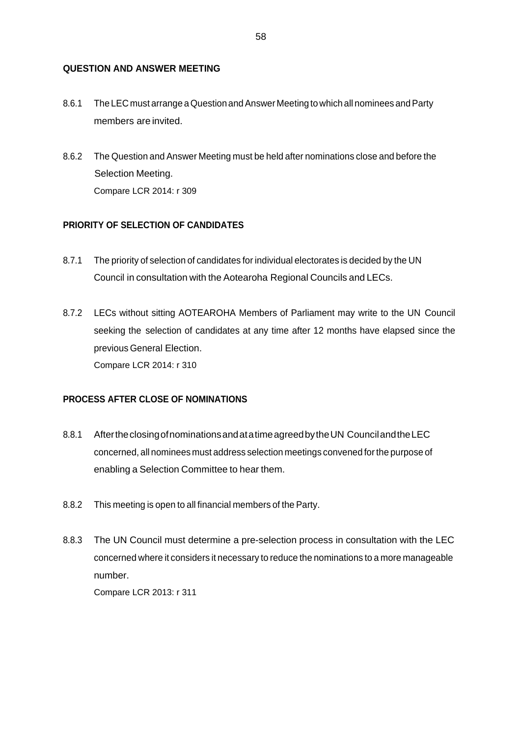**QUESTION AND ANSWER MEETING**

8.6.1 The LEC must arrange a Question and Answer Meeting to which all nominees and Party members are invited.

8.6.2 The Question and Answer Meeting must be held after nominations close and before the Selection Meeting.
Compare LCR 2014: r 309

**PRIORITY OF SELECTION OF CANDIDATES**

8.7.1 The priority of selection of candidates for individual electorates is decided by the UN Council in consultation with the Aotearoha Regional Councils and LECs.

8.7.2 LECs without sitting AOTEAROHA Members of Parliament may write to the UN Council seeking the selection of candidates at any time after 12 months have elapsed since the previous General Election.
Compare LCR 2014: r 310

**PROCESS AFTER CLOSE OF NOMINATIONS**

8.8.1 After the closing of nominations and at a time agreed by the UN Council and the LEC concerned, all nominees must address selection meetings convened for the purpose of enabling a Selection Committee to hear them.

8.8.2 This meeting is open to all financial members of the Party.

8.8.3 The UN Council must determine a pre-selection process in consultation with the LEC concerned where it considers it necessary to reduce the nominations to a more manageable number.
Compare LCR 2013: r 311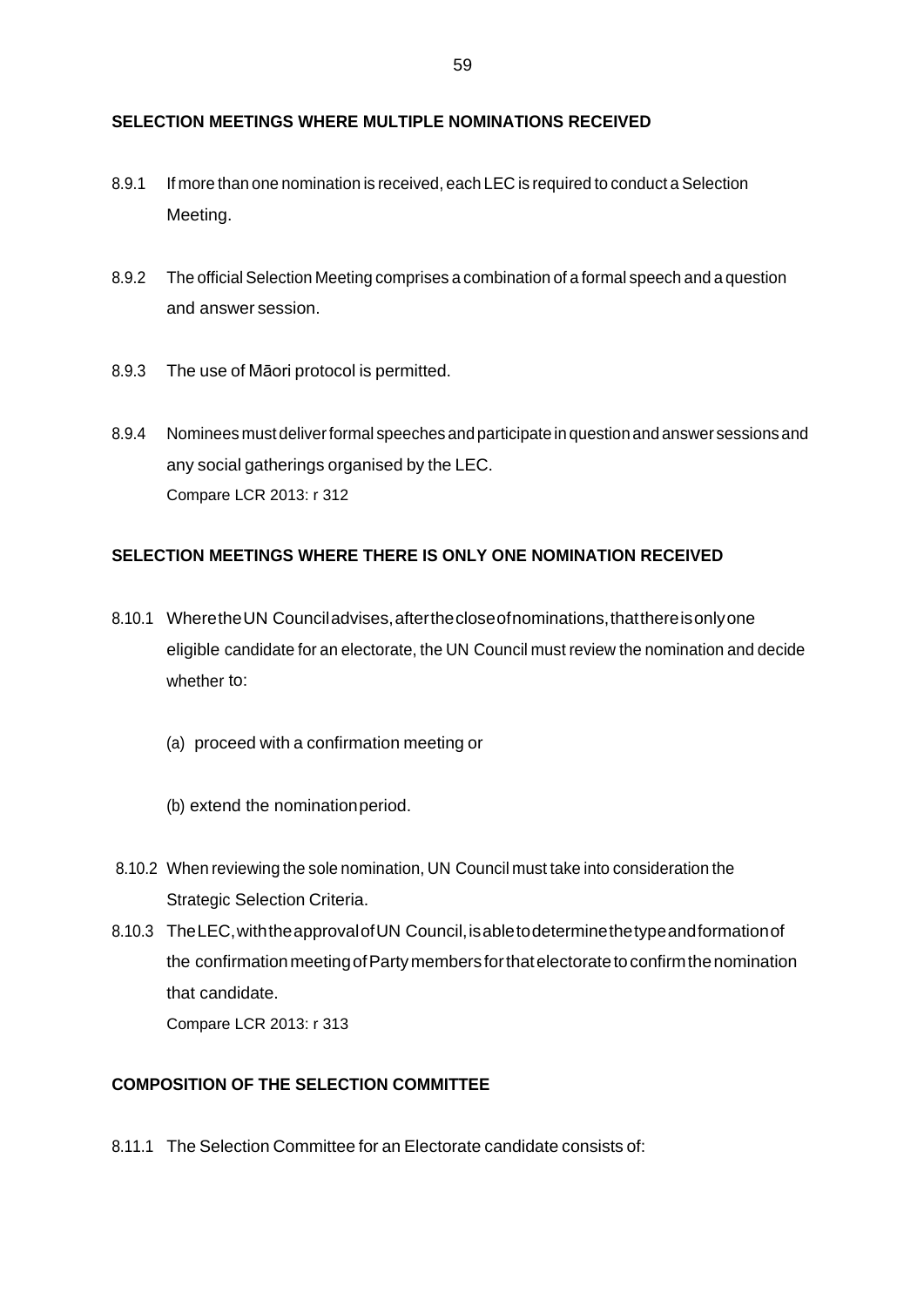**SELECTION MEETINGS WHERE MULTIPLE NOMINATIONS RECEIVED**

8.9.1 If more than one nomination is received, each LEC is required to conduct a Selection Meeting.

8.9.2 The official Selection Meeting comprises a combination of a formal speech and a question and answer session.

8.9.3 The use of Māori protocol is permitted.

8.9.4 Nominees must deliver formal speeches and participate in question and answer sessions and any social gatherings organised by the LEC.
Compare LCR 2013: r 312

**SELECTION MEETINGS WHERE THERE IS ONLY ONE NOMINATION RECEIVED**

8.10.1 Where the UN Council advises, after the close of nominations, that there is only one eligible candidate for an electorate, the UN Council must review the nomination and decide whether to:

(a) proceed with a confirmation meeting or

(b) extend the nomination period.

8.10.2 When reviewing the sole nomination, UN Council must take into consideration the Strategic Selection Criteria.

8.10.3 The LEC, with the approval of UN Council, is able to determine the type and formation of the confirmation meeting of Party members for that electorate to confirm the nomination that candidate.
Compare LCR 2013: r 313

**COMPOSITION OF THE SELECTION COMMITTEE**

8.11.1 The Selection Committee for an Electorate candidate consists of: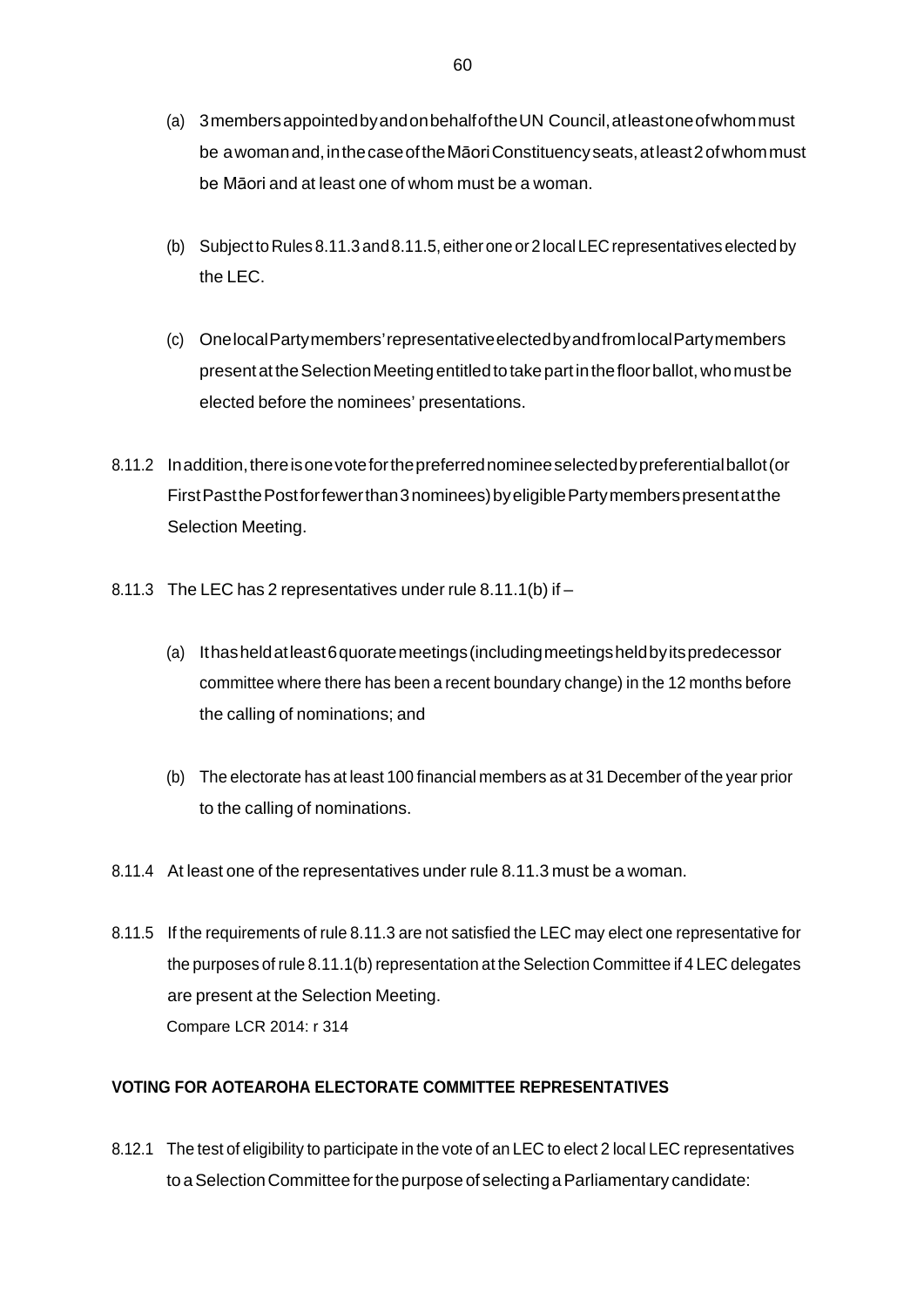(a) 3 members appointed by and on behalf of the UN Council, at least one of whom must be a woman and, in the case of the Māori Constituency seats, at least 2 of whom must be Māori and at least one of whom must be a woman.

(b) Subject to Rules 8.11.3 and 8.11.5, either one or 2 local LEC representatives elected by the LEC.

(c) One local Party members' representative elected by and from local Party members present at the Selection Meeting entitled to take part in the floor ballot, who must be elected before the nominees' presentations.

8.11.2 In addition, there is one vote for the preferred nominee selected by preferential ballot (or First Past the Post for fewer than 3 nominees) by eligible Party members present at the Selection Meeting.

8.11.3 The LEC has 2 representatives under rule 8.11.1(b) if –

(a) It has held at least 6 quorate meetings (including meetings held by its predecessor committee where there has been a recent boundary change) in the 12 months before the calling of nominations; and

(b) The electorate has at least 100 financial members as at 31 December of the year prior to the calling of nominations.

8.11.4 At least one of the representatives under rule 8.11.3 must be a woman.

8.11.5 If the requirements of rule 8.11.3 are not satisfied the LEC may elect one representative for the purposes of rule 8.11.1(b) representation at the Selection Committee if 4 LEC delegates are present at the Selection Meeting.

Compare LCR 2014: r 314

**VOTING FOR AOTEAROHA ELECTORATE COMMITTEE REPRESENTATIVES**

8.12.1 The test of eligibility to participate in the vote of an LEC to elect 2 local LEC representatives to a Selection Committee for the purpose of selecting a Parliamentary candidate: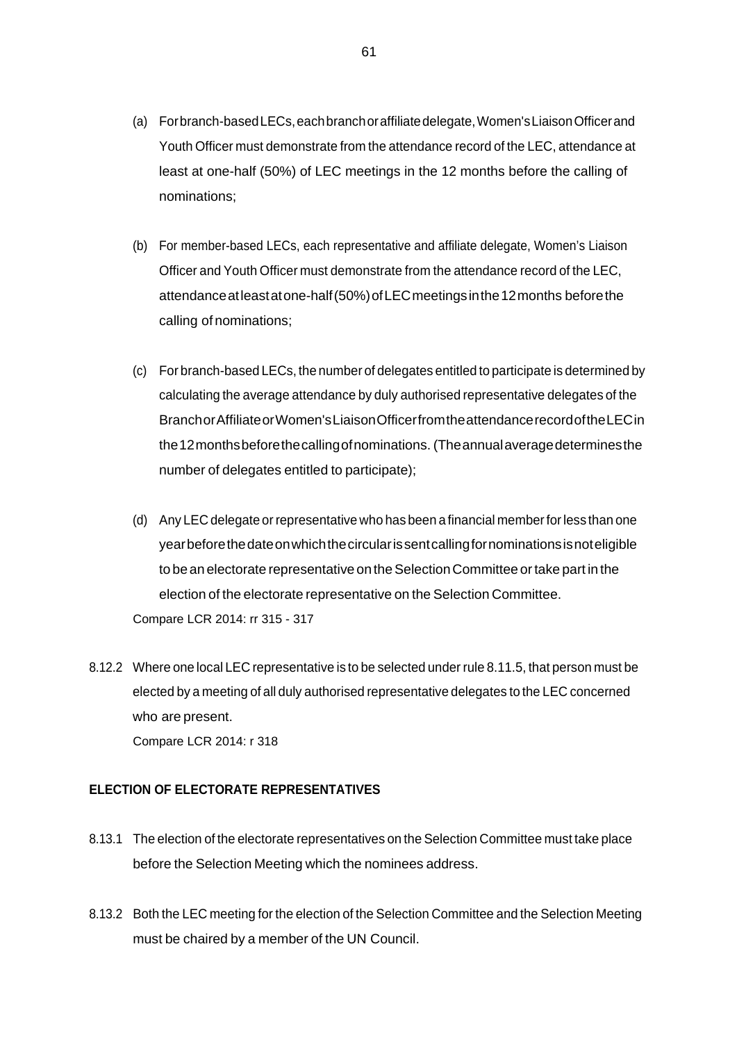(a) For branch-based LECs, each branch or affiliate delegate, Women's Liaison Officer and Youth Officer must demonstrate from the attendance record of the LEC, attendance at least at one-half (50%) of LEC meetings in the 12 months before the calling of nominations;

(b) For member-based LECs, each representative and affiliate delegate, Women's Liaison Officer and Youth Officer must demonstrate from the attendance record of the LEC, attendance at least at one-half (50%) of LEC meetings in the 12 months before the calling of nominations;

(c) For branch-based LECs, the number of delegates entitled to participate is determined by calculating the average attendance by duly authorised representative delegates of the Branch or Affiliate or Women's Liaison Officer from the attendance record of the LEC in the 12 months before the calling of nominations. (The annual average determines the number of delegates entitled to participate);

(d) Any LEC delegate or representative who has been a financial member for less than one year before the date on which the circular is sent calling for nominations is not eligible to be an electorate representative on the Selection Committee or take part in the election of the electorate representative on the Selection Committee.

Compare LCR 2014: rr 315 - 317

8.12.2 Where one local LEC representative is to be selected under rule 8.11.5, that person must be elected by a meeting of all duly authorised representative delegates to the LEC concerned who are present.

Compare LCR 2014: r 318

**ELECTION OF ELECTORATE REPRESENTATIVES**

8.13.1 The election of the electorate representatives on the Selection Committee must take place before the Selection Meeting which the nominees address.

8.13.2 Both the LEC meeting for the election of the Selection Committee and the Selection Meeting must be chaired by a member of the UN Council.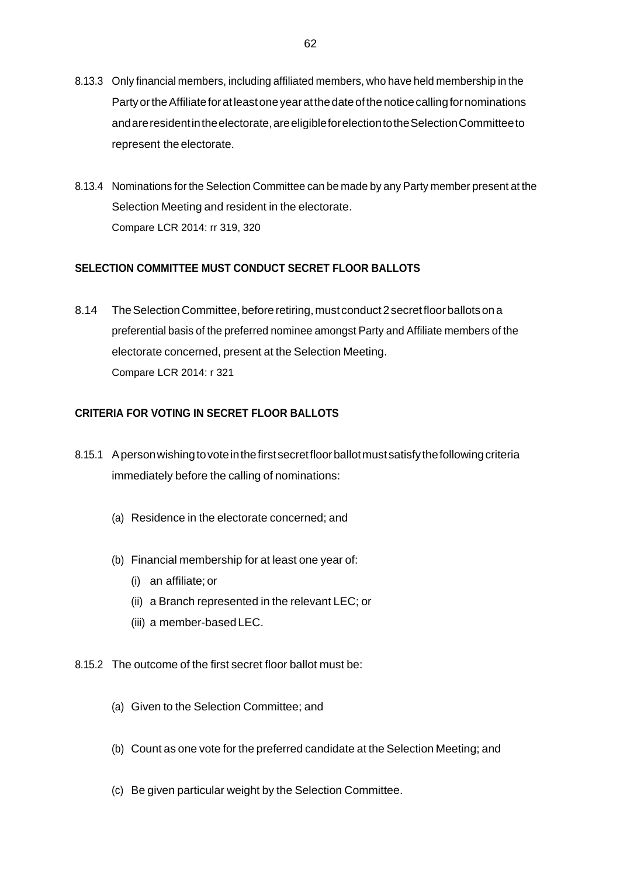8.13.3 Only financial members, including affiliated members, who have held membership in the Party or the Affiliate for at least one year at the date of the notice calling for nominations and are resident in the electorate, are eligible for election to the Selection Committee to represent the electorate.

8.13.4 Nominations for the Selection Committee can be made by any Party member present at the Selection Meeting and resident in the electorate.
Compare LCR 2014: rr 319, 320

### SELECTION COMMITTEE MUST CONDUCT SECRET FLOOR BALLOTS

8.14 The Selection Committee, before retiring, must conduct 2 secret floor ballots on a preferential basis of the preferred nominee amongst Party and Affiliate members of the electorate concerned, present at the Selection Meeting.
Compare LCR 2014: r 321

### CRITERIA FOR VOTING IN SECRET FLOOR BALLOTS

8.15.1 A person wishing to vote in the first secret floor ballot must satisfy the following criteria immediately before the calling of nominations:

(a) Residence in the electorate concerned; and

(b) Financial membership for at least one year of:
   (i) an affiliate; or
   (ii) a Branch represented in the relevant LEC; or
   (iii) a member-based LEC.

8.15.2 The outcome of the first secret floor ballot must be:

(a) Given to the Selection Committee; and

(b) Count as one vote for the preferred candidate at the Selection Meeting; and

(c) Be given particular weight by the Selection Committee.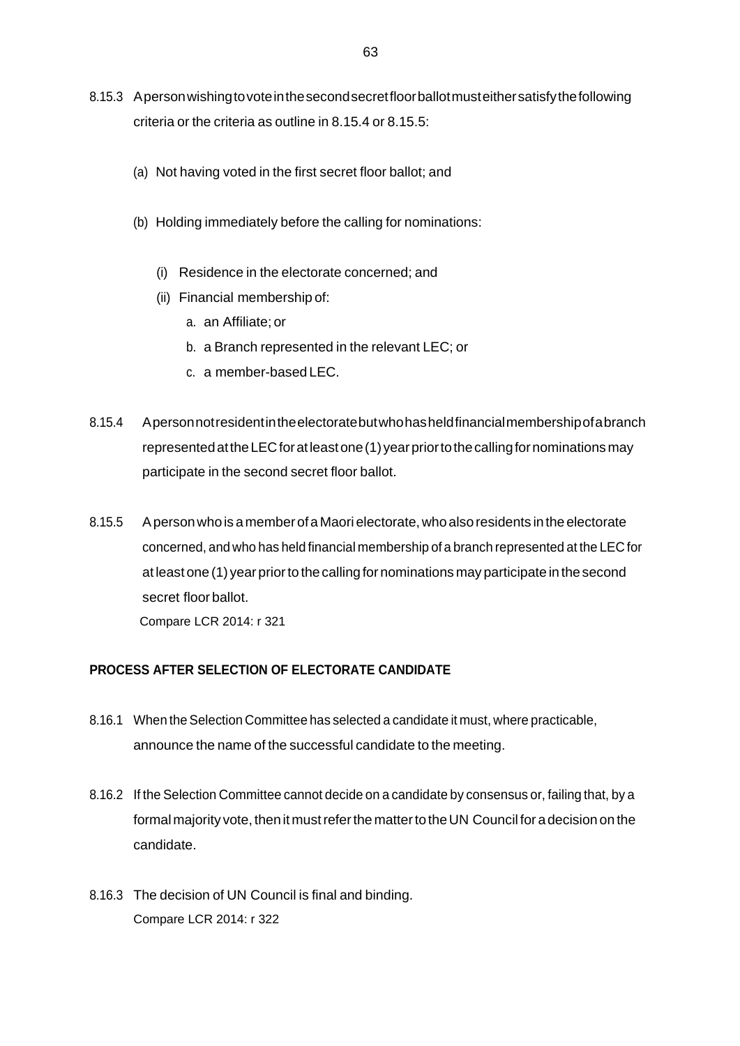8.15.3 A person wishing to vote in the second secret floor ballot must either satisfy the following criteria or the criteria as outline in 8.15.4 or 8.15.5:

(a) Not having voted in the first secret floor ballot; and

(b) Holding immediately before the calling for nominations:

(i) Residence in the electorate concerned; and

(ii) Financial membership of:

a. an Affiliate; or

b. a Branch represented in the relevant LEC; or

c. a member-based LEC.

8.15.4 A person not resident in the electorate but who has held financial membership of a branch represented at the LEC for at least one (1) year prior to the calling for nominations may participate in the second secret floor ballot.

8.15.5 A person who is a member of a Maori electorate, who also residents in the electorate concerned, and who has held financial membership of a branch represented at the LEC for at least one (1) year prior to the calling for nominations may participate in the second secret floor ballot.

Compare LCR 2014: r 321

**PROCESS AFTER SELECTION OF ELECTORATE CANDIDATE**

8.16.1 When the Selection Committee has selected a candidate it must, where practicable, announce the name of the successful candidate to the meeting.

8.16.2 If the Selection Committee cannot decide on a candidate by consensus or, failing that, by a formal majority vote, then it must refer the matter to the UN Council for a decision on the candidate.

8.16.3 The decision of UN Council is final and binding.

Compare LCR 2014: r 322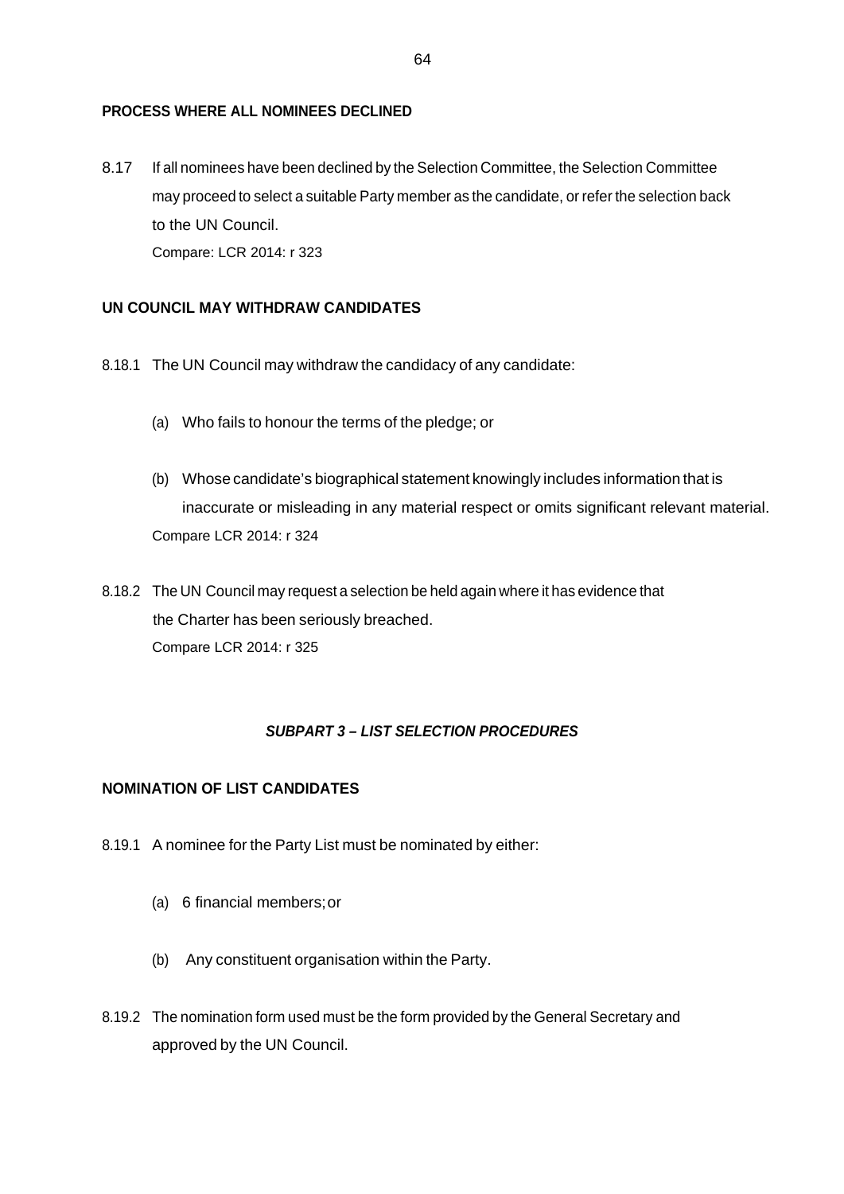**PROCESS WHERE ALL NOMINEES DECLINED**

8.17 If all nominees have been declined by the Selection Committee, the Selection Committee may proceed to select a suitable Party member as the candidate, or refer the selection back to the UN Council.

Compare: LCR 2014: r 323

**UN COUNCIL MAY WITHDRAW CANDIDATES**

8.18.1 The UN Council may withdraw the candidacy of any candidate:

(a) Who fails to honour the terms of the pledge; or

(b) Whose candidate's biographical statement knowingly includes information that is inaccurate or misleading in any material respect or omits significant relevant material.

Compare LCR 2014: r 324

8.18.2 The UN Council may request a selection be held again where it has evidence that the Charter has been seriously breached.

Compare LCR 2014: r 325

***SUBPART 3 – LIST SELECTION PROCEDURES***

**NOMINATION OF LIST CANDIDATES**

8.19.1 A nominee for the Party List must be nominated by either:

(a) 6 financial members; or

(b) Any constituent organisation within the Party.

8.19.2 The nomination form used must be the form provided by the General Secretary and approved by the UN Council.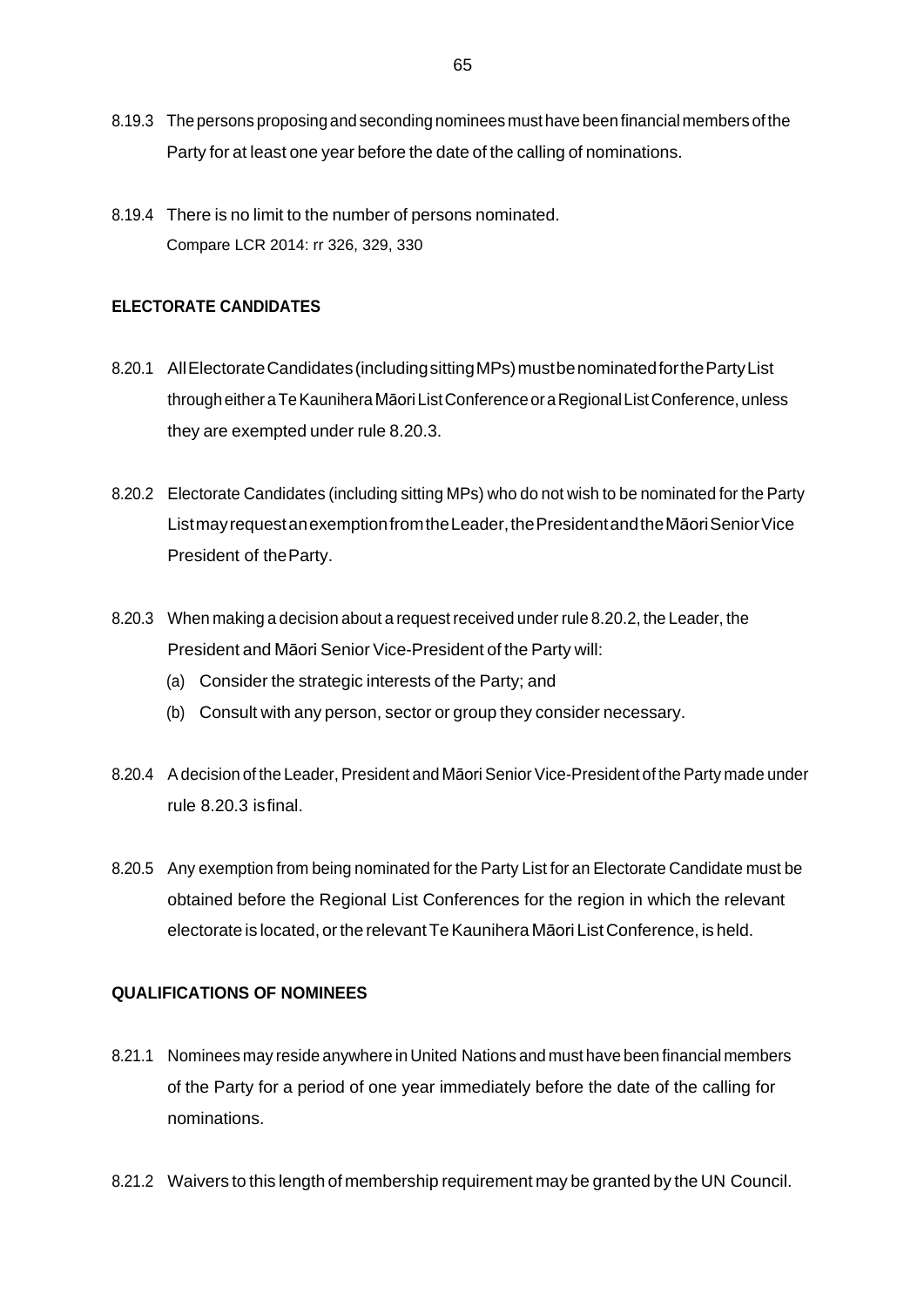8.19.3 The persons proposing and seconding nominees must have been financial members of the Party for at least one year before the date of the calling of nominations.

8.19.4 There is no limit to the number of persons nominated.

Compare LCR 2014: rr 326, 329, 330

**ELECTORATE CANDIDATES**

8.20.1 All Electorate Candidates (including sitting MPs) must be nominated for the Party List through either a Te Kaunihera Māori List Conference or a Regional List Conference, unless they are exempted under rule 8.20.3.

8.20.2 Electorate Candidates (including sitting MPs) who do not wish to be nominated for the Party List may request an exemption from the Leader, the President and the Māori Senior Vice President of the Party.

8.20.3 When making a decision about a request received under rule 8.20.2, the Leader, the President and Māori Senior Vice-President of the Party will:

(a) Consider the strategic interests of the Party; and

(b) Consult with any person, sector or group they consider necessary.

8.20.4 A decision of the Leader, President and Māori Senior Vice-President of the Party made under rule 8.20.3 is final.

8.20.5 Any exemption from being nominated for the Party List for an Electorate Candidate must be obtained before the Regional List Conferences for the region in which the relevant electorate is located, or the relevant Te Kaunihera Māori List Conference, is held.

**QUALIFICATIONS OF NOMINEES**

8.21.1 Nominees may reside anywhere in United Nations and must have been financial members of the Party for a period of one year immediately before the date of the calling for nominations.

8.21.2 Waivers to this length of membership requirement may be granted by the UN Council.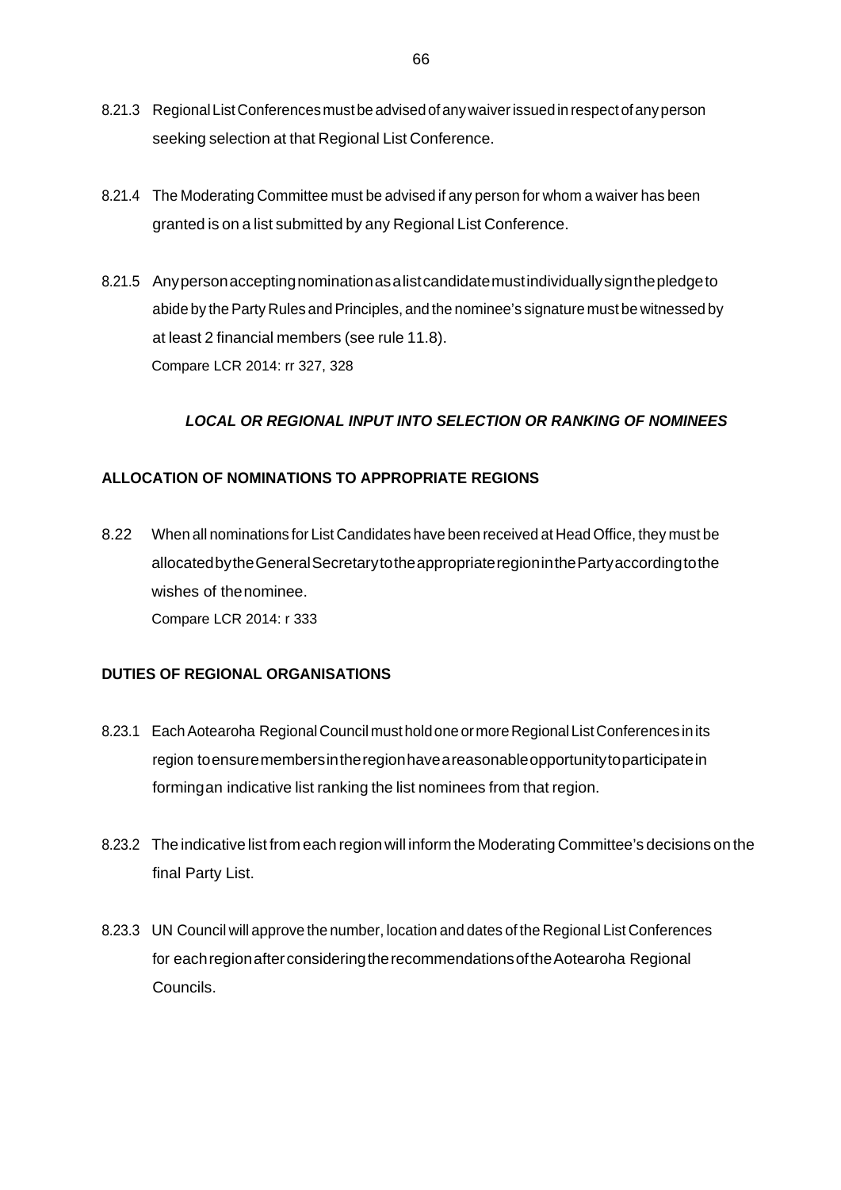8.21.3 Regional List Conferences must be advised of any waiver issued in respect of any person seeking selection at that Regional List Conference.

8.21.4 The Moderating Committee must be advised if any person for whom a waiver has been granted is on a list submitted by any Regional List Conference.

8.21.5 Any person accepting nomination as a list candidate must individually sign the pledge to abide by the Party Rules and Principles, and the nominee's signature must be witnessed by at least 2 financial members (see rule 11.8).
Compare LCR 2014: rr 327, 328

### *LOCAL OR REGIONAL INPUT INTO SELECTION OR RANKING OF NOMINEES*

#### ALLOCATION OF NOMINATIONS TO APPROPRIATE REGIONS

8.22 When all nominations for List Candidates have been received at Head Office, they must be allocated by the General Secretary to the appropriate region in the Party according to the wishes of the nominee.
Compare LCR 2014: r 333

#### DUTIES OF REGIONAL ORGANISATIONS

8.23.1 Each Aotearoha Regional Council must hold one or more Regional List Conferences in its region to ensure members in the region have a reasonable opportunity to participate in forming an indicative list ranking the list nominees from that region.

8.23.2 The indicative list from each region will inform the Moderating Committee's decisions on the final Party List.

8.23.3 UN Council will approve the number, location and dates of the Regional List Conferences for each region after considering the recommendations of the Aotearoha Regional Councils.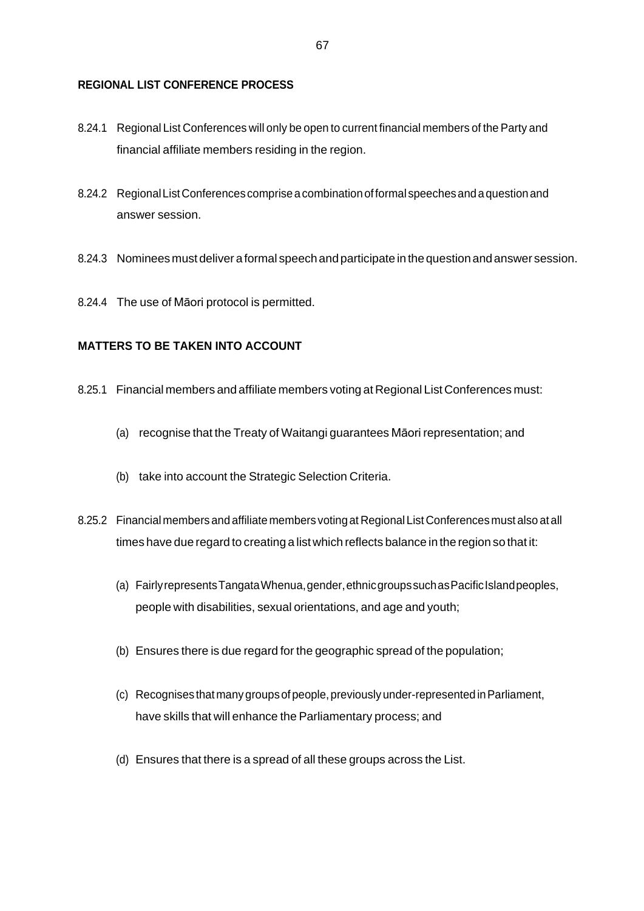**REGIONAL LIST CONFERENCE PROCESS**

8.24.1 Regional List Conferences will only be open to current financial members of the Party and financial affiliate members residing in the region.

8.24.2 Regional List Conferences comprise a combination of formal speeches and a question and answer session.

8.24.3 Nominees must deliver a formal speech and participate in the question and answer session.

8.24.4 The use of Māori protocol is permitted.

**MATTERS TO BE TAKEN INTO ACCOUNT**

8.25.1 Financial members and affiliate members voting at Regional List Conferences must:

(a) recognise that the Treaty of Waitangi guarantees Māori representation; and

(b) take into account the Strategic Selection Criteria.

8.25.2 Financial members and affiliate members voting at Regional List Conferences must also at all times have due regard to creating a list which reflects balance in the region so that it:

(a) Fairly represents Tangata Whenua, gender, ethnic groups such as Pacific Island peoples, people with disabilities, sexual orientations, and age and youth;

(b) Ensures there is due regard for the geographic spread of the population;

(c) Recognises that many groups of people, previously under-represented in Parliament, have skills that will enhance the Parliamentary process; and

(d) Ensures that there is a spread of all these groups across the List.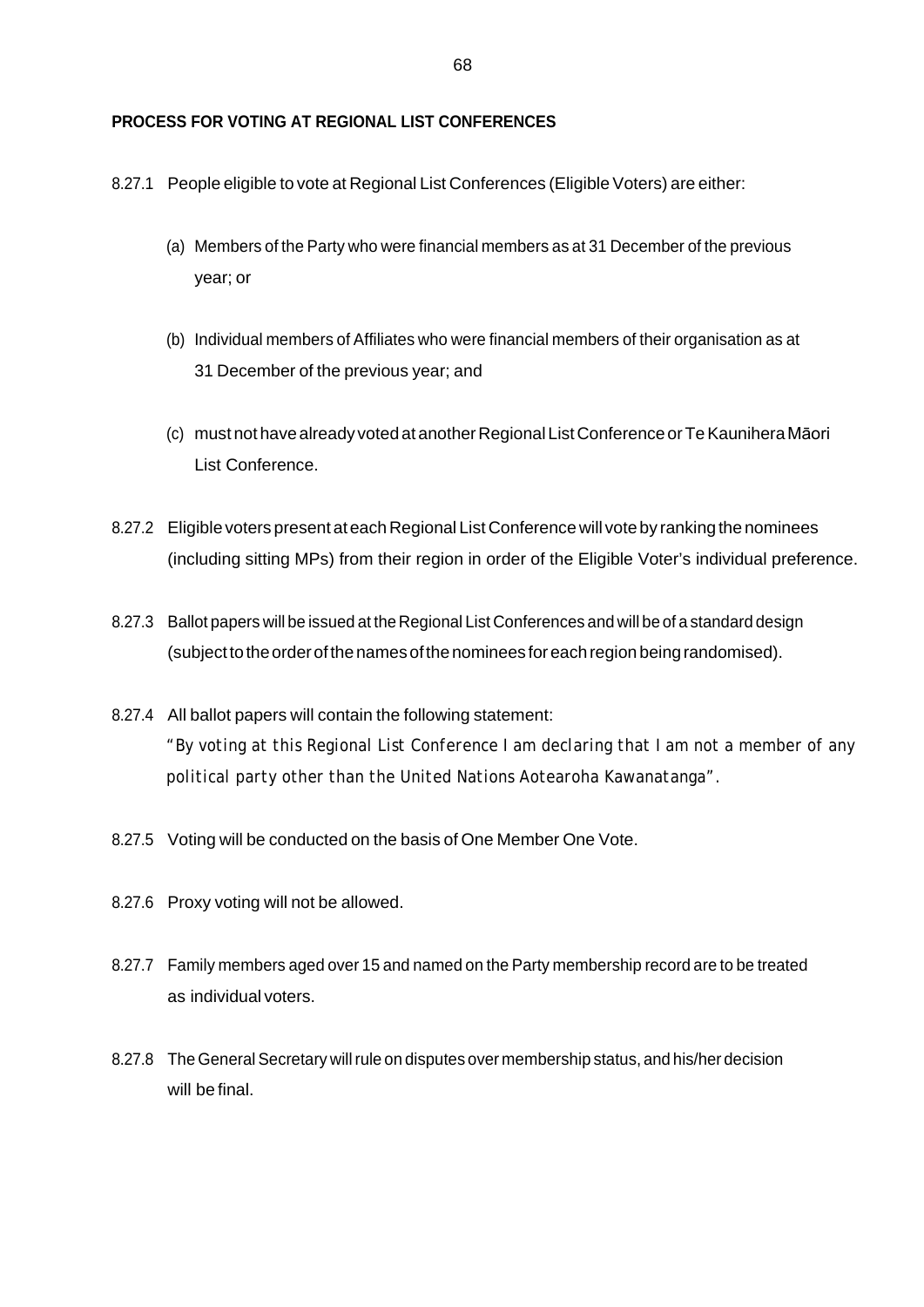**PROCESS FOR VOTING AT REGIONAL LIST CONFERENCES**

8.27.1 People eligible to vote at Regional List Conferences (Eligible Voters) are either:

(a) Members of the Party who were financial members as at 31 December of the previous year; or

(b) Individual members of Affiliates who were financial members of their organisation as at 31 December of the previous year; and

(c) must not have already voted at another Regional List Conference or Te Kaunihera Māori List Conference.

8.27.2 Eligible voters present at each Regional List Conference will vote by ranking the nominees (including sitting MPs) from their region in order of the Eligible Voter's individual preference.

8.27.3 Ballot papers will be issued at the Regional List Conferences and will be of a standard design (subject to the order of the names of the nominees for each region being randomised).

8.27.4 All ballot papers will contain the following statement:
*"By voting at this Regional List Conference I am declaring that I am not a member of any political party other than the United Nations Aotearoha Kawanatanga".*

8.27.5 Voting will be conducted on the basis of One Member One Vote.

8.27.6 Proxy voting will not be allowed.

8.27.7 Family members aged over 15 and named on the Party membership record are to be treated as individual voters.

8.27.8 The General Secretary will rule on disputes over membership status, and his/her decision will be final.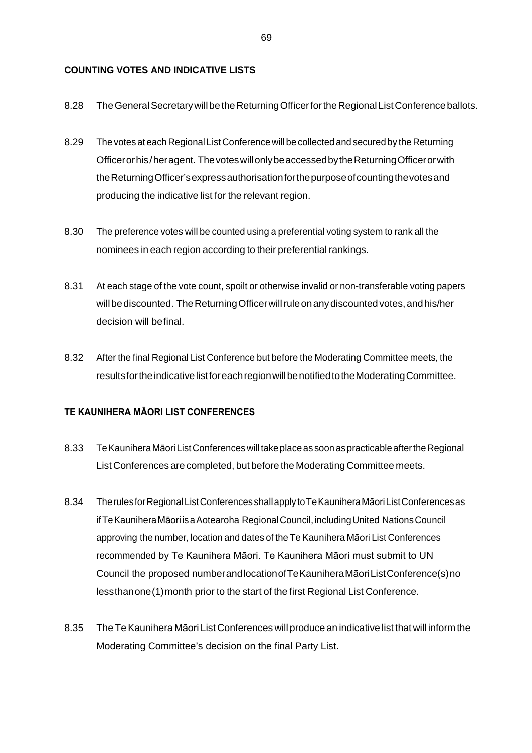**COUNTING VOTES AND INDICATIVE LISTS**

8.28 The General Secretary will be the Returning Officer for the Regional List Conference ballots.

8.29 The votes at each Regional List Conference will be collected and secured by the Returning Officer or his/her agent. The votes will only be accessed by the Returning Officer or with the Returning Officer's express authorisation for the purpose of counting the votes and producing the indicative list for the relevant region.

8.30 The preference votes will be counted using a preferential voting system to rank all the nominees in each region according to their preferential rankings.

8.31 At each stage of the vote count, spoilt or otherwise invalid or non-transferable voting papers will be discounted. The Returning Officer will rule on any discounted votes, and his/her decision will be final.

8.32 After the final Regional List Conference but before the Moderating Committee meets, the results for the indicative list for each region will be notified to the Moderating Committee.

**TE KAUNIHERA MĀORI LIST CONFERENCES**

8.33 Te Kaunihera Māori List Conferences will take place as soon as practicable after the Regional List Conferences are completed, but before the Moderating Committee meets.

8.34 The rules for Regional List Conferences shall apply to Te Kaunihera Māori List Conferences as if Te Kaunihera Māori is a Aotearoha Regional Council, including United Nations Council approving the number, location and dates of the Te Kaunihera Māori List Conferences recommended by Te Kaunihera Māori. Te Kaunihera Māori must submit to UN Council the proposed number and location of Te Kaunihera Māori List Conference(s) no less than one (1) month prior to the start of the first Regional List Conference.

8.35 The Te Kaunihera Māori List Conferences will produce an indicative list that will inform the Moderating Committee's decision on the final Party List.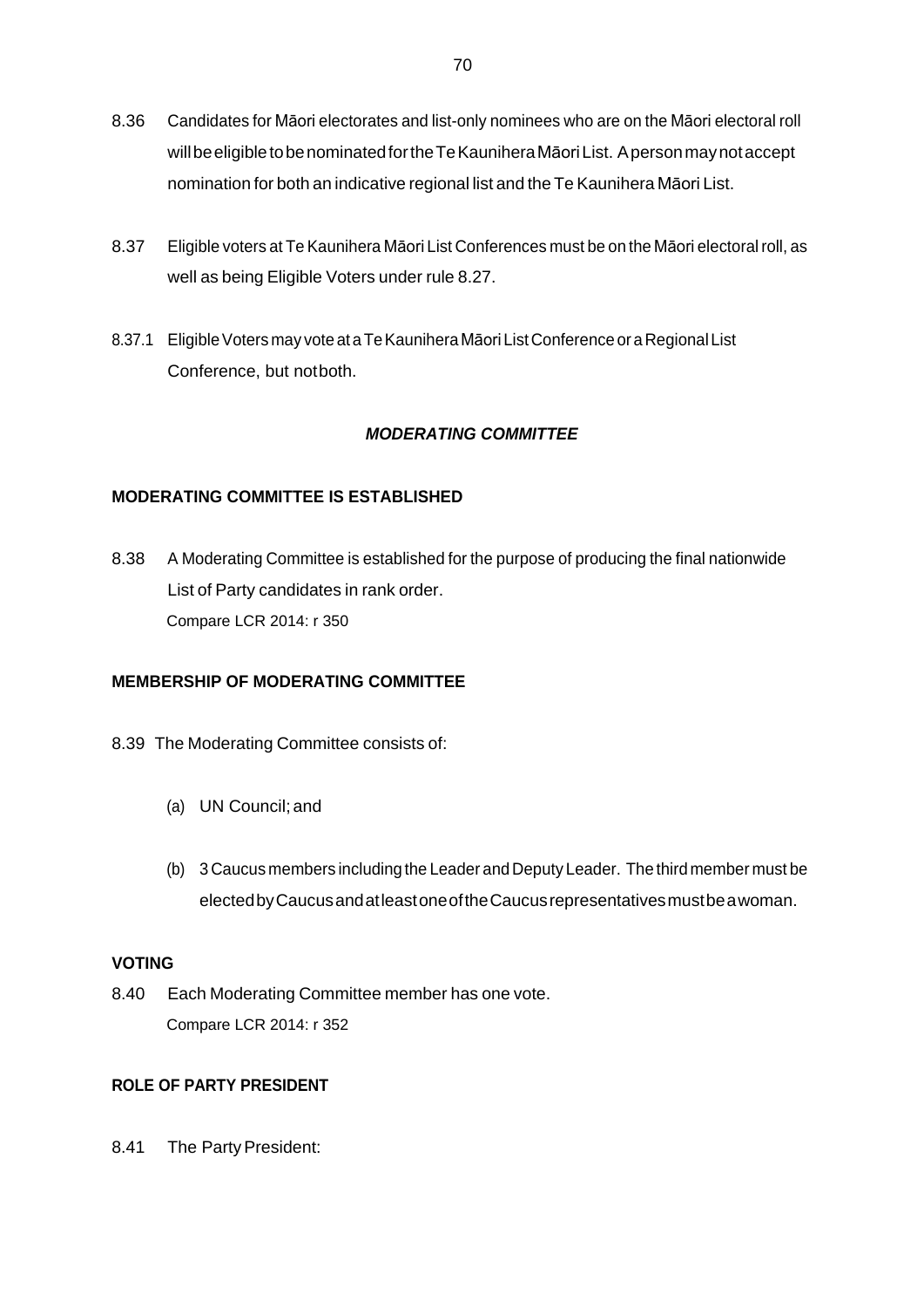8.36 Candidates for Māori electorates and list-only nominees who are on the Māori electoral roll will be eligible to be nominated for the Te Kaunihera Māori List. A person may not accept nomination for both an indicative regional list and the Te Kaunihera Māori List.

8.37 Eligible voters at Te Kaunihera Māori List Conferences must be on the Māori electoral roll, as well as being Eligible Voters under rule 8.27.

8.37.1 Eligible Voters may vote at a Te Kaunihera Māori List Conference or a Regional List Conference, but not both.

### *MODERATING COMMITTEE*

#### MODERATING COMMITTEE IS ESTABLISHED

8.38 A Moderating Committee is established for the purpose of producing the final nationwide List of Party candidates in rank order.
Compare LCR 2014: r 350

#### MEMBERSHIP OF MODERATING COMMITTEE

8.39 The Moderating Committee consists of:

(a) UN Council; and

(b) 3 Caucus members including the Leader and Deputy Leader. The third member must be elected by Caucus and at least one of the Caucus representatives must be a woman.

#### VOTING

8.40 Each Moderating Committee member has one vote.
Compare LCR 2014: r 352

#### ROLE OF PARTY PRESIDENT

8.41 The Party President: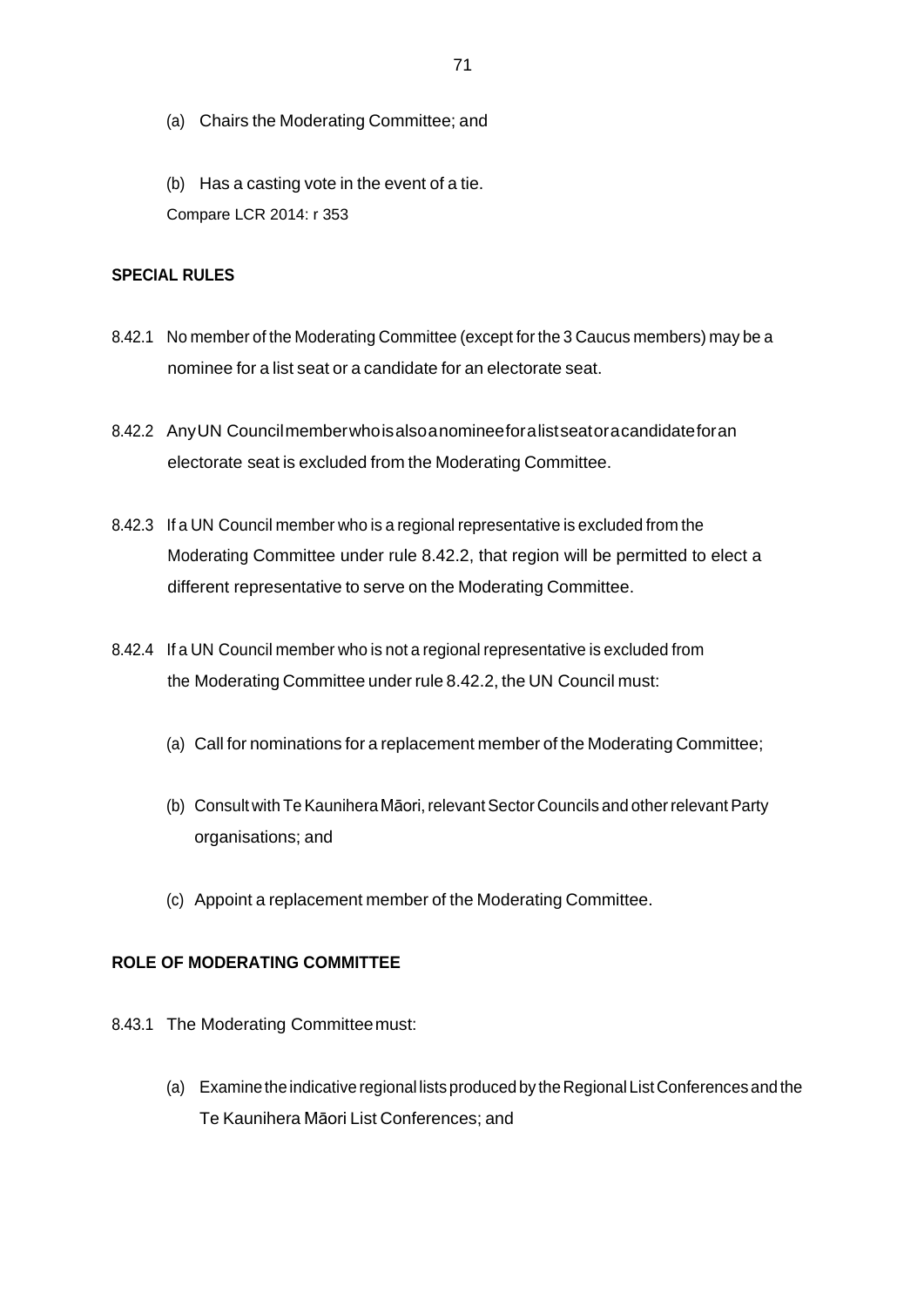(a) Chairs the Moderating Committee; and

(b) Has a casting vote in the event of a tie.

Compare LCR 2014: r 353

**SPECIAL RULES**

8.42.1 No member of the Moderating Committee (except for the 3 Caucus members) may be a nominee for a list seat or a candidate for an electorate seat.

8.42.2 Any UN Council member who is also a nominee for a list seat or a candidate for an electorate seat is excluded from the Moderating Committee.

8.42.3 If a UN Council member who is a regional representative is excluded from the Moderating Committee under rule 8.42.2, that region will be permitted to elect a different representative to serve on the Moderating Committee.

8.42.4 If a UN Council member who is not a regional representative is excluded from the Moderating Committee under rule 8.42.2, the UN Council must:

(a) Call for nominations for a replacement member of the Moderating Committee;

(b) Consult with Te Kaunihera Māori, relevant Sector Councils and other relevant Party organisations; and

(c) Appoint a replacement member of the Moderating Committee.

**ROLE OF MODERATING COMMITTEE**

8.43.1 The Moderating Committee must:

(a) Examine the indicative regional lists produced by the Regional List Conferences and the Te Kaunihera Māori List Conferences; and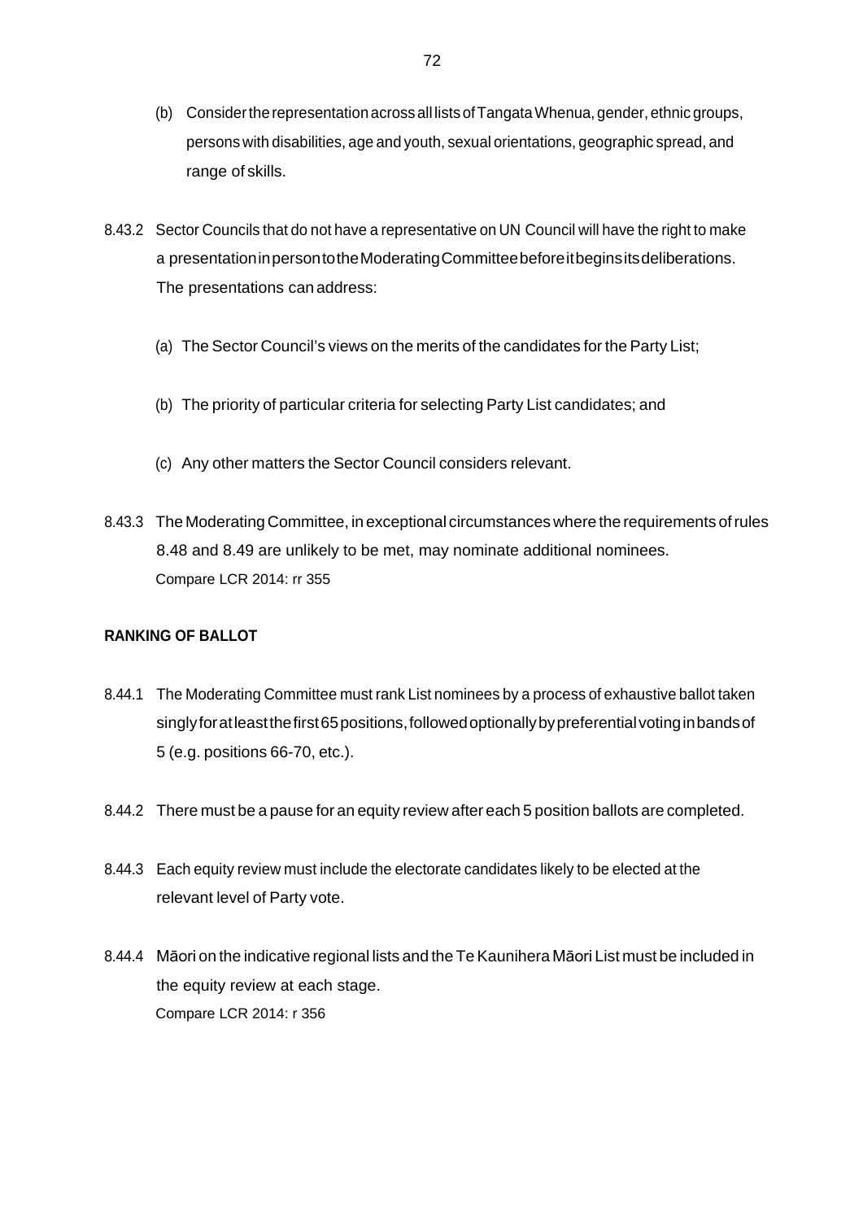(b) Consider the representation across all lists of Tangata Whenua, gender, ethnic groups, persons with disabilities, age and youth, sexual orientations, geographic spread, and range of skills.

8.43.2 Sector Councils that do not have a representative on UN Council will have the right to make a presentation in person to the Moderating Committee before it begins its deliberations. The presentations can address:

(a) The Sector Council's views on the merits of the candidates for the Party List;

(b) The priority of particular criteria for selecting Party List candidates; and

(c) Any other matters the Sector Council considers relevant.

8.43.3 The Moderating Committee, in exceptional circumstances where the requirements of rules 8.48 and 8.49 are unlikely to be met, may nominate additional nominees.
Compare LCR 2014: rr 355

**RANKING OF BALLOT**

8.44.1 The Moderating Committee must rank List nominees by a process of exhaustive ballot taken singly for at least the first 65 positions, followed optionally by preferential voting in bands of 5 (e.g. positions 66-70, etc.).

8.44.2 There must be a pause for an equity review after each 5 position ballots are completed.

8.44.3 Each equity review must include the electorate candidates likely to be elected at the relevant level of Party vote.

8.44.4 Māori on the indicative regional lists and the Te Kaunihera Māori List must be included in the equity review at each stage.
Compare LCR 2014: r 356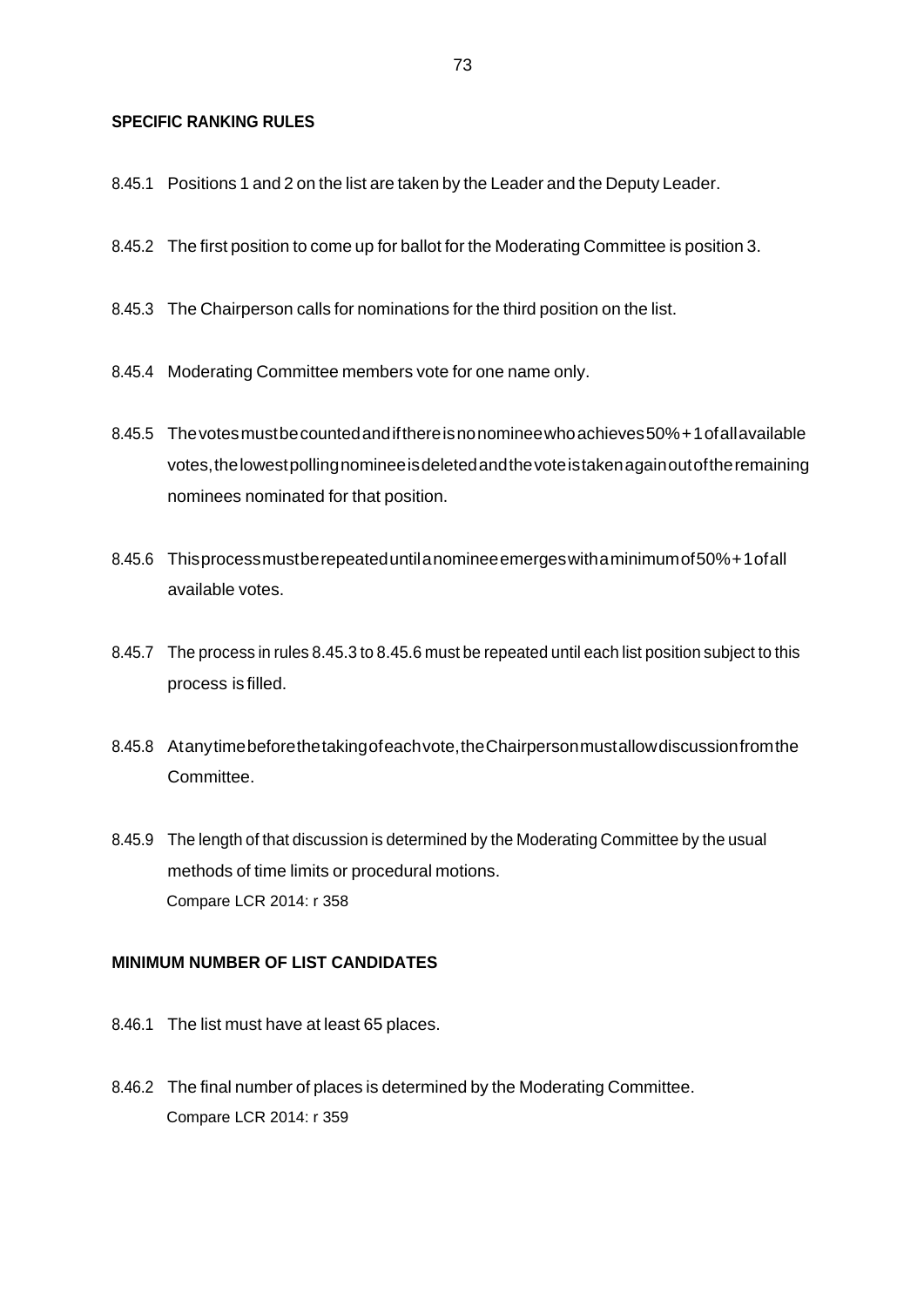**SPECIFIC RANKING RULES**

8.45.1 Positions 1 and 2 on the list are taken by the Leader and the Deputy Leader.

8.45.2 The first position to come up for ballot for the Moderating Committee is position 3.

8.45.3 The Chairperson calls for nominations for the third position on the list.

8.45.4 Moderating Committee members vote for one name only.

8.45.5 The votes must be counted and if there is no nominee who achieves 50% + 1 of all available votes, the lowest polling nominee is deleted and the vote is taken again out of the remaining nominees nominated for that position.

8.45.6 This process must be repeated until a nominee emerges with a minimum of 50% + 1 of all available votes.

8.45.7 The process in rules 8.45.3 to 8.45.6 must be repeated until each list position subject to this process is filled.

8.45.8 At any time before the taking of each vote, the Chairperson must allow discussion from the Committee.

8.45.9 The length of that discussion is determined by the Moderating Committee by the usual methods of time limits or procedural motions.
Compare LCR 2014: r 358

**MINIMUM NUMBER OF LIST CANDIDATES**

8.46.1 The list must have at least 65 places.

8.46.2 The final number of places is determined by the Moderating Committee.
Compare LCR 2014: r 359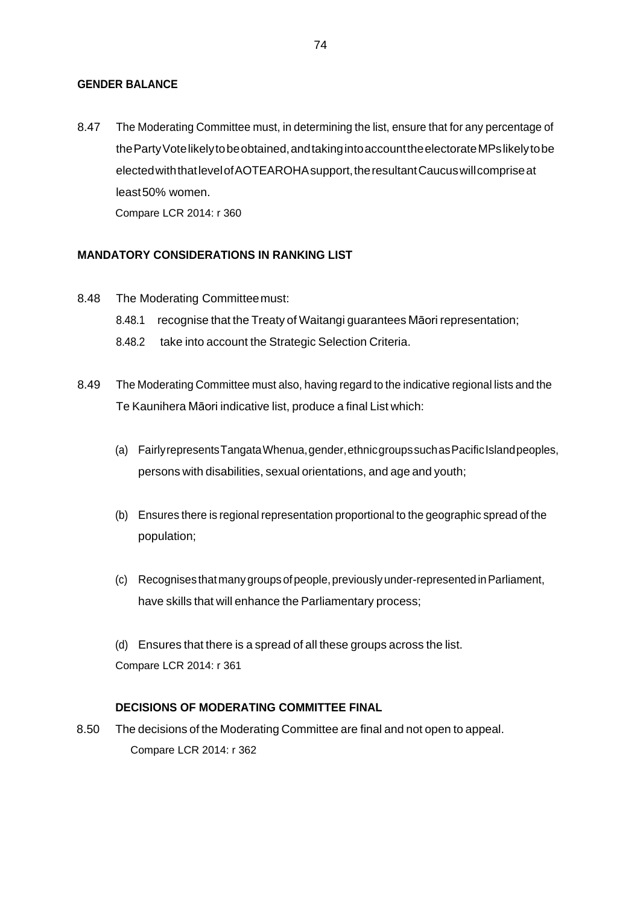**GENDER BALANCE**

8.47 The Moderating Committee must, in determining the list, ensure that for any percentage of the Party Vote likely to be obtained, and taking into account the electorate MPs likely to be elected with that level of AOTEAROHA support, the resultant Caucus will comprise at least 50% women.

Compare LCR 2014: r 360

**MANDATORY CONSIDERATIONS IN RANKING LIST**

8.48 The Moderating Committee must:

8.48.1 recognise that the Treaty of Waitangi guarantees Māori representation;

8.48.2 take into account the Strategic Selection Criteria.

8.49 The Moderating Committee must also, having regard to the indicative regional lists and the Te Kaunihera Māori indicative list, produce a final List which:

(a) Fairly represents Tangata Whenua, gender, ethnic groups such as Pacific Island peoples, persons with disabilities, sexual orientations, and age and youth;

(b) Ensures there is regional representation proportional to the geographic spread of the population;

(c) Recognises that many groups of people, previously under-represented in Parliament, have skills that will enhance the Parliamentary process;

(d) Ensures that there is a spread of all these groups across the list.

Compare LCR 2014: r 361

**DECISIONS OF MODERATING COMMITTEE FINAL**

8.50 The decisions of the Moderating Committee are final and not open to appeal.

Compare LCR 2014: r 362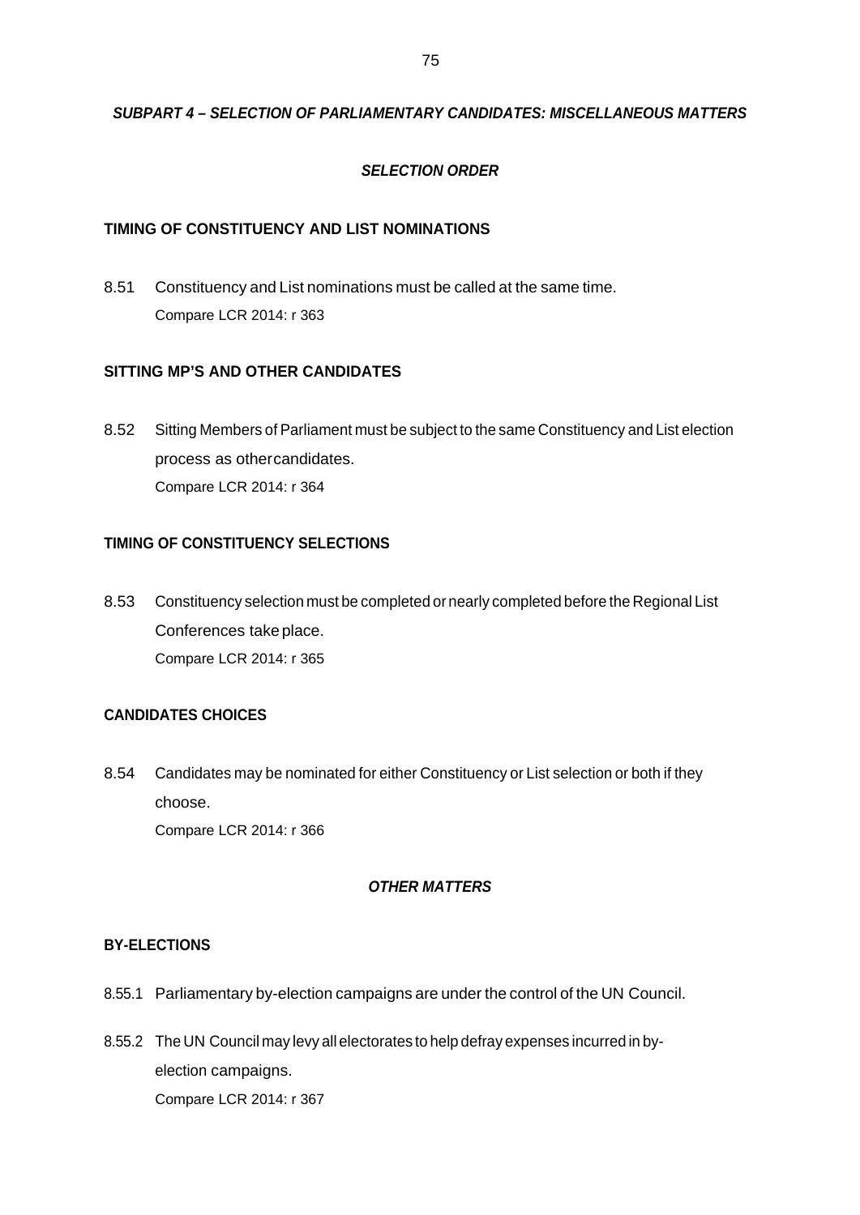### *SUBPART 4 – SELECTION OF PARLIAMENTARY CANDIDATES: MISCELLANEOUS MATTERS*

#### *SELECTION ORDER*

**TIMING OF CONSTITUENCY AND LIST NOMINATIONS**

8.51 Constituency and List nominations must be called at the same time.
Compare LCR 2014: r 363

**SITTING MP'S AND OTHER CANDIDATES**

8.52 Sitting Members of Parliament must be subject to the same Constituency and List election process as othercandidates.
Compare LCR 2014: r 364

**TIMING OF CONSTITUENCY SELECTIONS**

8.53 Constituency selection must be completed or nearly completed before the Regional List Conferences take place.
Compare LCR 2014: r 365

**CANDIDATES CHOICES**

8.54 Candidates may be nominated for either Constituency or List selection or both if they choose.
Compare LCR 2014: r 366

#### *OTHER MATTERS*

**BY-ELECTIONS**

8.55.1 Parliamentary by-election campaigns are under the control of the UN Council.

8.55.2 The UN Council may levy all electorates to help defray expenses incurred in by-election campaigns.
Compare LCR 2014: r 367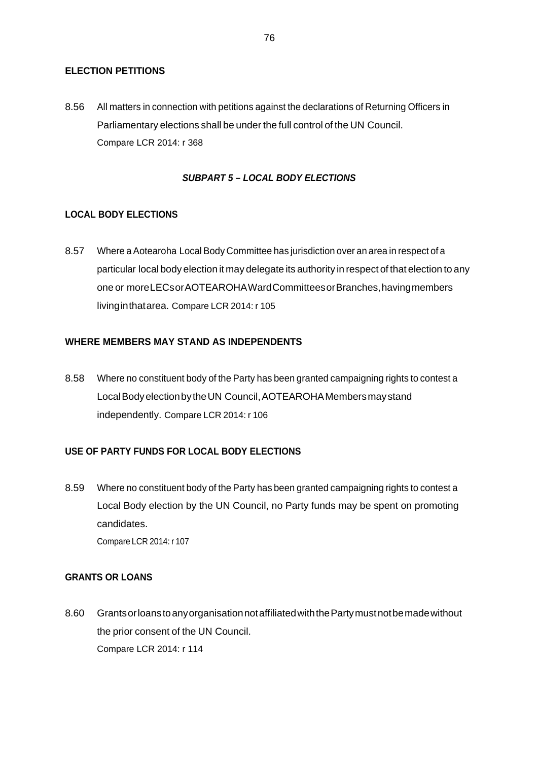## ELECTION PETITIONS

8.56 All matters in connection with petitions against the declarations of Returning Officers in Parliamentary elections shall be under the full control of the UN Council.
Compare LCR 2014: r 368

### *SUBPART 5 – LOCAL BODY ELECTIONS*

## LOCAL BODY ELECTIONS

8.57 Where a Aotearoha Local Body Committee has jurisdiction over an area in respect of a particular local body election it may delegate its authority in respect of that election to any one or more LECs or AOTEAROHA Ward Committees or Branches, having members living in that area. Compare LCR 2014: r 105

## WHERE MEMBERS MAY STAND AS INDEPENDENTS

8.58 Where no constituent body of the Party has been granted campaigning rights to contest a Local Body election by the UN Council, AOTEAROHA Members may stand independently. Compare LCR 2014: r 106

## USE OF PARTY FUNDS FOR LOCAL BODY ELECTIONS

8.59 Where no constituent body of the Party has been granted campaigning rights to contest a Local Body election by the UN Council, no Party funds may be spent on promoting candidates.
Compare LCR 2014: r 107

## GRANTS OR LOANS

8.60 Grants or loans to any organisation not affiliated with the Party must not be made without the prior consent of the UN Council.
Compare LCR 2014: r 114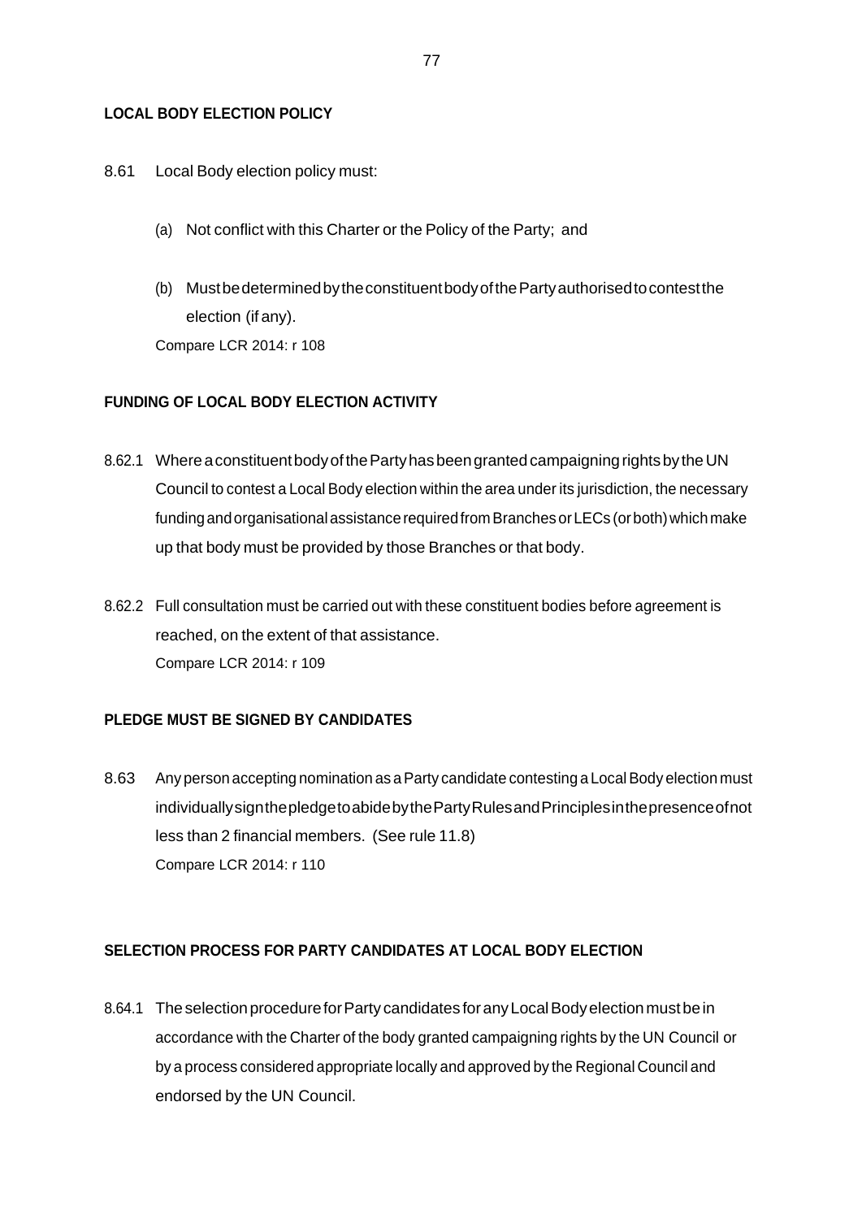**LOCAL BODY ELECTION POLICY**

8.61 Local Body election policy must:

(a) Not conflict with this Charter or the Policy of the Party; and

(b) Must be determined by the constituent body of the Party authorised to contest the election (if any).

Compare LCR 2014: r 108

**FUNDING OF LOCAL BODY ELECTION ACTIVITY**

8.62.1 Where a constituent body of the Party has been granted campaigning rights by the UN Council to contest a Local Body election within the area under its jurisdiction, the necessary funding and organisational assistance required from Branches or LECs (or both) which make up that body must be provided by those Branches or that body.

8.62.2 Full consultation must be carried out with these constituent bodies before agreement is reached, on the extent of that assistance.

Compare LCR 2014: r 109

**PLEDGE MUST BE SIGNED BY CANDIDATES**

8.63 Any person accepting nomination as a Party candidate contesting a Local Body election must individually sign the pledge to abide by the Party Rules and Principles in the presence of not less than 2 financial members. (See rule 11.8)

Compare LCR 2014: r 110

**SELECTION PROCESS FOR PARTY CANDIDATES AT LOCAL BODY ELECTION**

8.64.1 The selection procedure for Party candidates for any Local Body election must be in accordance with the Charter of the body granted campaigning rights by the UN Council or by a process considered appropriate locally and approved by the Regional Council and endorsed by the UN Council.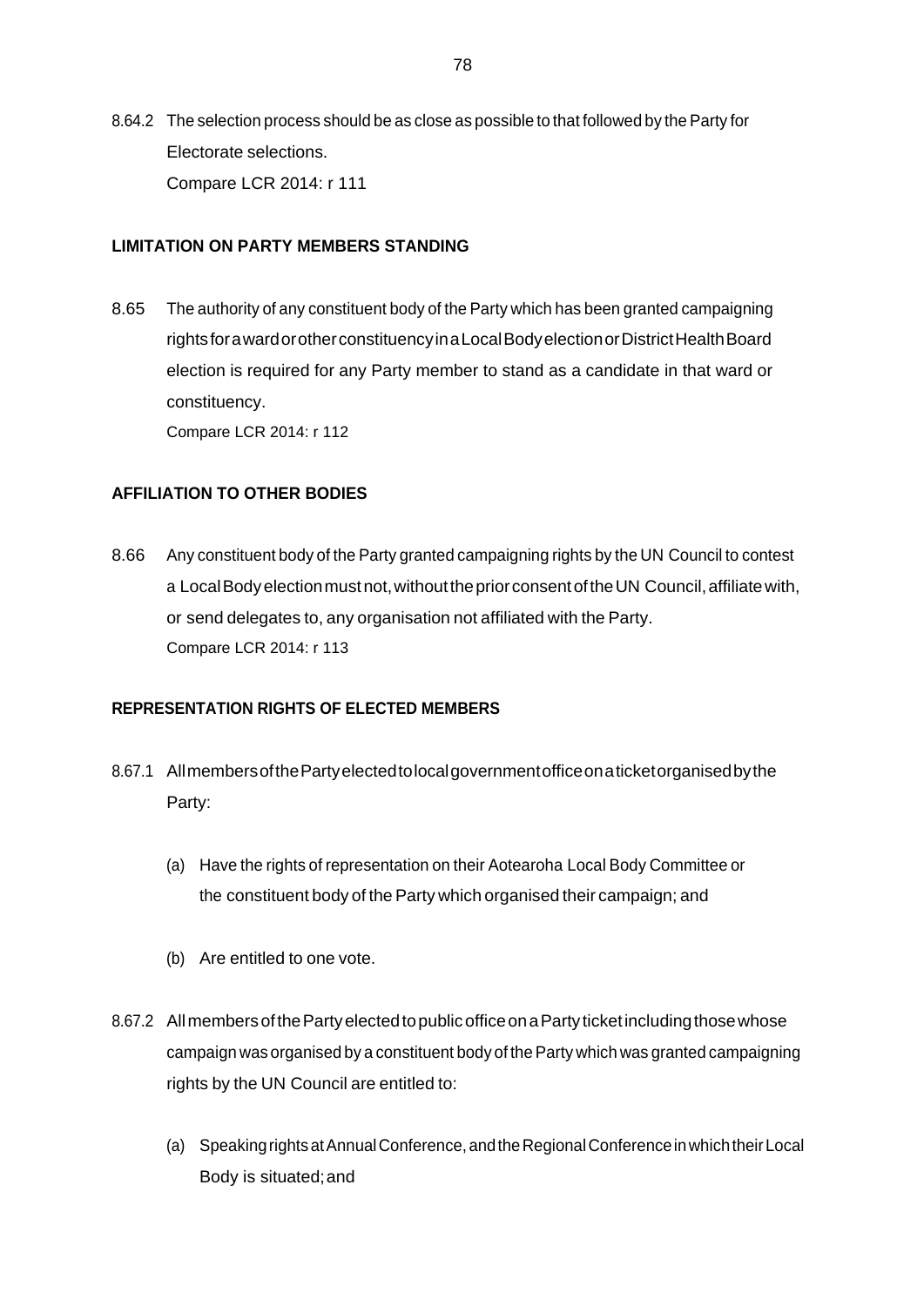8.64.2 The selection process should be as close as possible to that followed by the Party for Electorate selections.
Compare LCR 2014: r 111

**LIMITATION ON PARTY MEMBERS STANDING**

8.65 The authority of any constituent body of the Party which has been granted campaigning rights for a ward or other constituency in a Local Body election or District Health Board election is required for any Party member to stand as a candidate in that ward or constituency.
Compare LCR 2014: r 112

**AFFILIATION TO OTHER BODIES**

8.66 Any constituent body of the Party granted campaigning rights by the UN Council to contest a Local Body election must not, without the prior consent of the UN Council, affiliate with, or send delegates to, any organisation not affiliated with the Party.
Compare LCR 2014: r 113

**REPRESENTATION RIGHTS OF ELECTED MEMBERS**

8.67.1 All members of the Party elected to local government office on a ticket organised by the Party:

(a) Have the rights of representation on their Aotearoha Local Body Committee or the constituent body of the Party which organised their campaign; and

(b) Are entitled to one vote.

8.67.2 All members of the Party elected to public office on a Party ticket including those whose campaign was organised by a constituent body of the Party which was granted campaigning rights by the UN Council are entitled to:

(a) Speaking rights at Annual Conference, and the Regional Conference in which their Local Body is situated; and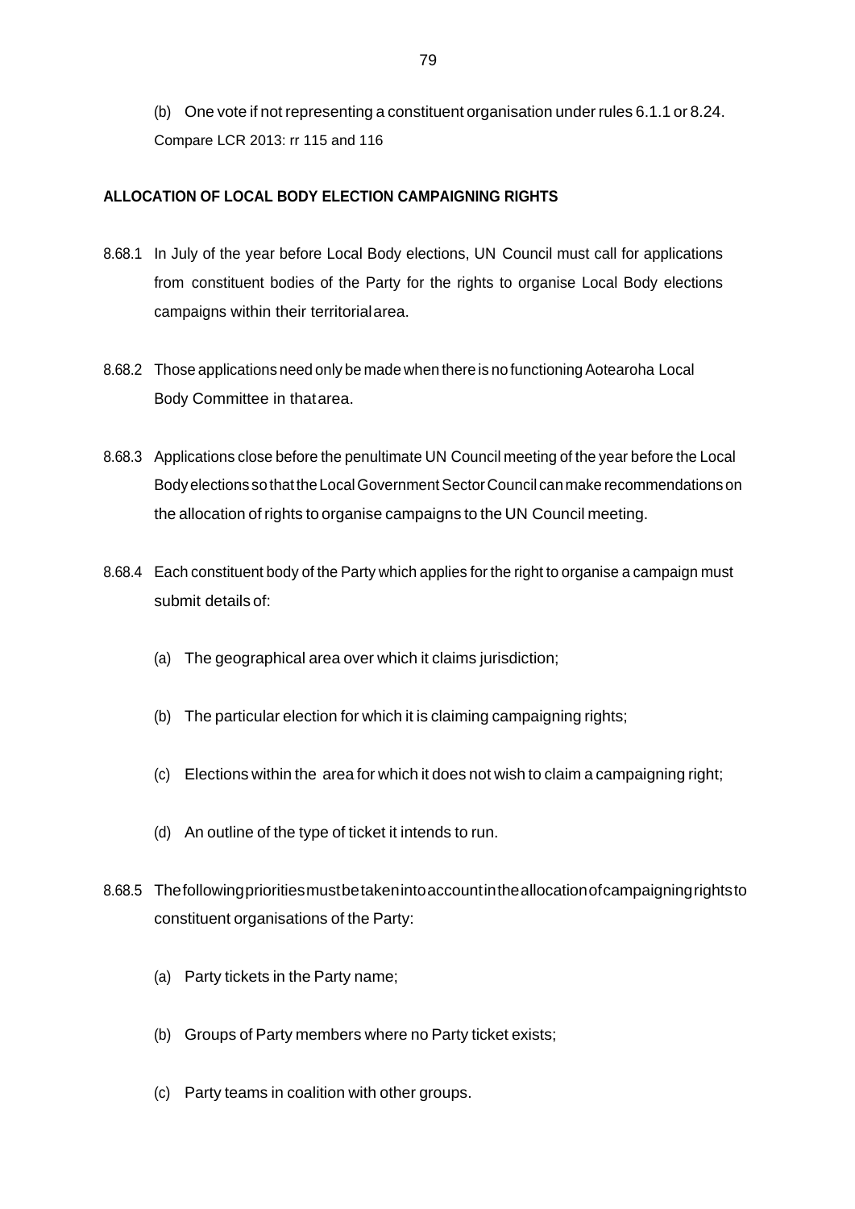(b) One vote if not representing a constituent organisation under rules 6.1.1 or 8.24.

Compare LCR 2013: rr 115 and 116

**ALLOCATION OF LOCAL BODY ELECTION CAMPAIGNING RIGHTS**

8.68.1 In July of the year before Local Body elections, UN Council must call for applications from constituent bodies of the Party for the rights to organise Local Body elections campaigns within their territorial area.

8.68.2 Those applications need only be made when there is no functioning Aotearoha Local Body Committee in that area.

8.68.3 Applications close before the penultimate UN Council meeting of the year before the Local Body elections so that the Local Government Sector Council can make recommendations on the allocation of rights to organise campaigns to the UN Council meeting.

8.68.4 Each constituent body of the Party which applies for the right to organise a campaign must submit details of:

(a) The geographical area over which it claims jurisdiction;

(b) The particular election for which it is claiming campaigning rights;

(c) Elections within the area for which it does not wish to claim a campaigning right;

(d) An outline of the type of ticket it intends to run.

8.68.5 The following priorities must be taken into account in the allocation of campaigning rights to constituent organisations of the Party:

(a) Party tickets in the Party name;

(b) Groups of Party members where no Party ticket exists;

(c) Party teams in coalition with other groups.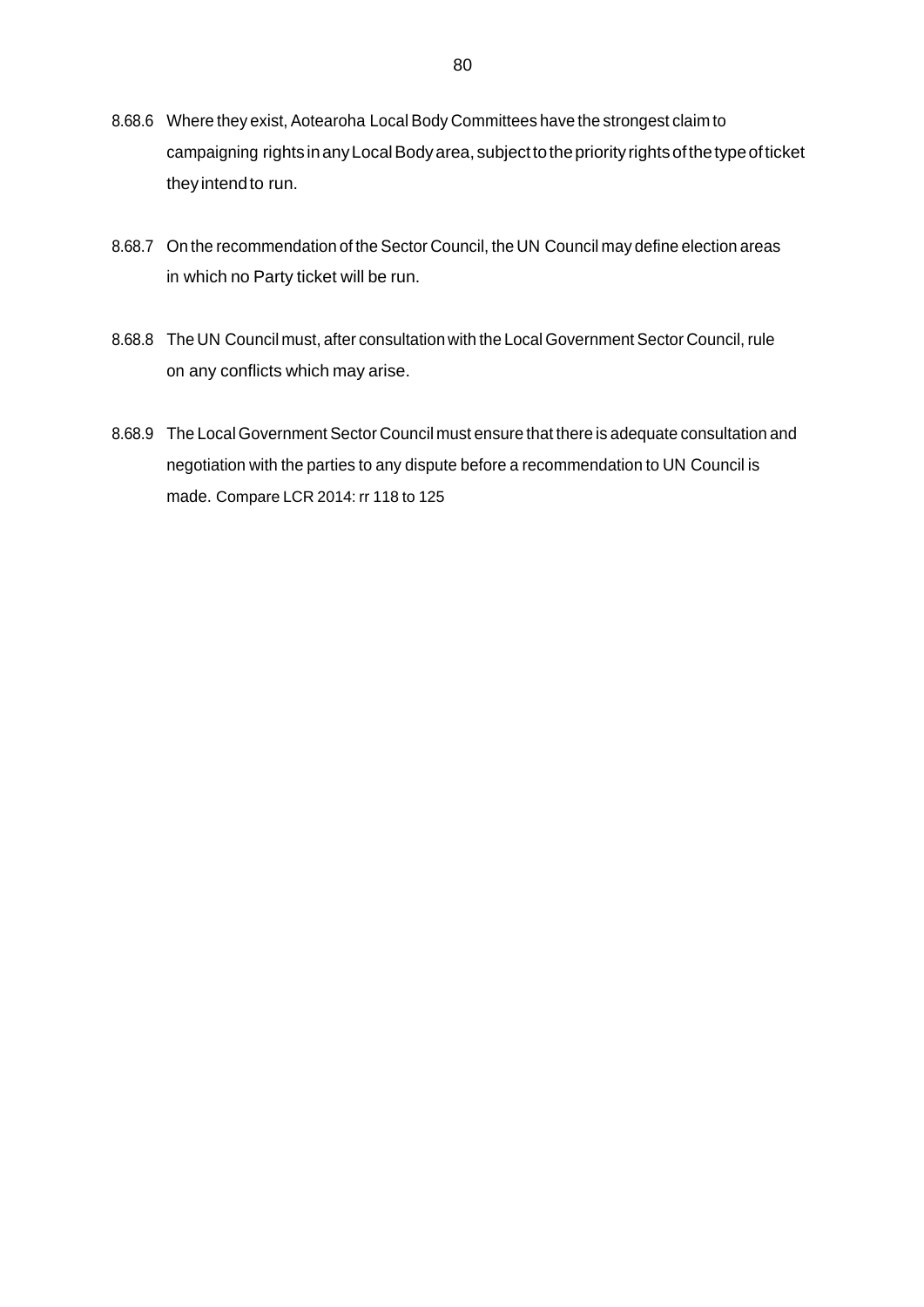8.68.6 Where they exist, Aotearoha Local Body Committees have the strongest claim to campaigning rights in any Local Body area, subject to the priority rights of the type of ticket they intend to run.

8.68.7 On the recommendation of the Sector Council, the UN Council may define election areas in which no Party ticket will be run.

8.68.8 The UN Council must, after consultation with the Local Government Sector Council, rule on any conflicts which may arise.

8.68.9 The Local Government Sector Council must ensure that there is adequate consultation and negotiation with the parties to any dispute before a recommendation to UN Council is made. Compare LCR 2014: rr 118 to 125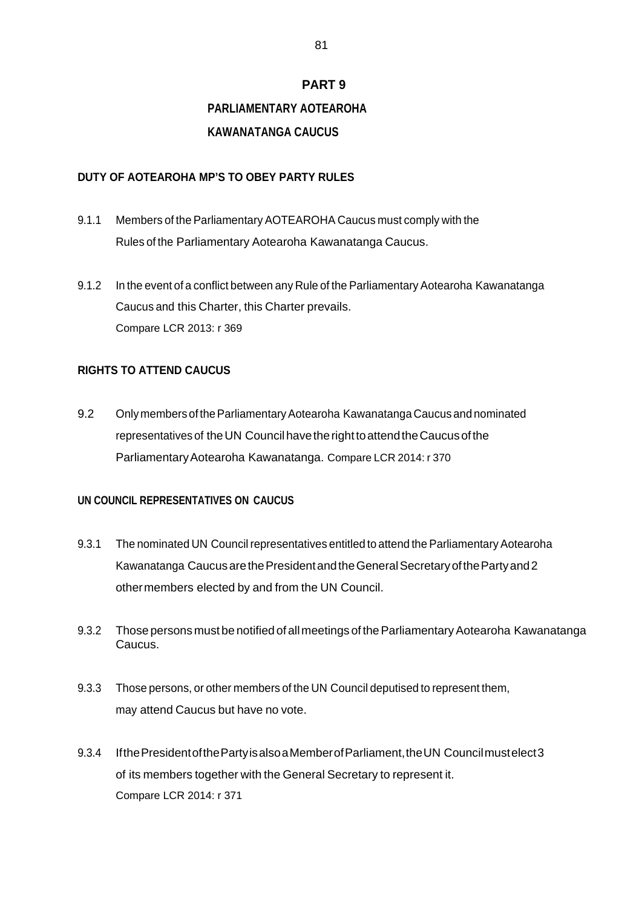# PART 9

## PARLIAMENTARY AOTEAROHA KAWANATANGA CAUCUS

### DUTY OF AOTEAROHA MP'S TO OBEY PARTY RULES

9.1.1 Members of the Parliamentary AOTEAROHA Caucus must comply with the Rules of the Parliamentary Aotearoha Kawanatanga Caucus.

9.1.2 In the event of a conflict between any Rule of the Parliamentary Aotearoha Kawanatanga Caucus and this Charter, this Charter prevails.
Compare LCR 2013: r 369

### RIGHTS TO ATTEND CAUCUS

9.2 Only members of the Parliamentary Aotearoha Kawanatanga Caucus and nominated representatives of the UN Council have the right to attend the Caucus of the Parliamentary Aotearoha Kawanatanga. Compare LCR 2014: r 370

### UN COUNCIL REPRESENTATIVES ON CAUCUS

9.3.1 The nominated UN Council representatives entitled to attend the Parliamentary Aotearoha Kawanatanga Caucus are the President and the General Secretary of the Party and 2 other members elected by and from the UN Council.

9.3.2 Those persons must be notified of all meetings of the Parliamentary Aotearoha Kawanatanga Caucus.

9.3.3 Those persons, or other members of the UN Council deputised to represent them, may attend Caucus but have no vote.

9.3.4 If the President of the Party is also a Member of Parliament, the UN Council must elect 3 of its members together with the General Secretary to represent it.
Compare LCR 2014: r 371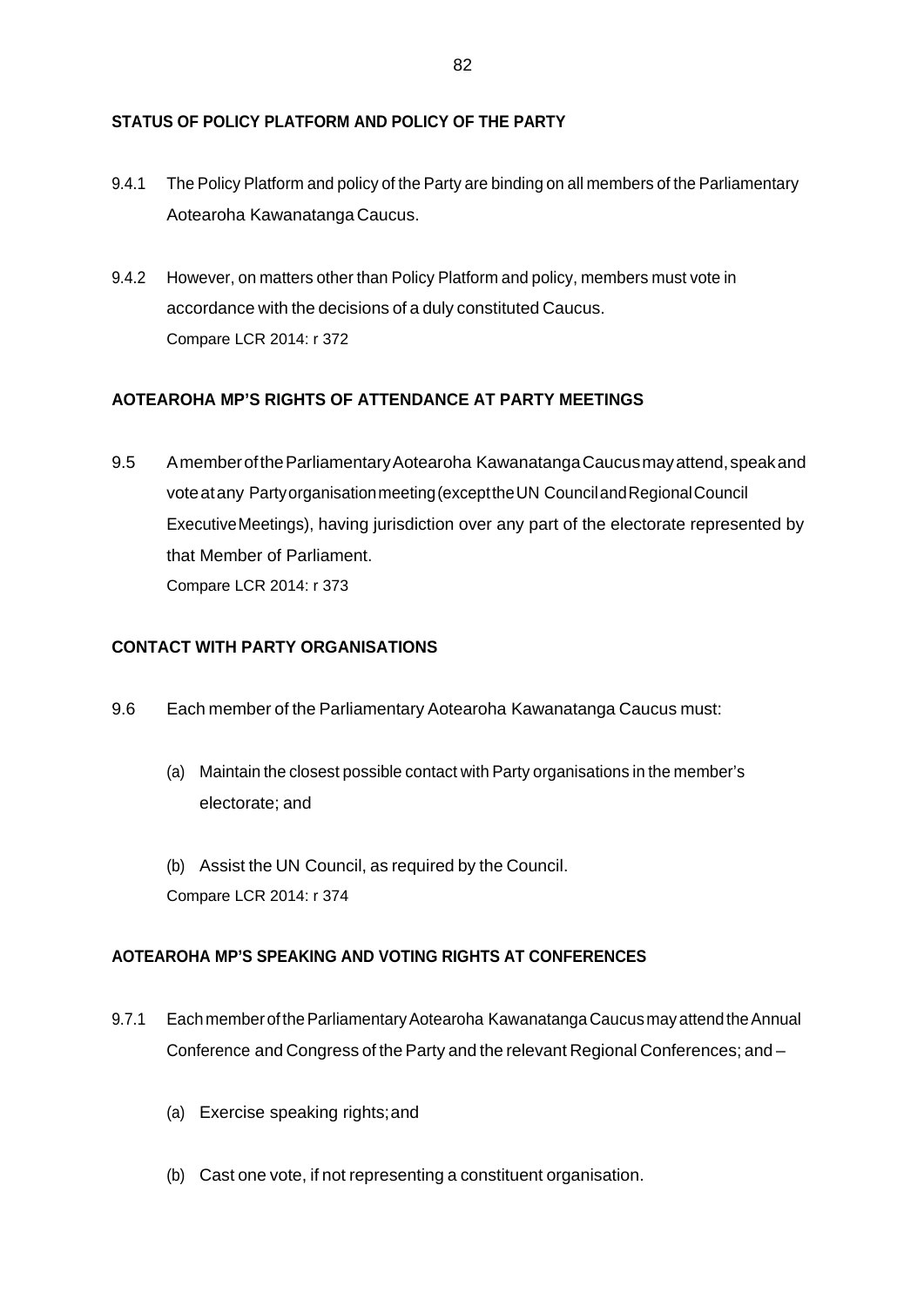**STATUS OF POLICY PLATFORM AND POLICY OF THE PARTY**

9.4.1 The Policy Platform and policy of the Party are binding on all members of the Parliamentary Aotearoha Kawanatanga Caucus.

9.4.2 However, on matters other than Policy Platform and policy, members must vote in accordance with the decisions of a duly constituted Caucus.
Compare LCR 2014: r 372

**AOTEAROHA MP'S RIGHTS OF ATTENDANCE AT PARTY MEETINGS**

9.5 A member of the Parliamentary Aotearoha Kawanatanga Caucus may attend, speak and vote at any Party organisation meeting (except the UN Council and Regional Council Executive Meetings), having jurisdiction over any part of the electorate represented by that Member of Parliament.
Compare LCR 2014: r 373

**CONTACT WITH PARTY ORGANISATIONS**

9.6 Each member of the Parliamentary Aotearoha Kawanatanga Caucus must:

(a) Maintain the closest possible contact with Party organisations in the member's electorate; and

(b) Assist the UN Council, as required by the Council.
Compare LCR 2014: r 374

**AOTEAROHA MP'S SPEAKING AND VOTING RIGHTS AT CONFERENCES**

9.7.1 Each member of the Parliamentary Aotearoha Kawanatanga Caucus may attend the Annual Conference and Congress of the Party and the relevant Regional Conferences; and –

(a) Exercise speaking rights; and

(b) Cast one vote, if not representing a constituent organisation.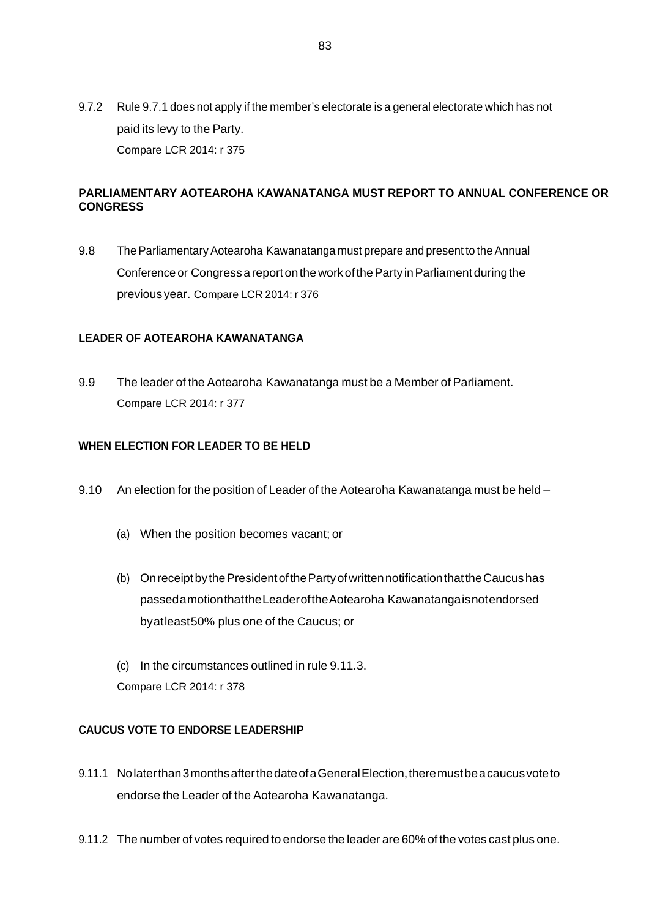9.7.2 Rule 9.7.1 does not apply if the member's electorate is a general electorate which has not paid its levy to the Party.
Compare LCR 2014: r 375

**PARLIAMENTARY AOTEAROHA KAWANATANGA MUST REPORT TO ANNUAL CONFERENCE OR CONGRESS**

9.8 The Parliamentary Aotearoha Kawanatanga must prepare and present to the Annual Conference or Congress a report on the work of the Party in Parliament during the previous year. Compare LCR 2014: r 376

**LEADER OF AOTEAROHA KAWANATANGA**

9.9 The leader of the Aotearoha Kawanatanga must be a Member of Parliament.
Compare LCR 2014: r 377

**WHEN ELECTION FOR LEADER TO BE HELD**

9.10 An election for the position of Leader of the Aotearoha Kawanatanga must be held –

(a) When the position becomes vacant; or

(b) On receipt by the President of the Party of written notification that the Caucus has passed a motion that the Leader of the Aotearoha Kawanatanga is not endorsed by at least 50% plus one of the Caucus; or

(c) In the circumstances outlined in rule 9.11.3.
Compare LCR 2014: r 378

**CAUCUS VOTE TO ENDORSE LEADERSHIP**

9.11.1 No later than 3 months after the date of a General Election, there must be a caucus vote to endorse the Leader of the Aotearoha Kawanatanga.

9.11.2 The number of votes required to endorse the leader are 60% of the votes cast plus one.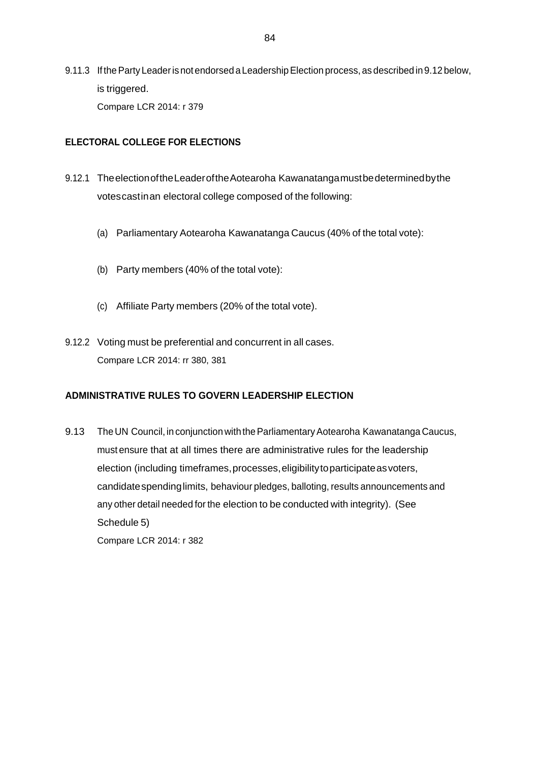9.11.3 If the Party Leader is not endorsed a Leadership Election process, as described in 9.12 below, is triggered.

Compare LCR 2014: r 379

## ELECTORAL COLLEGE FOR ELECTIONS

9.12.1 The election of the Leader of the Aotearoha Kawanatanga must be determined by the votes cast in an electoral college composed of the following:

(a) Parliamentary Aotearoha Kawanatanga Caucus (40% of the total vote):

(b) Party members (40% of the total vote):

(c) Affiliate Party members (20% of the total vote).

9.12.2 Voting must be preferential and concurrent in all cases.

Compare LCR 2014: rr 380, 381

## ADMINISTRATIVE RULES TO GOVERN LEADERSHIP ELECTION

9.13 The UN Council, in conjunction with the Parliamentary Aotearoha Kawanatanga Caucus, must ensure that at all times there are administrative rules for the leadership election (including timeframes, processes, eligibility to participate as voters, candidate spending limits, behaviour pledges, balloting, results announcements and any other detail needed for the election to be conducted with integrity). (See Schedule 5)

Compare LCR 2014: r 382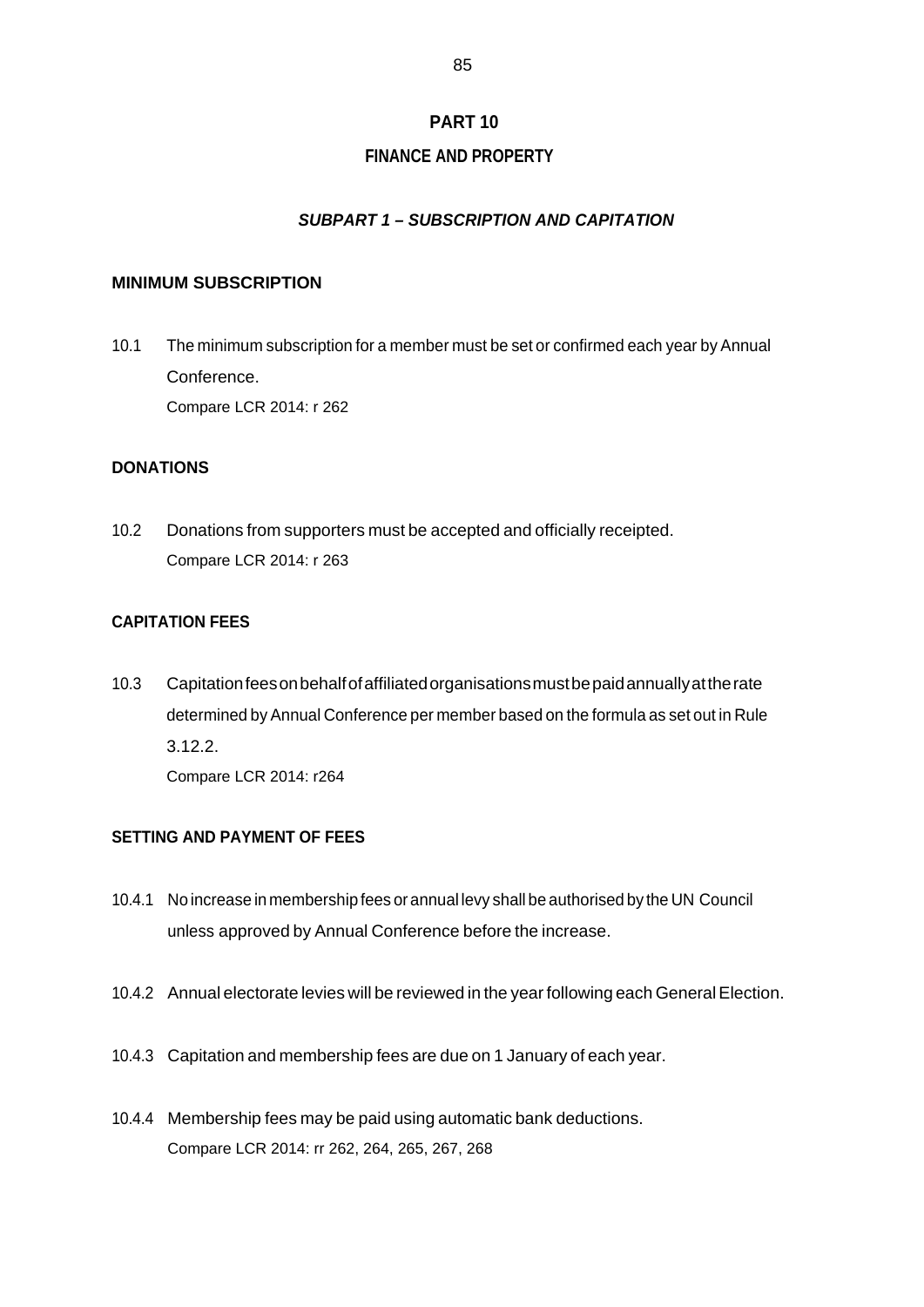# PART 10

## FINANCE AND PROPERTY

### *SUBPART 1 – SUBSCRIPTION AND CAPITATION*

#### MINIMUM SUBSCRIPTION

10.1 The minimum subscription for a member must be set or confirmed each year by Annual Conference.

Compare LCR 2014: r 262

#### DONATIONS

10.2 Donations from supporters must be accepted and officially receipted.

Compare LCR 2014: r 263

#### CAPITATION FEES

10.3 Capitation fees on behalf of affiliated organisations must be paid annually at the rate determined by Annual Conference per member based on the formula as set out in Rule 3.12.2.

Compare LCR 2014: r264

#### SETTING AND PAYMENT OF FEES

10.4.1 No increase in membership fees or annual levy shall be authorised by the UN Council unless approved by Annual Conference before the increase.

10.4.2 Annual electorate levies will be reviewed in the year following each General Election.

10.4.3 Capitation and membership fees are due on 1 January of each year.

10.4.4 Membership fees may be paid using automatic bank deductions.

Compare LCR 2014: rr 262, 264, 265, 267, 268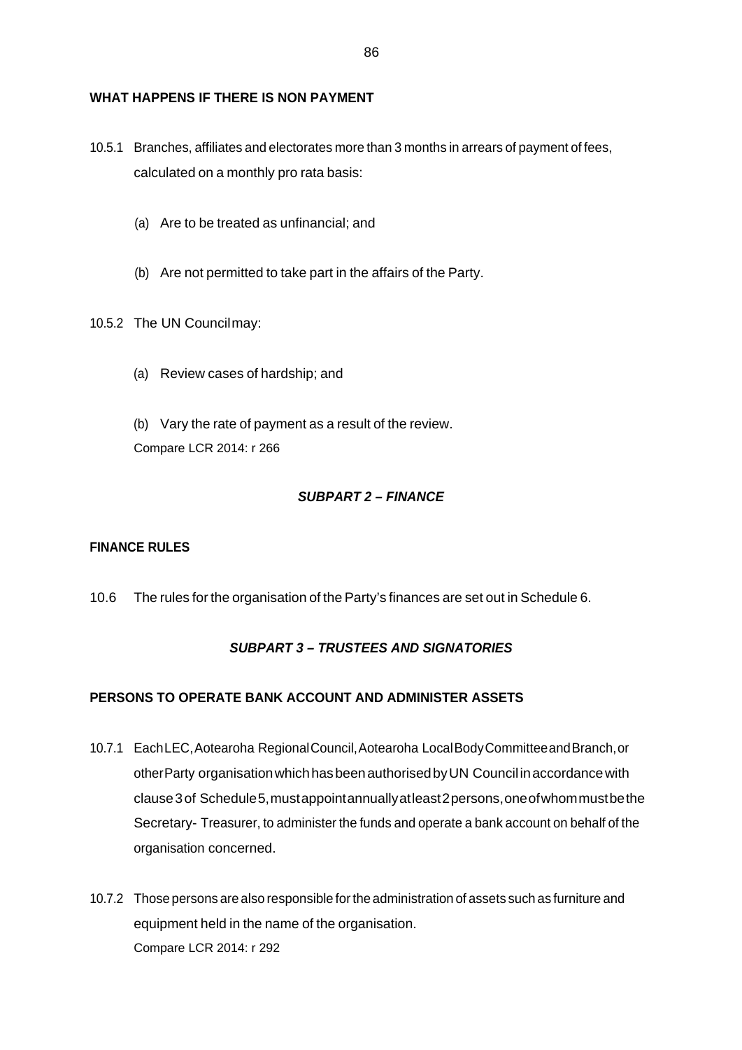**WHAT HAPPENS IF THERE IS NON PAYMENT**

10.5.1 Branches, affiliates and electorates more than 3 months in arrears of payment of fees, calculated on a monthly pro rata basis:

(a) Are to be treated as unfinancial; and

(b) Are not permitted to take part in the affairs of the Party.

10.5.2 The UN Council may:

(a) Review cases of hardship; and

(b) Vary the rate of payment as a result of the review.

Compare LCR 2014: r 266

***SUBPART 2 – FINANCE***

**FINANCE RULES**

10.6 The rules for the organisation of the Party's finances are set out in Schedule 6.

***SUBPART 3 – TRUSTEES AND SIGNATORIES***

**PERSONS TO OPERATE BANK ACCOUNT AND ADMINISTER ASSETS**

10.7.1 Each LEC, Aotearoha Regional Council, Aotearoha Local Body Committee and Branch, or other Party organisation which has been authorised by UN Council in accordance with clause 3 of Schedule 5, must appoint annually at least 2 persons, one of whom must be the Secretary- Treasurer, to administer the funds and operate a bank account on behalf of the organisation concerned.

10.7.2 Those persons are also responsible for the administration of assets such as furniture and equipment held in the name of the organisation.

Compare LCR 2014: r 292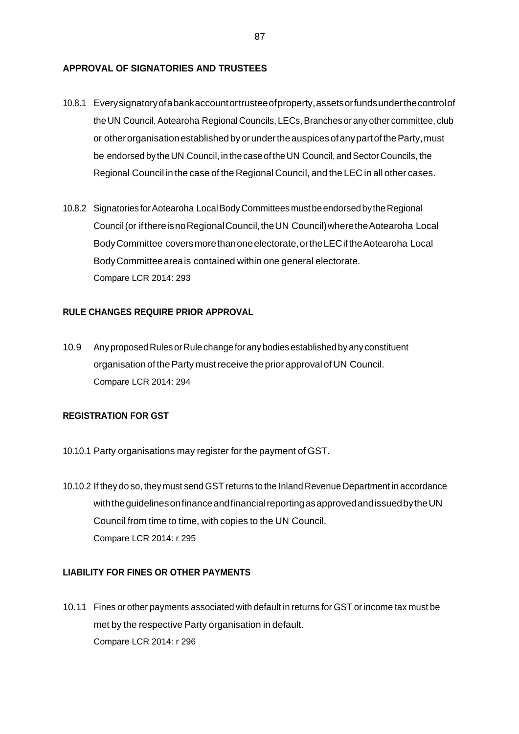**APPROVAL OF SIGNATORIES AND TRUSTEES**

10.8.1 Every signatory of a bank account or trustee of property, assets or funds under the control of the UN Council, Aotearoha Regional Councils, LECs, Branches or any other committee, club or other organisation established by or under the auspices of any part of the Party, must be endorsed by the UN Council, in the case of the UN Council, and Sector Councils, the Regional Council in the case of the Regional Council, and the LEC in all other cases.

10.8.2 Signatories for Aotearoha Local Body Committees must be endorsed by the Regional Council (or if there is no Regional Council, the UN Council) where the Aotearoha Local Body Committee covers more than one electorate, or the LEC if the Aotearoha Local Body Committee area is contained within one general electorate.
Compare LCR 2014: 293

**RULE CHANGES REQUIRE PRIOR APPROVAL**

10.9 Any proposed Rules or Rule change for any bodies established by any constituent organisation of the Party must receive the prior approval of UN Council.
Compare LCR 2014: 294

**REGISTRATION FOR GST**

10.10.1 Party organisations may register for the payment of GST.

10.10.2 If they do so, they must send GST returns to the Inland Revenue Department in accordance with the guidelines on finance and financial reporting as approved and issued by the UN Council from time to time, with copies to the UN Council.
Compare LCR 2014: r 295

**LIABILITY FOR FINES OR OTHER PAYMENTS**

10.11 Fines or other payments associated with default in returns for GST or income tax must be met by the respective Party organisation in default.
Compare LCR 2014: r 296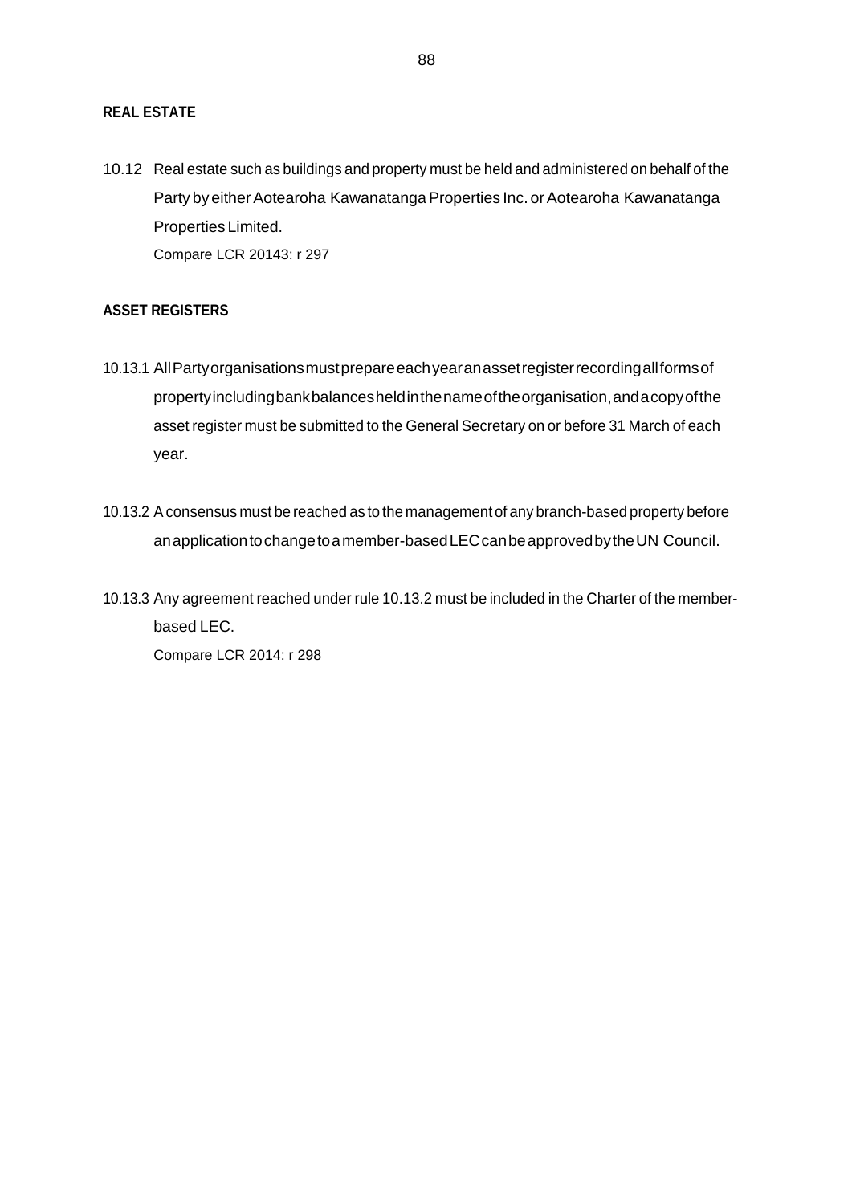## REAL ESTATE

10.12 Real estate such as buildings and property must be held and administered on behalf of the Party by either Aotearoha Kawanatanga Properties Inc. or Aotearoha Kawanatanga Properties Limited.
Compare LCR 20143: r 297

## ASSET REGISTERS

10.13.1 All Party organisations must prepare each year an asset register recording all forms of property including bank balances held in the name of the organisation, and a copy of the asset register must be submitted to the General Secretary on or before 31 March of each year.

10.13.2 A consensus must be reached as to the management of any branch-based property before an application to change to a member-based LEC can be approved by the UN Council.

10.13.3 Any agreement reached under rule 10.13.2 must be included in the Charter of the member-based LEC.
Compare LCR 2014: r 298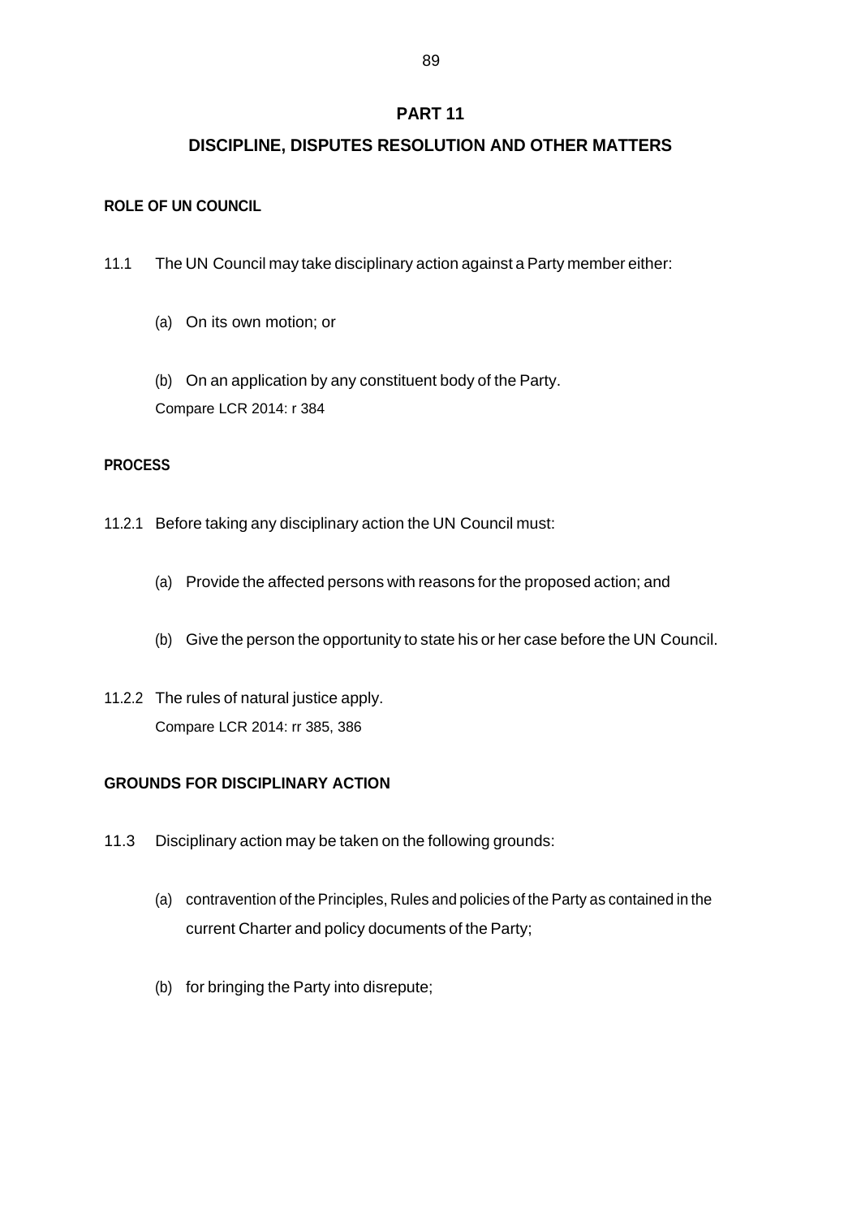# PART 11

## DISCIPLINE, DISPUTES RESOLUTION AND OTHER MATTERS

### ROLE OF UN COUNCIL

11.1 The UN Council may take disciplinary action against a Party member either:

(a) On its own motion; or

(b) On an application by any constituent body of the Party.

Compare LCR 2014: r 384

### PROCESS

11.2.1 Before taking any disciplinary action the UN Council must:

(a) Provide the affected persons with reasons for the proposed action; and

(b) Give the person the opportunity to state his or her case before the UN Council.

11.2.2 The rules of natural justice apply.

Compare LCR 2014: rr 385, 386

### GROUNDS FOR DISCIPLINARY ACTION

11.3 Disciplinary action may be taken on the following grounds:

(a) contravention of the Principles, Rules and policies of the Party as contained in the current Charter and policy documents of the Party;

(b) for bringing the Party into disrepute;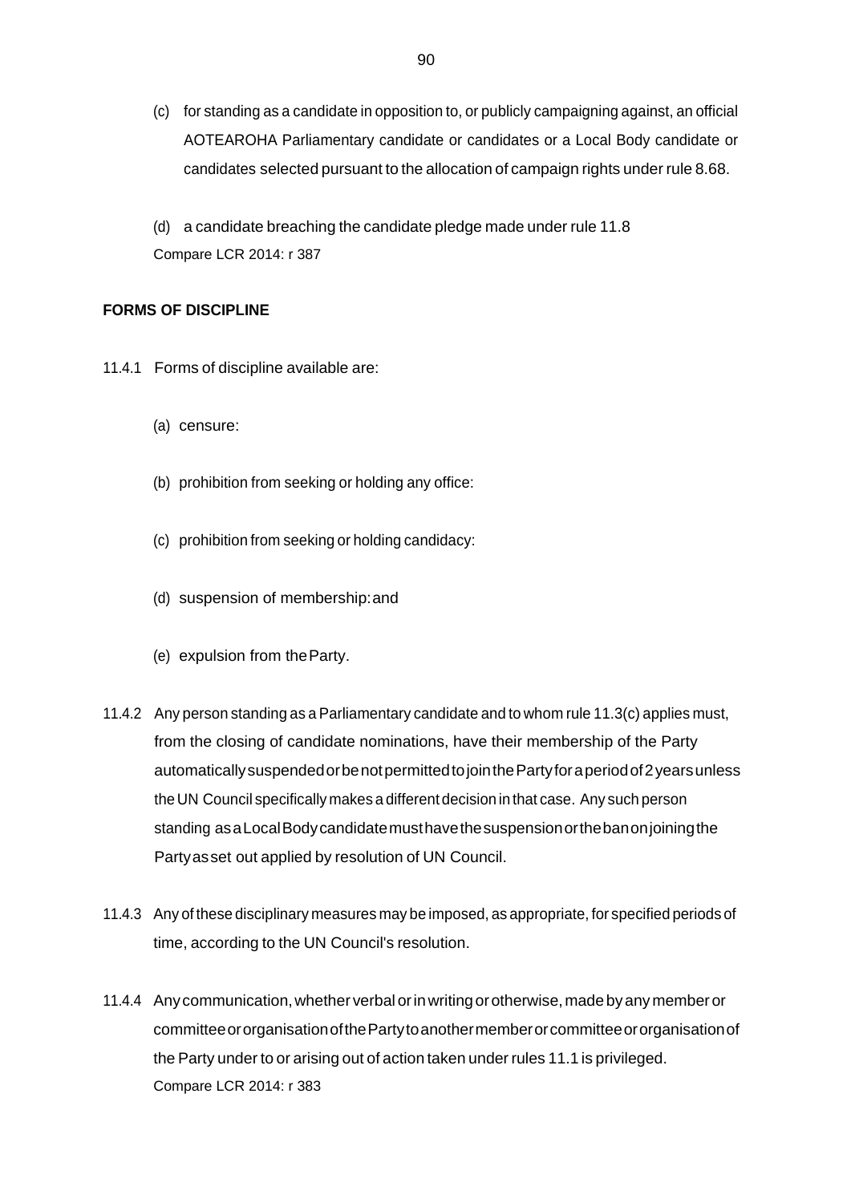(c) for standing as a candidate in opposition to, or publicly campaigning against, an official AOTEAROHA Parliamentary candidate or candidates or a Local Body candidate or candidates selected pursuant to the allocation of campaign rights under rule 8.68.

(d) a candidate breaching the candidate pledge made under rule 11.8

Compare LCR 2014: r 387

**FORMS OF DISCIPLINE**

11.4.1 Forms of discipline available are:

(a) censure:

(b) prohibition from seeking or holding any office:

(c) prohibition from seeking or holding candidacy:

(d) suspension of membership: and

(e) expulsion from the Party.

11.4.2 Any person standing as a Parliamentary candidate and to whom rule 11.3(c) applies must, from the closing of candidate nominations, have their membership of the Party automatically suspended or be not permitted to join the Party for a period of 2 years unless the UN Council specifically makes a different decision in that case. Any such person standing as a Local Body candidate must have the suspension or the ban on joining the Party as set out applied by resolution of UN Council.

11.4.3 Any of these disciplinary measures may be imposed, as appropriate, for specified periods of time, according to the UN Council's resolution.

11.4.4 Any communication, whether verbal or in writing or otherwise, made by any member or committee or organisation of the Party to another member or committee or organisation of the Party under to or arising out of action taken under rules 11.1 is privileged.

Compare LCR 2014: r 383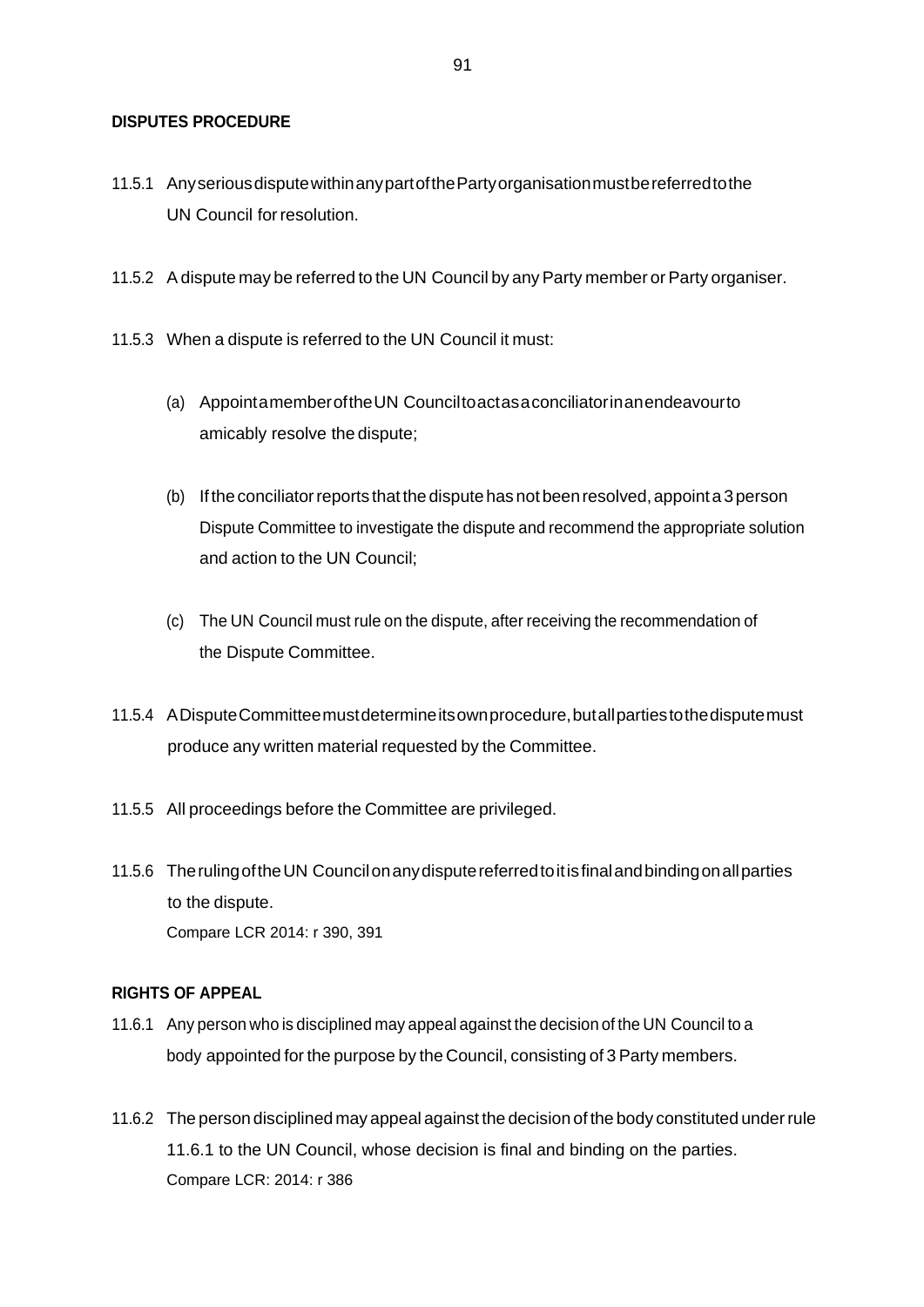**DISPUTES PROCEDURE**

11.5.1 Any serious dispute within any part of the Party organisation must be referred to the UN Council for resolution.

11.5.2 A dispute may be referred to the UN Council by any Party member or Party organiser.

11.5.3 When a dispute is referred to the UN Council it must:

(a) Appoint a member of the UN Council to act as a conciliator in an endeavour to amicably resolve the dispute;

(b) If the conciliator reports that the dispute has not been resolved, appoint a 3 person Dispute Committee to investigate the dispute and recommend the appropriate solution and action to the UN Council;

(c) The UN Council must rule on the dispute, after receiving the recommendation of the Dispute Committee.

11.5.4 A Dispute Committee must determine its own procedure, but all parties to the dispute must produce any written material requested by the Committee.

11.5.5 All proceedings before the Committee are privileged.

11.5.6 The ruling of the UN Council on any dispute referred to it is final and binding on all parties to the dispute.

Compare LCR 2014: r 390, 391

**RIGHTS OF APPEAL**

11.6.1 Any person who is disciplined may appeal against the decision of the UN Council to a body appointed for the purpose by the Council, consisting of 3 Party members.

11.6.2 The person disciplined may appeal against the decision of the body constituted under rule 11.6.1 to the UN Council, whose decision is final and binding on the parties.

Compare LCR: 2014: r 386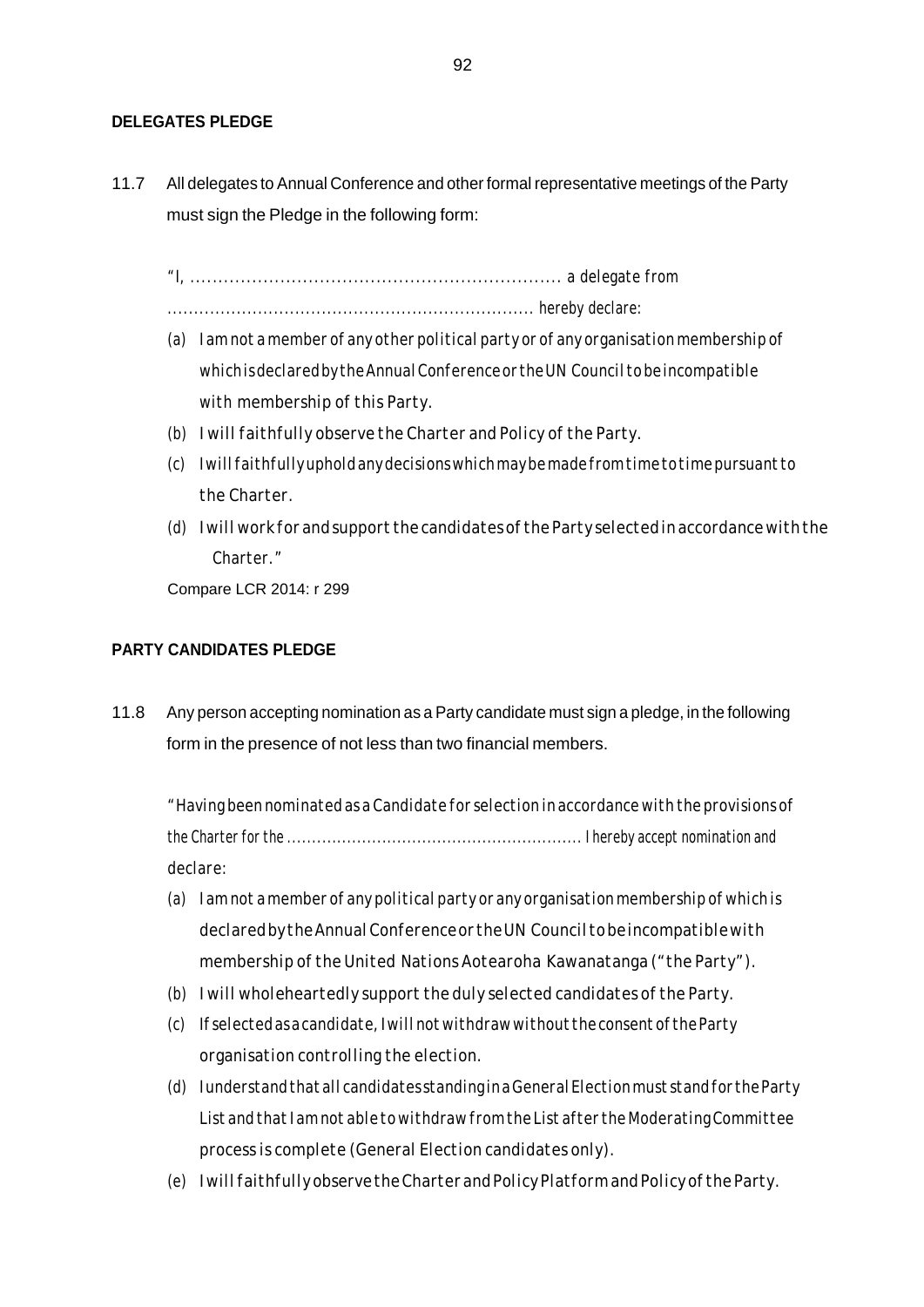**DELEGATES PLEDGE**

11.7 All delegates to Annual Conference and other formal representative meetings of the Party must sign the Pledge in the following form:

"I, ................................................................. a delegate from .................................................................. hereby declare:

(a) I am not a member of any other political party or of any organisation membership of which is declared by the Annual Conference or the UN Council to be incompatible with membership of this Party.

(b) I will faithfully observe the Charter and Policy of the Party.

(c) I will faithfully uphold any decisions which may be made from time to time pursuant to the Charter.

(d) I will work for and support the candidates of the Party selected in accordance with the Charter."

Compare LCR 2014: r 299

**PARTY CANDIDATES PLEDGE**

11.8 Any person accepting nomination as a Party candidate must sign a pledge, in the following form in the presence of not less than two financial members.

"Having been nominated as a Candidate for selection in accordance with the provisions of the Charter for the ........................................................ I hereby accept nomination and declare:

(a) I am not a member of any political party or any organisation membership of which is declared by the Annual Conference or the UN Council to be incompatible with membership of the United Nations Aotearoha Kawanatanga ("the Party").

(b) I will wholeheartedly support the duly selected candidates of the Party.

(c) If selected as a candidate, I will not withdraw without the consent of the Party organisation controlling the election.

(d) I understand that all candidates standing in a General Election must stand for the Party List and that I am not able to withdraw from the List after the Moderating Committee process is complete (General Election candidates only).

(e) I will faithfully observe the Charter and Policy Platform and Policy of the Party.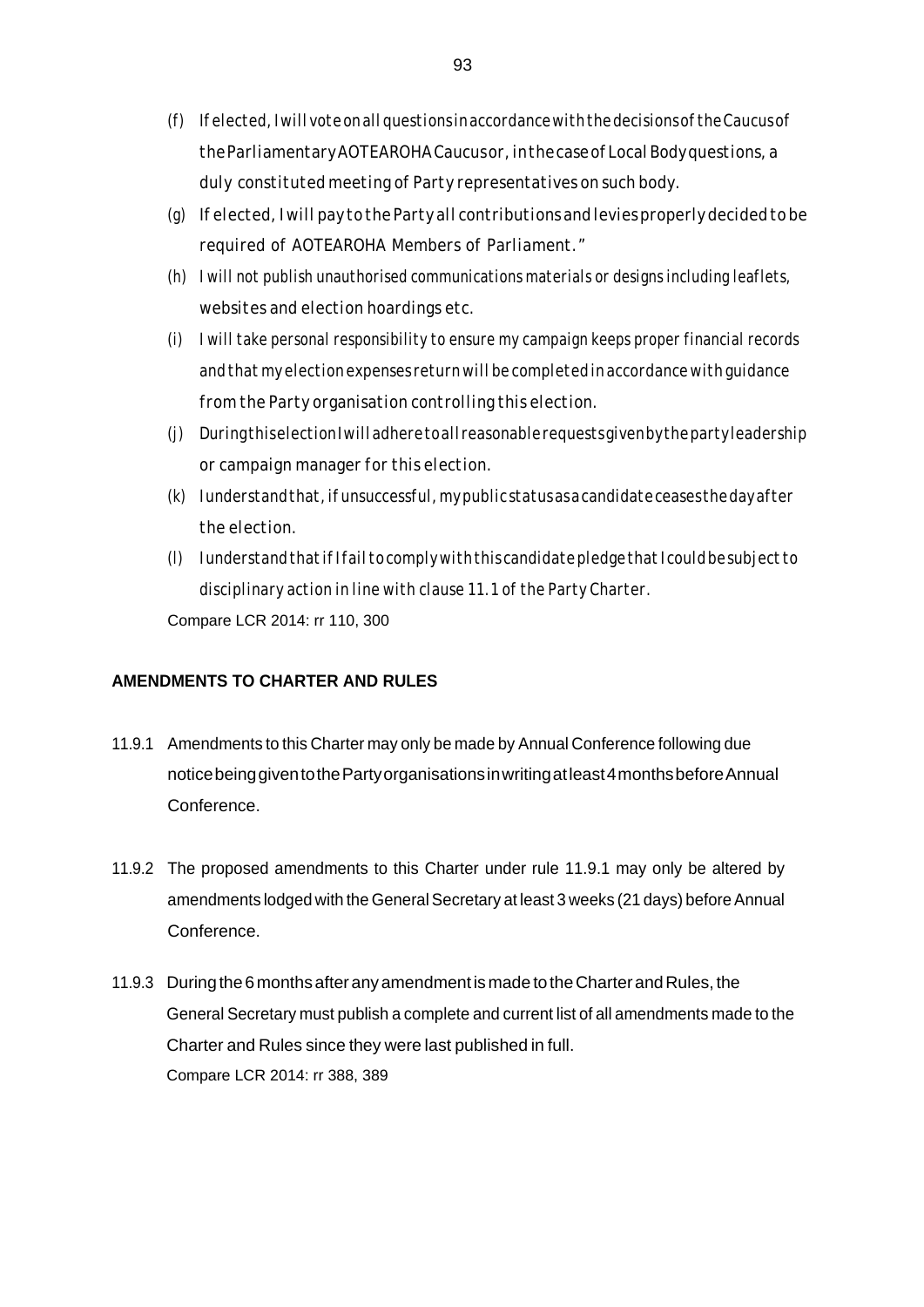(f) If elected, I will vote on all questions in accordance with the decisions of the Caucus of the Parliamentary AOTEAROHA Caucus or, in the case of Local Body questions, a duly constituted meeting of Party representatives on such body.

(g) If elected, I will pay to the Party all contributions and levies properly decided to be required of AOTEAROHA Members of Parliament."

(h) I will not publish unauthorised communications materials or designs including leaflets, websites and election hoardings etc.

(i) I will take personal responsibility to ensure my campaign keeps proper financial records and that my election expenses return will be completed in accordance with guidance from the Party organisation controlling this election.

(j) During this election I will adhere to all reasonable requests given by the party leadership or campaign manager for this election.

(k) I understand that, if unsuccessful, my public status as a candidate ceases the day after the election.

(l) I understand that if I fail to comply with this candidate pledge that I could be subject to disciplinary action in line with clause 11.1 of the Party Charter.

Compare LCR 2014: rr 110, 300

**AMENDMENTS TO CHARTER AND RULES**

11.9.1 Amendments to this Charter may only be made by Annual Conference following due notice being given to the Party organisations in writing at least 4 months before Annual Conference.

11.9.2 The proposed amendments to this Charter under rule 11.9.1 may only be altered by amendments lodged with the General Secretary at least 3 weeks (21 days) before Annual Conference.

11.9.3 During the 6 months after any amendment is made to the Charter and Rules, the General Secretary must publish a complete and current list of all amendments made to the Charter and Rules since they were last published in full.

Compare LCR 2014: rr 388, 389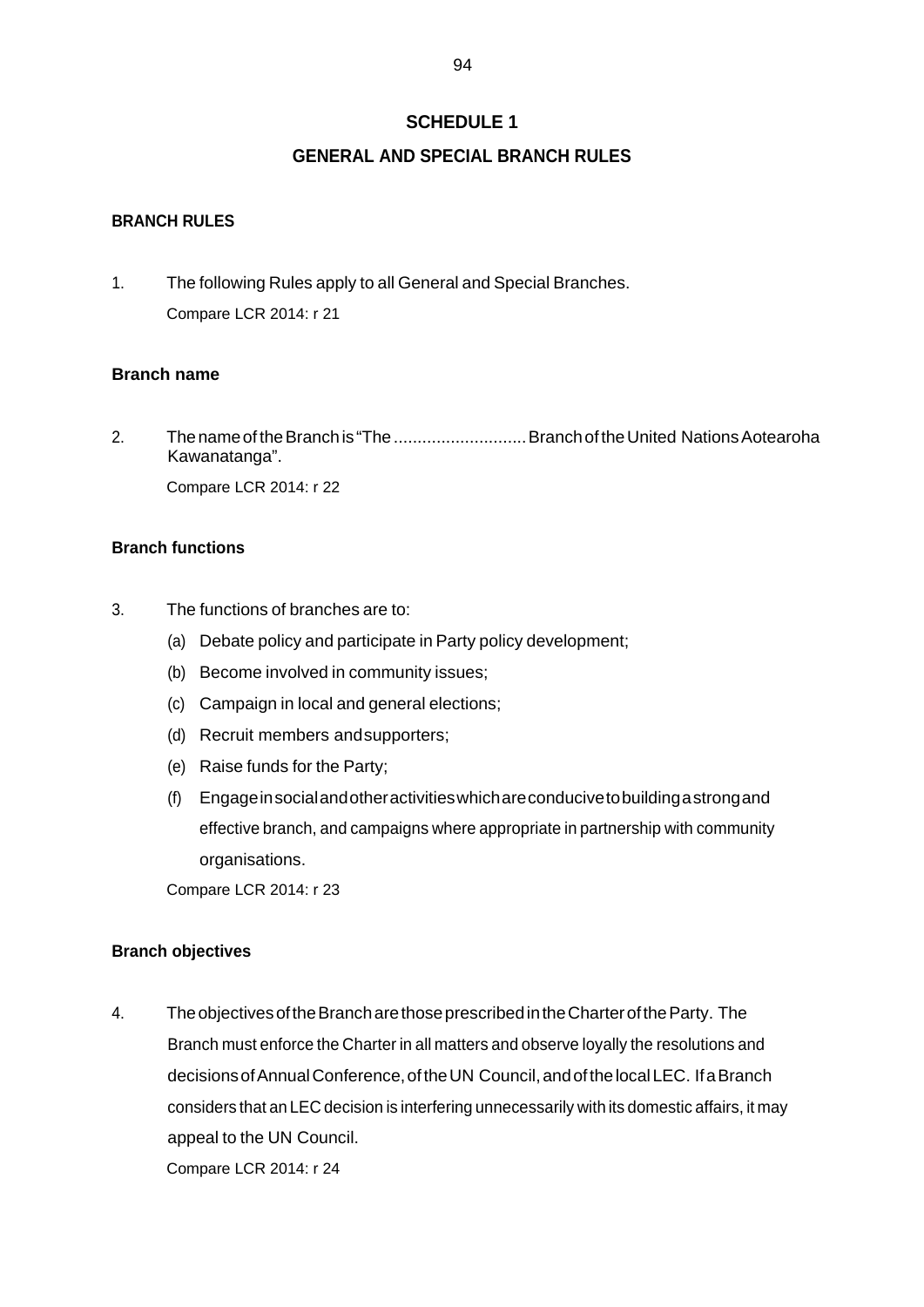# SCHEDULE 1

## GENERAL AND SPECIAL BRANCH RULES

### BRANCH RULES

1. The following Rules apply to all General and Special Branches.

   Compare LCR 2014: r 21

### Branch name

2. The name of the Branch is "The ........................... Branch of the United Nations Aotearoha Kawanatanga".

   Compare LCR 2014: r 22

### Branch functions

3. The functions of branches are to:

   (a) Debate policy and participate in Party policy development;

   (b) Become involved in community issues;

   (c) Campaign in local and general elections;

   (d) Recruit members and supporters;

   (e) Raise funds for the Party;

   (f) Engage in social and other activities which are conducive to building a strong and effective branch, and campaigns where appropriate in partnership with community organisations.

   Compare LCR 2014: r 23

### Branch objectives

4. The objectives of the Branch are those prescribed in the Charter of the Party. The Branch must enforce the Charter in all matters and observe loyally the resolutions and decisions of Annual Conference, of the UN Council, and of the local LEC. If a Branch considers that an LEC decision is interfering unnecessarily with its domestic affairs, it may appeal to the UN Council.

   Compare LCR 2014: r 24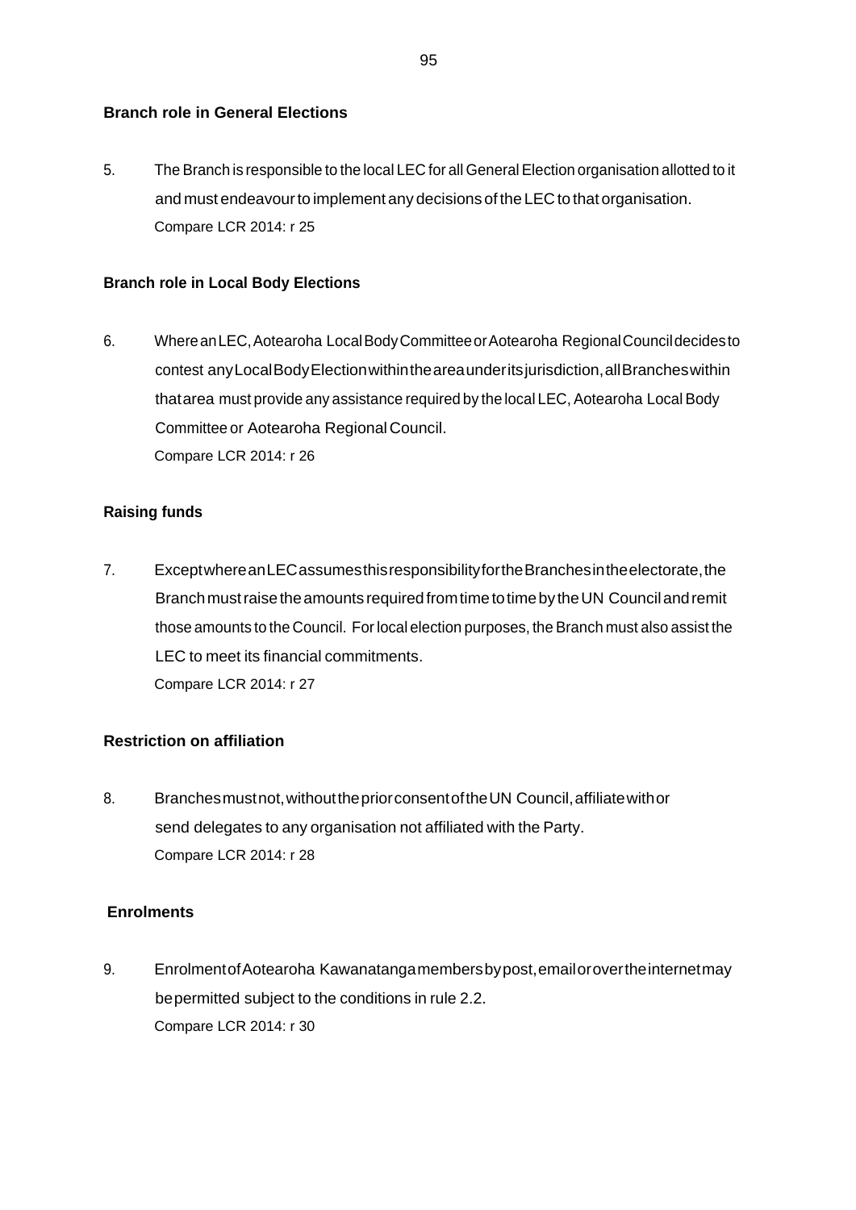**Branch role in General Elections**

5. The Branch is responsible to the local LEC for all General Election organisation allotted to it and must endeavour to implement any decisions of the LEC to that organisation.
   Compare LCR 2014: r 25

**Branch role in Local Body Elections**

6. Where an LEC, Aotearoha Local Body Committee or Aotearoha Regional Council decides to contest any Local Body Election within the area under its jurisdiction, all Branches within that area must provide any assistance required by the local LEC, Aotearoha Local Body Committee or Aotearoha Regional Council.
   Compare LCR 2014: r 26

**Raising funds**

7. Except where an LEC assumes this responsibility for the Branches in the electorate, the Branch must raise the amounts required from time to time by the UN Council and remit those amounts to the Council. For local election purposes, the Branch must also assist the LEC to meet its financial commitments.
   Compare LCR 2014: r 27

**Restriction on affiliation**

8. Branches must not, without the prior consent of the UN Council, affiliate with or send delegates to any organisation not affiliated with the Party.
   Compare LCR 2014: r 28

**Enrolments**

9. Enrolment of Aotearoha Kawanatanga members by post, email or over the internet may be permitted subject to the conditions in rule 2.2.
   Compare LCR 2014: r 30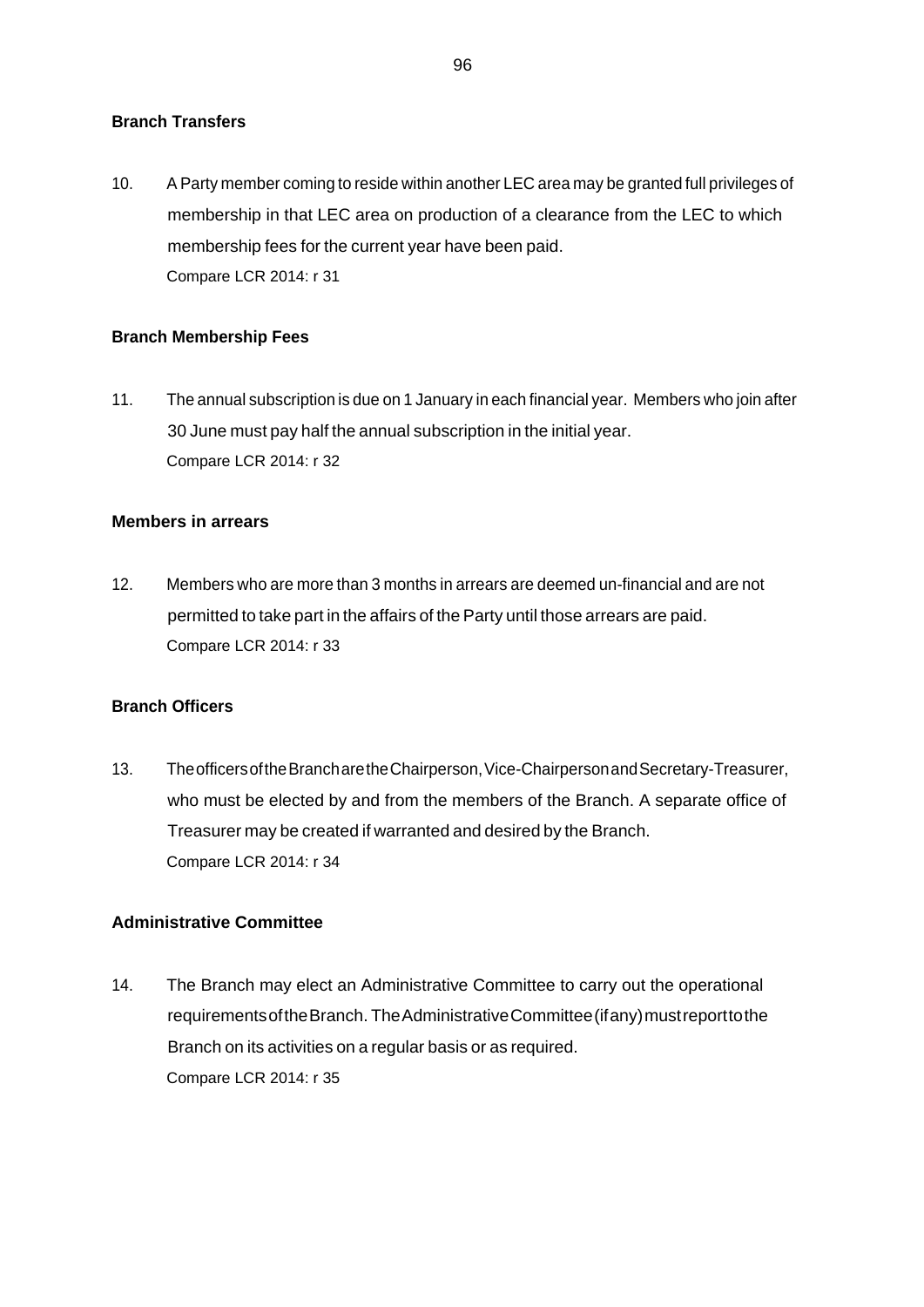**Branch Transfers**

10. A Party member coming to reside within another LEC area may be granted full privileges of membership in that LEC area on production of a clearance from the LEC to which membership fees for the current year have been paid.
Compare LCR 2014: r 31

**Branch Membership Fees**

11. The annual subscription is due on 1 January in each financial year. Members who join after 30 June must pay half the annual subscription in the initial year.
Compare LCR 2014: r 32

**Members in arrears**

12. Members who are more than 3 months in arrears are deemed un-financial and are not permitted to take part in the affairs of the Party until those arrears are paid.
Compare LCR 2014: r 33

**Branch Officers**

13. The officers of the Branch are the Chairperson, Vice-Chairperson and Secretary-Treasurer, who must be elected by and from the members of the Branch. A separate office of Treasurer may be created if warranted and desired by the Branch.
Compare LCR 2014: r 34

**Administrative Committee**

14. The Branch may elect an Administrative Committee to carry out the operational requirements of the Branch. The Administrative Committee (if any) must report to the Branch on its activities on a regular basis or as required.
Compare LCR 2014: r 35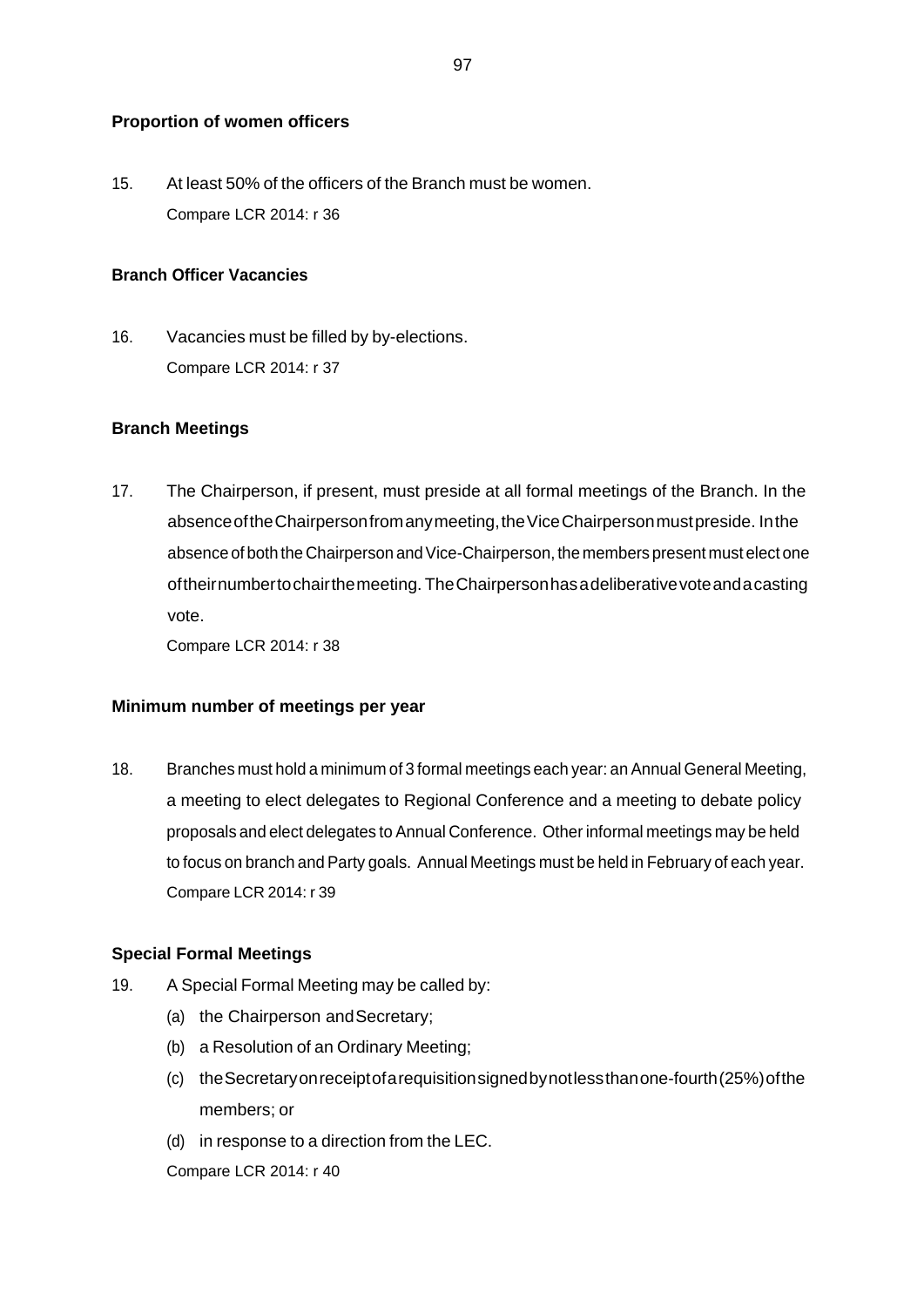### Proportion of women officers

15. At least 50% of the officers of the Branch must be women.
 Compare LCR 2014: r 36

### Branch Officer Vacancies

16. Vacancies must be filled by by-elections.
 Compare LCR 2014: r 37

### Branch Meetings

17. The Chairperson, if present, must preside at all formal meetings of the Branch. In the absence of the Chairperson from any meeting, the Vice Chairperson must preside. In the absence of both the Chairperson and Vice-Chairperson, the members present must elect one of their number to chair the meeting. The Chairperson has a deliberative vote and a casting vote.
 Compare LCR 2014: r 38

### Minimum number of meetings per year

18. Branches must hold a minimum of 3 formal meetings each year: an Annual General Meeting, a meeting to elect delegates to Regional Conference and a meeting to debate policy proposals and elect delegates to Annual Conference. Other informal meetings may be held to focus on branch and Party goals. Annual Meetings must be held in February of each year.
 Compare LCR 2014: r 39

### Special Formal Meetings

19. A Special Formal Meeting may be called by:
 (a) the Chairperson and Secretary;
 (b) a Resolution of an Ordinary Meeting;
 (c) the Secretary on receipt of a requisition signed by not less than one-fourth (25%) of the members; or
 (d) in response to a direction from the LEC.

 Compare LCR 2014: r 40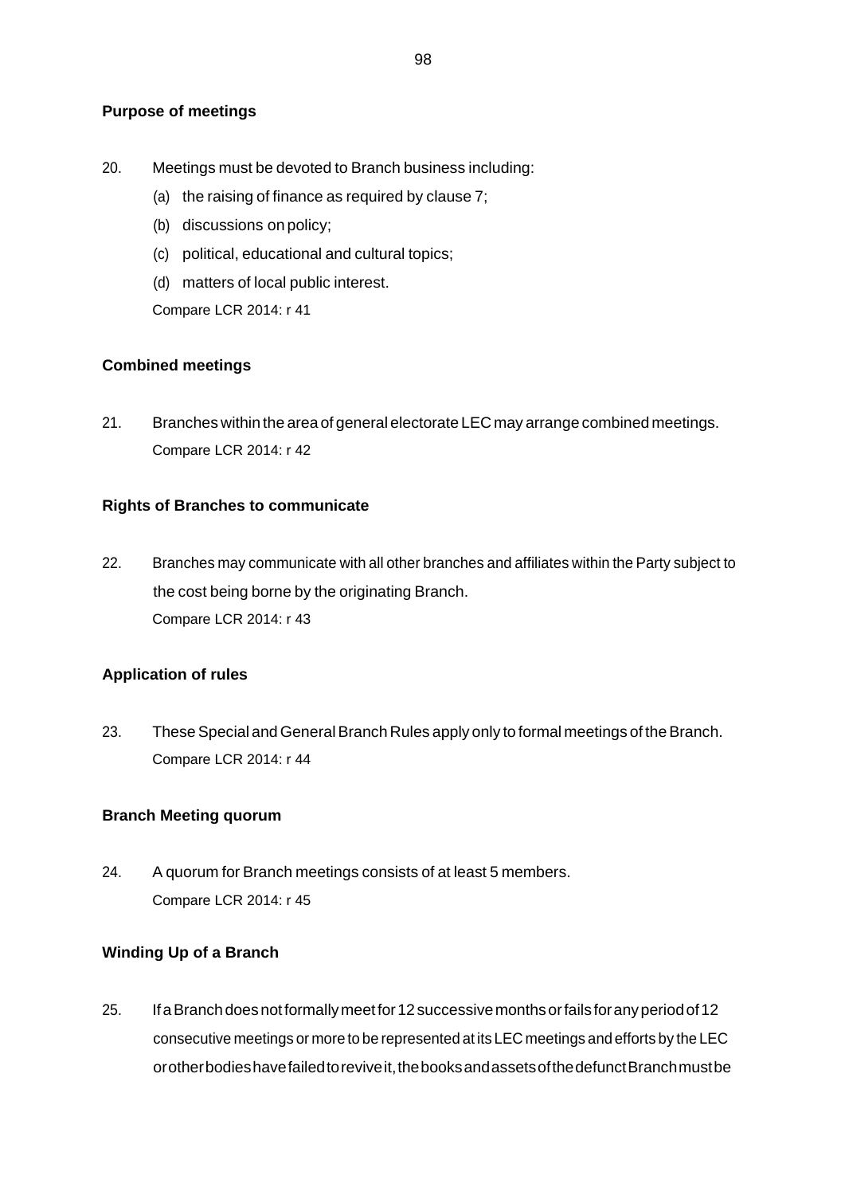**Purpose of meetings**

20. Meetings must be devoted to Branch business including:

   (a) the raising of finance as required by clause 7;

   (b) discussions on policy;

   (c) political, educational and cultural topics;

   (d) matters of local public interest.

   Compare LCR 2014: r 41

**Combined meetings**

21. Branches within the area of general electorate LEC may arrange combined meetings.
   Compare LCR 2014: r 42

**Rights of Branches to communicate**

22. Branches may communicate with all other branches and affiliates within the Party subject to the cost being borne by the originating Branch.
   Compare LCR 2014: r 43

**Application of rules**

23. These Special and General Branch Rules apply only to formal meetings of the Branch.
   Compare LCR 2014: r 44

**Branch Meeting quorum**

24. A quorum for Branch meetings consists of at least 5 members.
   Compare LCR 2014: r 45

**Winding Up of a Branch**

25. If a Branch does not formally meet for 12 successive months or fails for any period of 12 consecutive meetings or more to be represented at its LEC meetings and efforts by the LEC or other bodies have failed to revive it, the books and assets of the defunct Branch must be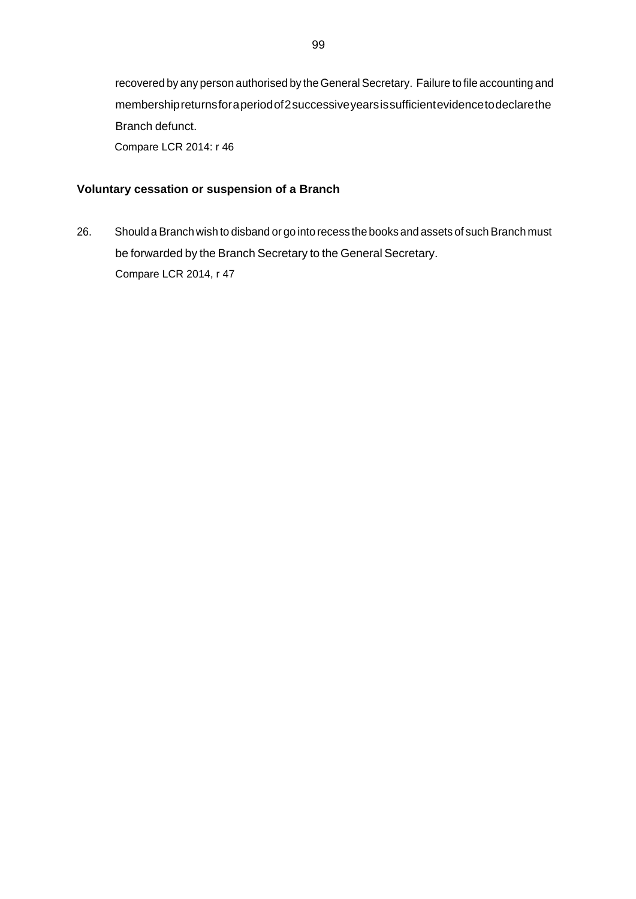recovered by any person authorised by the General Secretary. Failure to file accounting and membership returns for a period of 2 successive years is sufficient evidence to declare the Branch defunct.

Compare LCR 2014: r 46

### Voluntary cessation or suspension of a Branch

26. Should a Branch wish to disband or go into recess the books and assets of such Branch must be forwarded by the Branch Secretary to the General Secretary.

Compare LCR 2014, r 47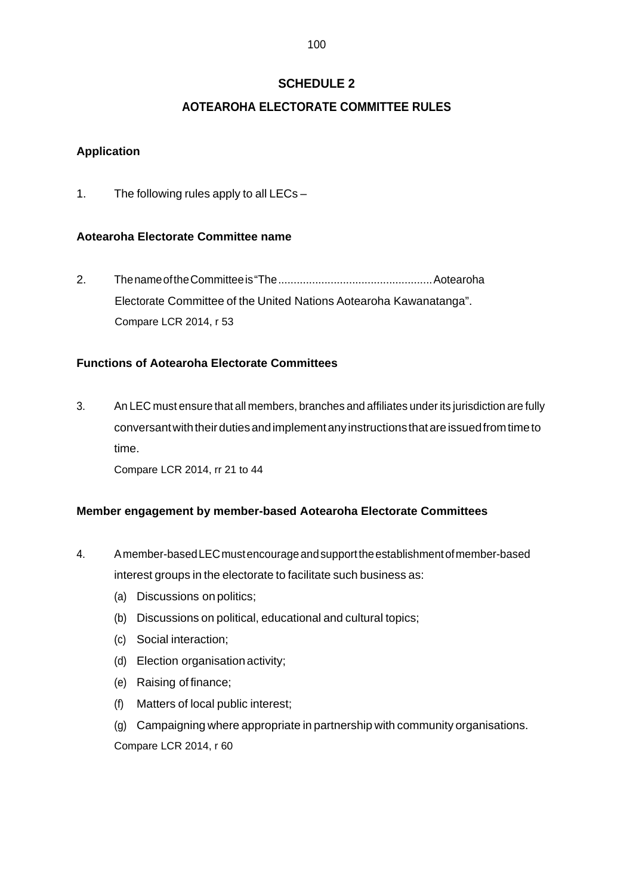# SCHEDULE 2

## AOTEAROHA ELECTORATE COMMITTEE RULES

### Application

1. The following rules apply to all LECs –

### Aotearoha Electorate Committee name

2. The name of the Committee is "The ................................................. Aotearoha Electorate Committee of the United Nations Aotearoha Kawanatanga".
   Compare LCR 2014, r 53

### Functions of Aotearoha Electorate Committees

3. An LEC must ensure that all members, branches and affiliates under its jurisdiction are fully conversant with their duties and implement any instructions that are issued from time to time.
   Compare LCR 2014, rr 21 to 44

### Member engagement by member-based Aotearoha Electorate Committees

4. A member-based LEC must encourage and support the establishment of member-based interest groups in the electorate to facilitate such business as:
   - (a) Discussions on politics;
   - (b) Discussions on political, educational and cultural topics;
   - (c) Social interaction;
   - (d) Election organisation activity;
   - (e) Raising of finance;
   - (f) Matters of local public interest;
   - (g) Campaigning where appropriate in partnership with community organisations.

   Compare LCR 2014, r 60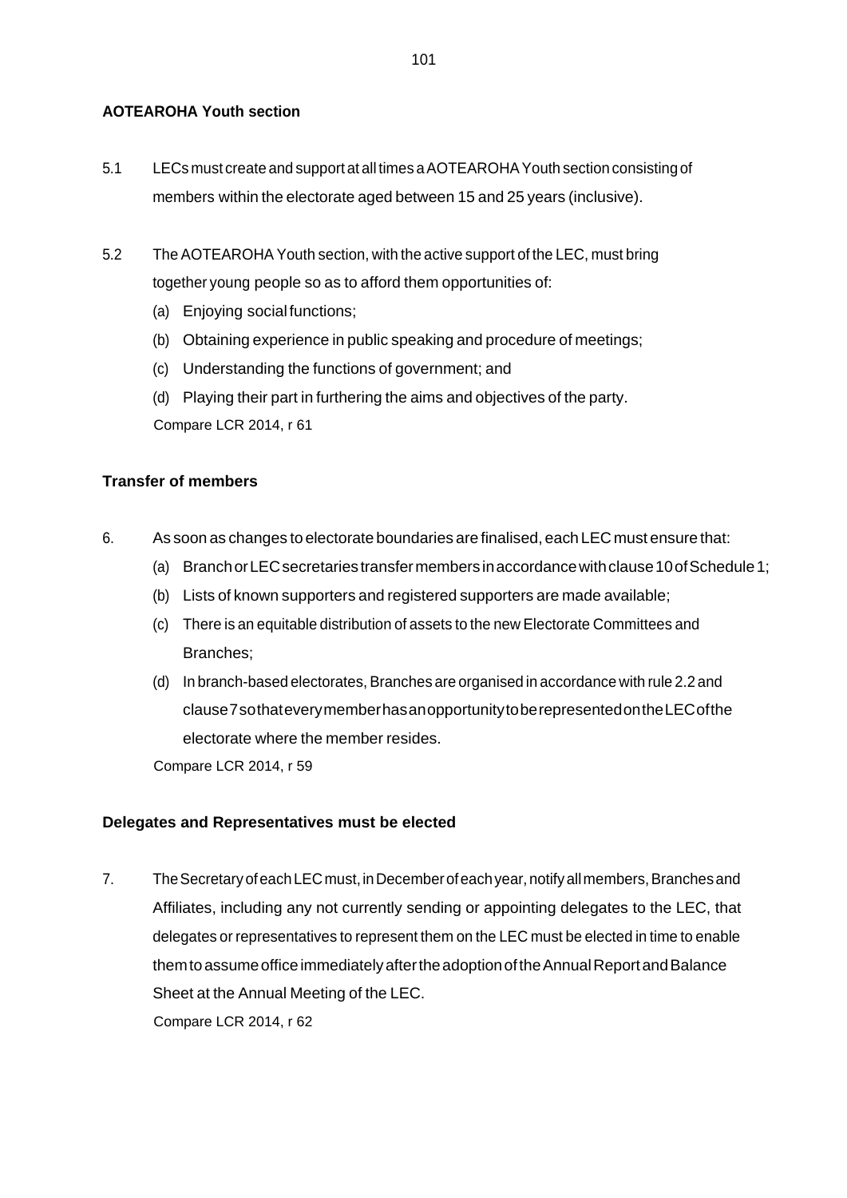**AOTEAROHA Youth section**

5.1 LECs must create and support at all times a AOTEAROHA Youth section consisting of members within the electorate aged between 15 and 25 years (inclusive).

5.2 The AOTEAROHA Youth section, with the active support of the LEC, must bring together young people so as to afford them opportunities of:

(a) Enjoying social functions;

(b) Obtaining experience in public speaking and procedure of meetings;

(c) Understanding the functions of government; and

(d) Playing their part in furthering the aims and objectives of the party.

Compare LCR 2014, r 61

**Transfer of members**

6. As soon as changes to electorate boundaries are finalised, each LEC must ensure that:

(a) Branch or LEC secretaries transfer members in accordance with clause 10 of Schedule 1;

(b) Lists of known supporters and registered supporters are made available;

(c) There is an equitable distribution of assets to the new Electorate Committees and Branches;

(d) In branch-based electorates, Branches are organised in accordance with rule 2.2 and clause 7 so that every member has an opportunity to be represented on the LEC of the electorate where the member resides.

Compare LCR 2014, r 59

**Delegates and Representatives must be elected**

7. The Secretary of each LEC must, in December of each year, notify all members, Branches and Affiliates, including any not currently sending or appointing delegates to the LEC, that delegates or representatives to represent them on the LEC must be elected in time to enable them to assume office immediately after the adoption of the Annual Report and Balance Sheet at the Annual Meeting of the LEC.

Compare LCR 2014, r 62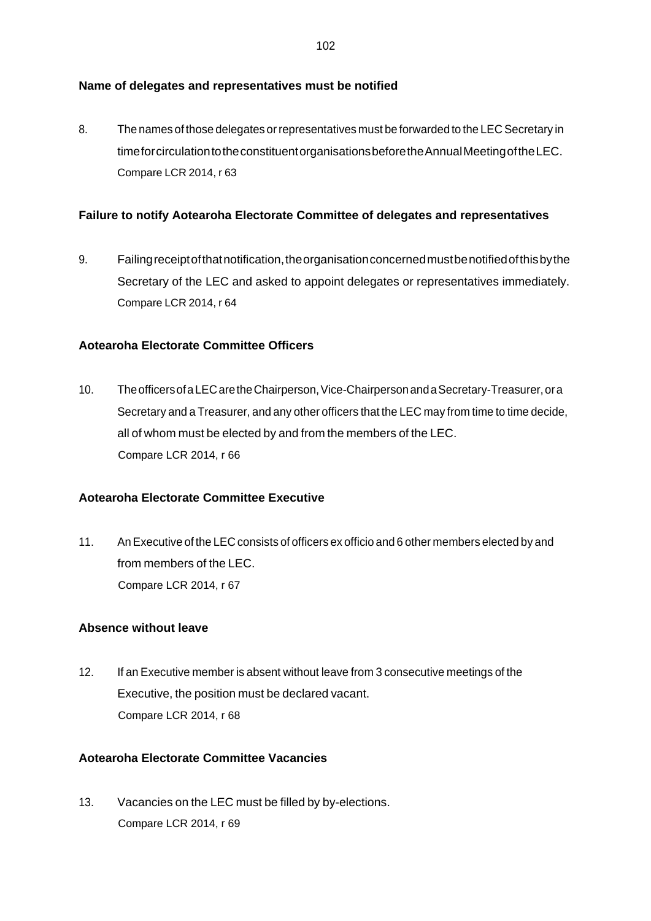### Name of delegates and representatives must be notified

8. The names of those delegates or representatives must be forwarded to the LEC Secretary in time for circulation to the constituent organisations before the Annual Meeting of the LEC.
   Compare LCR 2014, r 63

### Failure to notify Aotearoha Electorate Committee of delegates and representatives

9. Failing receipt of that notification, the organisation concerned must be notified of this by the Secretary of the LEC and asked to appoint delegates or representatives immediately.
   Compare LCR 2014, r 64

### Aotearoha Electorate Committee Officers

10. The officers of a LEC are the Chairperson, Vice-Chairperson and a Secretary-Treasurer, or a Secretary and a Treasurer, and any other officers that the LEC may from time to time decide, all of whom must be elected by and from the members of the LEC.
    Compare LCR 2014, r 66

### Aotearoha Electorate Committee Executive

11. An Executive of the LEC consists of officers ex officio and 6 other members elected by and from members of the LEC.
    Compare LCR 2014, r 67

### Absence without leave

12. If an Executive member is absent without leave from 3 consecutive meetings of the Executive, the position must be declared vacant.
    Compare LCR 2014, r 68

### Aotearoha Electorate Committee Vacancies

13. Vacancies on the LEC must be filled by by-elections.
    Compare LCR 2014, r 69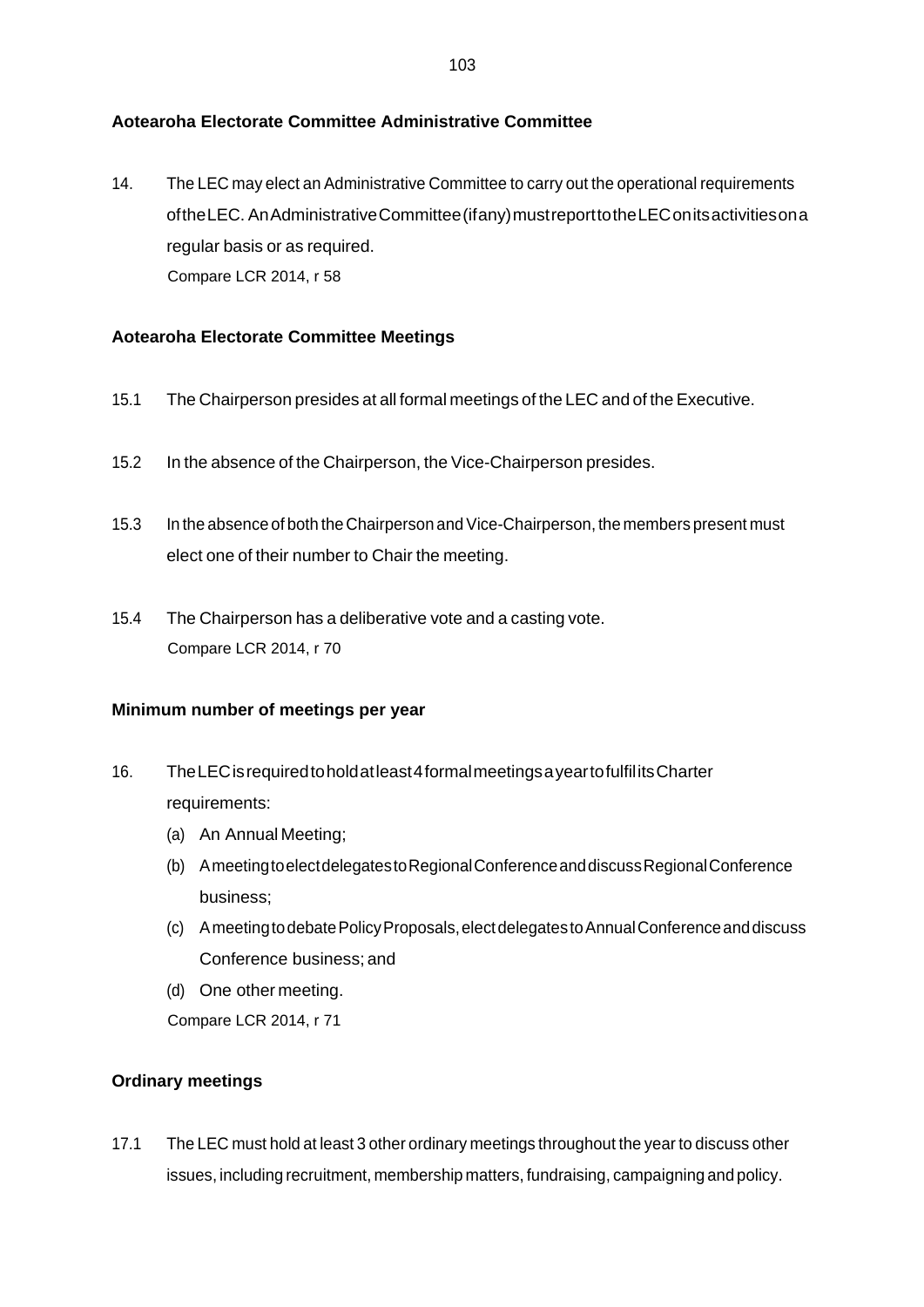**Aotearoha Electorate Committee Administrative Committee**

14. The LEC may elect an Administrative Committee to carry out the operational requirements of the LEC. An Administrative Committee (if any) must report to the LEC on its activities on a regular basis or as required.
Compare LCR 2014, r 58

**Aotearoha Electorate Committee Meetings**

15.1 The Chairperson presides at all formal meetings of the LEC and of the Executive.

15.2 In the absence of the Chairperson, the Vice-Chairperson presides.

15.3 In the absence of both the Chairperson and Vice-Chairperson, the members present must elect one of their number to Chair the meeting.

15.4 The Chairperson has a deliberative vote and a casting vote.
Compare LCR 2014, r 70

**Minimum number of meetings per year**

16. The LEC is required to hold at least 4 formal meetings a year to fulfil its Charter requirements:

(a) An Annual Meeting;

(b) A meeting to elect delegates to Regional Conference and discuss Regional Conference business;

(c) A meeting to debate Policy Proposals, elect delegates to Annual Conference and discuss Conference business; and

(d) One other meeting.

Compare LCR 2014, r 71

**Ordinary meetings**

17.1 The LEC must hold at least 3 other ordinary meetings throughout the year to discuss other issues, including recruitment, membership matters, fundraising, campaigning and policy.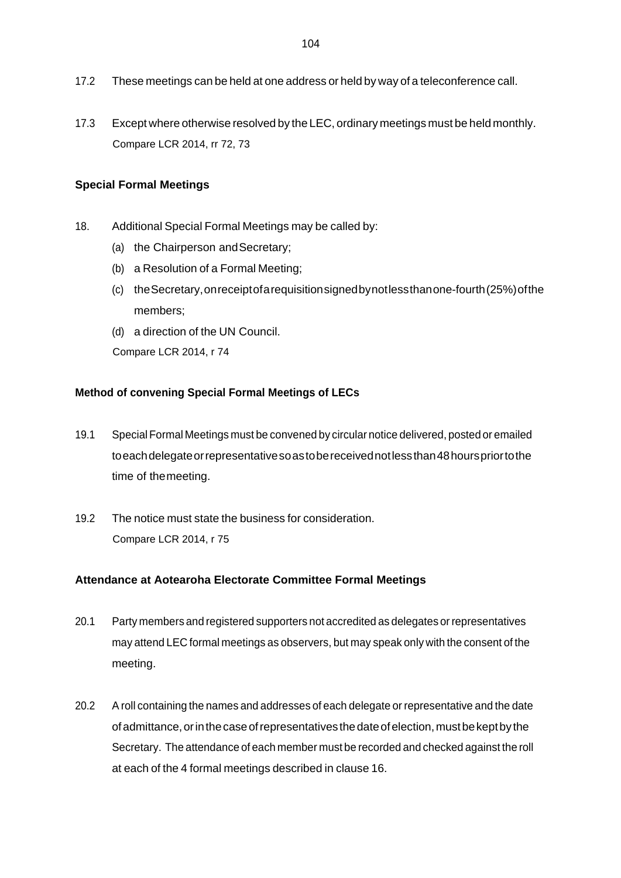17.2 These meetings can be held at one address or held by way of a teleconference call.

17.3 Except where otherwise resolved by the LEC, ordinary meetings must be held monthly.
Compare LCR 2014, rr 72, 73

**Special Formal Meetings**

18. Additional Special Formal Meetings may be called by:

(a) the Chairperson and Secretary;

(b) a Resolution of a Formal Meeting;

(c) the Secretary, on receipt of a requisition signed by not less than one-fourth (25%) of the members;

(d) a direction of the UN Council.

Compare LCR 2014, r 74

**Method of convening Special Formal Meetings of LECs**

19.1 Special Formal Meetings must be convened by circular notice delivered, posted or emailed to each delegate or representative so as to be received not less than 48 hours prior to the time of the meeting.

19.2 The notice must state the business for consideration.
Compare LCR 2014, r 75

**Attendance at Aotearoha Electorate Committee Formal Meetings**

20.1 Party members and registered supporters not accredited as delegates or representatives may attend LEC formal meetings as observers, but may speak only with the consent of the meeting.

20.2 A roll containing the names and addresses of each delegate or representative and the date of admittance, or in the case of representatives the date of election, must be kept by the Secretary. The attendance of each member must be recorded and checked against the roll at each of the 4 formal meetings described in clause 16.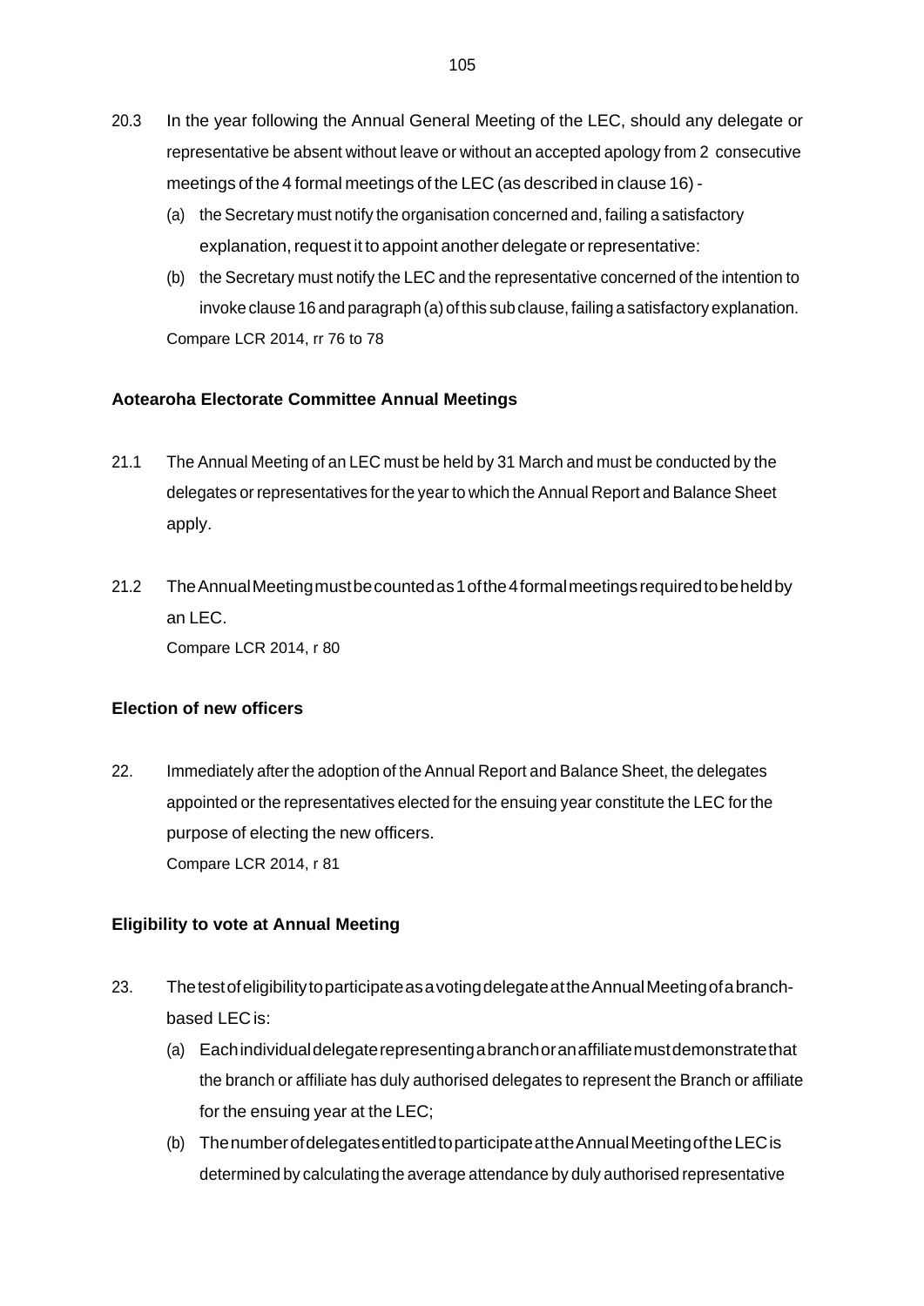20.3 In the year following the Annual General Meeting of the LEC, should any delegate or representative be absent without leave or without an accepted apology from 2 consecutive meetings of the 4 formal meetings of the LEC (as described in clause 16) -

(a) the Secretary must notify the organisation concerned and, failing a satisfactory explanation, request it to appoint another delegate or representative:

(b) the Secretary must notify the LEC and the representative concerned of the intention to invoke clause 16 and paragraph (a) of this sub clause, failing a satisfactory explanation.

Compare LCR 2014, rr 76 to 78

**Aotearoha Electorate Committee Annual Meetings**

21.1 The Annual Meeting of an LEC must be held by 31 March and must be conducted by the delegates or representatives for the year to which the Annual Report and Balance Sheet apply.

21.2 The Annual Meeting must be counted as 1 of the 4 formal meetings required to be held by an LEC.

Compare LCR 2014, r 80

**Election of new officers**

22. Immediately after the adoption of the Annual Report and Balance Sheet, the delegates appointed or the representatives elected for the ensuing year constitute the LEC for the purpose of electing the new officers.

Compare LCR 2014, r 81

**Eligibility to vote at Annual Meeting**

23. The test of eligibility to participate as a voting delegate at the Annual Meeting of a branch-based LEC is:

(a) Each individual delegate representing a branch or an affiliate must demonstrate that the branch or affiliate has duly authorised delegates to represent the Branch or affiliate for the ensuing year at the LEC;

(b) The number of delegates entitled to participate at the Annual Meeting of the LEC is determined by calculating the average attendance by duly authorised representative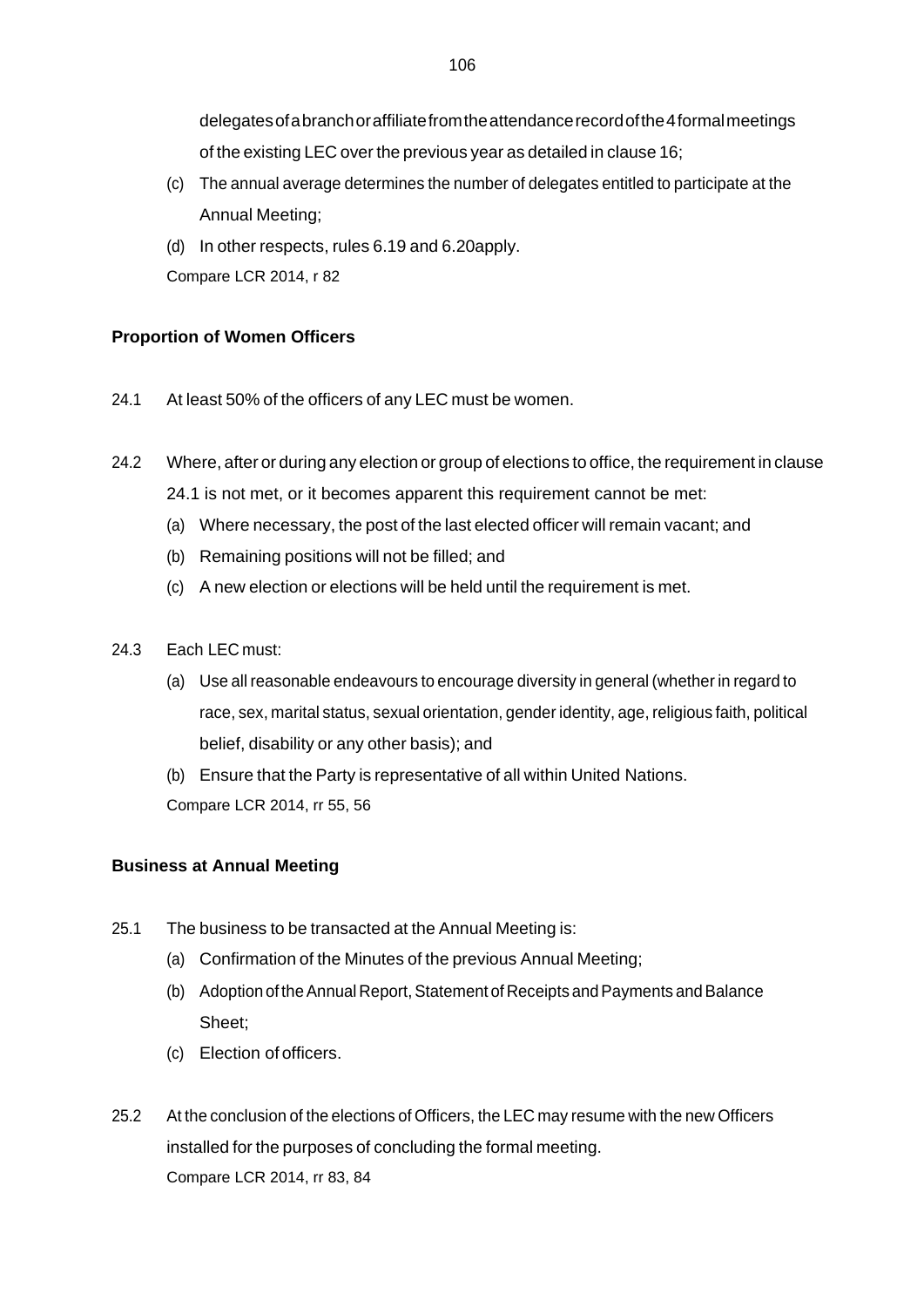delegates of a branch or affiliate from the attendance record of the 4 formal meetings of the existing LEC over the previous year as detailed in clause 16;

(c) The annual average determines the number of delegates entitled to participate at the Annual Meeting;

(d) In other respects, rules 6.19 and 6.20apply.

Compare LCR 2014, r 82

**Proportion of Women Officers**

24.1 At least 50% of the officers of any LEC must be women.

24.2 Where, after or during any election or group of elections to office, the requirement in clause 24.1 is not met, or it becomes apparent this requirement cannot be met:

(a) Where necessary, the post of the last elected officer will remain vacant; and

(b) Remaining positions will not be filled; and

(c) A new election or elections will be held until the requirement is met.

24.3 Each LEC must:

(a) Use all reasonable endeavours to encourage diversity in general (whether in regard to race, sex, marital status, sexual orientation, gender identity, age, religious faith, political belief, disability or any other basis); and

(b) Ensure that the Party is representative of all within United Nations.

Compare LCR 2014, rr 55, 56

**Business at Annual Meeting**

25.1 The business to be transacted at the Annual Meeting is:

(a) Confirmation of the Minutes of the previous Annual Meeting;

(b) Adoption of the Annual Report, Statement of Receipts and Payments and Balance Sheet;

(c) Election of officers.

25.2 At the conclusion of the elections of Officers, the LEC may resume with the new Officers installed for the purposes of concluding the formal meeting.

Compare LCR 2014, rr 83, 84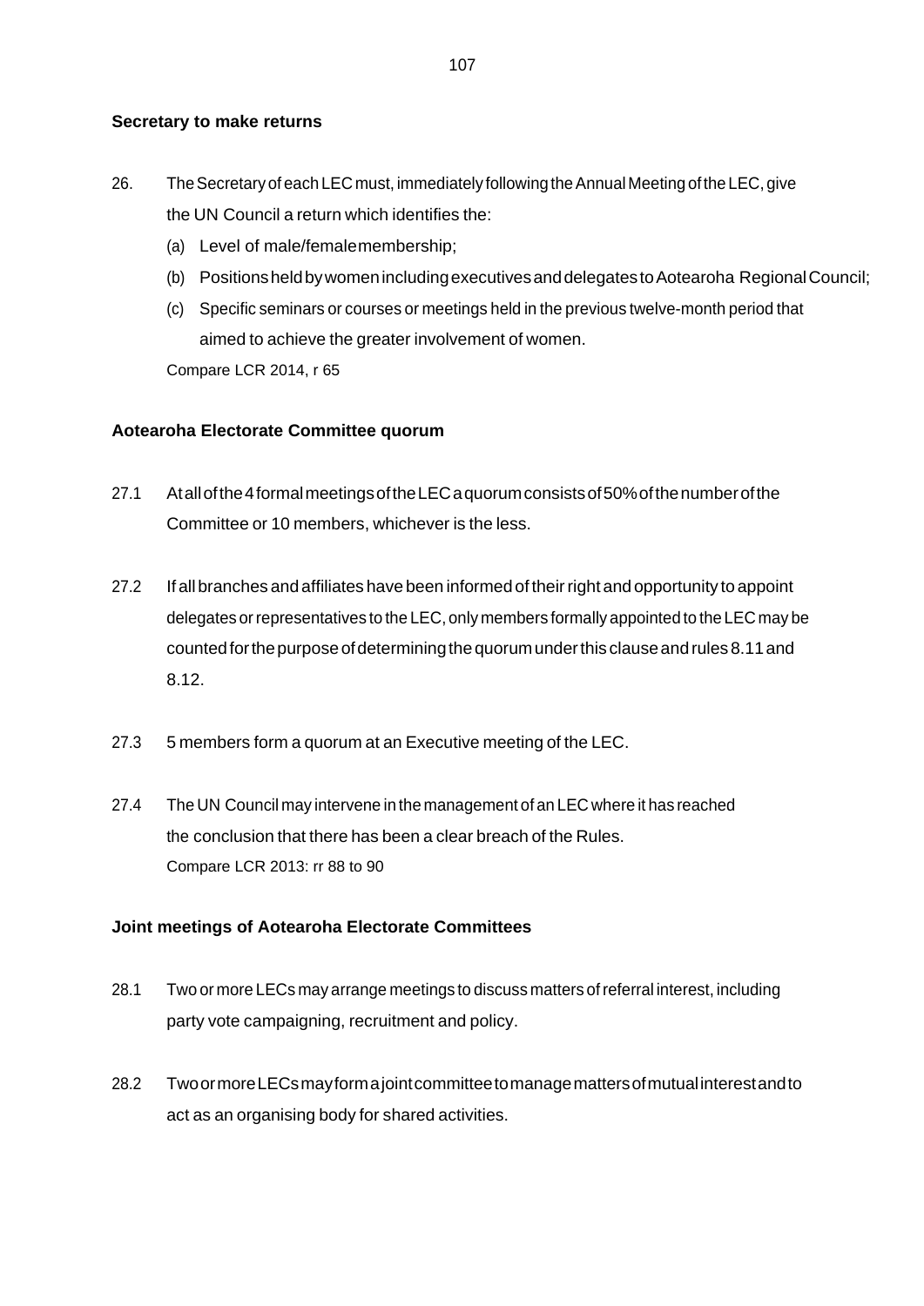**Secretary to make returns**

26. The Secretary of each LEC must, immediately following the Annual Meeting of the LEC, give the UN Council a return which identifies the:

   (a) Level of male/female membership;

   (b) Positions held by women including executives and delegates to Aotearoha Regional Council;

   (c) Specific seminars or courses or meetings held in the previous twelve-month period that aimed to achieve the greater involvement of women.

   Compare LCR 2014, r 65

**Aotearoha Electorate Committee quorum**

27.1 At all of the 4 formal meetings of the LEC a quorum consists of 50% of the number of the Committee or 10 members, whichever is the less.

27.2 If all branches and affiliates have been informed of their right and opportunity to appoint delegates or representatives to the LEC, only members formally appointed to the LEC may be counted for the purpose of determining the quorum under this clause and rules 8.11 and 8.12.

27.3 5 members form a quorum at an Executive meeting of the LEC.

27.4 The UN Council may intervene in the management of an LEC where it has reached the conclusion that there has been a clear breach of the Rules.

Compare LCR 2013: rr 88 to 90

**Joint meetings of Aotearoha Electorate Committees**

28.1 Two or more LECs may arrange meetings to discuss matters of referral interest, including party vote campaigning, recruitment and policy.

28.2 Two or more LECs may form a joint committee to manage matters of mutual interest and to act as an organising body for shared activities.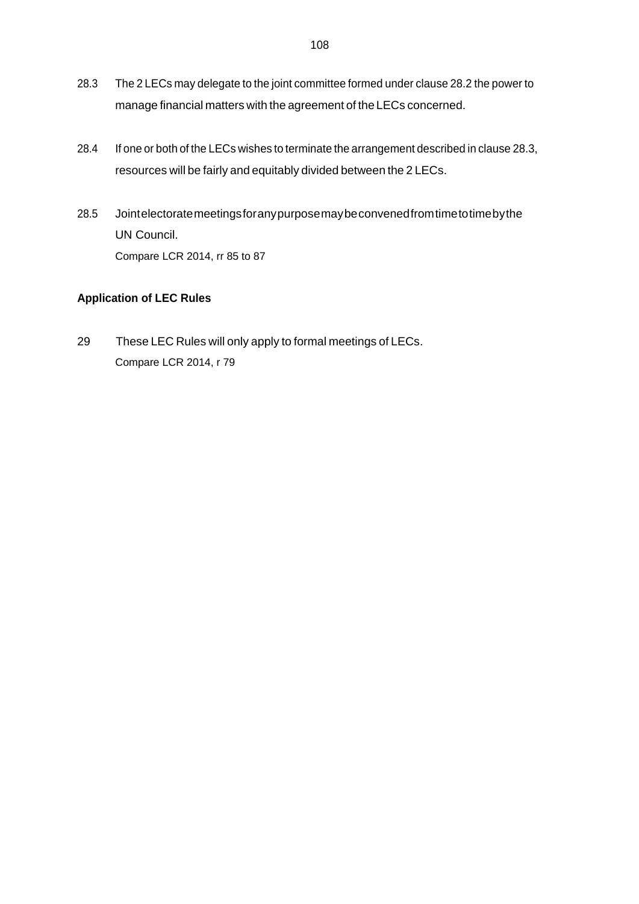28.3 The 2 LECs may delegate to the joint committee formed under clause 28.2 the power to manage financial matters with the agreement of the LECs concerned.

28.4 If one or both of the LECs wishes to terminate the arrangement described in clause 28.3, resources will be fairly and equitably divided between the 2 LECs.

28.5 Joint electorate meetings for any purpose may be convened from time to time by the UN Council.
Compare LCR 2014, rr 85 to 87

**Application of LEC Rules**

29 These LEC Rules will only apply to formal meetings of LECs.
Compare LCR 2014, r 79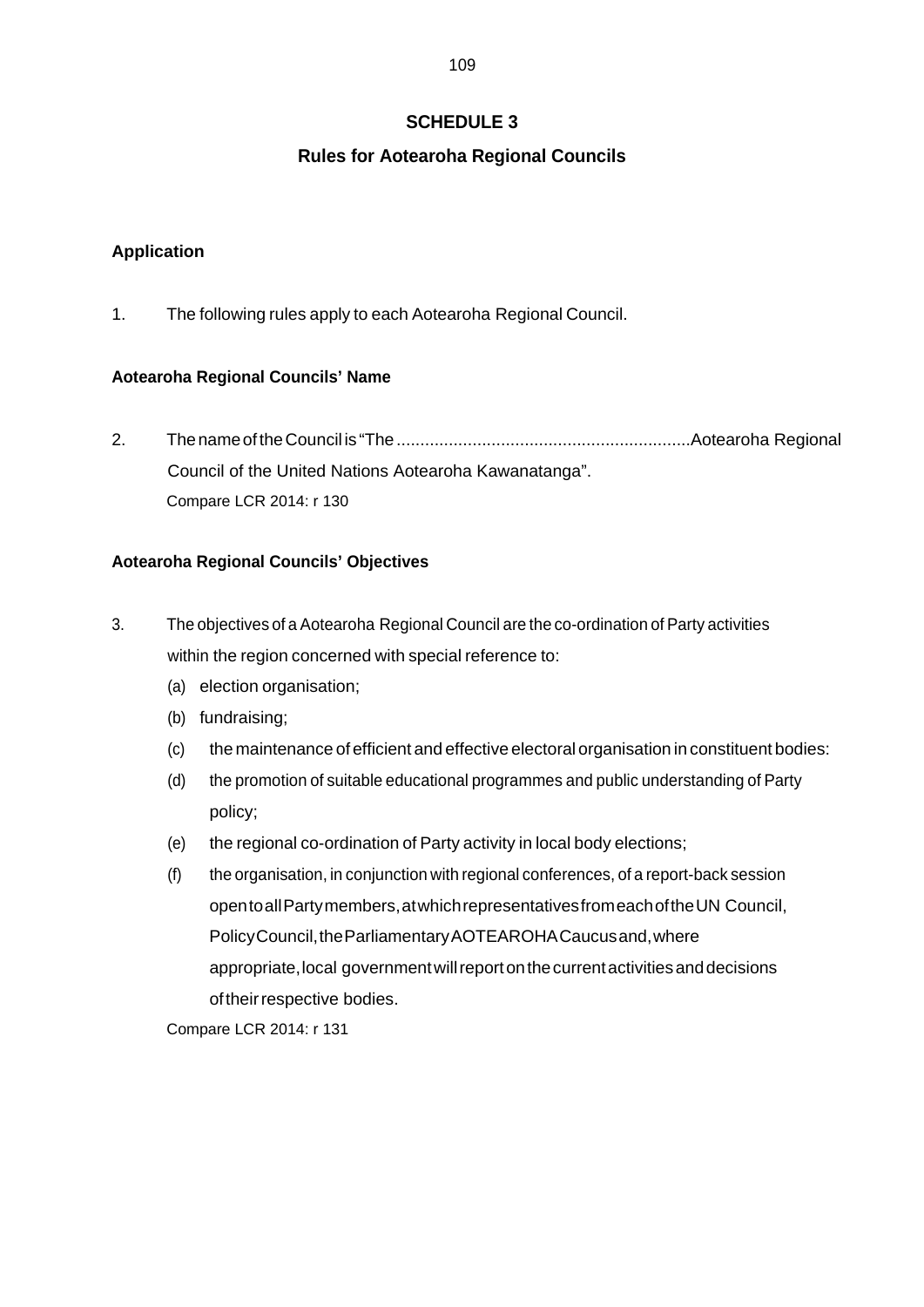# SCHEDULE 3

## Rules for Aotearoha Regional Councils

### Application

1. The following rules apply to each Aotearoha Regional Council.

### Aotearoha Regional Councils' Name

2. The name of the Council is "The .............................................................Aotearoha Regional Council of the United Nations Aotearoha Kawanatanga".
   Compare LCR 2014: r 130

### Aotearoha Regional Councils' Objectives

3. The objectives of a Aotearoha Regional Council are the co-ordination of Party activities within the region concerned with special reference to:
   (a) election organisation;
   (b) fundraising;
   (c) the maintenance of efficient and effective electoral organisation in constituent bodies:
   (d) the promotion of suitable educational programmes and public understanding of Party policy;
   (e) the regional co-ordination of Party activity in local body elections;
   (f) the organisation, in conjunction with regional conferences, of a report-back session open to all Party members, at which representatives from each of the UN Council, Policy Council, the Parliamentary AOTEAROHA Caucus and, where appropriate, local government will report on the current activities and decisions of their respective bodies.

   Compare LCR 2014: r 131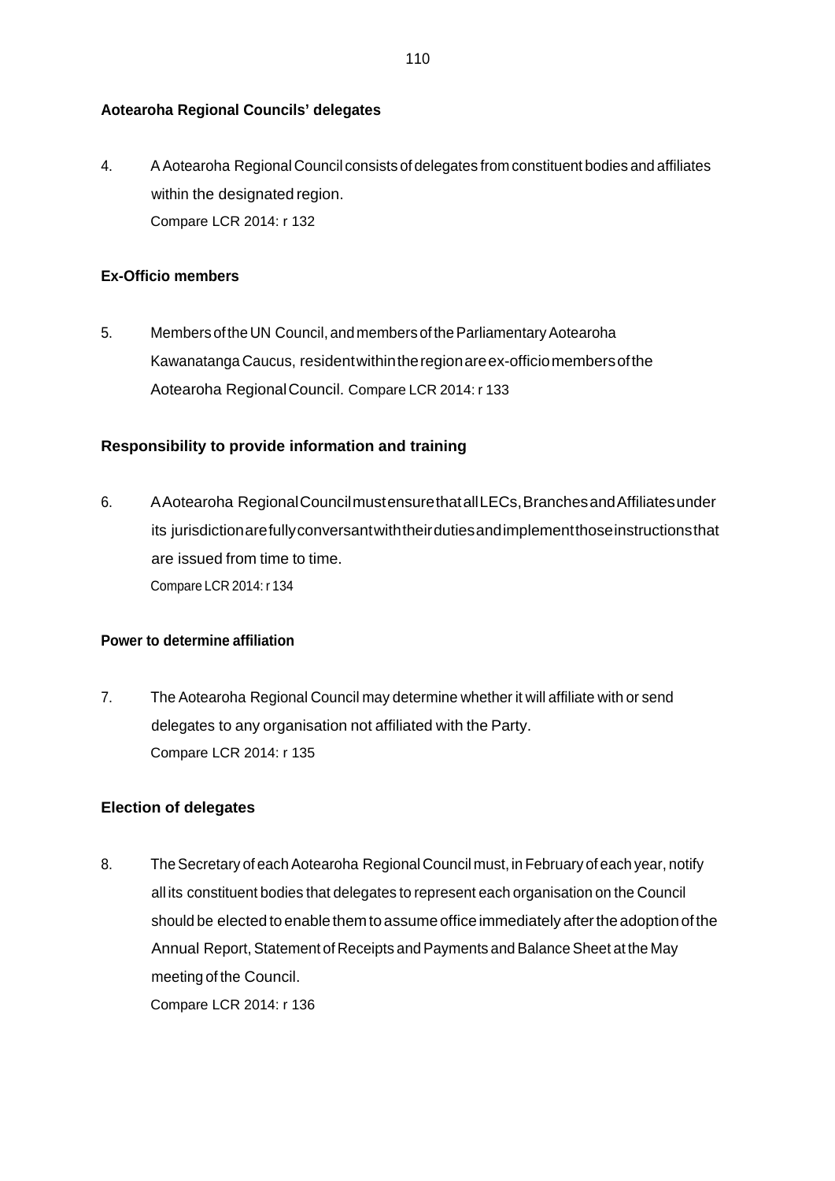**Aotearoha Regional Councils' delegates**

4. A Aotearoha Regional Council consists of delegates from constituent bodies and affiliates within the designated region.
Compare LCR 2014: r 132

**Ex-Officio members**

5. Members of the UN Council, and members of the Parliamentary Aotearoha Kawanatanga Caucus, resident within the region are ex-officio members of the Aotearoha Regional Council. Compare LCR 2014: r 133

**Responsibility to provide information and training**

6. A Aotearoha Regional Council must ensure that all LECs, Branches and Affiliates under its jurisdiction are fully conversant with their duties and implement those instructions that are issued from time to time.
Compare LCR 2014: r 134

**Power to determine affiliation**

7. The Aotearoha Regional Council may determine whether it will affiliate with or send delegates to any organisation not affiliated with the Party.
Compare LCR 2014: r 135

**Election of delegates**

8. The Secretary of each Aotearoha Regional Council must, in February of each year, notify all its constituent bodies that delegates to represent each organisation on the Council should be elected to enable them to assume office immediately after the adoption of the Annual Report, Statement of Receipts and Payments and Balance Sheet at the May meeting of the Council.
Compare LCR 2014: r 136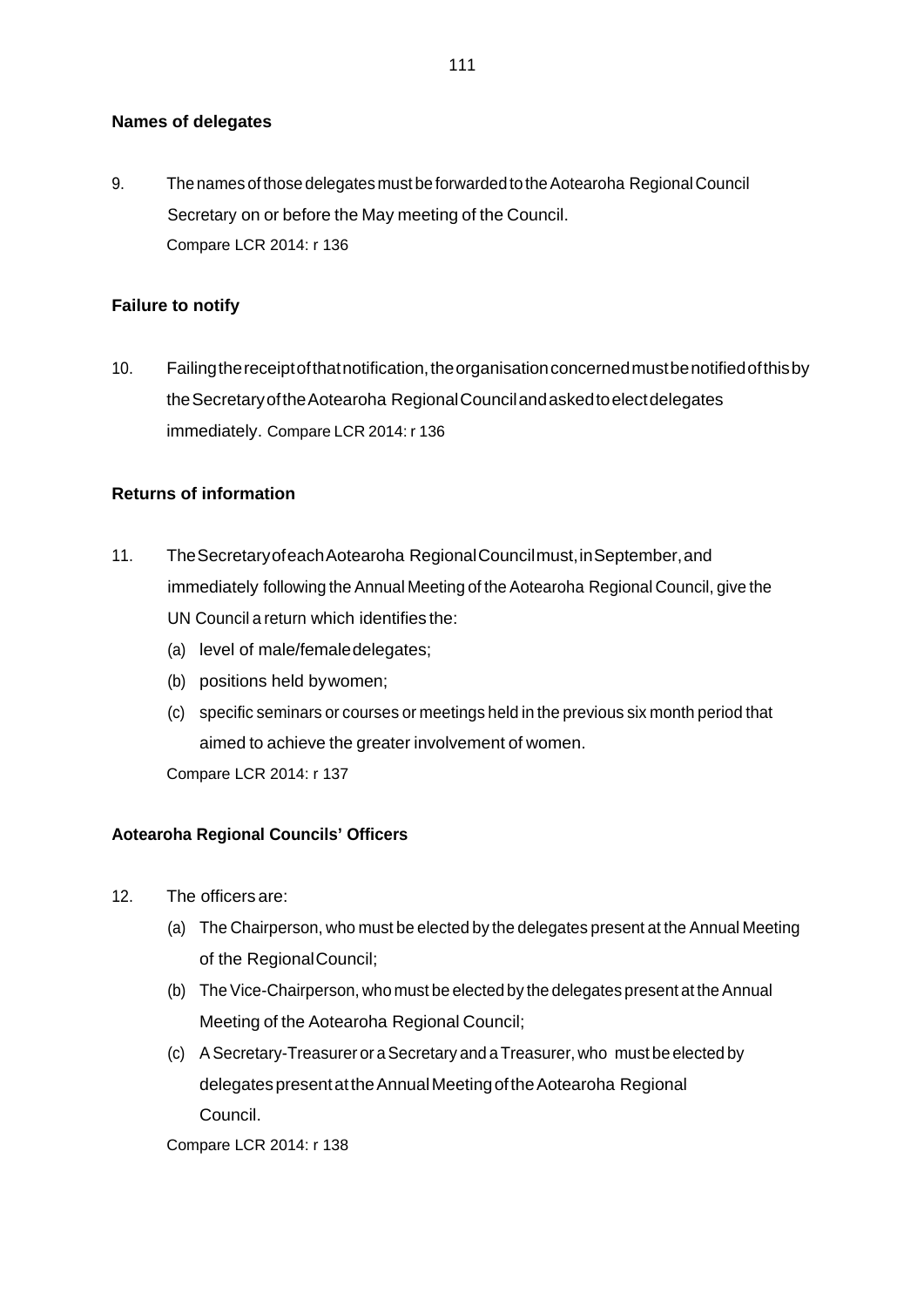**Names of delegates**

9. The names of those delegates must be forwarded to the Aotearoha Regional Council Secretary on or before the May meeting of the Council.
Compare LCR 2014: r 136

**Failure to notify**

10. Failing the receipt of that notification, the organisation concerned must be notified of this by the Secretary of the Aotearoha Regional Council and asked to elect delegates immediately. Compare LCR 2014: r 136

**Returns of information**

11. The Secretary of each Aotearoha Regional Council must, in September, and immediately following the Annual Meeting of the Aotearoha Regional Council, give the UN Council a return which identifies the:
   (a) level of male/female delegates;
   (b) positions held by women;
   (c) specific seminars or courses or meetings held in the previous six month period that aimed to achieve the greater involvement of women.

   Compare LCR 2014: r 137

**Aotearoha Regional Councils' Officers**

12. The officers are:
   (a) The Chairperson, who must be elected by the delegates present at the Annual Meeting of the Regional Council;
   (b) The Vice-Chairperson, who must be elected by the delegates present at the Annual Meeting of the Aotearoha Regional Council;
   (c) A Secretary-Treasurer or a Secretary and a Treasurer, who must be elected by delegates present at the Annual Meeting of the Aotearoha Regional Council.

   Compare LCR 2014: r 138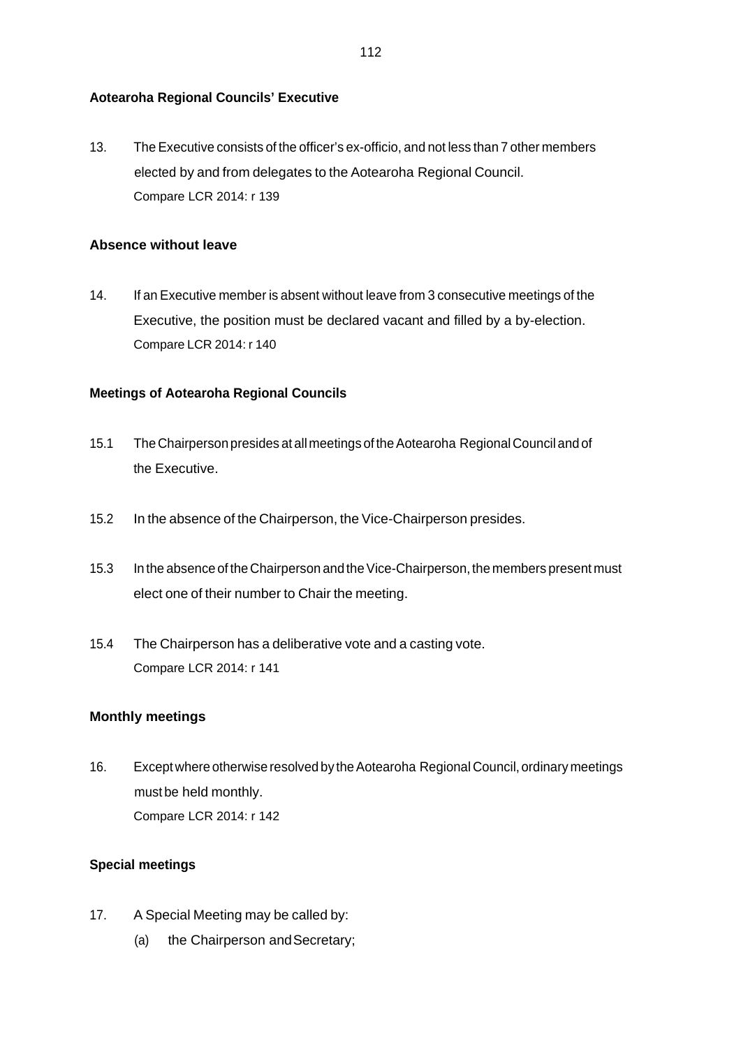**Aotearoha Regional Councils' Executive**

13. The Executive consists of the officer's ex-officio, and not less than 7 other members elected by and from delegates to the Aotearoha Regional Council.
Compare LCR 2014: r 139

**Absence without leave**

14. If an Executive member is absent without leave from 3 consecutive meetings of the Executive, the position must be declared vacant and filled by a by-election.
Compare LCR 2014: r 140

**Meetings of Aotearoha Regional Councils**

15.1 The Chairperson presides at all meetings of the Aotearoha Regional Council and of the Executive.

15.2 In the absence of the Chairperson, the Vice-Chairperson presides.

15.3 In the absence of the Chairperson and the Vice-Chairperson, the members present must elect one of their number to Chair the meeting.

15.4 The Chairperson has a deliberative vote and a casting vote.
Compare LCR 2014: r 141

**Monthly meetings**

16. Except where otherwise resolved by the Aotearoha Regional Council, ordinary meetings must be held monthly.
Compare LCR 2014: r 142

**Special meetings**

17. A Special Meeting may be called by:
   (a) the Chairperson and Secretary;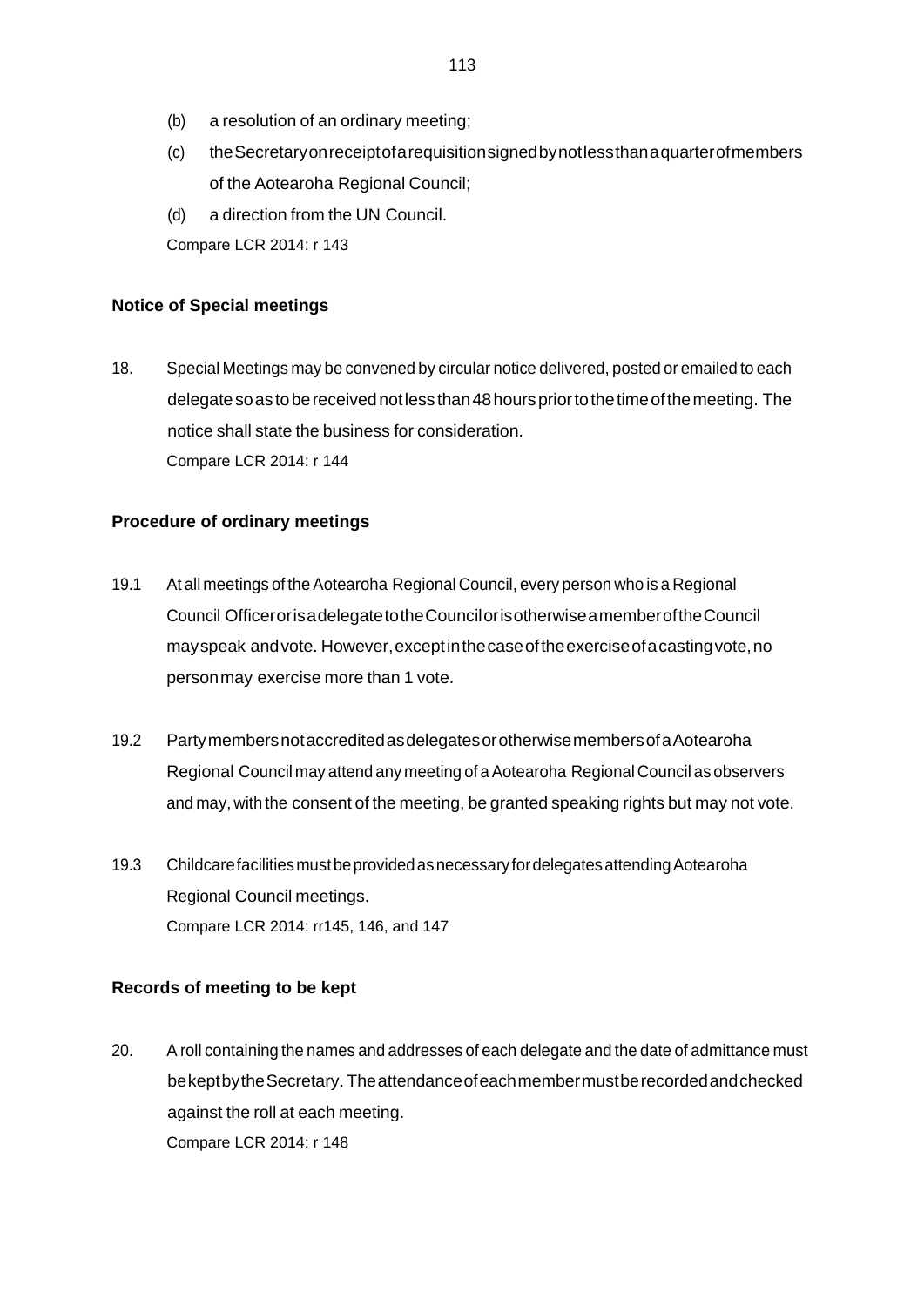(b) a resolution of an ordinary meeting;

(c) the Secretary on receipt of a requisition signed by not less than a quarter of members of the Aotearoha Regional Council;

(d) a direction from the UN Council.

Compare LCR 2014: r 143

**Notice of Special meetings**

18. Special Meetings may be convened by circular notice delivered, posted or emailed to each delegate so as to be received not less than 48 hours prior to the time of the meeting. The notice shall state the business for consideration.

Compare LCR 2014: r 144

**Procedure of ordinary meetings**

19.1 At all meetings of the Aotearoha Regional Council, every person who is a Regional Council Officer or is a delegate to the Council or is otherwise a member of the Council may speak and vote. However, except in the case of the exercise of a casting vote, no person may exercise more than 1 vote.

19.2 Party members not accredited as delegates or otherwise members of a Aotearoha Regional Council may attend any meeting of a Aotearoha Regional Council as observers and may, with the consent of the meeting, be granted speaking rights but may not vote.

19.3 Childcare facilities must be provided as necessary for delegates attending Aotearoha Regional Council meetings.

Compare LCR 2014: rr145, 146, and 147

**Records of meeting to be kept**

20. A roll containing the names and addresses of each delegate and the date of admittance must be kept by the Secretary. The attendance of each member must be recorded and checked against the roll at each meeting.

Compare LCR 2014: r 148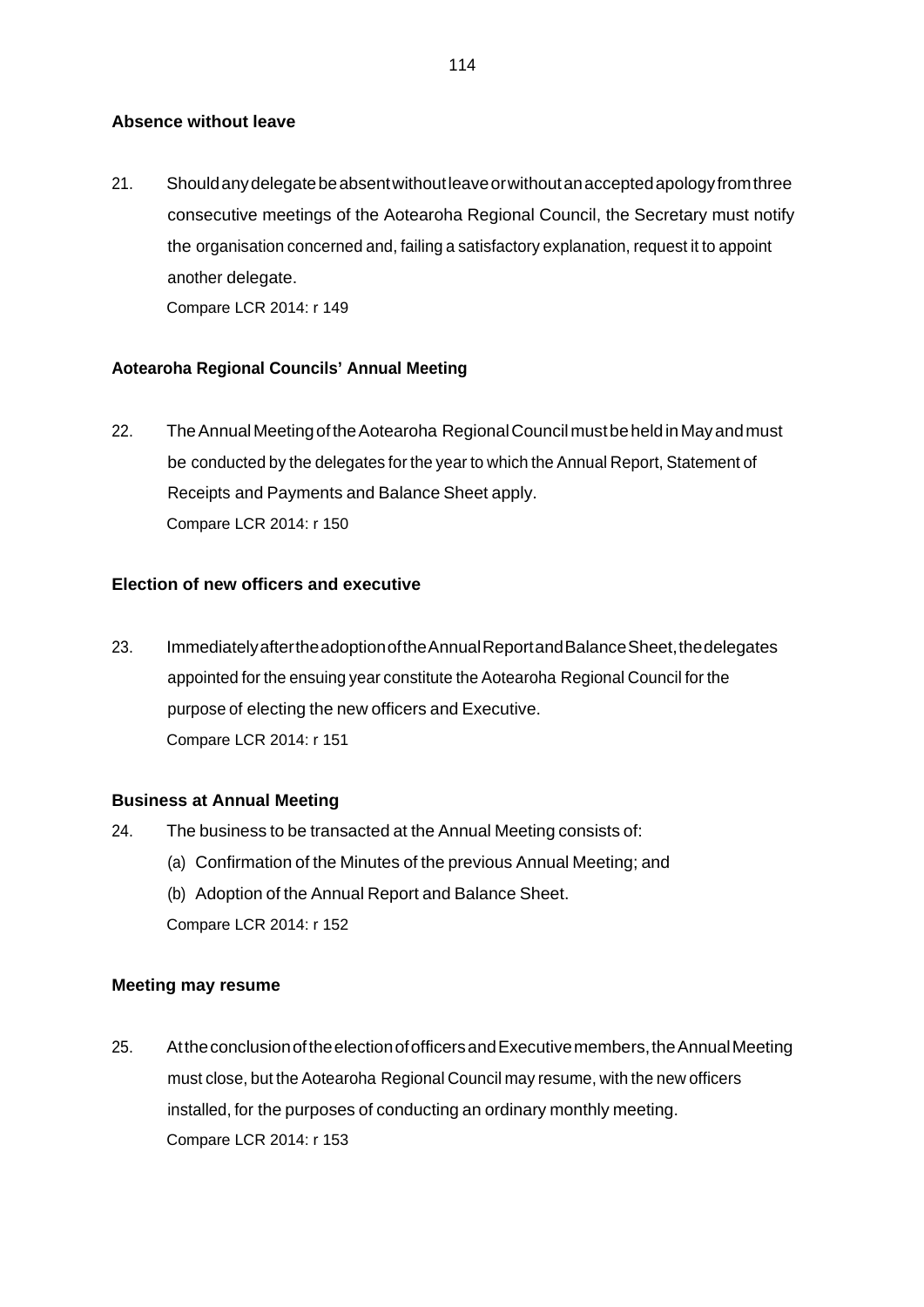### Absence without leave

21. Should any delegate be absent without leave or without an accepted apology from three consecutive meetings of the Aotearoha Regional Council, the Secretary must notify the organisation concerned and, failing a satisfactory explanation, request it to appoint another delegate.
    Compare LCR 2014: r 149

### Aotearoha Regional Councils' Annual Meeting

22. The Annual Meeting of the Aotearoha Regional Council must be held in May and must be conducted by the delegates for the year to which the Annual Report, Statement of Receipts and Payments and Balance Sheet apply.
    Compare LCR 2014: r 150

### Election of new officers and executive

23. Immediately after the adoption of the Annual Report and Balance Sheet, the delegates appointed for the ensuing year constitute the Aotearoha Regional Council for the purpose of electing the new officers and Executive.
    Compare LCR 2014: r 151

### Business at Annual Meeting

24. The business to be transacted at the Annual Meeting consists of:
    (a) Confirmation of the Minutes of the previous Annual Meeting; and
    (b) Adoption of the Annual Report and Balance Sheet.
    Compare LCR 2014: r 152

### Meeting may resume

25. At the conclusion of the election of officers and Executive members, the Annual Meeting must close, but the Aotearoha Regional Council may resume, with the new officers installed, for the purposes of conducting an ordinary monthly meeting.
    Compare LCR 2014: r 153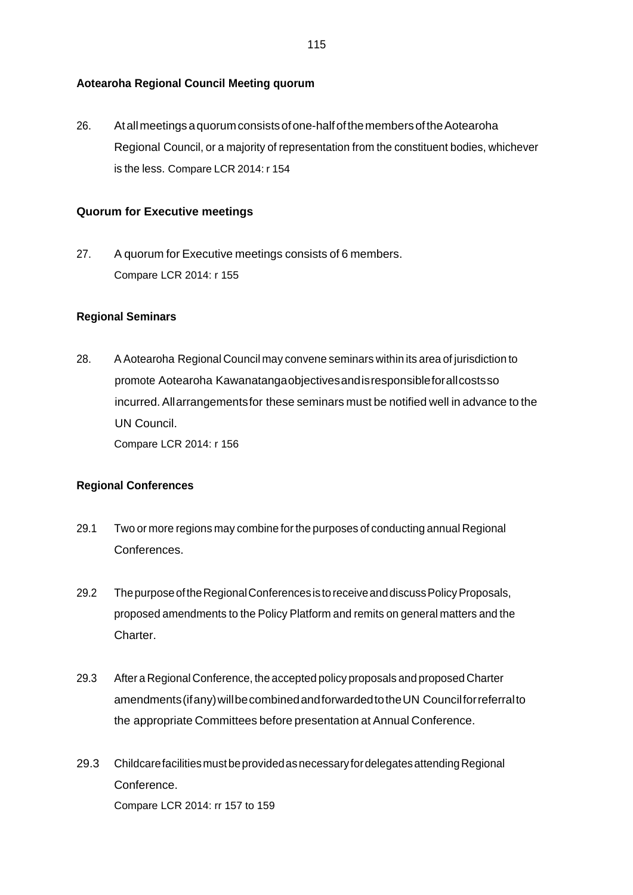**Aotearoha Regional Council Meeting quorum**

26. At all meetings a quorum consists of one-half of the members of the Aotearoha Regional Council, or a majority of representation from the constituent bodies, whichever is the less. Compare LCR 2014: r 154

**Quorum for Executive meetings**

27. A quorum for Executive meetings consists of 6 members.
Compare LCR 2014: r 155

**Regional Seminars**

28. A Aotearoha Regional Council may convene seminars within its area of jurisdiction to promote Aotearoha Kawanatanga objectives and is responsible for all costs so incurred. All arrangements for these seminars must be notified well in advance to the UN Council.
Compare LCR 2014: r 156

**Regional Conferences**

29.1 Two or more regions may combine for the purposes of conducting annual Regional Conferences.

29.2 The purpose of the Regional Conferences is to receive and discuss Policy Proposals, proposed amendments to the Policy Platform and remits on general matters and the Charter.

29.3 After a Regional Conference, the accepted policy proposals and proposed Charter amendments (if any) will be combined and forwarded to the UN Council for referral to the appropriate Committees before presentation at Annual Conference.

29.3 Childcare facilities must be provided as necessary for delegates attending Regional Conference.
Compare LCR 2014: rr 157 to 159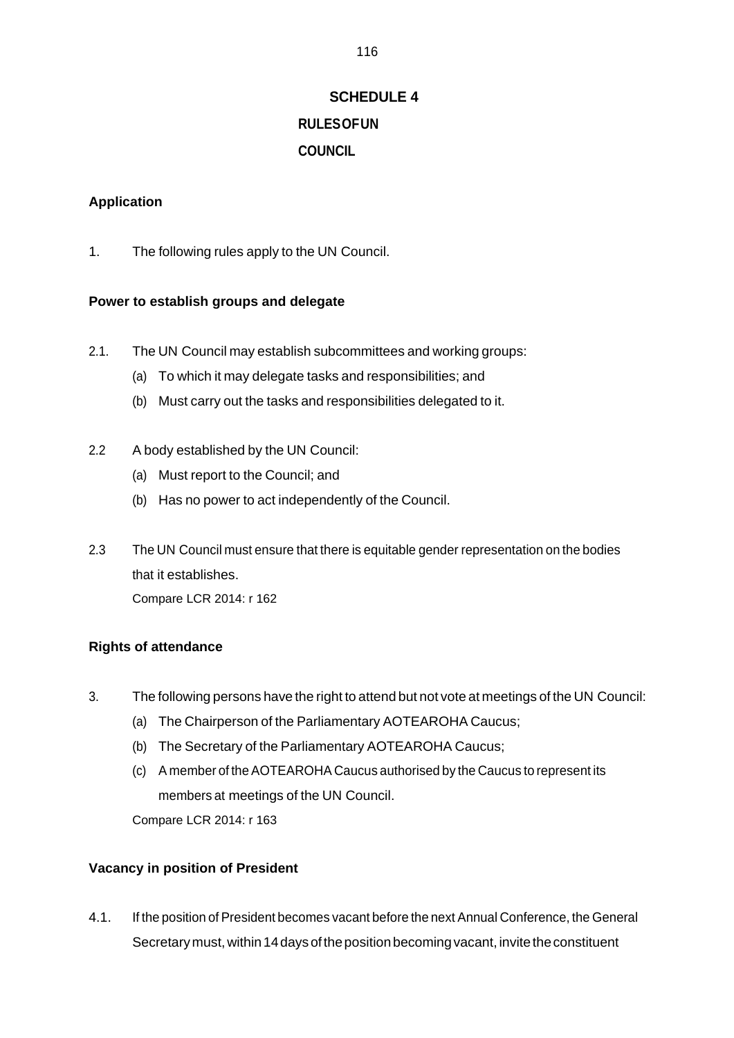# SCHEDULE 4

## RULES OF UN COUNCIL

### Application

1. The following rules apply to the UN Council.

### Power to establish groups and delegate

2.1. The UN Council may establish subcommittees and working groups:

(a) To which it may delegate tasks and responsibilities; and

(b) Must carry out the tasks and responsibilities delegated to it.

2.2 A body established by the UN Council:

(a) Must report to the Council; and

(b) Has no power to act independently of the Council.

2.3 The UN Council must ensure that there is equitable gender representation on the bodies that it establishes.

Compare LCR 2014: r 162

### Rights of attendance

3. The following persons have the right to attend but not vote at meetings of the UN Council:

(a) The Chairperson of the Parliamentary AOTEAROHA Caucus;

(b) The Secretary of the Parliamentary AOTEAROHA Caucus;

(c) A member of the AOTEAROHA Caucus authorised by the Caucus to represent its members at meetings of the UN Council.

Compare LCR 2014: r 163

### Vacancy in position of President

4.1. If the position of President becomes vacant before the next Annual Conference, the General Secretary must, within 14 days of the position becoming vacant, invite the constituent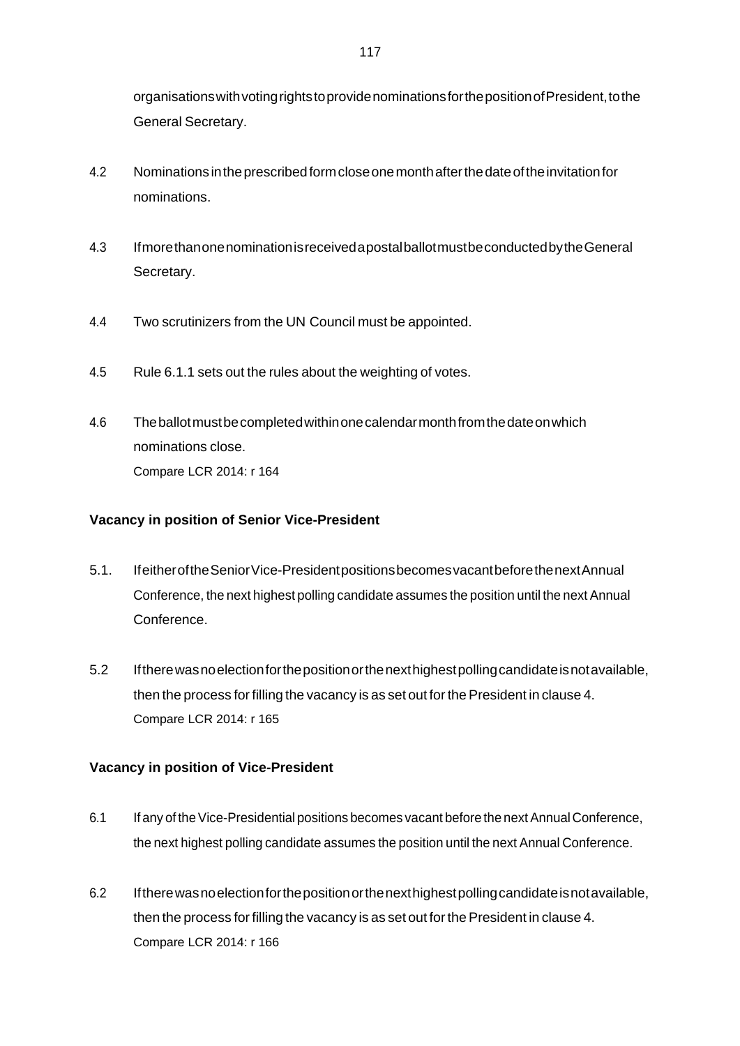organisations with voting rights to provide nominations for the position of President, to the General Secretary.

4.2 Nominations in the prescribed form close one month after the date of the invitation for nominations.

4.3 If more than one nomination is received a postal ballot must be conducted by the General Secretary.

4.4 Two scrutinizers from the UN Council must be appointed.

4.5 Rule 6.1.1 sets out the rules about the weighting of votes.

4.6 The ballot must be completed within one calendar month from the date on which nominations close.
Compare LCR 2014: r 164

**Vacancy in position of Senior Vice-President**

5.1. If either of the Senior Vice-President positions becomes vacant before the next Annual Conference, the next highest polling candidate assumes the position until the next Annual Conference.

5.2 If there was no election for the position or the next highest polling candidate is not available, then the process for filling the vacancy is as set out for the President in clause 4.
Compare LCR 2014: r 165

**Vacancy in position of Vice-President**

6.1 If any of the Vice-Presidential positions becomes vacant before the next Annual Conference, the next highest polling candidate assumes the position until the next Annual Conference.

6.2 If there was no election for the position or the next highest polling candidate is not available, then the process for filling the vacancy is as set out for the President in clause 4.
Compare LCR 2014: r 166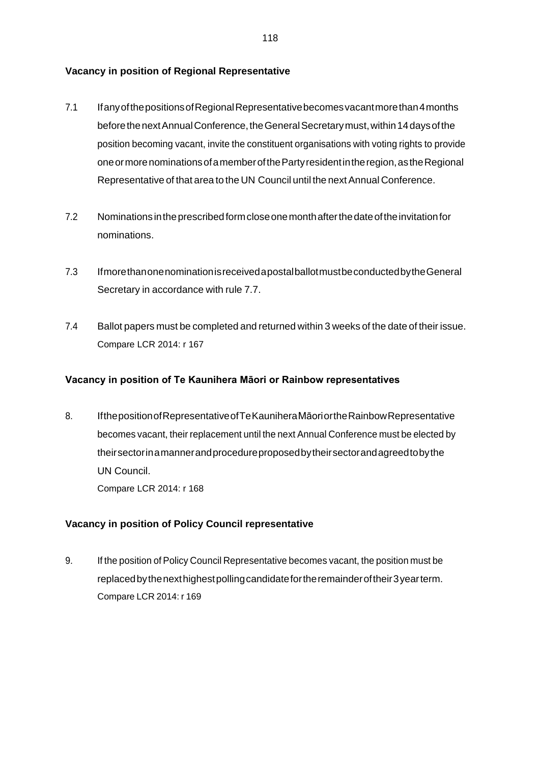### Vacancy in position of Regional Representative

7.1 If any of the positions of Regional Representative becomes vacant more than 4 months before the next Annual Conference, the General Secretary must, within 14 days of the position becoming vacant, invite the constituent organisations with voting rights to provide one or more nominations of a member of the Party resident in the region, as the Regional Representative of that area to the UN Council until the next Annual Conference.

7.2 Nominations in the prescribed form close one month after the date of the invitation for nominations.

7.3 If more than one nomination is received a postal ballot must be conducted by the General Secretary in accordance with rule 7.7.

7.4 Ballot papers must be completed and returned within 3 weeks of the date of their issue.
Compare LCR 2014: r 167

### Vacancy in position of Te Kaunihera Māori or Rainbow representatives

8. If the position of Representative of Te Kaunihera Māori or the Rainbow Representative becomes vacant, their replacement until the next Annual Conference must be elected by their sector in a manner and procedure proposed by their sector and agreed to by the UN Council.
Compare LCR 2014: r 168

### Vacancy in position of Policy Council representative

9. If the position of Policy Council Representative becomes vacant, the position must be replaced by the next highest polling candidate for the remainder of their 3 year term.
Compare LCR 2014: r 169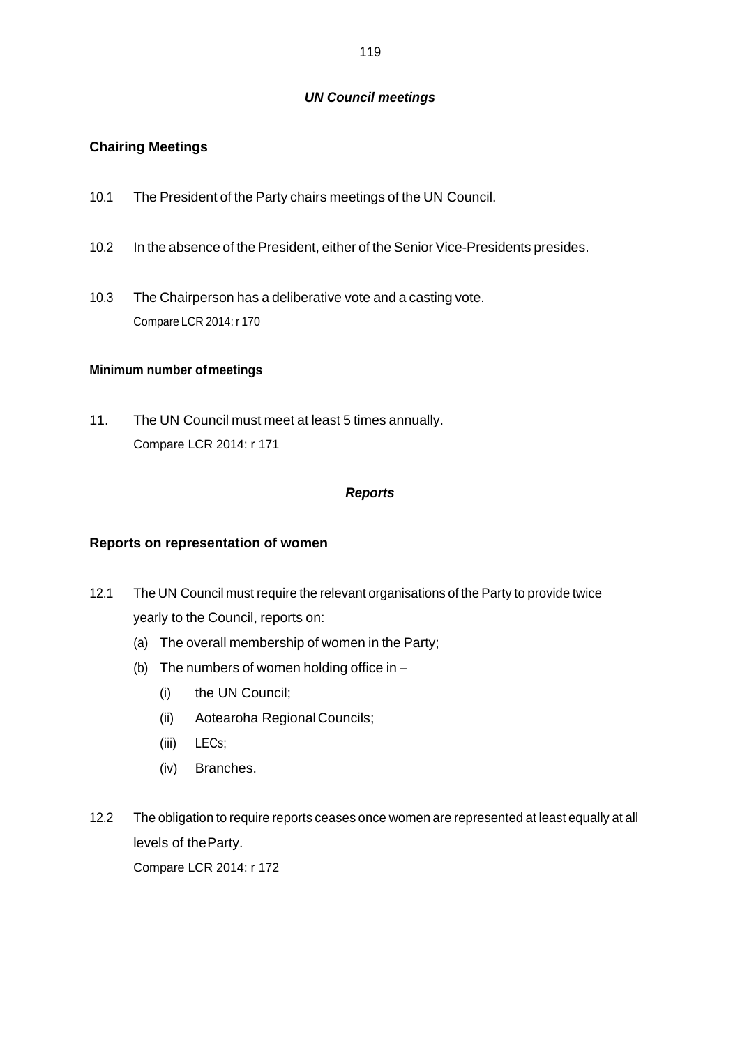*UN Council meetings*

## Chairing Meetings

10.1 The President of the Party chairs meetings of the UN Council.

10.2 In the absence of the President, either of the Senior Vice-Presidents presides.

10.3 The Chairperson has a deliberative vote and a casting vote.
Compare LCR 2014: r 170

### Minimum number of meetings

11. The UN Council must meet at least 5 times annually.
Compare LCR 2014: r 171

*Reports*

## Reports on representation of women

12.1 The UN Council must require the relevant organisations of the Party to provide twice yearly to the Council, reports on:

- (a) The overall membership of women in the Party;
- (b) The numbers of women holding office in –
  - (i) the UN Council;
  - (ii) Aotearoha Regional Councils;
  - (iii) LECs;
  - (iv) Branches.

12.2 The obligation to require reports ceases once women are represented at least equally at all levels of the Party.
Compare LCR 2014: r 172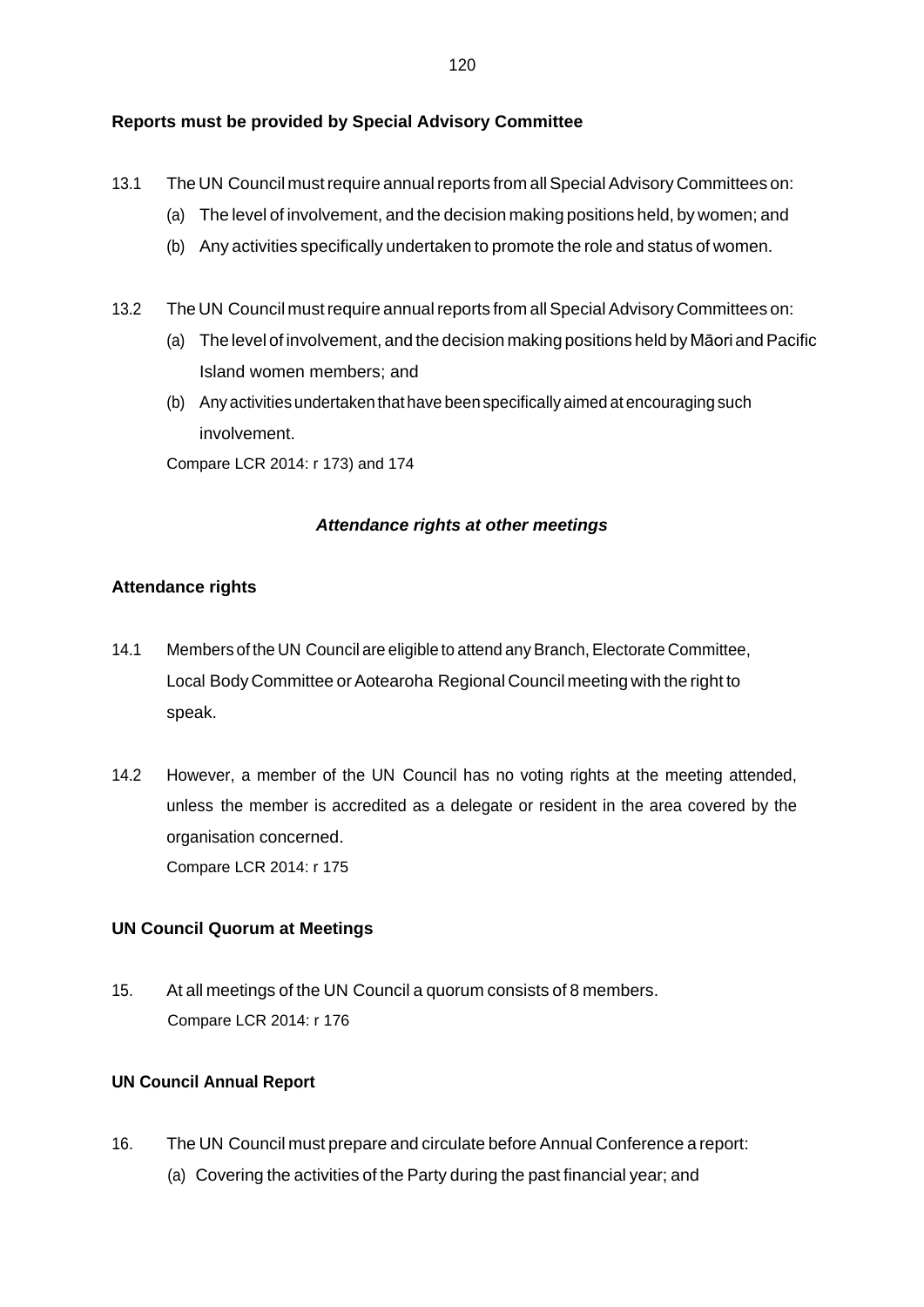**Reports must be provided by Special Advisory Committee**

13.1 The UN Council must require annual reports from all Special Advisory Committees on:

(a) The level of involvement, and the decision making positions held, by women; and

(b) Any activities specifically undertaken to promote the role and status of women.

13.2 The UN Council must require annual reports from all Special Advisory Committees on:

(a) The level of involvement, and the decision making positions held by Māori and Pacific Island women members; and

(b) Any activities undertaken that have been specifically aimed at encouraging such involvement.

Compare LCR 2014: r 173) and 174

***Attendance rights at other meetings***

**Attendance rights**

14.1 Members of the UN Council are eligible to attend any Branch, Electorate Committee, Local Body Committee or Aotearoha Regional Council meeting with the right to speak.

14.2 However, a member of the UN Council has no voting rights at the meeting attended, unless the member is accredited as a delegate or resident in the area covered by the organisation concerned.

Compare LCR 2014: r 175

**UN Council Quorum at Meetings**

15. At all meetings of the UN Council a quorum consists of 8 members.

Compare LCR 2014: r 176

**UN Council Annual Report**

16. The UN Council must prepare and circulate before Annual Conference a report:

(a) Covering the activities of the Party during the past financial year; and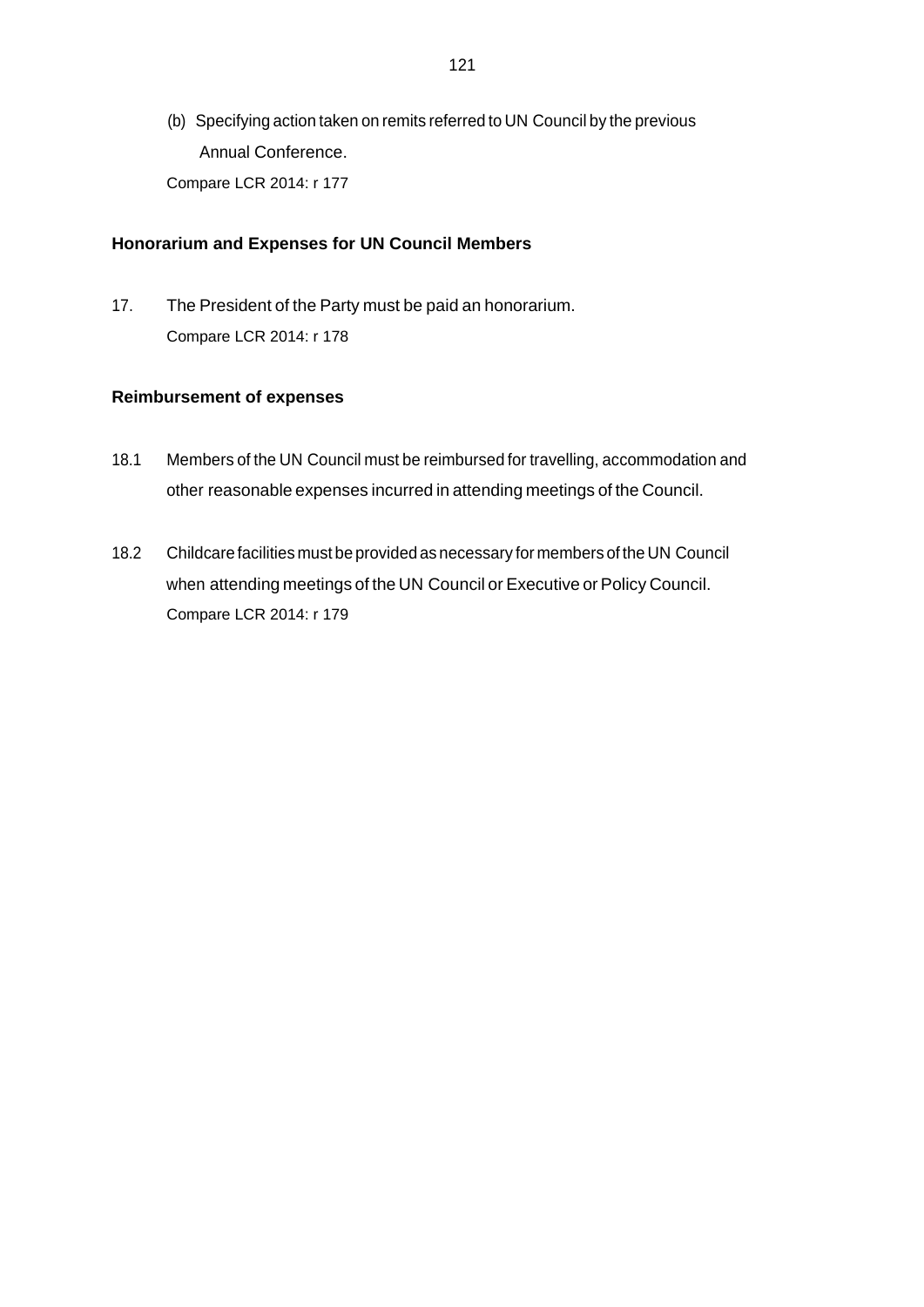(b) Specifying action taken on remits referred to UN Council by the previous Annual Conference.

Compare LCR 2014: r 177

### Honorarium and Expenses for UN Council Members

17. The President of the Party must be paid an honorarium.

Compare LCR 2014: r 178

### Reimbursement of expenses

18.1 Members of the UN Council must be reimbursed for travelling, accommodation and other reasonable expenses incurred in attending meetings of the Council.

18.2 Childcare facilities must be provided as necessary for members of the UN Council when attending meetings of the UN Council or Executive or Policy Council.

Compare LCR 2014: r 179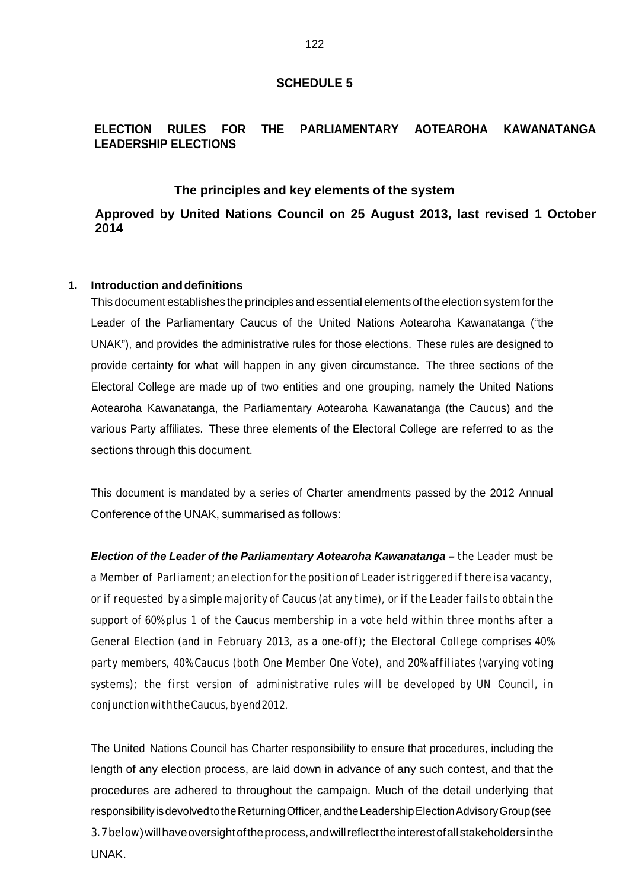## SCHEDULE 5

## ELECTION RULES FOR THE PARLIAMENTARY AOTEAROHA KAWANATANGA LEADERSHIP ELECTIONS

### The principles and key elements of the system

### Approved by United Nations Council on 25 August 2013, last revised 1 October 2014

**1. Introduction and definitions**

This document establishes the principles and essential elements of the election system for the Leader of the Parliamentary Caucus of the United Nations Aotearoha Kawanatanga ("the UNAK"), and provides the administrative rules for those elections. These rules are designed to provide certainty for what will happen in any given circumstance. The three sections of the Electoral College are made up of two entities and one grouping, namely the United Nations Aotearoha Kawanatanga, the Parliamentary Aotearoha Kawanatanga (the Caucus) and the various Party affiliates. These three elements of the Electoral College are referred to as the sections through this document.

This document is mandated by a series of Charter amendments passed by the 2012 Annual Conference of the UNAK, summarised as follows:

***Election of the Leader of the Parliamentary Aotearoha Kawanatanga –*** the Leader must be a Member of Parliament; an election for the position of Leader is triggered if there is a vacancy, or if requested by a simple majority of Caucus (at any time), or if the Leader fails to obtain the support of 60% plus 1 of the Caucus membership in a vote held within three months after a General Election (and in February 2013, as a one-off); the Electoral College comprises 40% party members, 40% Caucus (both One Member One Vote), and 20% affiliates (varying voting systems); the first version of administrative rules will be developed by UN Council, in conjunction with the Caucus, by end 2012.

The United Nations Council has Charter responsibility to ensure that procedures, including the length of any election process, are laid down in advance of any such contest, and that the procedures are adhered to throughout the campaign. Much of the detail underlying that responsibility is devolved to the Returning Officer, and the Leadership Election Advisory Group (see 3.7 below) will have oversight of the process, and will reflect the interest of all stakeholders in the UNAK.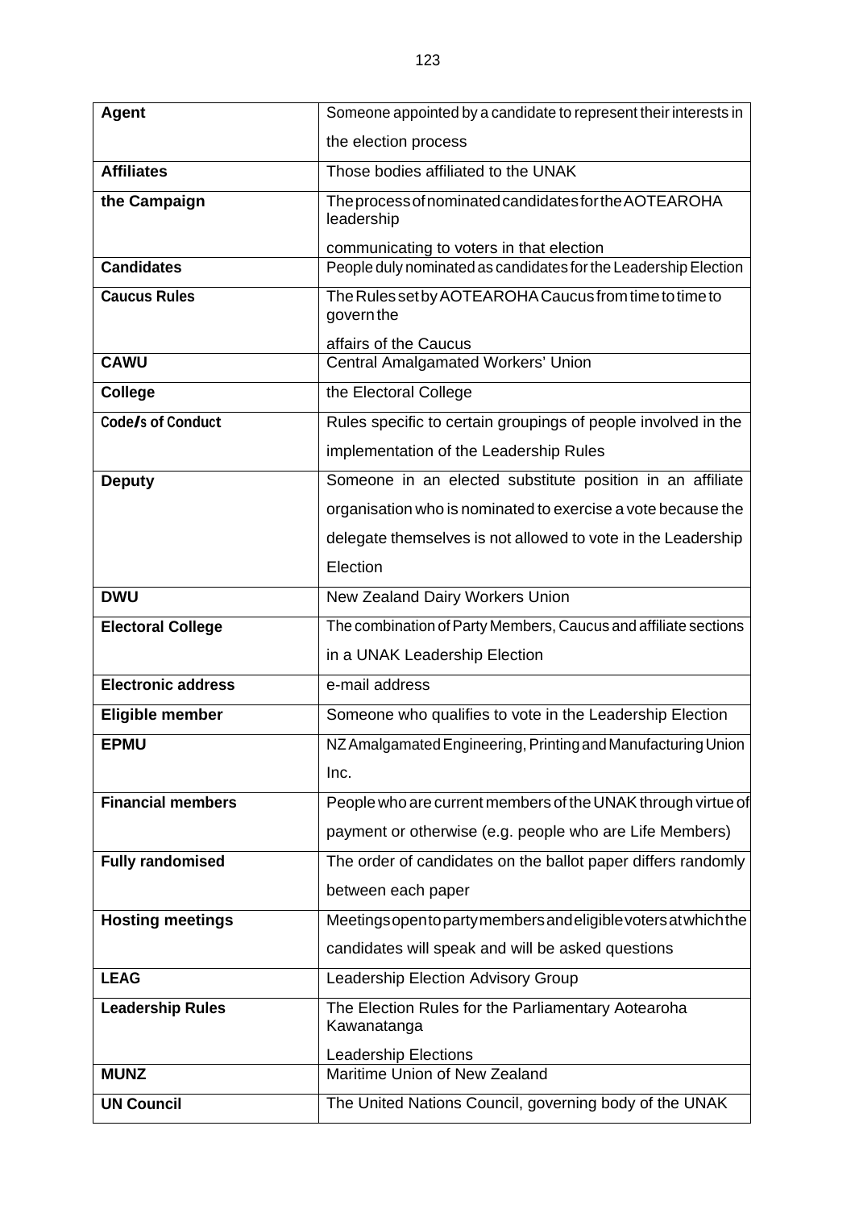| | |
|---|---|
| **Agent** | Someone appointed by a candidate to represent their interests in the election process |
| **Affiliates** | Those bodies affiliated to the UNAK |
| **the Campaign** | The process of nominated candidates for the AOTEAROHA leadership communicating to voters in that election |
| **Candidates** | People duly nominated as candidates for the Leadership Election |
| **Caucus Rules** | The Rules set by AOTEAROHA Caucus from time to time to govern the affairs of the Caucus |
| **CAWU** | Central Amalgamated Workers' Union |
| **College** | the Electoral College |
| **Code/s of Conduct** | Rules specific to certain groupings of people involved in the implementation of the Leadership Rules |
| **Deputy** | Someone in an elected substitute position in an affiliate organisation who is nominated to exercise a vote because the delegate themselves is not allowed to vote in the Leadership Election |
| **DWU** | New Zealand Dairy Workers Union |
| **Electoral College** | The combination of Party Members, Caucus and affiliate sections in a UNAK Leadership Election |
| **Electronic address** | e-mail address |
| **Eligible member** | Someone who qualifies to vote in the Leadership Election |
| **EPMU** | NZ Amalgamated Engineering, Printing and Manufacturing Union Inc. |
| **Financial members** | People who are current members of the UNAK through virtue of payment or otherwise (e.g. people who are Life Members) |
| **Fully randomised** | The order of candidates on the ballot paper differs randomly between each paper |
| **Hosting meetings** | Meetings open to party members and eligible voters at which the candidates will speak and will be asked questions |
| **LEAG** | Leadership Election Advisory Group |
| **Leadership Rules** | The Election Rules for the Parliamentary Aotearoha Kawanatanga Leadership Elections |
| **MUNZ** | Maritime Union of New Zealand |
| **UN Council** | The United Nations Council, governing body of the UNAK |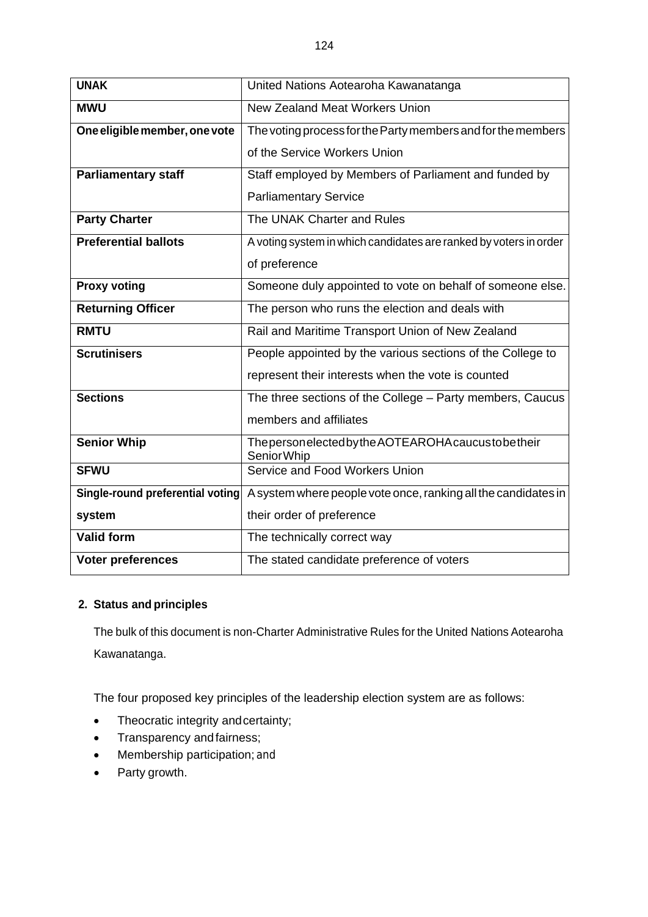| | |
|---|---|
| **UNAK** | United Nations Aotearoha Kawanatanga |
| **MWU** | New Zealand Meat Workers Union |
| **One eligible member, one vote** | The voting process for the Party members and for the members of the Service Workers Union |
| **Parliamentary staff** | Staff employed by Members of Parliament and funded by Parliamentary Service |
| **Party Charter** | The UNAK Charter and Rules |
| **Preferential ballots** | A voting system in which candidates are ranked by voters in order of preference |
| **Proxy voting** | Someone duly appointed to vote on behalf of someone else. |
| **Returning Officer** | The person who runs the election and deals with |
| **RMTU** | Rail and Maritime Transport Union of New Zealand |
| **Scrutinisers** | People appointed by the various sections of the College to represent their interests when the vote is counted |
| **Sections** | The three sections of the College – Party members, Caucus members and affiliates |
| **Senior Whip** | The person elected by the AOTEAROHA caucus to be their Senior Whip |
| **SFWU** | Service and Food Workers Union |
| **Single-round preferential voting system** | A system where people vote once, ranking all the candidates in their order of preference |
| **Valid form** | The technically correct way |
| **Voter preferences** | The stated candidate preference of voters |

**2. Status and principles**

The bulk of this document is non-Charter Administrative Rules for the United Nations Aotearoha Kawanatanga.

The four proposed key principles of the leadership election system are as follows:

- Theocratic integrity and certainty;
- Transparency and fairness;
- Membership participation; and
- Party growth.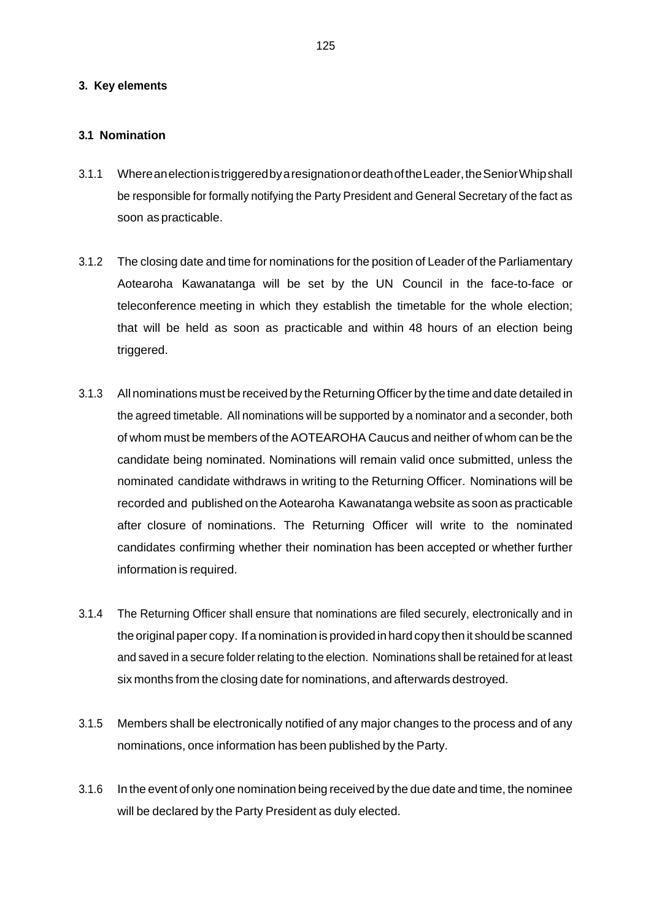## 3. Key elements

### 3.1 Nomination

3.1.1 Where an election is triggered by a resignation or death of the Leader, the Senior Whip shall be responsible for formally notifying the Party President and General Secretary of the fact as soon as practicable.

3.1.2 The closing date and time for nominations for the position of Leader of the Parliamentary Aotearoha Kawanatanga will be set by the UN Council in the face-to-face or teleconference meeting in which they establish the timetable for the whole election; that will be held as soon as practicable and within 48 hours of an election being triggered.

3.1.3 All nominations must be received by the Returning Officer by the time and date detailed in the agreed timetable. All nominations will be supported by a nominator and a seconder, both of whom must be members of the AOTEAROHA Caucus and neither of whom can be the candidate being nominated. Nominations will remain valid once submitted, unless the nominated candidate withdraws in writing to the Returning Officer. Nominations will be recorded and published on the Aotearoha Kawanatanga website as soon as practicable after closure of nominations. The Returning Officer will write to the nominated candidates confirming whether their nomination has been accepted or whether further information is required.

3.1.4 The Returning Officer shall ensure that nominations are filed securely, electronically and in the original paper copy. If a nomination is provided in hard copy then it should be scanned and saved in a secure folder relating to the election. Nominations shall be retained for at least six months from the closing date for nominations, and afterwards destroyed.

3.1.5 Members shall be electronically notified of any major changes to the process and of any nominations, once information has been published by the Party.

3.1.6 In the event of only one nomination being received by the due date and time, the nominee will be declared by the Party President as duly elected.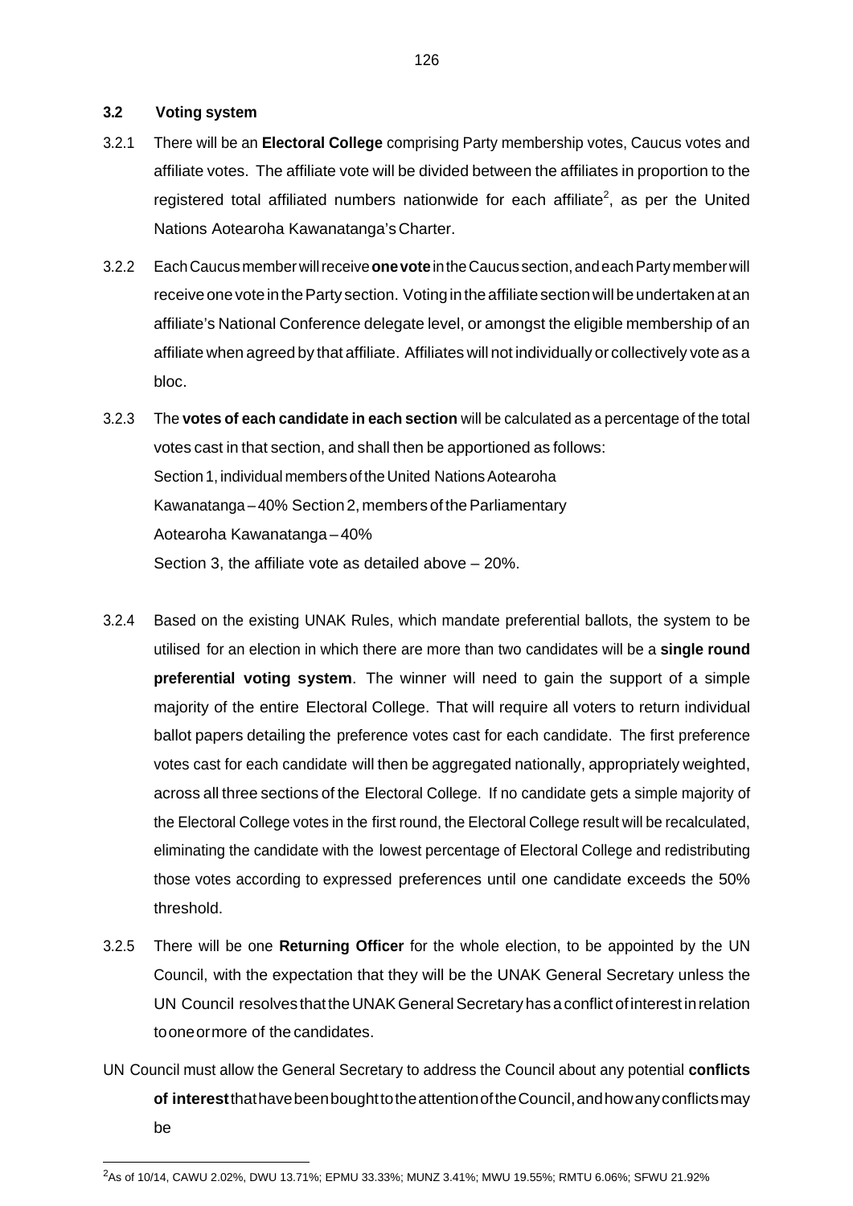### 3.2 Voting system

3.2.1 There will be an **Electoral College** comprising Party membership votes, Caucus votes and affiliate votes. The affiliate vote will be divided between the affiliates in proportion to the registered total affiliated numbers nationwide for each affiliate[2], as per the United Nations Aotearoha Kawanatanga's Charter.

3.2.2 Each Caucus member will receive **one vote** in the Caucus section, and each Party member will receive one vote in the Party section. Voting in the affiliate section will be undertaken at an affiliate's National Conference delegate level, or amongst the eligible membership of an affiliate when agreed by that affiliate. Affiliates will not individually or collectively vote as a bloc.

3.2.3 The **votes of each candidate in each section** will be calculated as a percentage of the total votes cast in that section, and shall then be apportioned as follows:
Section 1, individual members of the United Nations Aotearoha Kawanatanga – 40% Section 2, members of the Parliamentary Aotearoha Kawanatanga – 40%
Section 3, the affiliate vote as detailed above – 20%.

3.2.4 Based on the existing UNAK Rules, which mandate preferential ballots, the system to be utilised for an election in which there are more than two candidates will be a **single round preferential voting system**. The winner will need to gain the support of a simple majority of the entire Electoral College. That will require all voters to return individual ballot papers detailing the preference votes cast for each candidate. The first preference votes cast for each candidate will then be aggregated nationally, appropriately weighted, across all three sections of the Electoral College. If no candidate gets a simple majority of the Electoral College votes in the first round, the Electoral College result will be recalculated, eliminating the candidate with the lowest percentage of Electoral College and redistributing those votes according to expressed preferences until one candidate exceeds the 50% threshold.

3.2.5 There will be one **Returning Officer** for the whole election, to be appointed by the UN Council, with the expectation that they will be the UNAK General Secretary unless the UN Council resolves that the UNAK General Secretary has a conflict of interest in relation to one or more of the candidates.

UN Council must allow the General Secretary to address the Council about any potential **conflicts of interest** that have been bought to the attention of the Council, and how any conflicts may be

[2] As of 10/14, CAWU 2.02%, DWU 13.71%; EPMU 33.33%; MUNZ 3.41%; MWU 19.55%; RMTU 6.06%; SFWU 21.92%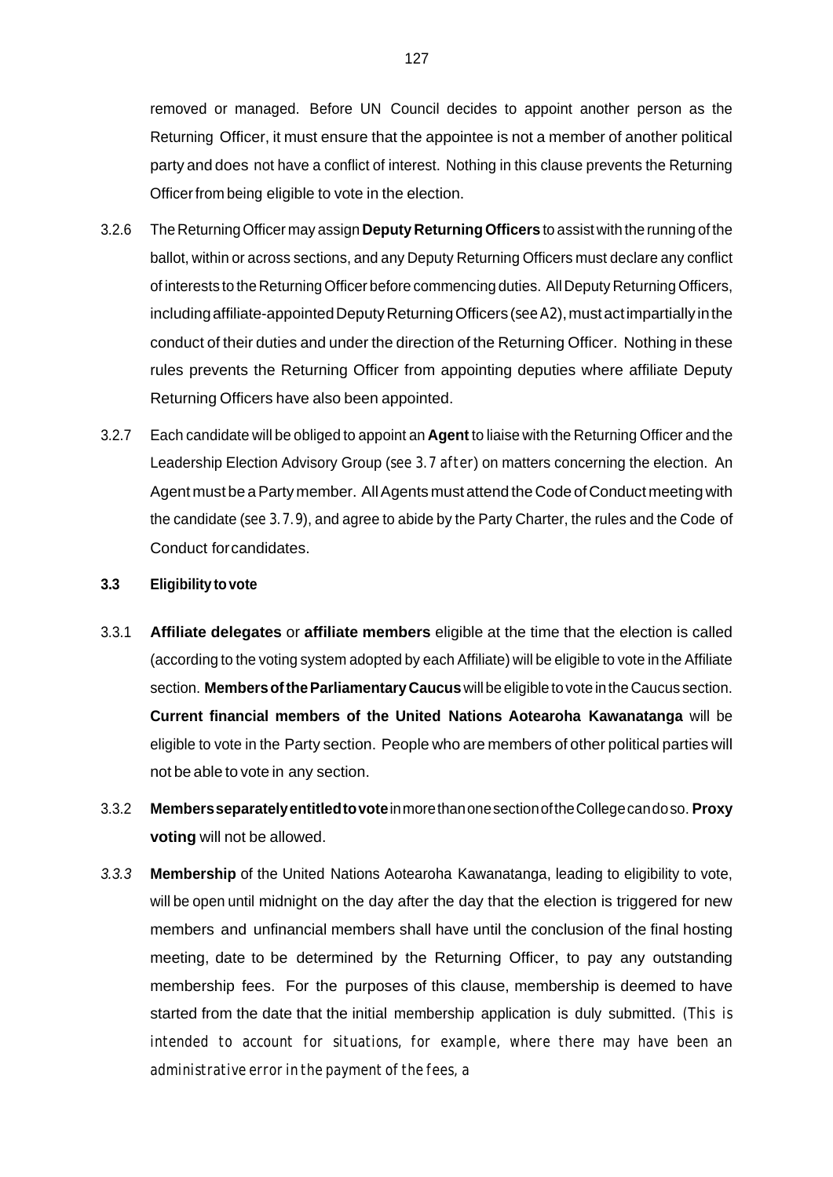removed or managed. Before UN Council decides to appoint another person as the Returning Officer, it must ensure that the appointee is not a member of another political party and does not have a conflict of interest. Nothing in this clause prevents the Returning Officer from being eligible to vote in the election.

3.2.6 The Returning Officer may assign **Deputy Returning Officers** to assist with the running of the ballot, within or across sections, and any Deputy Returning Officers must declare any conflict of interests to the Returning Officer before commencing duties. All Deputy Returning Officers, including affiliate-appointed Deputy Returning Officers (see A2), must act impartially in the conduct of their duties and under the direction of the Returning Officer. Nothing in these rules prevents the Returning Officer from appointing deputies where affiliate Deputy Returning Officers have also been appointed.

3.2.7 Each candidate will be obliged to appoint an **Agent** to liaise with the Returning Officer and the Leadership Election Advisory Group (see 3.7 after) on matters concerning the election. An Agent must be a Party member. All Agents must attend the Code of Conduct meeting with the candidate (see 3.7.9), and agree to abide by the Party Charter, the rules and the Code of Conduct for candidates.

**3.3 Eligibility to vote**

3.3.1 **Affiliate delegates** or **affiliate members** eligible at the time that the election is called (according to the voting system adopted by each Affiliate) will be eligible to vote in the Affiliate section. **Members of the Parliamentary Caucus** will be eligible to vote in the Caucus section. **Current financial members of the United Nations Aotearoha Kawanatanga** will be eligible to vote in the Party section. People who are members of other political parties will not be able to vote in any section.

3.3.2 **Members separately entitled to vote** in more than one section of the College can do so. **Proxy voting** will not be allowed.

*3.3.3* **Membership** of the United Nations Aotearoha Kawanatanga, leading to eligibility to vote, will be open until midnight on the day after the day that the election is triggered for new members and unfinancial members shall have until the conclusion of the final hosting meeting, date to be determined by the Returning Officer, to pay any outstanding membership fees. For the purposes of this clause, membership is deemed to have started from the date that the initial membership application is duly submitted. (This is intended to account for situations, for example, where there may have been an administrative error in the payment of the fees, a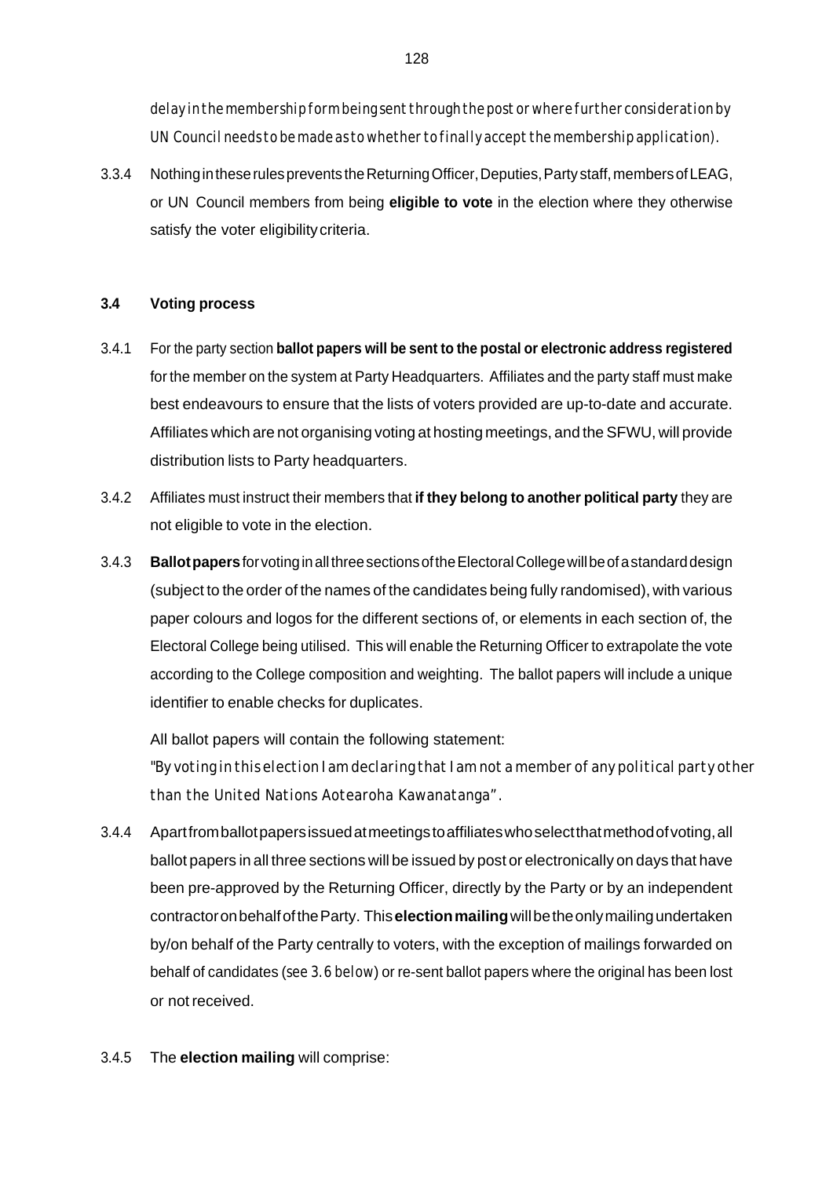delay in the membership form being sent through the post or where further consideration by UN Council needs to be made as to whether to finally accept the membership application).

3.3.4 Nothing in these rules prevents the Returning Officer, Deputies, Party staff, members of LEAG, or UN Council members from being **eligible to vote** in the election where they otherwise satisfy the voter eligibility criteria.

### 3.4 Voting process

3.4.1 For the party section **ballot papers will be sent to the postal or electronic address registered** for the member on the system at Party Headquarters. Affiliates and the party staff must make best endeavours to ensure that the lists of voters provided are up-to-date and accurate. Affiliates which are not organising voting at hosting meetings, and the SFWU, will provide distribution lists to Party headquarters.

3.4.2 Affiliates must instruct their members that **if they belong to another political party** they are not eligible to vote in the election.

3.4.3 **Ballot papers** for voting in all three sections of the Electoral College will be of a standard design (subject to the order of the names of the candidates being fully randomised), with various paper colours and logos for the different sections of, or elements in each section of, the Electoral College being utilised. This will enable the Returning Officer to extrapolate the vote according to the College composition and weighting. The ballot papers will include a unique identifier to enable checks for duplicates.

All ballot papers will contain the following statement:
"By voting in this election I am declaring that I am not a member of any political party other than the United Nations Aotearoha Kawanatanga".

3.4.4 Apart from ballot papers issued at meetings to affiliates who select that method of voting, all ballot papers in all three sections will be issued by post or electronically on days that have been pre-approved by the Returning Officer, directly by the Party or by an independent contractor on behalf of the Party. This **election mailing** will be the only mailing undertaken by/on behalf of the Party centrally to voters, with the exception of mailings forwarded on behalf of candidates (see 3.6 below) or re-sent ballot papers where the original has been lost or not received.

3.4.5 The **election mailing** will comprise: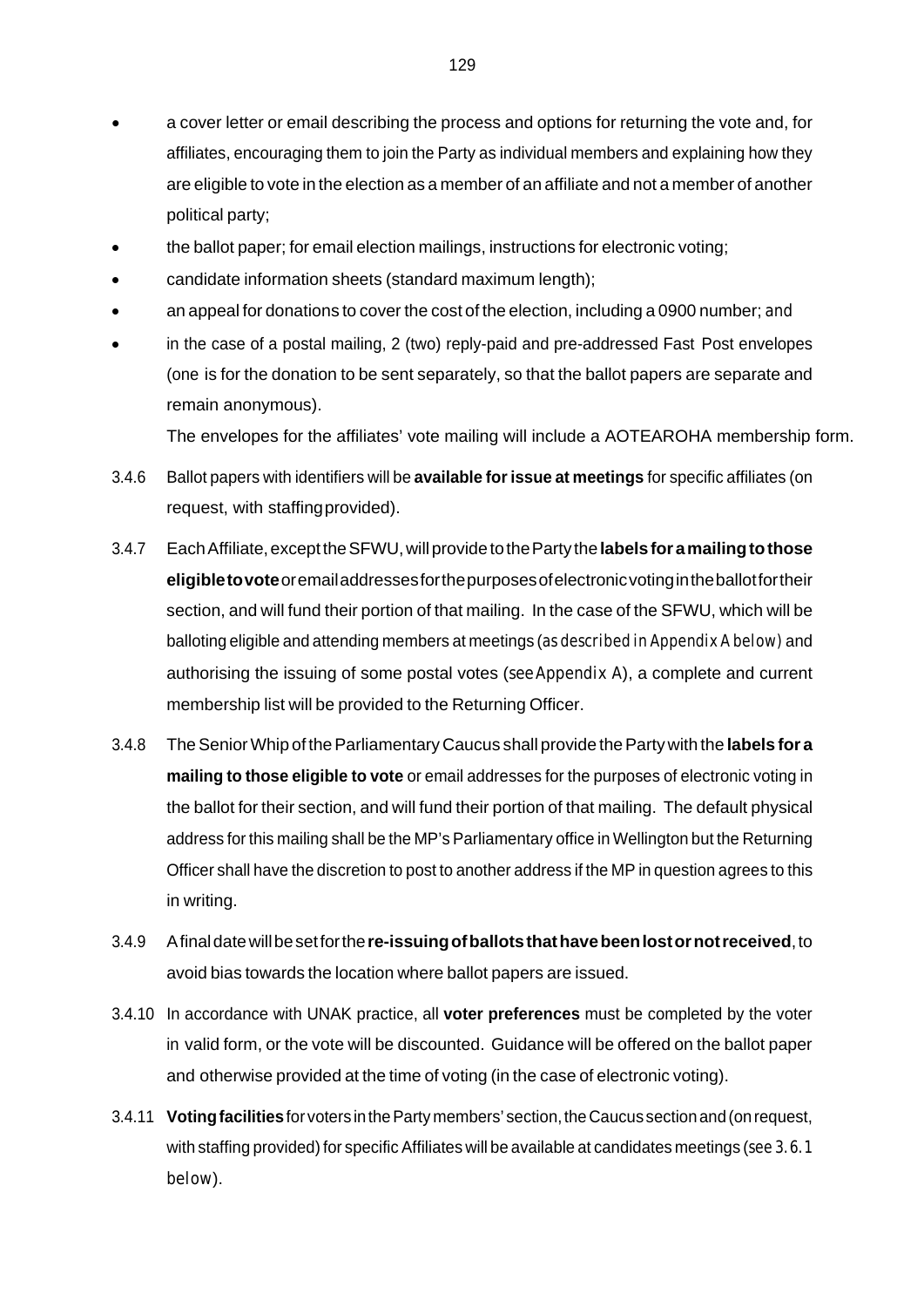- a cover letter or email describing the process and options for returning the vote and, for affiliates, encouraging them to join the Party as individual members and explaining how they are eligible to vote in the election as a member of an affiliate and not a member of another political party;
- the ballot paper; for email election mailings, instructions for electronic voting;
- candidate information sheets (standard maximum length);
- an appeal for donations to cover the cost of the election, including a 0900 number; and
- in the case of a postal mailing, 2 (two) reply-paid and pre-addressed Fast Post envelopes (one is for the donation to be sent separately, so that the ballot papers are separate and remain anonymous).

  The envelopes for the affiliates' vote mailing will include a AOTEAROHA membership form.

3.4.6 Ballot papers with identifiers will be **available for issue at meetings** for specific affiliates (on request, with staffing provided).

3.4.7 Each Affiliate, except the SFWU, will provide to the Party the **labels for a mailing to those eligible to vote** or email addresses for the purposes of electronic voting in the ballot for their section, and will fund their portion of that mailing. In the case of the SFWU, which will be balloting eligible and attending members at meetings (as described in Appendix A below) and authorising the issuing of some postal votes (see Appendix A), a complete and current membership list will be provided to the Returning Officer.

3.4.8 The Senior Whip of the Parliamentary Caucus shall provide the Party with the **labels for a mailing to those eligible to vote** or email addresses for the purposes of electronic voting in the ballot for their section, and will fund their portion of that mailing. The default physical address for this mailing shall be the MP's Parliamentary office in Wellington but the Returning Officer shall have the discretion to post to another address if the MP in question agrees to this in writing.

3.4.9 A final date will be set for the **re-issuing of ballots that have been lost or not received**, to avoid bias towards the location where ballot papers are issued.

3.4.10 In accordance with UNAK practice, all **voter preferences** must be completed by the voter in valid form, or the vote will be discounted. Guidance will be offered on the ballot paper and otherwise provided at the time of voting (in the case of electronic voting).

3.4.11 **Voting facilities** for voters in the Party members' section, the Caucus section and (on request, with staffing provided) for specific Affiliates will be available at candidates meetings (see 3.6.1 below).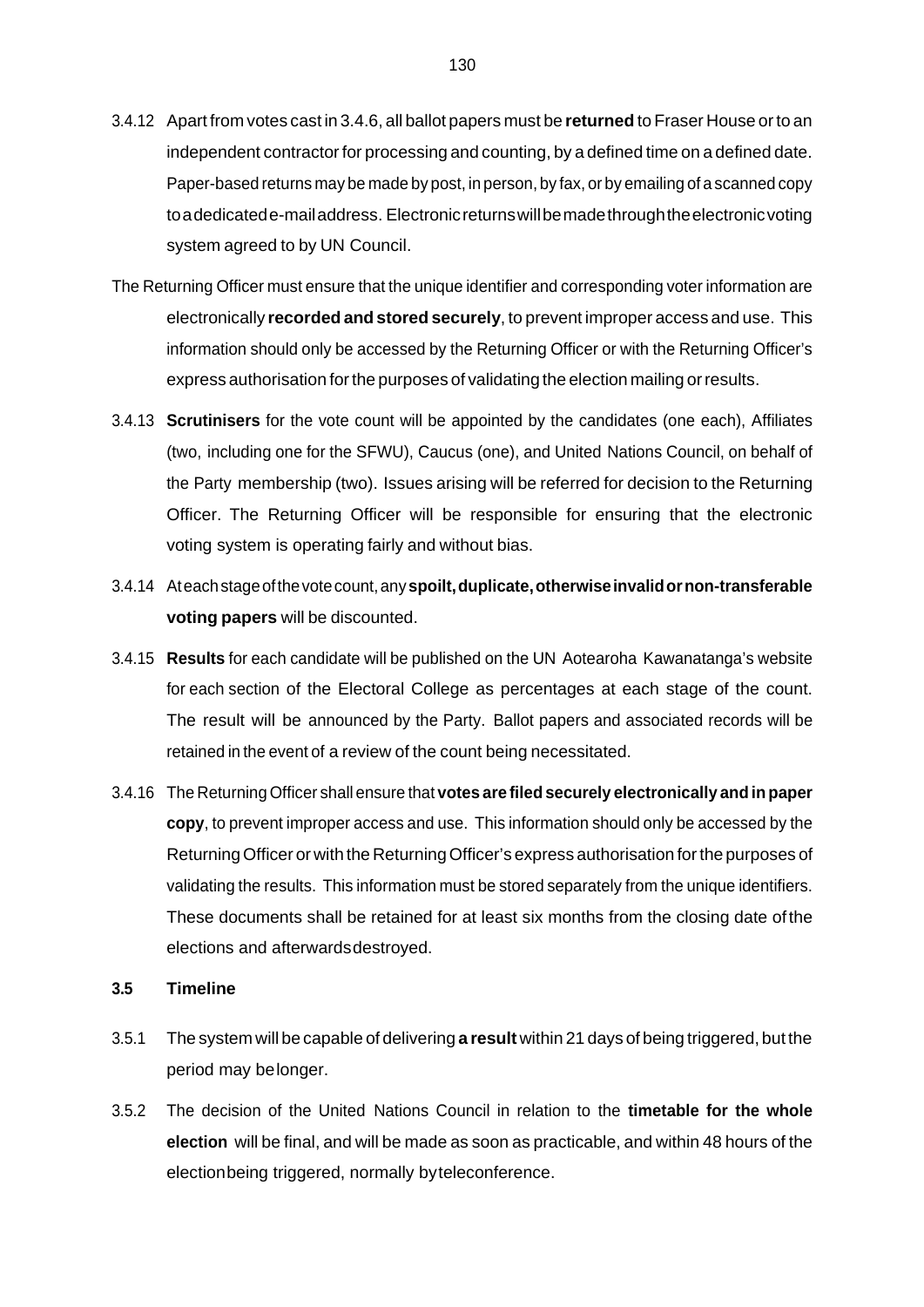3.4.12 Apart from votes cast in 3.4.6, all ballot papers must be **returned** to Fraser House or to an independent contractor for processing and counting, by a defined time on a defined date. Paper-based returns may be made by post, in person, by fax, or by emailing of a scanned copy to a dedicated e-mail address. Electronic returns will be made through the electronic voting system agreed to by UN Council.

The Returning Officer must ensure that the unique identifier and corresponding voter information are electronically **recorded and stored securely**, to prevent improper access and use. This information should only be accessed by the Returning Officer or with the Returning Officer's express authorisation for the purposes of validating the election mailing or results.

3.4.13 **Scrutinisers** for the vote count will be appointed by the candidates (one each), Affiliates (two, including one for the SFWU), Caucus (one), and United Nations Council, on behalf of the Party membership (two). Issues arising will be referred for decision to the Returning Officer. The Returning Officer will be responsible for ensuring that the electronic voting system is operating fairly and without bias.

3.4.14 At each stage of the vote count, any **spoilt, duplicate, otherwise invalid or non-transferable voting papers** will be discounted.

3.4.15 **Results** for each candidate will be published on the UN Aotearoha Kawanatanga's website for each section of the Electoral College as percentages at each stage of the count. The result will be announced by the Party. Ballot papers and associated records will be retained in the event of a review of the count being necessitated.

3.4.16 The Returning Officer shall ensure that **votes are filed securely electronically and in paper copy**, to prevent improper access and use. This information should only be accessed by the Returning Officer or with the Returning Officer's express authorisation for the purposes of validating the results. This information must be stored separately from the unique identifiers. These documents shall be retained for at least six months from the closing date of the elections and afterwards destroyed.

### 3.5 Timeline

3.5.1 The system will be capable of delivering **a result** within 21 days of being triggered, but the period may be longer.

3.5.2 The decision of the United Nations Council in relation to the **timetable for the whole election** will be final, and will be made as soon as practicable, and within 48 hours of the election being triggered, normally by teleconference.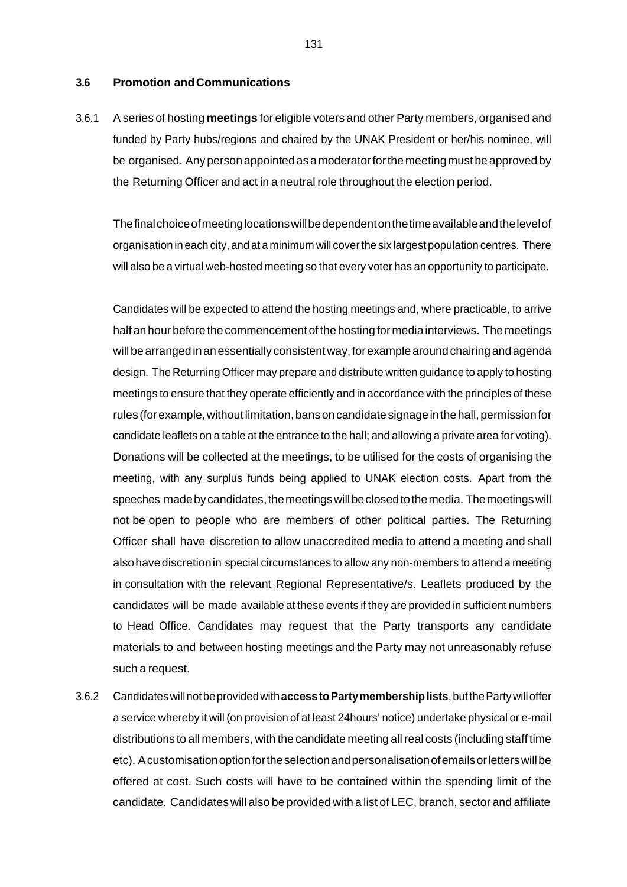### 3.6 Promotion and Communications

3.6.1 A series of hosting **meetings** for eligible voters and other Party members, organised and funded by Party hubs/regions and chaired by the UNAK President or her/his nominee, will be organised. Any person appointed as a moderator for the meeting must be approved by the Returning Officer and act in a neutral role throughout the election period.

The final choice of meeting locations will be dependent on the time available and the level of organisation in each city, and at a minimum will cover the six largest population centres. There will also be a virtual web-hosted meeting so that every voter has an opportunity to participate.

Candidates will be expected to attend the hosting meetings and, where practicable, to arrive half an hour before the commencement of the hosting for media interviews. The meetings will be arranged in an essentially consistent way, for example around chairing and agenda design. The Returning Officer may prepare and distribute written guidance to apply to hosting meetings to ensure that they operate efficiently and in accordance with the principles of these rules (for example, without limitation, bans on candidate signage in the hall, permission for candidate leaflets on a table at the entrance to the hall; and allowing a private area for voting). Donations will be collected at the meetings, to be utilised for the costs of organising the meeting, with any surplus funds being applied to UNAK election costs. Apart from the speeches made by candidates, the meetings will be closed to the media. The meetings will not be open to people who are members of other political parties. The Returning Officer shall have discretion to allow unaccredited media to attend a meeting and shall also have discretion in special circumstances to allow any non-members to attend a meeting in consultation with the relevant Regional Representative/s. Leaflets produced by the candidates will be made available at these events if they are provided in sufficient numbers to Head Office. Candidates may request that the Party transports any candidate materials to and between hosting meetings and the Party may not unreasonably refuse such a request.

3.6.2 Candidates will not be provided with **access to Party membership lists**, but the Party will offer a service whereby it will (on provision of at least 24hours' notice) undertake physical or e-mail distributions to all members, with the candidate meeting all real costs (including staff time etc). A customisation option for the selection and personalisation of emails or letters will be offered at cost. Such costs will have to be contained within the spending limit of the candidate. Candidates will also be provided with a list of LEC, branch, sector and affiliate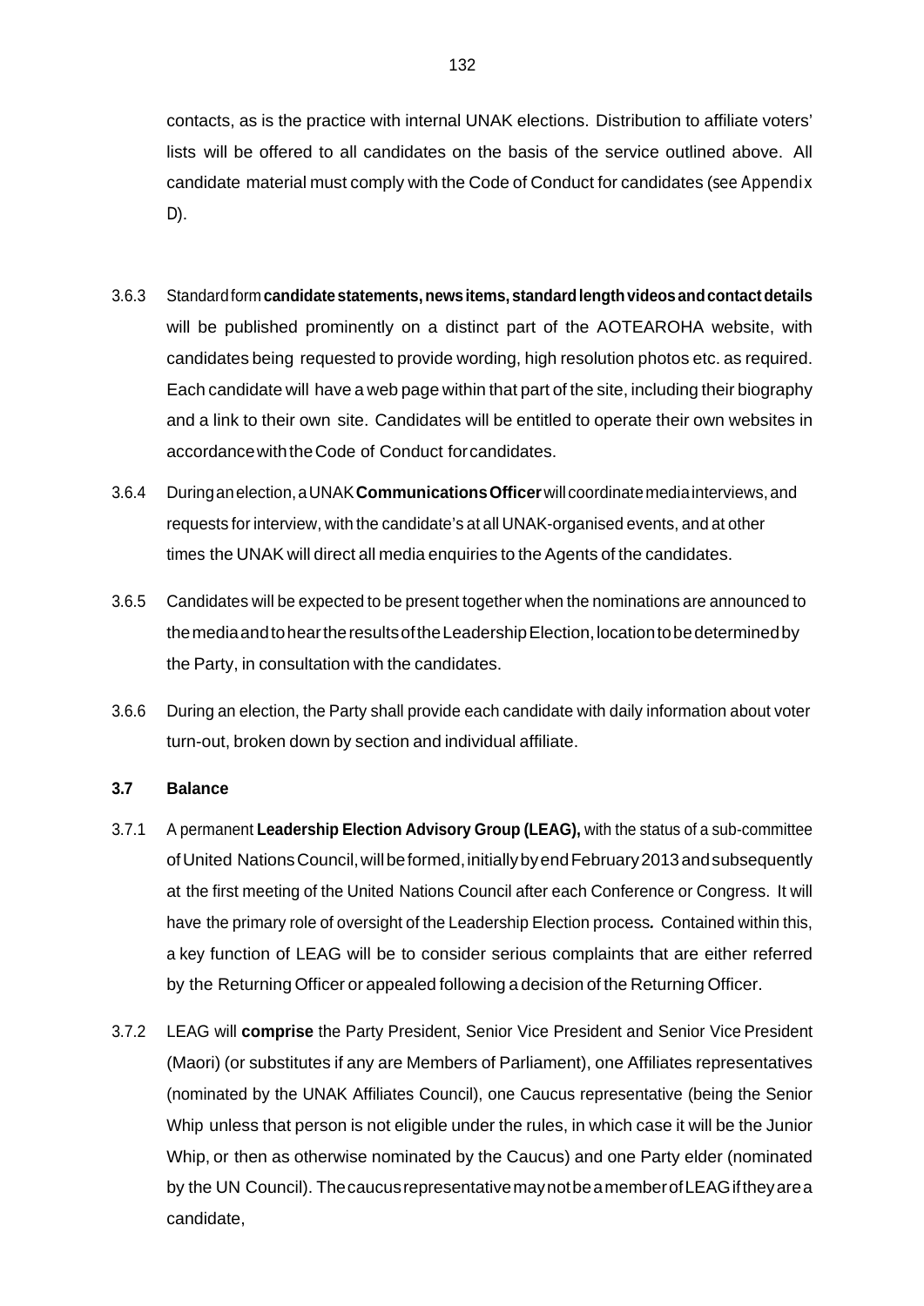contacts, as is the practice with internal UNAK elections. Distribution to affiliate voters' lists will be offered to all candidates on the basis of the service outlined above. All candidate material must comply with the Code of Conduct for candidates (see Appendix D).

3.6.3 Standard form **candidate statements, news items, standard length videos and contact details** will be published prominently on a distinct part of the AOTEAROHA website, with candidates being requested to provide wording, high resolution photos etc. as required. Each candidate will have a web page within that part of the site, including their biography and a link to their own site. Candidates will be entitled to operate their own websites in accordance with the Code of Conduct for candidates.

3.6.4 During an election, a UNAK **Communications Officer** will coordinate media interviews, and requests for interview, with the candidate's at all UNAK-organised events, and at other times the UNAK will direct all media enquiries to the Agents of the candidates.

3.6.5 Candidates will be expected to be present together when the nominations are announced to the media and to hear the results of the Leadership Election, location to be determined by the Party, in consultation with the candidates.

3.6.6 During an election, the Party shall provide each candidate with daily information about voter turn-out, broken down by section and individual affiliate.

**3.7 Balance**

3.7.1 A permanent **Leadership Election Advisory Group (LEAG),** with the status of a sub-committee of United Nations Council, will be formed, initially by end February 2013 and subsequently at the first meeting of the United Nations Council after each Conference or Congress. It will have the primary role of oversight of the Leadership Election process*.* Contained within this, a key function of LEAG will be to consider serious complaints that are either referred by the Returning Officer or appealed following a decision of the Returning Officer.

3.7.2 LEAG will **comprise** the Party President, Senior Vice President and Senior Vice President (Maori) (or substitutes if any are Members of Parliament), one Affiliates representatives (nominated by the UNAK Affiliates Council), one Caucus representative (being the Senior Whip unless that person is not eligible under the rules, in which case it will be the Junior Whip, or then as otherwise nominated by the Caucus) and one Party elder (nominated by the UN Council). The caucus representative may not be a member of LEAG if they are a candidate,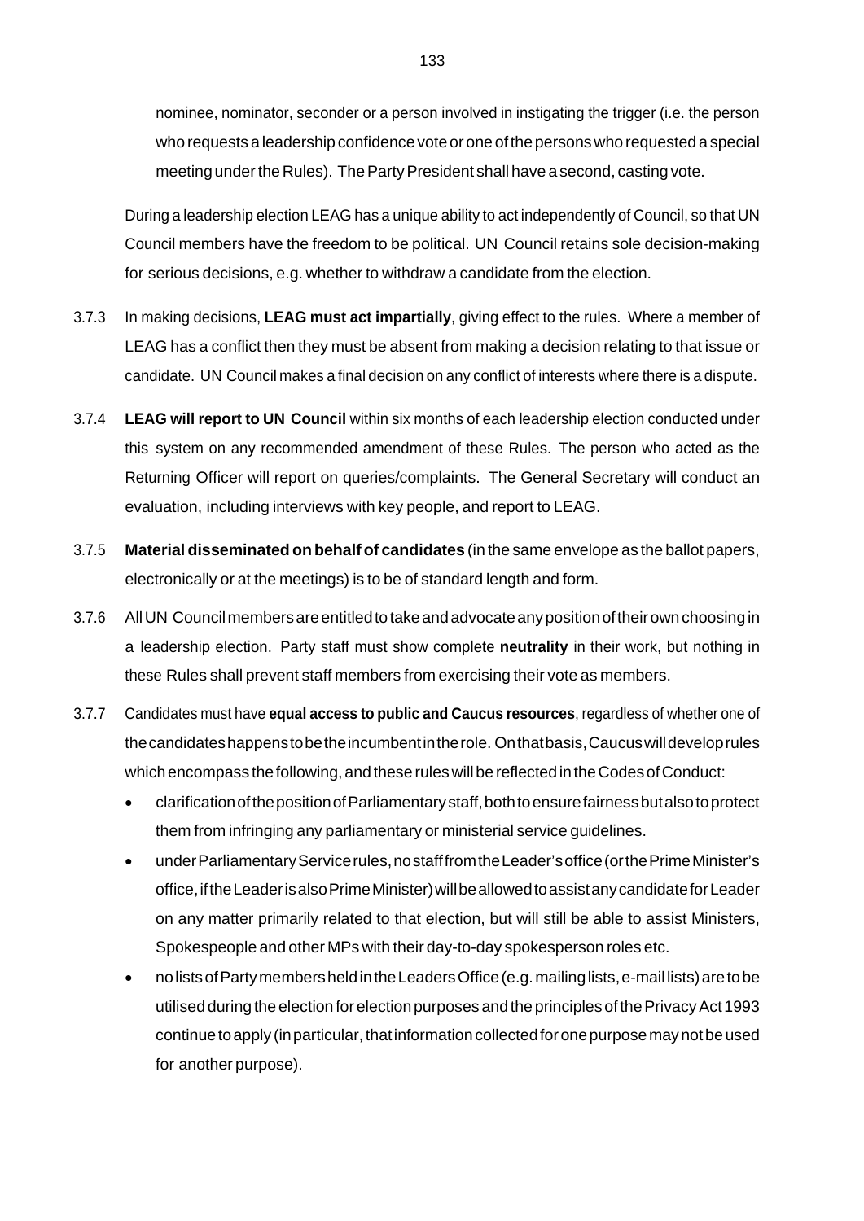nominee, nominator, seconder or a person involved in instigating the trigger (i.e. the person who requests a leadership confidence vote or one of the persons who requested a special meeting under the Rules). The Party President shall have a second, casting vote.

During a leadership election LEAG has a unique ability to act independently of Council, so that UN Council members have the freedom to be political. UN Council retains sole decision-making for serious decisions, e.g. whether to withdraw a candidate from the election.

3.7.3 In making decisions, **LEAG must act impartially**, giving effect to the rules. Where a member of LEAG has a conflict then they must be absent from making a decision relating to that issue or candidate. UN Council makes a final decision on any conflict of interests where there is a dispute.

3.7.4 **LEAG will report to UN Council** within six months of each leadership election conducted under this system on any recommended amendment of these Rules. The person who acted as the Returning Officer will report on queries/complaints. The General Secretary will conduct an evaluation, including interviews with key people, and report to LEAG.

3.7.5 **Material disseminated on behalf of candidates** (in the same envelope as the ballot papers, electronically or at the meetings) is to be of standard length and form.

3.7.6 All UN Council members are entitled to take and advocate any position of their own choosing in a leadership election. Party staff must show complete **neutrality** in their work, but nothing in these Rules shall prevent staff members from exercising their vote as members.

3.7.7 Candidates must have **equal access to public and Caucus resources**, regardless of whether one of the candidates happens to be the incumbent in the role. On that basis, Caucus will develop rules which encompass the following, and these rules will be reflected in the Codes of Conduct:

- clarification of the position of Parliamentary staff, both to ensure fairness but also to protect them from infringing any parliamentary or ministerial service guidelines.
- under Parliamentary Service rules, no staff from the Leader's office (or the Prime Minister's office, if the Leader is also Prime Minister) will be allowed to assist any candidate for Leader on any matter primarily related to that election, but will still be able to assist Ministers, Spokespeople and other MPs with their day-to-day spokesperson roles etc.
- no lists of Party members held in the Leaders Office (e.g. mailing lists, e-mail lists) are to be utilised during the election for election purposes and the principles of the Privacy Act 1993 continue to apply (in particular, that information collected for one purpose may not be used for another purpose).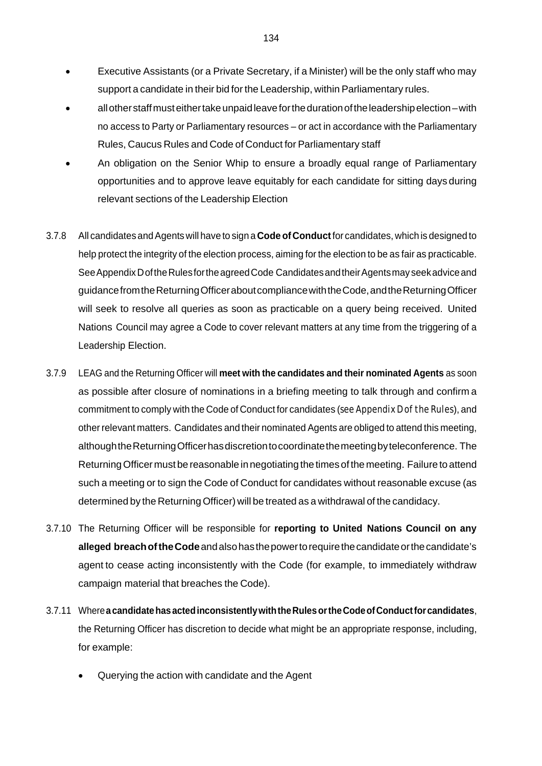- Executive Assistants (or a Private Secretary, if a Minister) will be the only staff who may support a candidate in their bid for the Leadership, within Parliamentary rules.
- all other staff must either take unpaid leave for the duration of the leadership election – with no access to Party or Parliamentary resources – or act in accordance with the Parliamentary Rules, Caucus Rules and Code of Conduct for Parliamentary staff
- An obligation on the Senior Whip to ensure a broadly equal range of Parliamentary opportunities and to approve leave equitably for each candidate for sitting days during relevant sections of the Leadership Election

3.7.8 All candidates and Agents will have to sign a **Code of Conduct** for candidates, which is designed to help protect the integrity of the election process, aiming for the election to be as fair as practicable. See Appendix D of the Rules for the agreed Code Candidates and their Agents may seek advice and guidance from the Returning Officer about compliance with the Code, and the Returning Officer will seek to resolve all queries as soon as practicable on a query being received. United Nations Council may agree a Code to cover relevant matters at any time from the triggering of a Leadership Election.

3.7.9 LEAG and the Returning Officer will **meet with the candidates and their nominated Agents** as soon as possible after closure of nominations in a briefing meeting to talk through and confirm a commitment to comply with the Code of Conduct for candidates (see Appendix D of the Rules), and other relevant matters. Candidates and their nominated Agents are obliged to attend this meeting, although the Returning Officer has discretion to coordinate the meeting by teleconference. The Returning Officer must be reasonable in negotiating the times of the meeting. Failure to attend such a meeting or to sign the Code of Conduct for candidates without reasonable excuse (as determined by the Returning Officer) will be treated as a withdrawal of the candidacy.

3.7.10 The Returning Officer will be responsible for **reporting to United Nations Council on any alleged breach of the Code** and also has the power to require the candidate or the candidate's agent to cease acting inconsistently with the Code (for example, to immediately withdraw campaign material that breaches the Code).

3.7.11 Where **a candidate has acted inconsistently with the Rules or the Code of Conduct for candidates**, the Returning Officer has discretion to decide what might be an appropriate response, including, for example:

- Querying the action with candidate and the Agent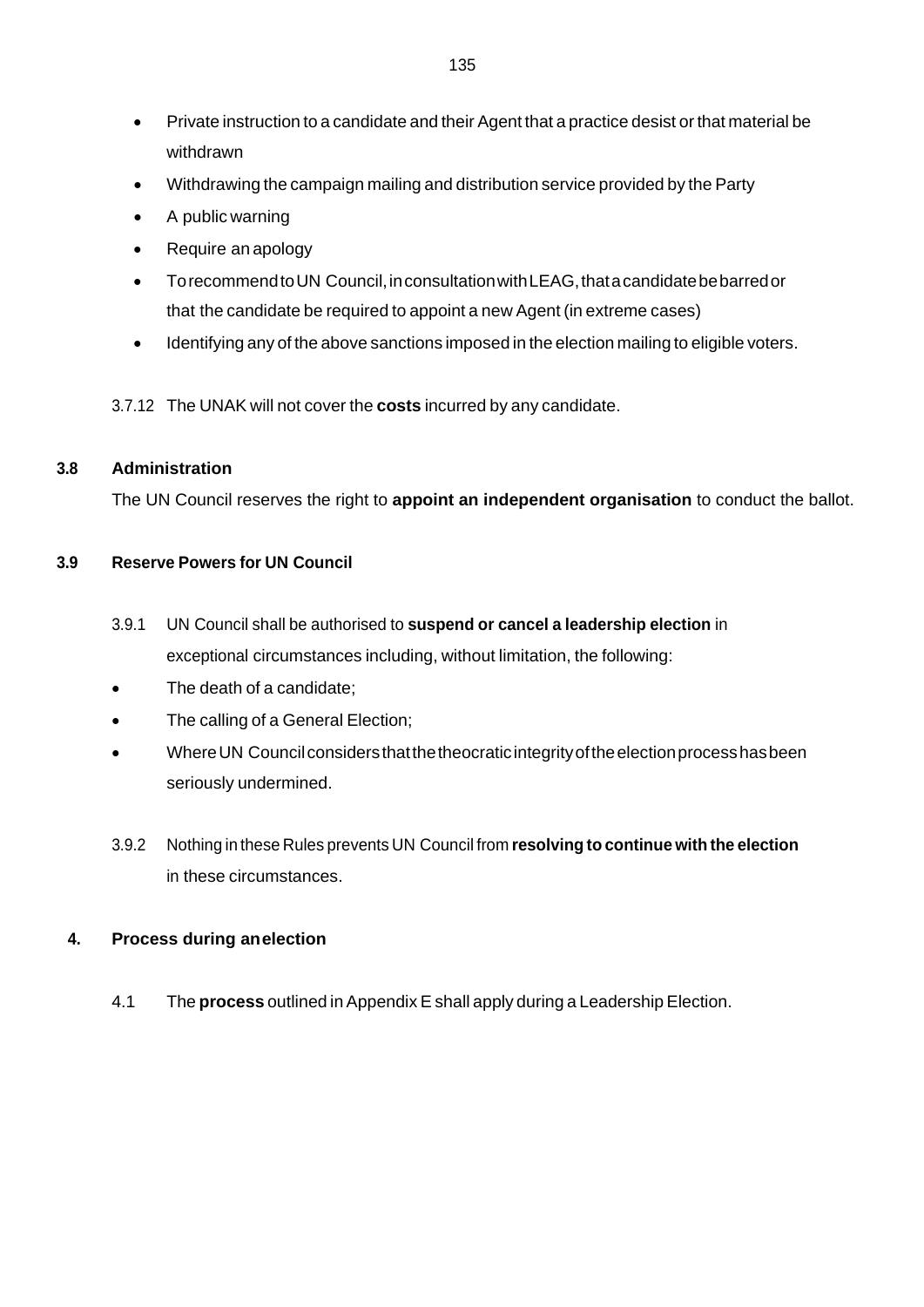- Private instruction to a candidate and their Agent that a practice desist or that material be withdrawn
- Withdrawing the campaign mailing and distribution service provided by the Party
- A public warning
- Require an apology
- To recommend to UN Council, in consultation with LEAG, that a candidate be barred or that the candidate be required to appoint a new Agent (in extreme cases)
- Identifying any of the above sanctions imposed in the election mailing to eligible voters.

3.7.12 The UNAK will not cover the **costs** incurred by any candidate.

### 3.8 Administration

The UN Council reserves the right to **appoint an independent organisation** to conduct the ballot.

### 3.9 Reserve Powers for UN Council

3.9.1 UN Council shall be authorised to **suspend or cancel a leadership election** in exceptional circumstances including, without limitation, the following:

- The death of a candidate;
- The calling of a General Election;
- Where UN Council considers that the theocratic integrity of the election process has been seriously undermined.

3.9.2 Nothing in these Rules prevents UN Council from **resolving to continue with the election** in these circumstances.

## 4. Process during an election

4.1 The **process** outlined in Appendix E shall apply during a Leadership Election.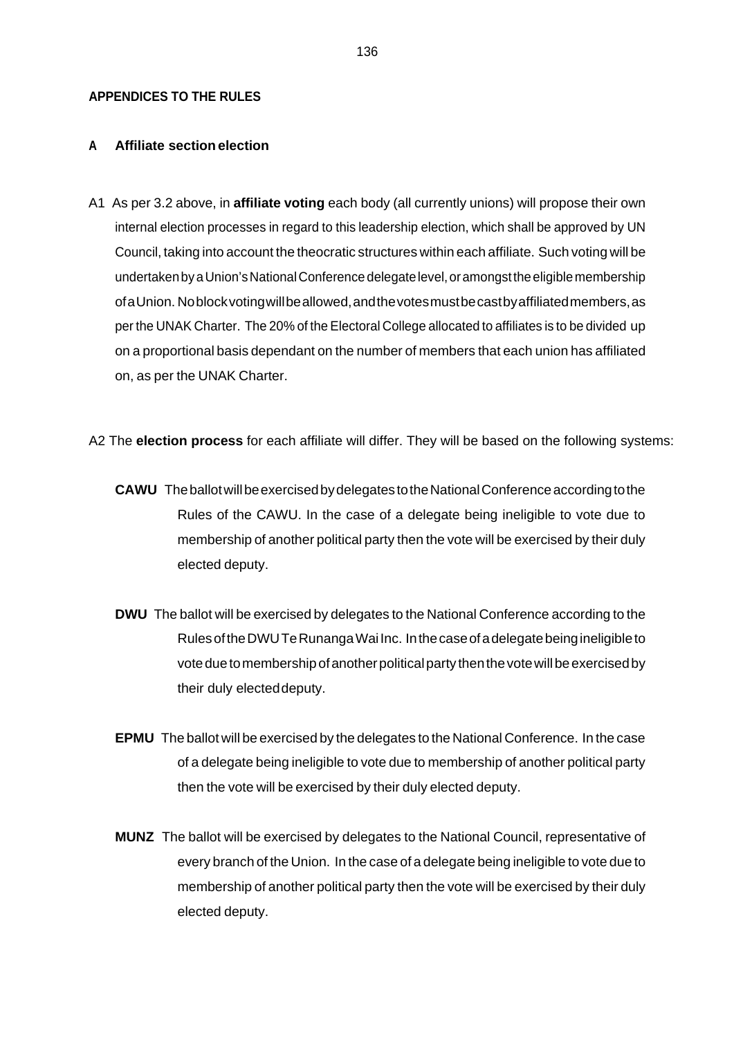## APPENDICES TO THE RULES

### A Affiliate section election

A1 As per 3.2 above, in **affiliate voting** each body (all currently unions) will propose their own internal election processes in regard to this leadership election, which shall be approved by UN Council, taking into account the theocratic structures within each affiliate. Such voting will be undertaken by a Union's National Conference delegate level, or amongst the eligible membership of a Union. No block voting will be allowed, and the votes must be cast by affiliated members, as per the UNAK Charter. The 20% of the Electoral College allocated to affiliates is to be divided up on a proportional basis dependant on the number of members that each union has affiliated on, as per the UNAK Charter.

A2 The **election process** for each affiliate will differ. They will be based on the following systems:

**CAWU** The ballot will be exercised by delegates to the National Conference according to the Rules of the CAWU. In the case of a delegate being ineligible to vote due to membership of another political party then the vote will be exercised by their duly elected deputy.

**DWU** The ballot will be exercised by delegates to the National Conference according to the Rules of the DWU Te Runanga Wai Inc. In the case of a delegate being ineligible to vote due to membership of another political party then the vote will be exercised by their duly elected deputy.

**EPMU** The ballot will be exercised by the delegates to the National Conference. In the case of a delegate being ineligible to vote due to membership of another political party then the vote will be exercised by their duly elected deputy.

**MUNZ** The ballot will be exercised by delegates to the National Council, representative of every branch of the Union. In the case of a delegate being ineligible to vote due to membership of another political party then the vote will be exercised by their duly elected deputy.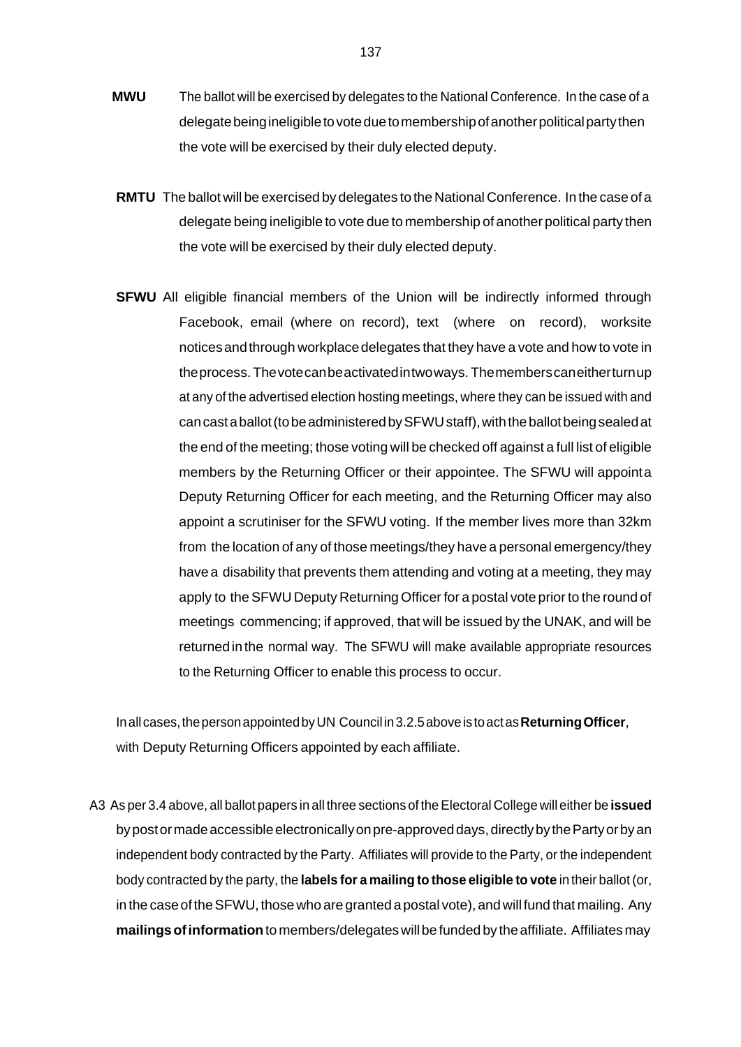**MWU** The ballot will be exercised by delegates to the National Conference. In the case of a delegate being ineligible to vote due to membership of another political party then the vote will be exercised by their duly elected deputy.

**RMTU** The ballot will be exercised by delegates to the National Conference. In the case of a delegate being ineligible to vote due to membership of another political party then the vote will be exercised by their duly elected deputy.

**SFWU** All eligible financial members of the Union will be indirectly informed through Facebook, email (where on record), text (where on record), worksite notices and through workplace delegates that they have a vote and how to vote in the process. The vote can be activated in two ways. The members can either turn up at any of the advertised election hosting meetings, where they can be issued with and can cast a ballot (to be administered by SFWU staff), with the ballot being sealed at the end of the meeting; those voting will be checked off against a full list of eligible members by the Returning Officer or their appointee. The SFWU will appoint a Deputy Returning Officer for each meeting, and the Returning Officer may also appoint a scrutiniser for the SFWU voting. If the member lives more than 32km from the location of any of those meetings/they have a personal emergency/they have a disability that prevents them attending and voting at a meeting, they may apply to the SFWU Deputy Returning Officer for a postal vote prior to the round of meetings commencing; if approved, that will be issued by the UNAK, and will be returned in the normal way. The SFWU will make available appropriate resources to the Returning Officer to enable this process to occur.

In all cases, the person appointed by UN Council in 3.2.5 above is to act as **Returning Officer**, with Deputy Returning Officers appointed by each affiliate.

A3 As per 3.4 above, all ballot papers in all three sections of the Electoral College will either be **issued** by post or made accessible electronically on pre-approved days, directly by the Party or by an independent body contracted by the Party. Affiliates will provide to the Party, or the independent body contracted by the party, the **labels for a mailing to those eligible to vote** in their ballot (or, in the case of the SFWU, those who are granted a postal vote), and will fund that mailing. Any **mailings of information** to members/delegates will be funded by the affiliate. Affiliates may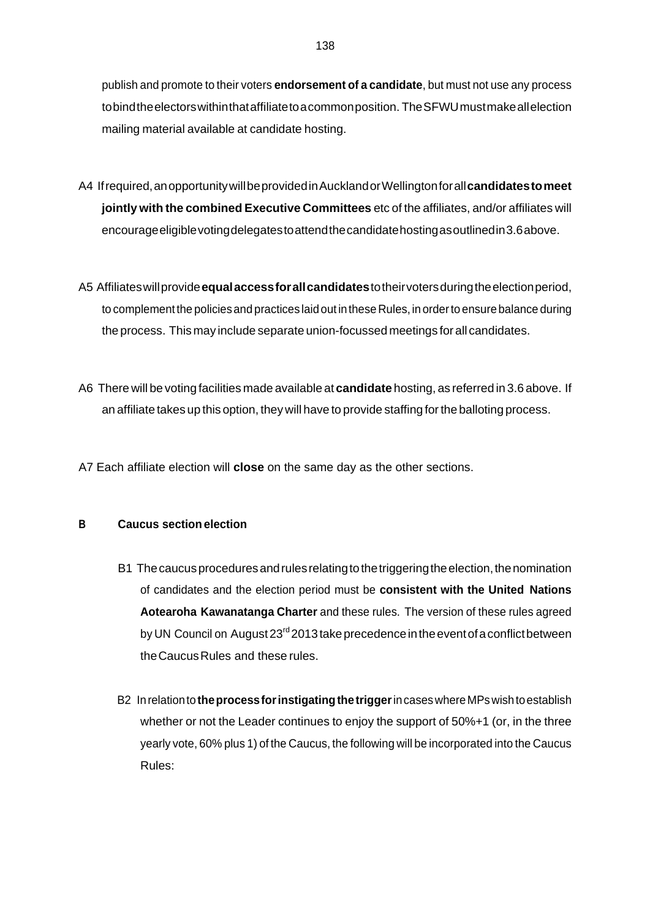publish and promote to their voters **endorsement of a candidate**, but must not use any process to bind the electors within that affiliate to a common position. The SFWU must make all election mailing material available at candidate hosting.

A4 If required, an opportunity will be provided in Auckland or Wellington for all **candidates to meet jointly with the combined Executive Committees** etc of the affiliates, and/or affiliates will encourage eligible voting delegates to attend the candidate hosting as outlined in 3.6 above.

A5 Affiliates will provide **equal access for all candidates** to their voters during the election period, to complement the policies and practices laid out in these Rules, in order to ensure balance during the process. This may include separate union-focussed meetings for all candidates.

A6 There will be voting facilities made available at **candidate** hosting, as referred in 3.6 above. If an affiliate takes up this option, they will have to provide staffing for the balloting process.

A7 Each affiliate election will **close** on the same day as the other sections.

**B Caucus section election**

B1 The caucus procedures and rules relating to the triggering the election, the nomination of candidates and the election period must be **consistent with the United Nations Aotearoha Kawanatanga Charter** and these rules. The version of these rules agreed by UN Council on August 23rd 2013 take precedence in the event of a conflict between the Caucus Rules and these rules.

B2 In relation to **the process for instigating the trigger** in cases where MPs wish to establish whether or not the Leader continues to enjoy the support of 50%+1 (or, in the three yearly vote, 60% plus 1) of the Caucus, the following will be incorporated into the Caucus Rules: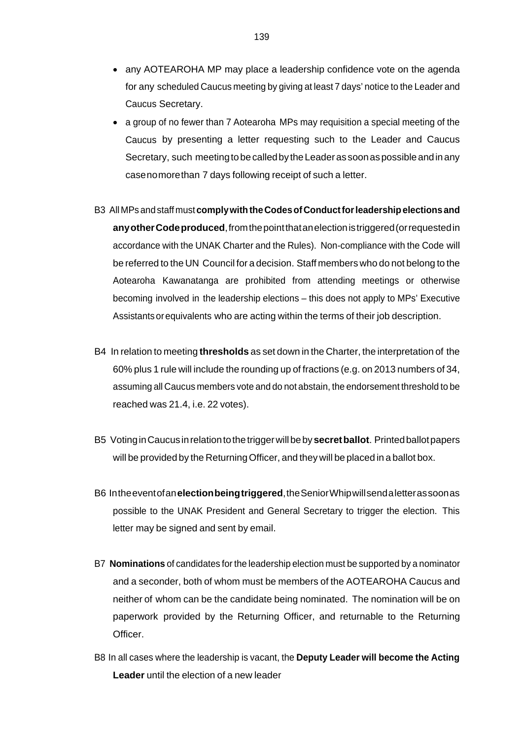- any AOTEAROHA MP may place a leadership confidence vote on the agenda for any scheduled Caucus meeting by giving at least 7 days' notice to the Leader and Caucus Secretary.
- a group of no fewer than 7 Aotearoha MPs may requisition a special meeting of the Caucus by presenting a letter requesting such to the Leader and Caucus Secretary, such meeting to be called by the Leader as soon as possible and in any case no more than 7 days following receipt of such a letter.

B3 All MPs and staff must **comply with the Codes of Conduct for leadership elections and any other Code produced**, from the point that an election is triggered (or requested in accordance with the UNAK Charter and the Rules). Non-compliance with the Code will be referred to the UN Council for a decision. Staff members who do not belong to the Aotearoha Kawanatanga are prohibited from attending meetings or otherwise becoming involved in the leadership elections – this does not apply to MPs' Executive Assistants or equivalents who are acting within the terms of their job description.

B4 In relation to meeting **thresholds** as set down in the Charter, the interpretation of the 60% plus 1 rule will include the rounding up of fractions (e.g. on 2013 numbers of 34, assuming all Caucus members vote and do not abstain, the endorsement threshold to be reached was 21.4, i.e. 22 votes).

B5 Voting in Caucus in relation to the trigger will be by **secret ballot**. Printed ballot papers will be provided by the Returning Officer, and they will be placed in a ballot box.

B6 In the event of an **election being triggered**, the Senior Whip will send a letter as soon as possible to the UNAK President and General Secretary to trigger the election. This letter may be signed and sent by email.

B7 **Nominations** of candidates for the leadership election must be supported by a nominator and a seconder, both of whom must be members of the AOTEAROHA Caucus and neither of whom can be the candidate being nominated. The nomination will be on paperwork provided by the Returning Officer, and returnable to the Returning Officer.

B8 In all cases where the leadership is vacant, the **Deputy Leader will become the Acting Leader** until the election of a new leader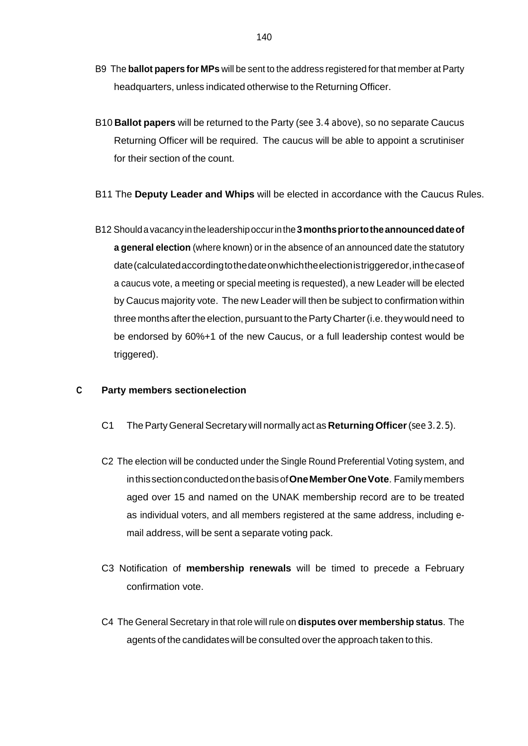B9 The **ballot papers for MPs** will be sent to the address registered for that member at Party headquarters, unless indicated otherwise to the Returning Officer.

B10 **Ballot papers** will be returned to the Party (see 3.4 above), so no separate Caucus Returning Officer will be required. The caucus will be able to appoint a scrutiniser for their section of the count.

B11 The **Deputy Leader and Whips** will be elected in accordance with the Caucus Rules.

B12 Should a vacancy in the leadership occur in the **3 months prior to the announced date of a general election** (where known) or in the absence of an announced date the statutory date (calculated according to the date on which the election is triggered or, in the case of a caucus vote, a meeting or special meeting is requested), a new Leader will be elected by Caucus majority vote. The new Leader will then be subject to confirmation within three months after the election, pursuant to the Party Charter (i.e. they would need to be endorsed by 60%+1 of the new Caucus, or a full leadership contest would be triggered).

## C Party members sectionelection

C1 The Party General Secretary will normally act as **Returning Officer** (see 3.2.5).

C2 The election will be conducted under the Single Round Preferential Voting system, and in this section conducted on the basis of **One Member One Vote**. Family members aged over 15 and named on the UNAK membership record are to be treated as individual voters, and all members registered at the same address, including e-mail address, will be sent a separate voting pack.

C3 Notification of **membership renewals** will be timed to precede a February confirmation vote.

C4 The General Secretary in that role will rule on **disputes over membership status**. The agents of the candidates will be consulted over the approach taken to this.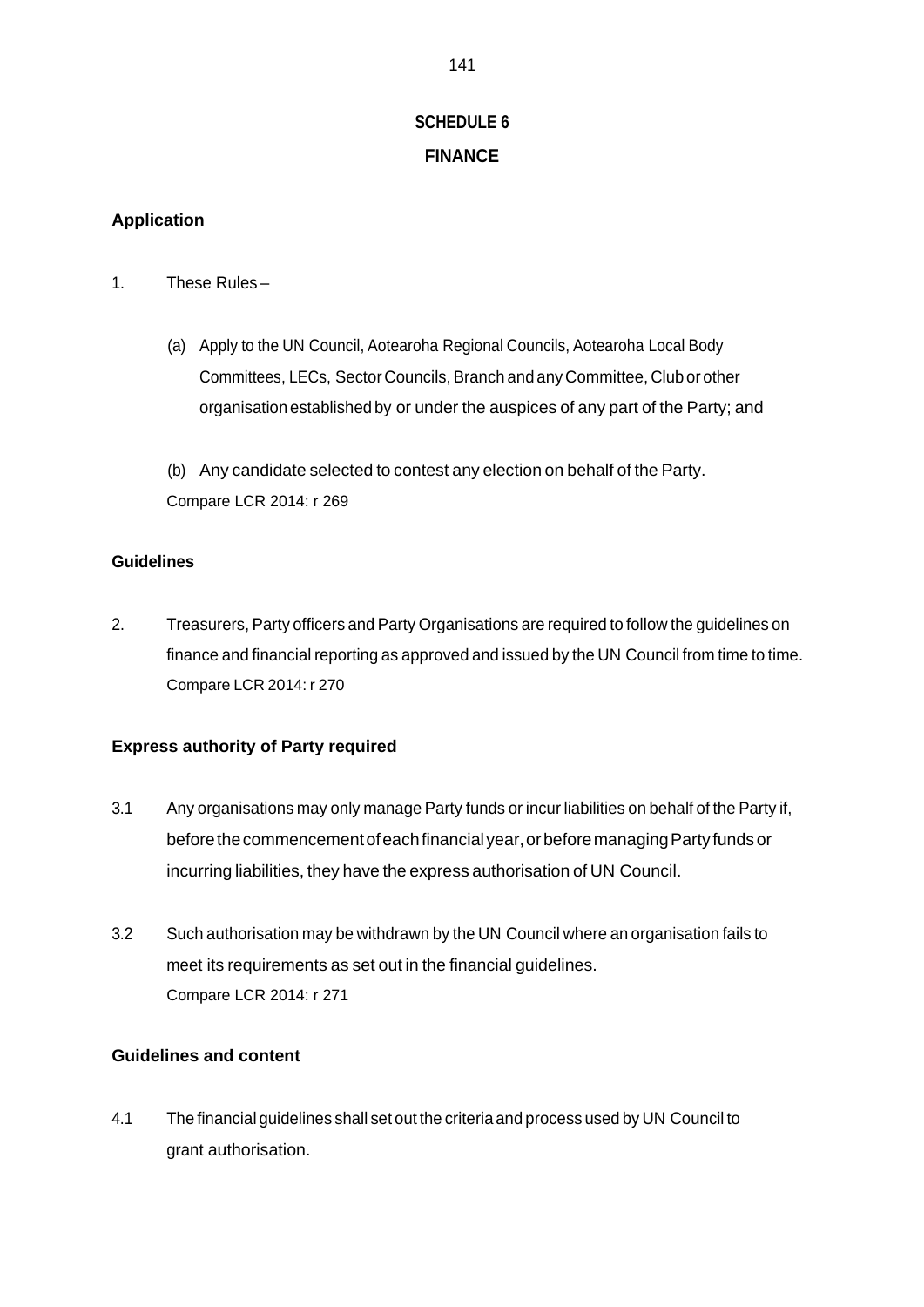# SCHEDULE 6

# FINANCE

### Application

1. These Rules –

   (a) Apply to the UN Council, Aotearoha Regional Councils, Aotearoha Local Body Committees, LECs, Sector Councils, Branch and any Committee, Club or other organisation established by or under the auspices of any part of the Party; and

   (b) Any candidate selected to contest any election on behalf of the Party.

   Compare LCR 2014: r 269

### Guidelines

2. Treasurers, Party officers and Party Organisations are required to follow the guidelines on finance and financial reporting as approved and issued by the UN Council from time to time.

   Compare LCR 2014: r 270

### Express authority of Party required

3.1 Any organisations may only manage Party funds or incur liabilities on behalf of the Party if, before the commencement of each financial year, or before managing Party funds or incurring liabilities, they have the express authorisation of UN Council.

3.2 Such authorisation may be withdrawn by the UN Council where an organisation fails to meet its requirements as set out in the financial guidelines.

Compare LCR 2014: r 271

### Guidelines and content

4.1 The financial guidelines shall set out the criteria and process used by UN Council to grant authorisation.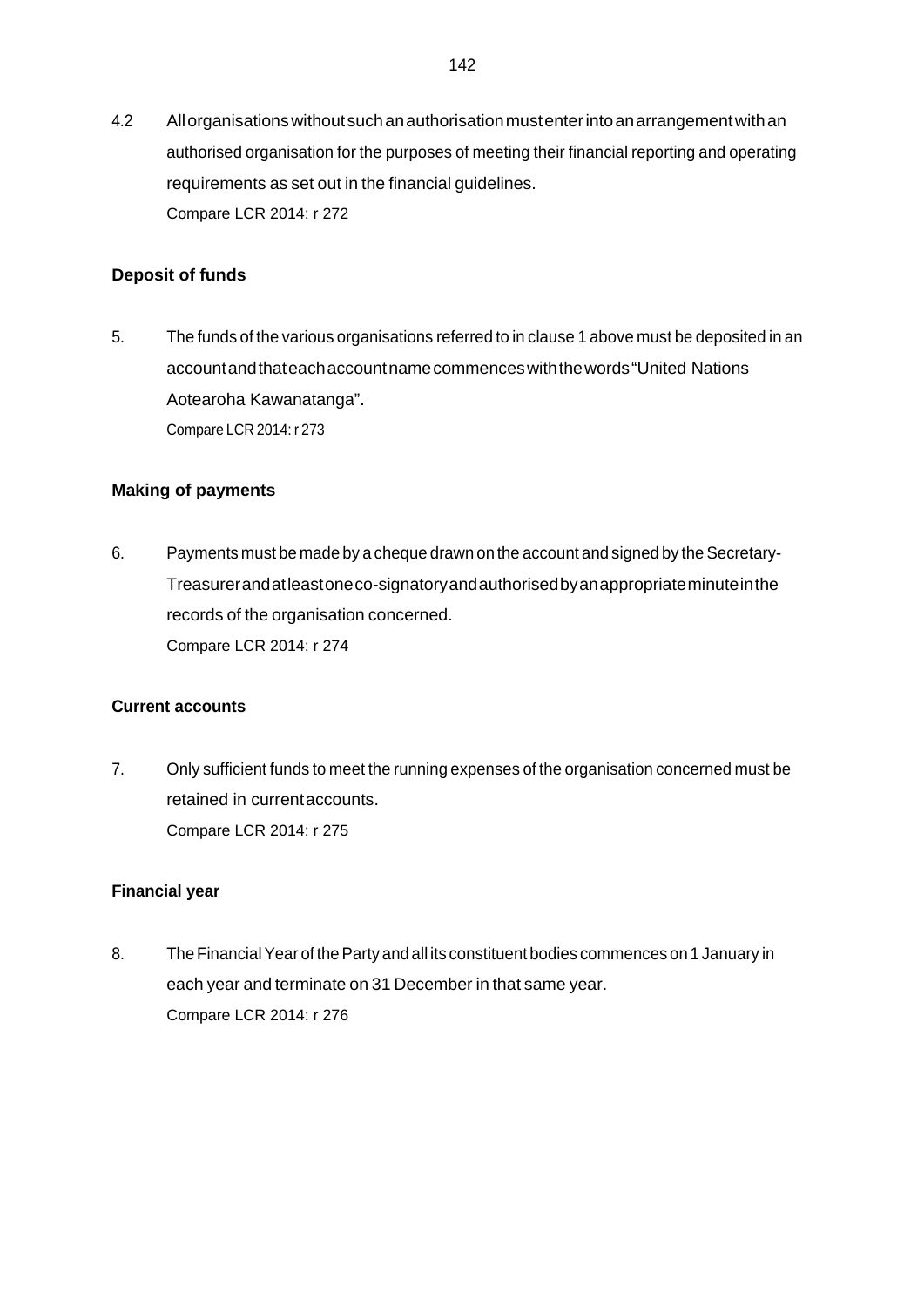4.2 All organisations without such an authorisation must enter into an arrangement with an authorised organisation for the purposes of meeting their financial reporting and operating requirements as set out in the financial guidelines.
Compare LCR 2014: r 272

**Deposit of funds**

5. The funds of the various organisations referred to in clause 1 above must be deposited in an account and that each account name commences with the words "United Nations Aotearoha Kawanatanga".
Compare LCR 2014: r 273

**Making of payments**

6. Payments must be made by a cheque drawn on the account and signed by the Secretary-Treasurer and at least one co-signatory and authorised by an appropriate minute in the records of the organisation concerned.
Compare LCR 2014: r 274

**Current accounts**

7. Only sufficient funds to meet the running expenses of the organisation concerned must be retained in current accounts.
Compare LCR 2014: r 275

**Financial year**

8. The Financial Year of the Party and all its constituent bodies commences on 1 January in each year and terminate on 31 December in that same year.
Compare LCR 2014: r 276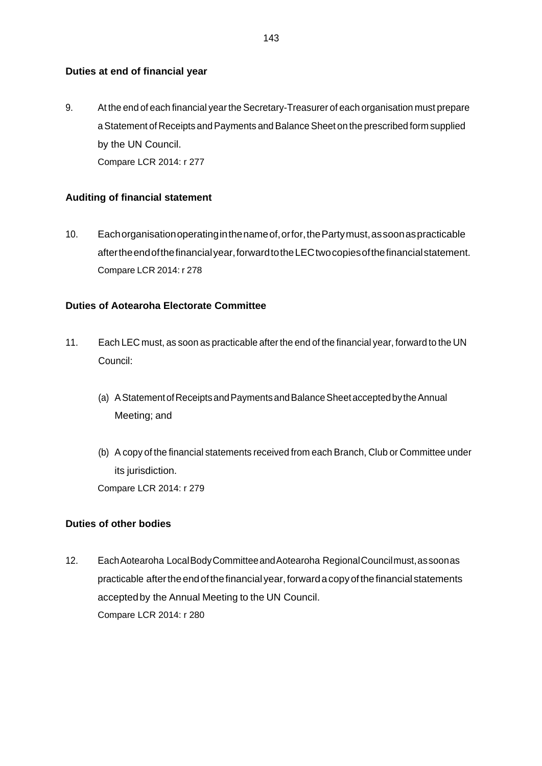**Duties at end of financial year**

9. At the end of each financial year the Secretary-Treasurer of each organisation must prepare a Statement of Receipts and Payments and Balance Sheet on the prescribed form supplied by the UN Council.
Compare LCR 2014: r 277

**Auditing of financial statement**

10. Each organisation operating in the name of, or for, the Party must, as soon as practicable after the end of the financial year, forward to the LEC two copies of the financial statement.
Compare LCR 2014: r 278

**Duties of Aotearoha Electorate Committee**

11. Each LEC must, as soon as practicable after the end of the financial year, forward to the UN Council:

(a) A Statement of Receipts and Payments and Balance Sheet accepted by the Annual Meeting; and

(b) A copy of the financial statements received from each Branch, Club or Committee under its jurisdiction.

Compare LCR 2014: r 279

**Duties of other bodies**

12. Each Aotearoha Local Body Committee and Aotearoha Regional Council must, as soon as practicable after the end of the financial year, forward a copy of the financial statements accepted by the Annual Meeting to the UN Council.
Compare LCR 2014: r 280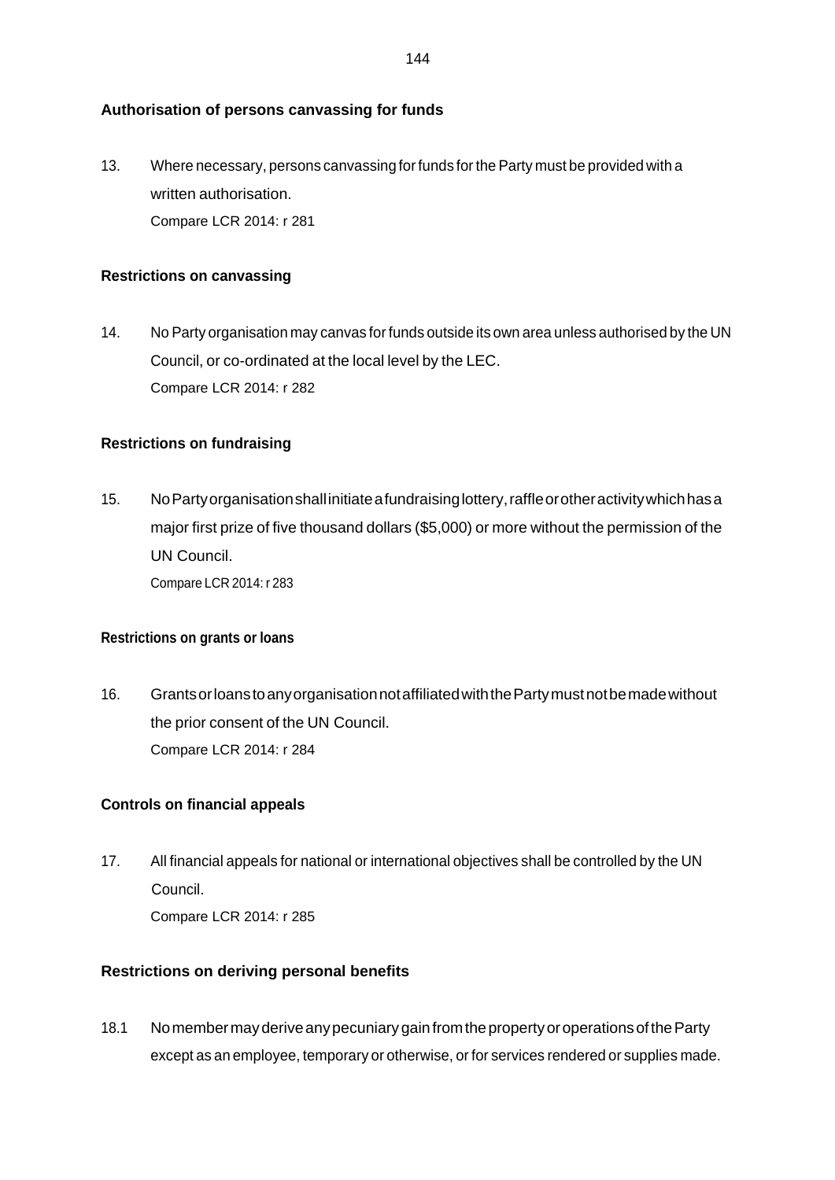### Authorisation of persons canvassing for funds

13. Where necessary, persons canvassing for funds for the Party must be provided with a written authorisation.
    Compare LCR 2014: r 281

### Restrictions on canvassing

14. No Party organisation may canvas for funds outside its own area unless authorised by the UN Council, or co-ordinated at the local level by the LEC.
    Compare LCR 2014: r 282

### Restrictions on fundraising

15. No Party organisation shall initiate a fundraising lottery, raffle or other activity which has a major first prize of five thousand dollars ($5,000) or more without the permission of the UN Council.
    Compare LCR 2014: r 283

### Restrictions on grants or loans

16. Grants or loans to any organisation not affiliated with the Party must not be made without the prior consent of the UN Council.
    Compare LCR 2014: r 284

### Controls on financial appeals

17. All financial appeals for national or international objectives shall be controlled by the UN Council.
    Compare LCR 2014: r 285

### Restrictions on deriving personal benefits

18.1 No member may derive any pecuniary gain from the property or operations of the Party except as an employee, temporary or otherwise, or for services rendered or supplies made.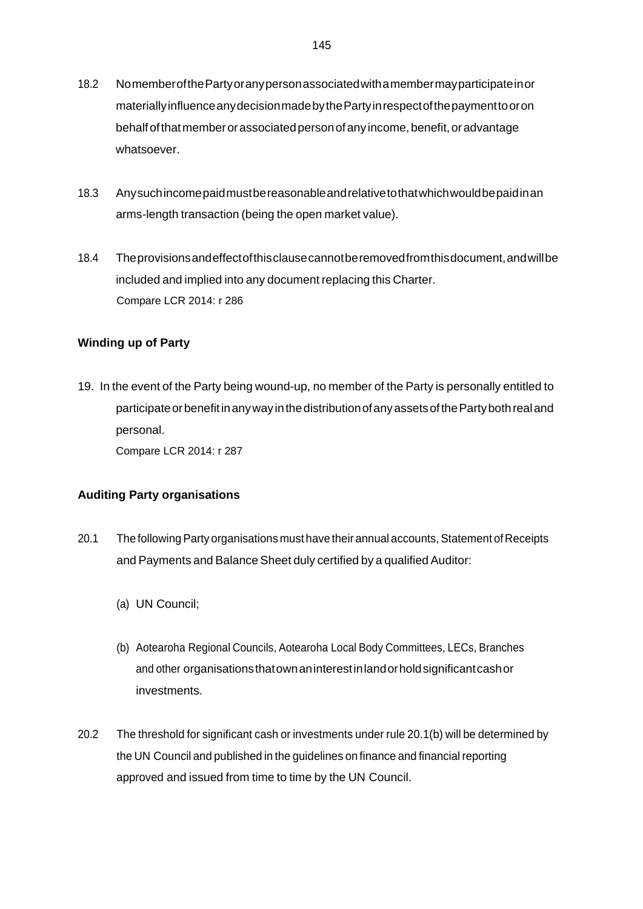18.2 No member of the Party or any person associated with a member may participate in or materially influence any decision made by the Party in respect of the payment to or on behalf of that member or associated person of any income, benefit, or advantage whatsoever.

18.3 Any such income paid must be reasonable and relative to that which would be paid in an arms-length transaction (being the open market value).

18.4 The provisions and effect of this clause cannot be removed from this document, and will be included and implied into any document replacing this Charter.

Compare LCR 2014: r 286

**Winding up of Party**

19. In the event of the Party being wound-up, no member of the Party is personally entitled to participate or benefit in any way in the distribution of any assets of the Party both real and personal.

Compare LCR 2014: r 287

**Auditing Party organisations**

20.1 The following Party organisations must have their annual accounts, Statement of Receipts and Payments and Balance Sheet duly certified by a qualified Auditor:

(a) UN Council;

(b) Aotearoha Regional Councils, Aotearoha Local Body Committees, LECs, Branches and other organisations that own an interest in land or hold significant cash or investments.

20.2 The threshold for significant cash or investments under rule 20.1(b) will be determined by the UN Council and published in the guidelines on finance and financial reporting approved and issued from time to time by the UN Council.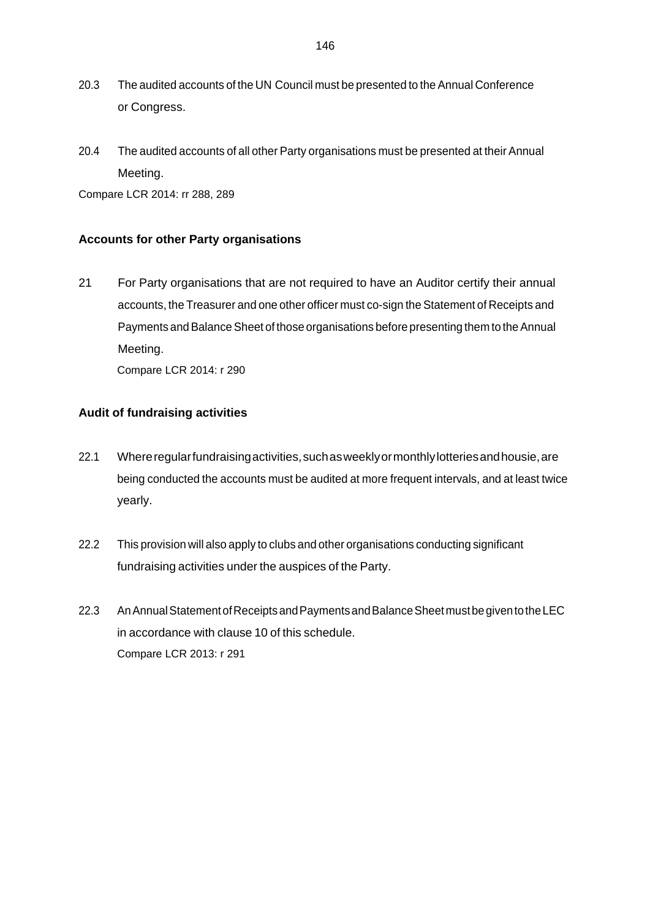20.3 The audited accounts of the UN Council must be presented to the Annual Conference or Congress.

20.4 The audited accounts of all other Party organisations must be presented at their Annual Meeting.

Compare LCR 2014: rr 288, 289

**Accounts for other Party organisations**

21 For Party organisations that are not required to have an Auditor certify their annual accounts, the Treasurer and one other officer must co-sign the Statement of Receipts and Payments and Balance Sheet of those organisations before presenting them to the Annual Meeting.

Compare LCR 2014: r 290

**Audit of fundraising activities**

22.1 Where regular fundraising activities, such as weekly or monthly lotteries and housie, are being conducted the accounts must be audited at more frequent intervals, and at least twice yearly.

22.2 This provision will also apply to clubs and other organisations conducting significant fundraising activities under the auspices of the Party.

22.3 An Annual Statement of Receipts and Payments and Balance Sheet must be given to the LEC in accordance with clause 10 of this schedule.

Compare LCR 2013: r 291